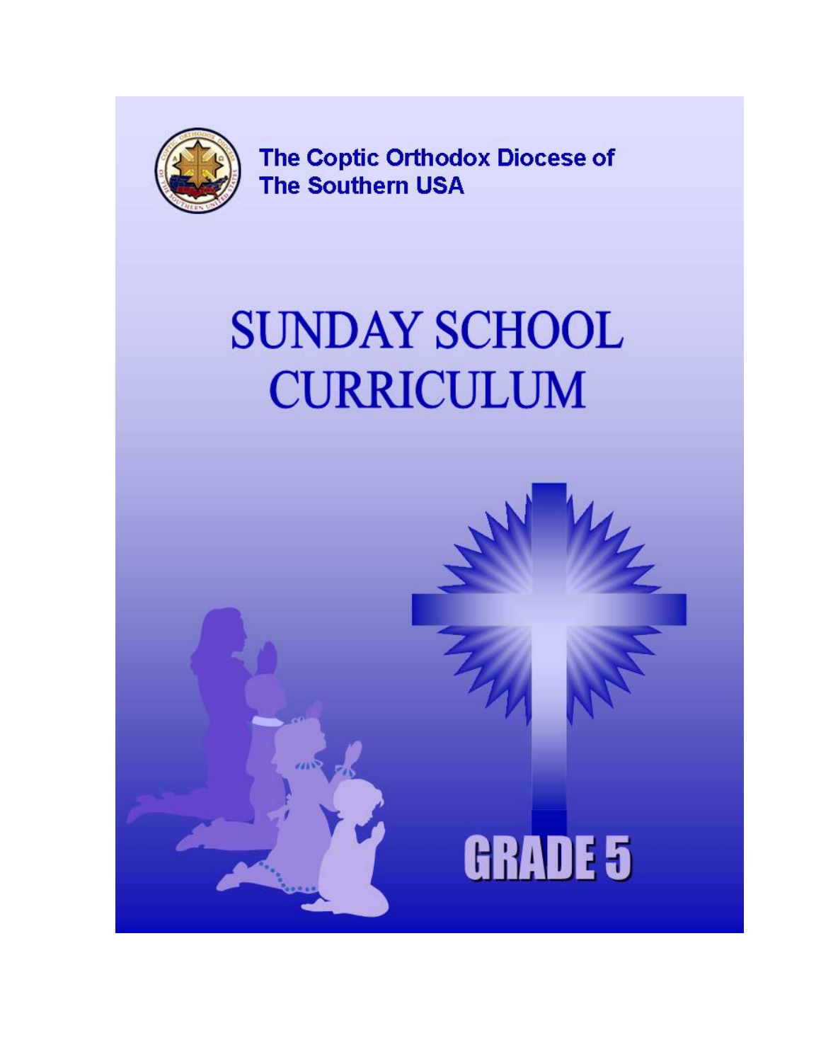The Coptic Orthodox Diocese of
The Southern USA

# SUNDAY SCHOOL CURRICULUM

## GRADE 5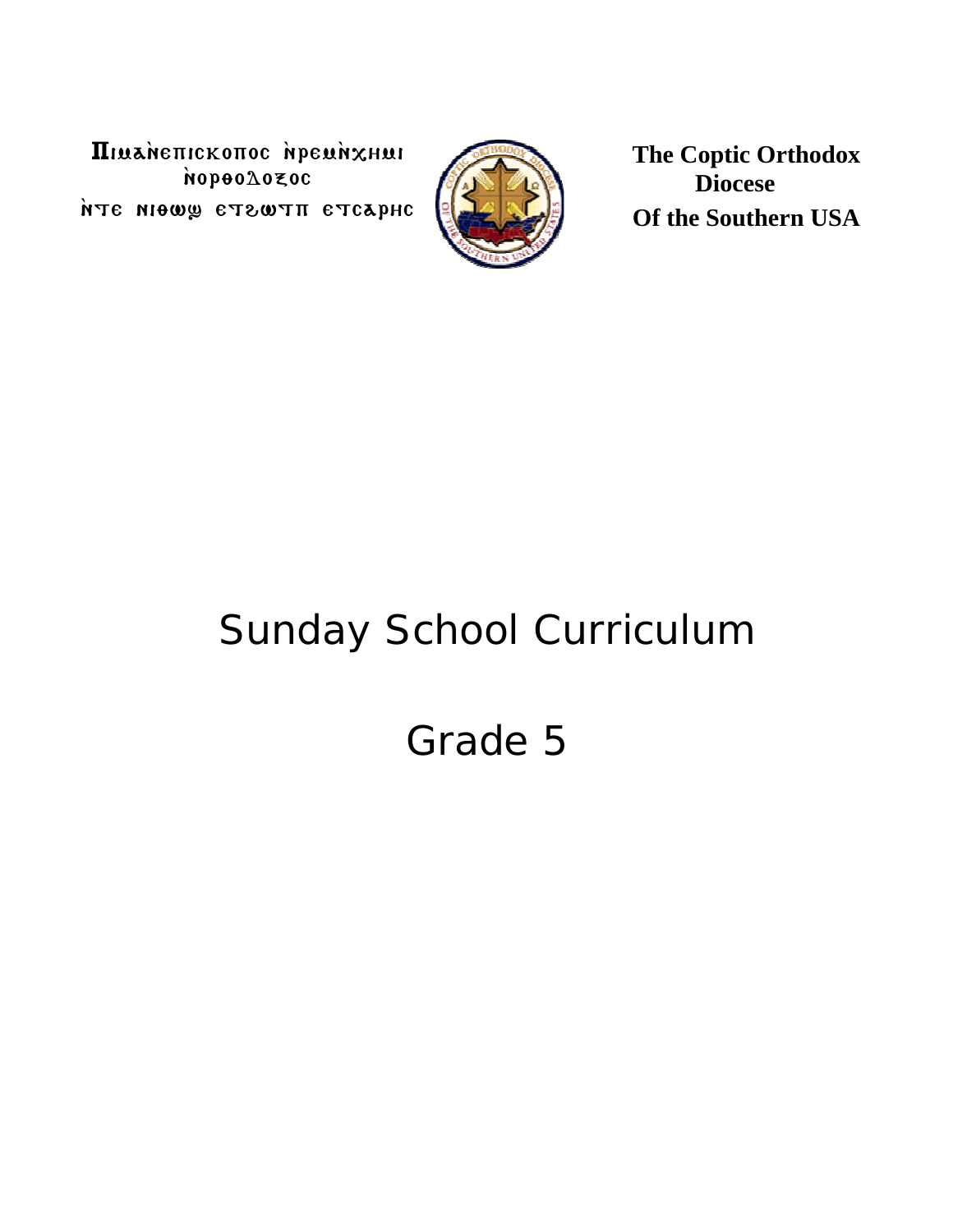Πιμαⲁⲉπιϲκοπος ⲛ̀ρεⲙⲛ̀ⲭⲏⲙⲓ ⲛ̀ⲟⲣⲑⲟⲇⲟⲝⲟⲥ

ⲛ̀ⲧⲉ ⲛⲓⲑⲱϣ ⲉⲧϩⲱⲧⲡ ⲉⲧⲥⲁⲣⲏⲥ

**The Coptic Orthodox Diocese Of the Southern USA**

# Sunday School Curriculum

# Grade 5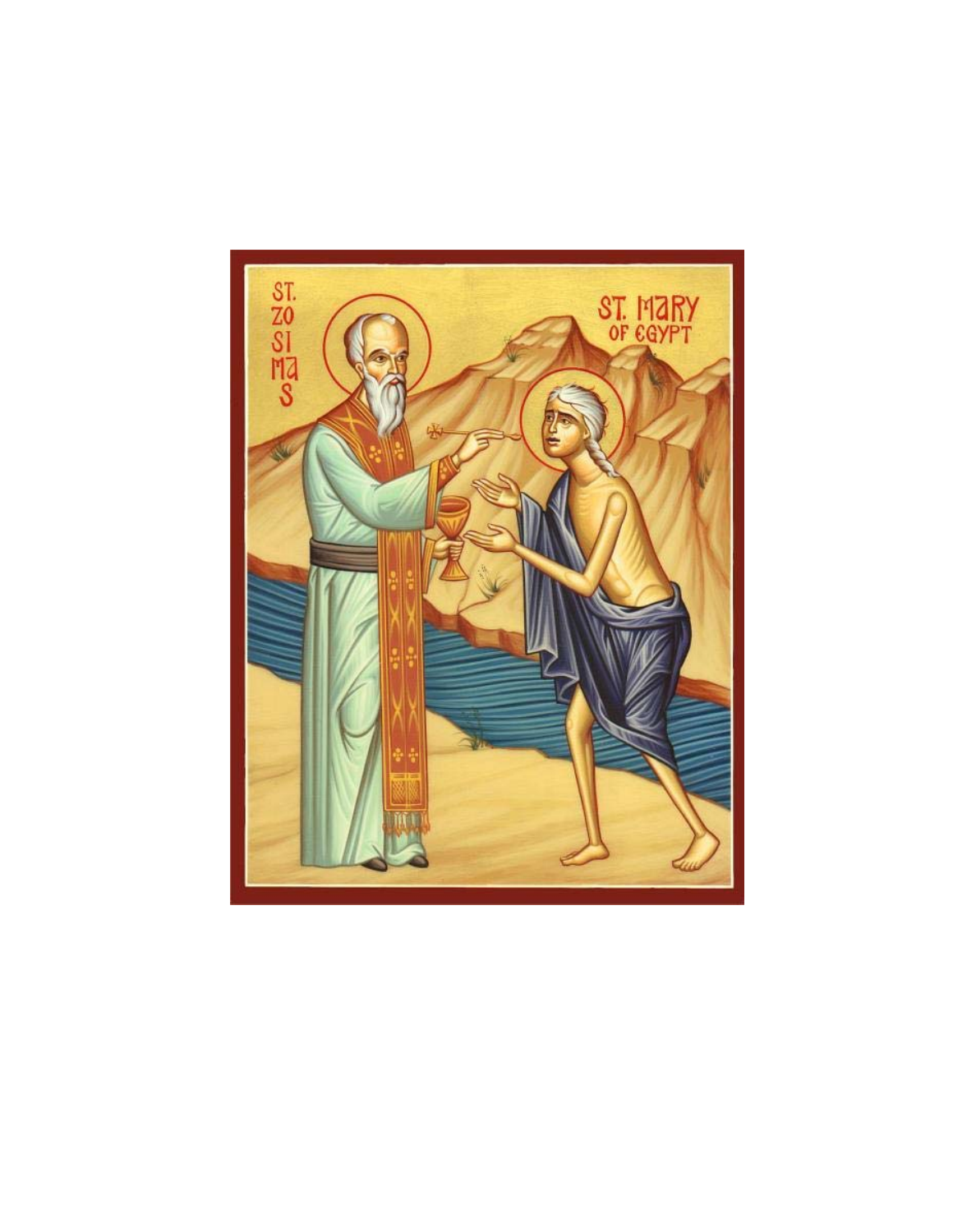ST. ZOSIMAS

ST. MARY OF EGYPT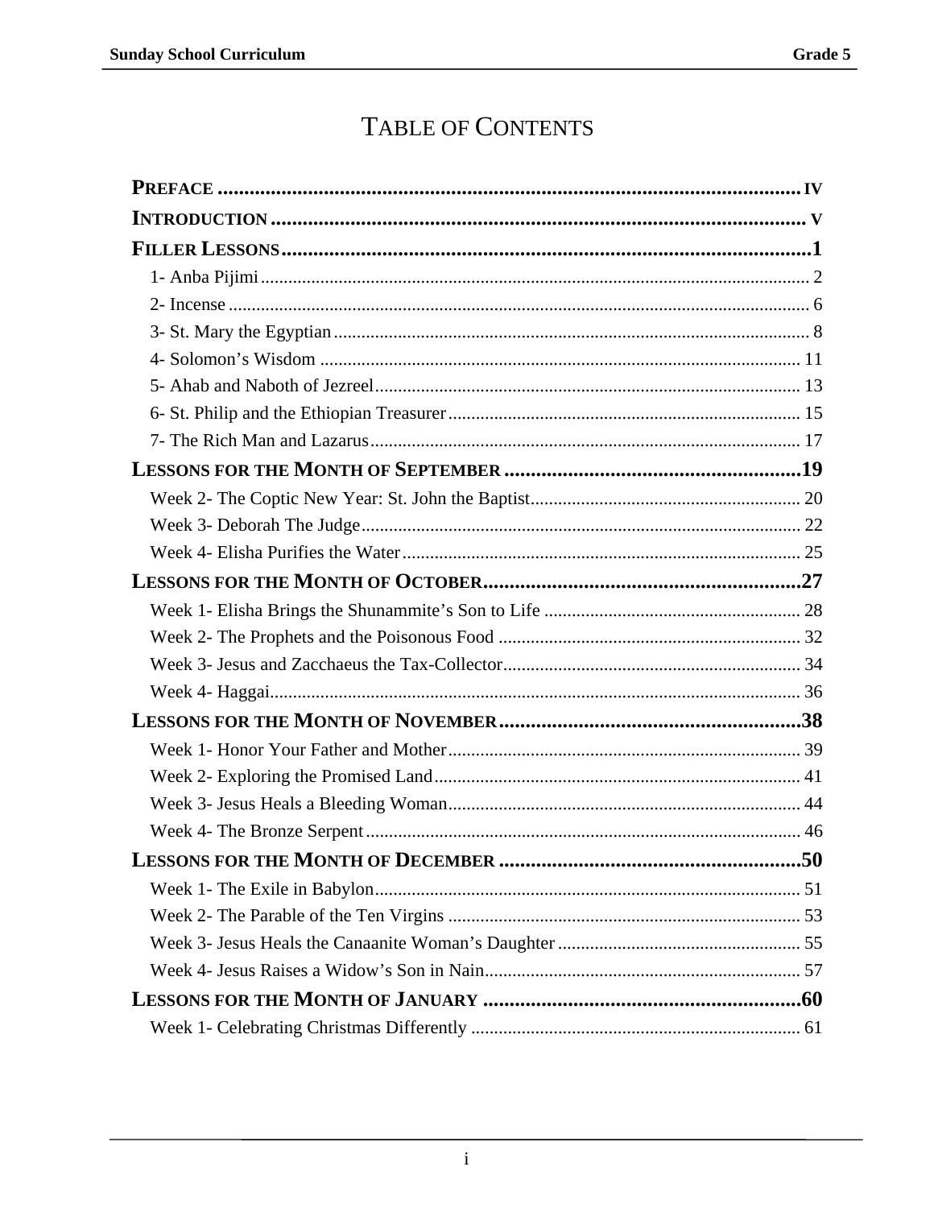# Table of Contents

**PREFACE** ..... IV

**INTRODUCTION** ..... V

**FILLER LESSONS** ..... 1

- 1- Anba Pijimi ..... 2
- 2- Incense ..... 6
- 3- St. Mary the Egyptian ..... 8
- 4- Solomon's Wisdom ..... 11
- 5- Ahab and Naboth of Jezreel ..... 13
- 6- St. Philip and the Ethiopian Treasurer ..... 15
- 7- The Rich Man and Lazarus ..... 17

**LESSONS FOR THE MONTH OF SEPTEMBER** ..... 19

- Week 2- The Coptic New Year: St. John the Baptist ..... 20
- Week 3- Deborah The Judge ..... 22
- Week 4- Elisha Purifies the Water ..... 25

**LESSONS FOR THE MONTH OF OCTOBER** ..... 27

- Week 1- Elisha Brings the Shunammite's Son to Life ..... 28
- Week 2- The Prophets and the Poisonous Food ..... 32
- Week 3- Jesus and Zacchaeus the Tax-Collector ..... 34
- Week 4- Haggai ..... 36

**LESSONS FOR THE MONTH OF NOVEMBER** ..... 38

- Week 1- Honor Your Father and Mother ..... 39
- Week 2- Exploring the Promised Land ..... 41
- Week 3- Jesus Heals a Bleeding Woman ..... 44
- Week 4- The Bronze Serpent ..... 46

**LESSONS FOR THE MONTH OF DECEMBER** ..... 50

- Week 1- The Exile in Babylon ..... 51
- Week 2- The Parable of the Ten Virgins ..... 53
- Week 3- Jesus Heals the Canaanite Woman's Daughter ..... 55
- Week 4- Jesus Raises a Widow's Son in Nain ..... 57

**LESSONS FOR THE MONTH OF JANUARY** ..... 60

- Week 1- Celebrating Christmas Differently ..... 61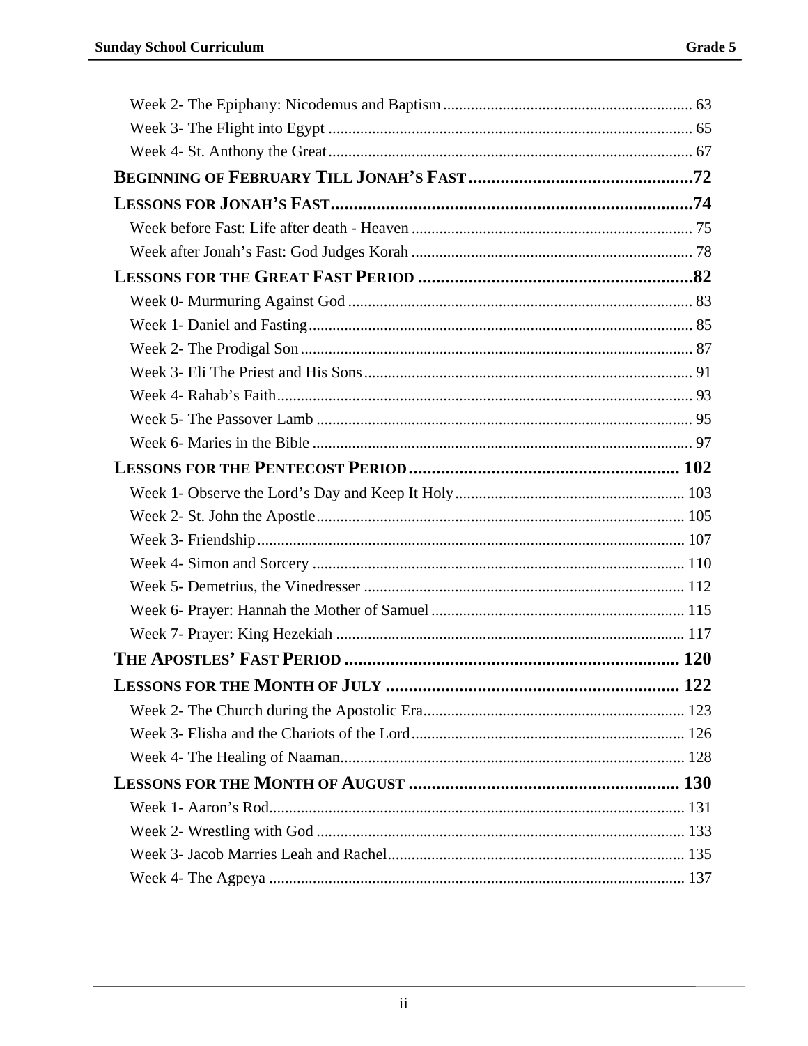Week 2- The Epiphany: Nicodemus and Baptism .......... 63
Week 3- The Flight into Egypt .......... 65
Week 4- St. Anthony the Great .......... 67

**BEGINNING OF FEBRUARY TILL JONAH'S FAST .......... 72**

**LESSONS FOR JONAH'S FAST .......... 74**

Week before Fast: Life after death - Heaven .......... 75
Week after Jonah's Fast: God Judges Korah .......... 78

**LESSONS FOR THE GREAT FAST PERIOD .......... 82**

Week 0- Murmuring Against God .......... 83
Week 1- Daniel and Fasting .......... 85
Week 2- The Prodigal Son .......... 87
Week 3- Eli The Priest and His Sons .......... 91
Week 4- Rahab's Faith .......... 93
Week 5- The Passover Lamb .......... 95
Week 6- Maries in the Bible .......... 97

**LESSONS FOR THE PENTECOST PERIOD .......... 102**

Week 1- Observe the Lord's Day and Keep It Holy .......... 103
Week 2- St. John the Apostle .......... 105
Week 3- Friendship .......... 107
Week 4- Simon and Sorcery .......... 110
Week 5- Demetrius, the Vinedresser .......... 112
Week 6- Prayer: Hannah the Mother of Samuel .......... 115
Week 7- Prayer: King Hezekiah .......... 117

**THE APOSTLES' FAST PERIOD .......... 120**

**LESSONS FOR THE MONTH OF JULY .......... 122**

Week 2- The Church during the Apostolic Era .......... 123
Week 3- Elisha and the Chariots of the Lord .......... 126
Week 4- The Healing of Naaman .......... 128

**LESSONS FOR THE MONTH OF AUGUST .......... 130**

Week 1- Aaron's Rod .......... 131
Week 2- Wrestling with God .......... 133
Week 3- Jacob Marries Leah and Rachel .......... 135
Week 4- The Agpeya .......... 137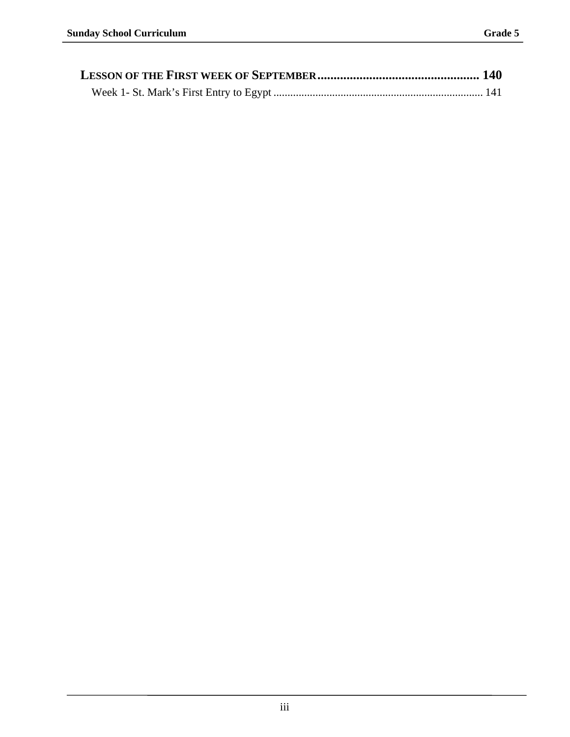**LESSON OF THE FIRST WEEK OF SEPTEMBER.................................................. 140**

Week 1- St. Mark's First Entry to Egypt .......................................................................... 141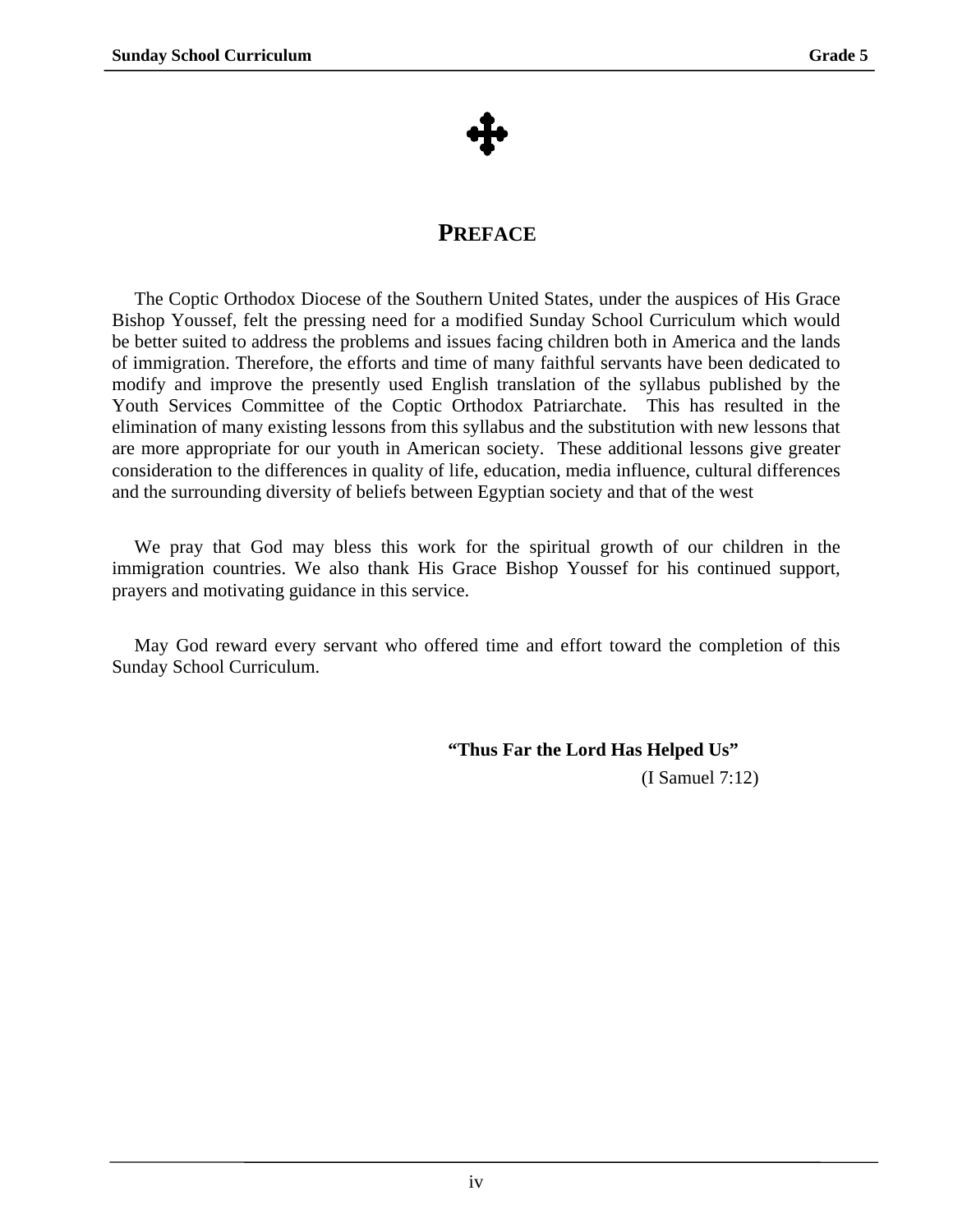# PREFACE

The Coptic Orthodox Diocese of the Southern United States, under the auspices of His Grace Bishop Youssef, felt the pressing need for a modified Sunday School Curriculum which would be better suited to address the problems and issues facing children both in America and the lands of immigration. Therefore, the efforts and time of many faithful servants have been dedicated to modify and improve the presently used English translation of the syllabus published by the Youth Services Committee of the Coptic Orthodox Patriarchate. This has resulted in the elimination of many existing lessons from this syllabus and the substitution with new lessons that are more appropriate for our youth in American society. These additional lessons give greater consideration to the differences in quality of life, education, media influence, cultural differences and the surrounding diversity of beliefs between Egyptian society and that of the west

We pray that God may bless this work for the spiritual growth of our children in the immigration countries. We also thank His Grace Bishop Youssef for his continued support, prayers and motivating guidance in this service.

May God reward every servant who offered time and effort toward the completion of this Sunday School Curriculum.

**"Thus Far the Lord Has Helped Us"**
(I Samuel 7:12)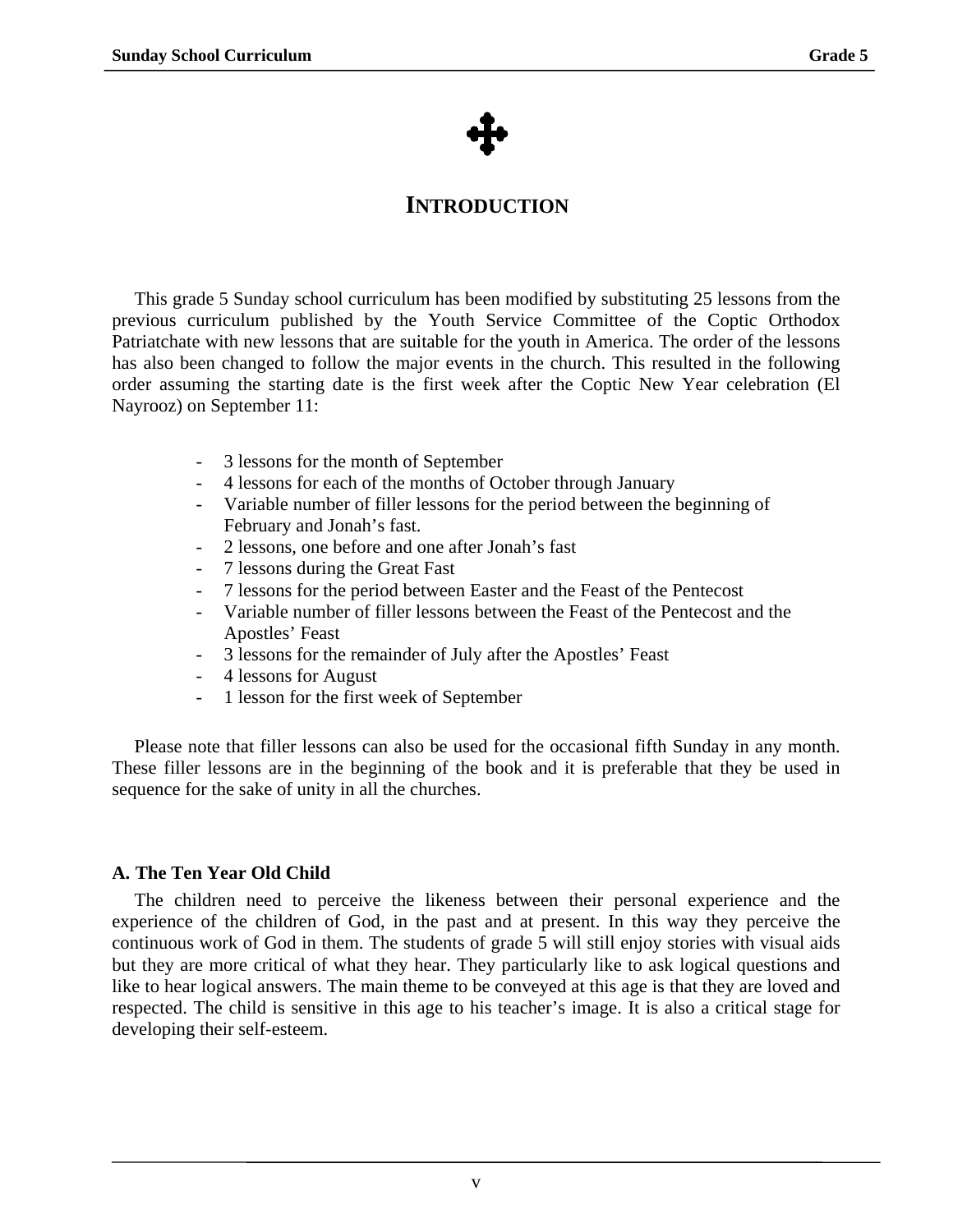# INTRODUCTION

This grade 5 Sunday school curriculum has been modified by substituting 25 lessons from the previous curriculum published by the Youth Service Committee of the Coptic Orthodox Patriatchate with new lessons that are suitable for the youth in America. The order of the lessons has also been changed to follow the major events in the church. This resulted in the following order assuming the starting date is the first week after the Coptic New Year celebration (El Nayrooz) on September 11:

- 3 lessons for the month of September
- 4 lessons for each of the months of October through January
- Variable number of filler lessons for the period between the beginning of February and Jonah's fast.
- 2 lessons, one before and one after Jonah's fast
- 7 lessons during the Great Fast
- 7 lessons for the period between Easter and the Feast of the Pentecost
- Variable number of filler lessons between the Feast of the Pentecost and the Apostles' Feast
- 3 lessons for the remainder of July after the Apostles' Feast
- 4 lessons for August
- 1 lesson for the first week of September

Please note that filler lessons can also be used for the occasional fifth Sunday in any month. These filler lessons are in the beginning of the book and it is preferable that they be used in sequence for the sake of unity in all the churches.

### A. The Ten Year Old Child

The children need to perceive the likeness between their personal experience and the experience of the children of God, in the past and at present. In this way they perceive the continuous work of God in them. The students of grade 5 will still enjoy stories with visual aids but they are more critical of what they hear. They particularly like to ask logical questions and like to hear logical answers. The main theme to be conveyed at this age is that they are loved and respected. The child is sensitive in this age to his teacher's image. It is also a critical stage for developing their self-esteem.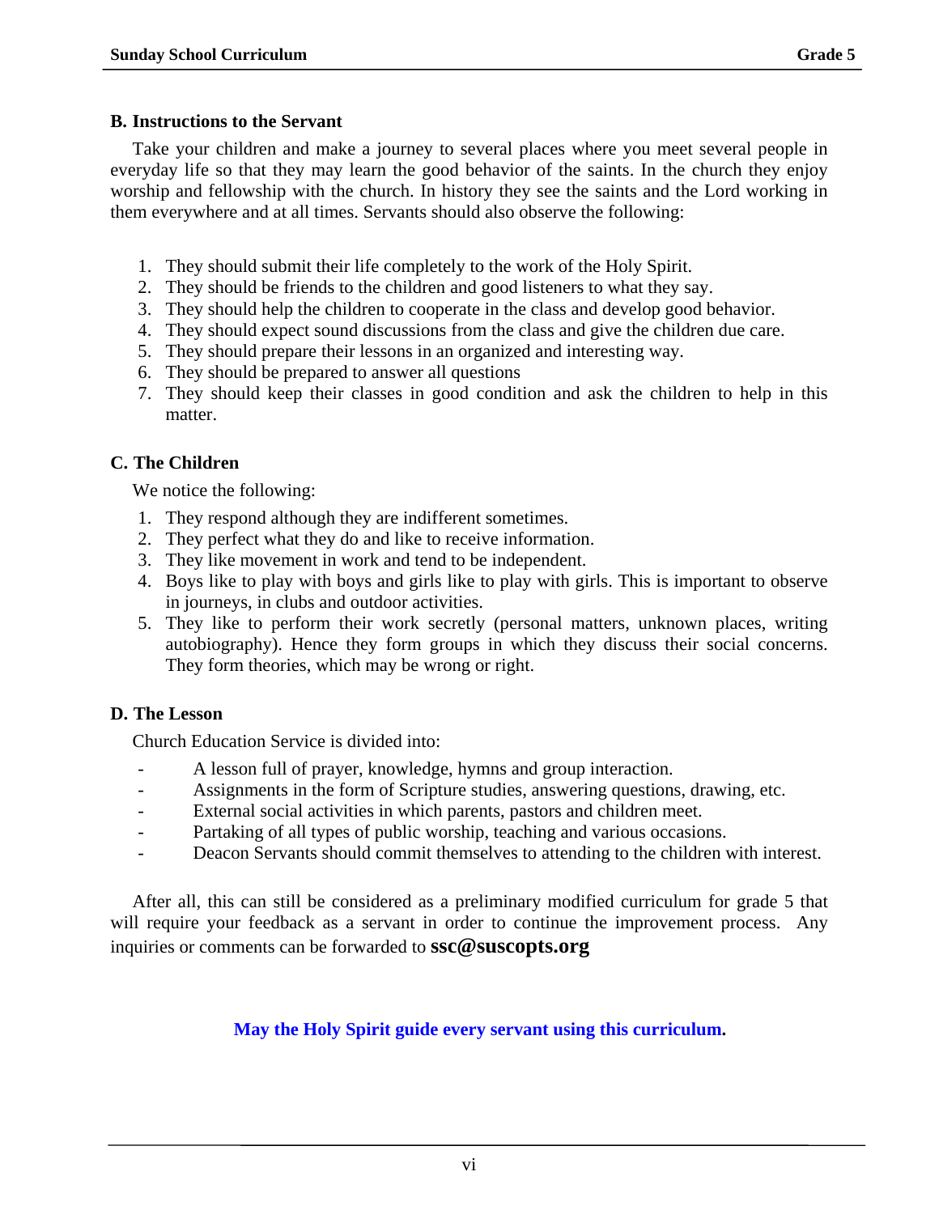## B. Instructions to the Servant

Take your children and make a journey to several places where you meet several people in everyday life so that they may learn the good behavior of the saints. In the church they enjoy worship and fellowship with the church. In history they see the saints and the Lord working in them everywhere and at all times. Servants should also observe the following:

1. They should submit their life completely to the work of the Holy Spirit.
2. They should be friends to the children and good listeners to what they say.
3. They should help the children to cooperate in the class and develop good behavior.
4. They should expect sound discussions from the class and give the children due care.
5. They should prepare their lessons in an organized and interesting way.
6. They should be prepared to answer all questions
7. They should keep their classes in good condition and ask the children to help in this matter.

## C. The Children

We notice the following:

1. They respond although they are indifferent sometimes.
2. They perfect what they do and like to receive information.
3. They like movement in work and tend to be independent.
4. Boys like to play with boys and girls like to play with girls. This is important to observe in journeys, in clubs and outdoor activities.
5. They like to perform their work secretly (personal matters, unknown places, writing autobiography). Hence they form groups in which they discuss their social concerns. They form theories, which may be wrong or right.

## D. The Lesson

Church Education Service is divided into:

- A lesson full of prayer, knowledge, hymns and group interaction.
- Assignments in the form of Scripture studies, answering questions, drawing, etc.
- External social activities in which parents, pastors and children meet.
- Partaking of all types of public worship, teaching and various occasions.
- Deacon Servants should commit themselves to attending to the children with interest.

After all, this can still be considered as a preliminary modified curriculum for grade 5 that will require your feedback as a servant in order to continue the improvement process. Any inquiries or comments can be forwarded to **ssc@suscopts.org**

**May the Holy Spirit guide every servant using this curriculum.**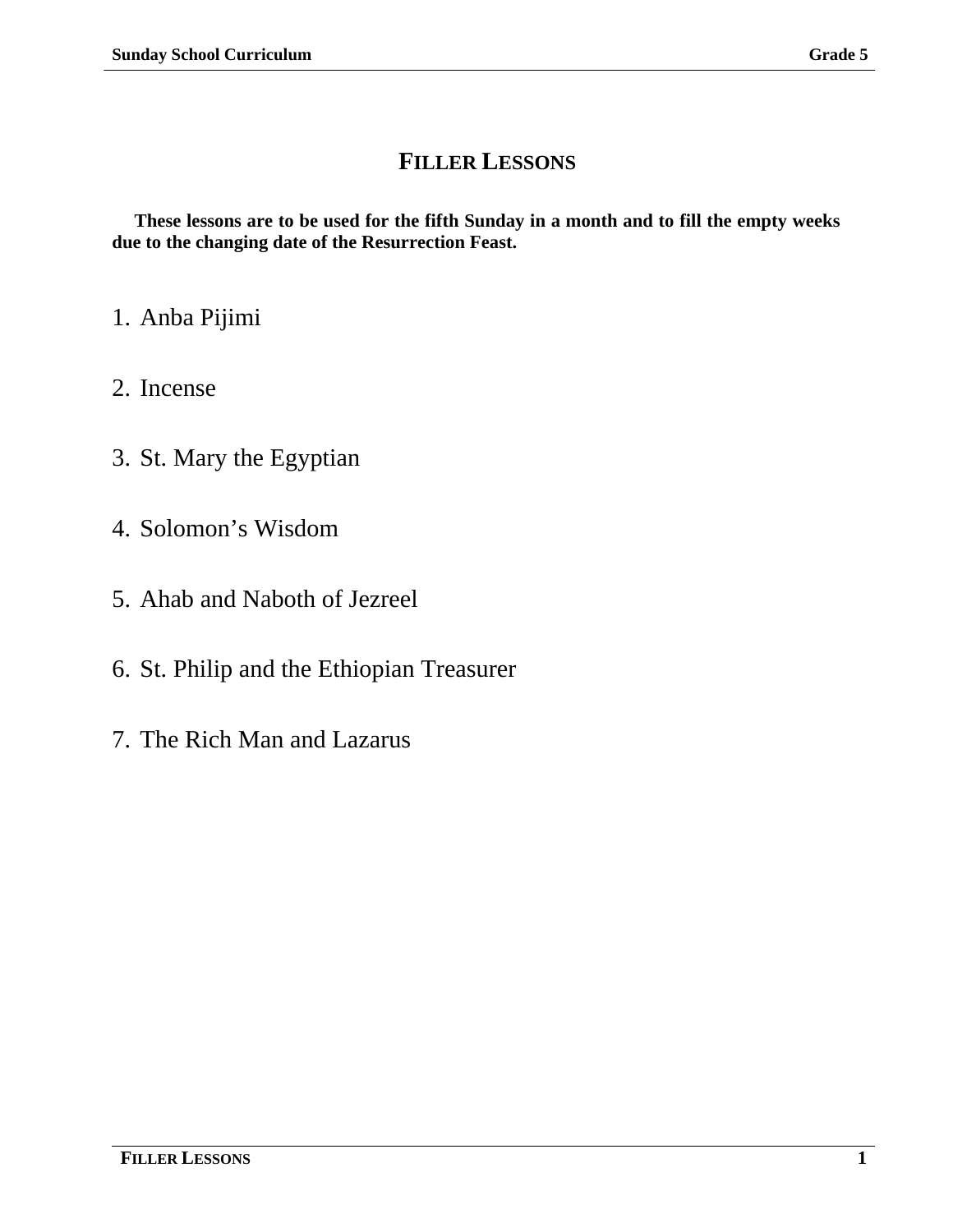# FILLER LESSONS

**These lessons are to be used for the fifth Sunday in a month and to fill the empty weeks due to the changing date of the Resurrection Feast.**

1. Anba Pijimi
2. Incense
3. St. Mary the Egyptian
4. Solomon's Wisdom
5. Ahab and Naboth of Jezreel
6. St. Philip and the Ethiopian Treasurer
7. The Rich Man and Lazarus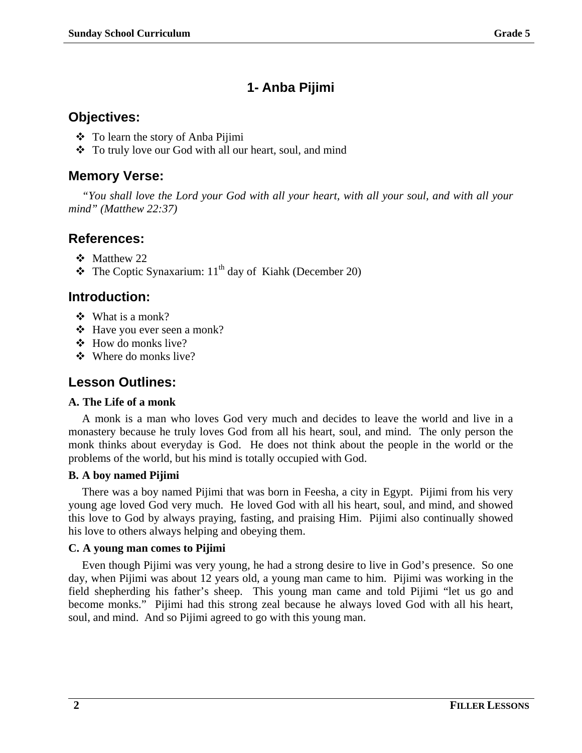# 1- Anba Pijimi

## Objectives:

- To learn the story of Anba Pijimi
- To truly love our God with all our heart, soul, and mind

## Memory Verse:

*"You shall love the Lord your God with all your heart, with all your soul, and with all your mind" (Matthew 22:37)*

## References:

- Matthew 22
- The Coptic Synaxarium: 11th day of Kiahk (December 20)

## Introduction:

- What is a monk?
- Have you ever seen a monk?
- How do monks live?
- Where do monks live?

## Lesson Outlines:

### A. The Life of a monk

A monk is a man who loves God very much and decides to leave the world and live in a monastery because he truly loves God from all his heart, soul, and mind. The only person the monk thinks about everyday is God. He does not think about the people in the world or the problems of the world, but his mind is totally occupied with God.

### B. A boy named Pijimi

There was a boy named Pijimi that was born in Feesha, a city in Egypt. Pijimi from his very young age loved God very much. He loved God with all his heart, soul, and mind, and showed this love to God by always praying, fasting, and praising Him. Pijimi also continually showed his love to others always helping and obeying them.

### C. A young man comes to Pijimi

Even though Pijimi was very young, he had a strong desire to live in God's presence. So one day, when Pijimi was about 12 years old, a young man came to him. Pijimi was working in the field shepherding his father's sheep. This young man came and told Pijimi "let us go and become monks." Pijimi had this strong zeal because he always loved God with all his heart, soul, and mind. And so Pijimi agreed to go with this young man.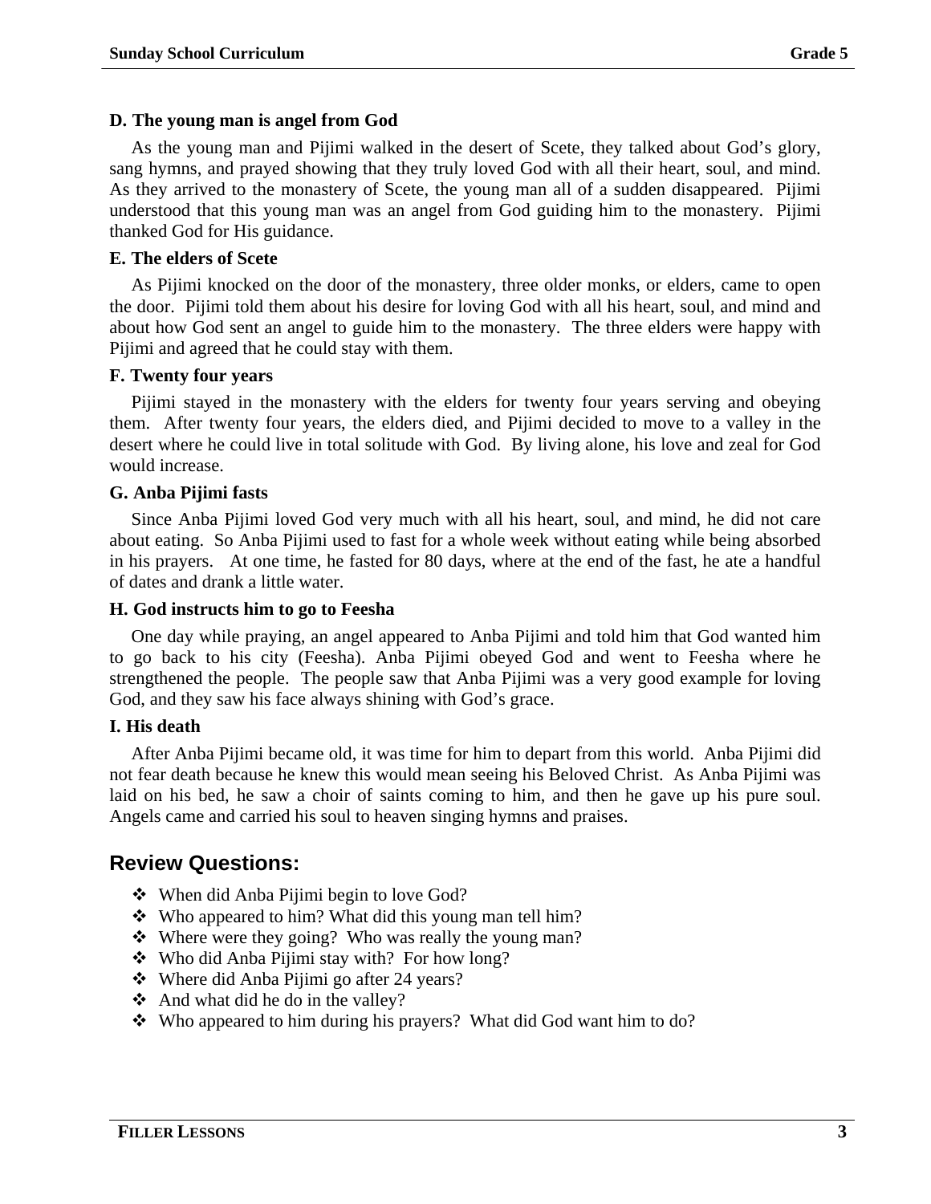### D. The young man is angel from God

As the young man and Pijimi walked in the desert of Scete, they talked about God's glory, sang hymns, and prayed showing that they truly loved God with all their heart, soul, and mind. As they arrived to the monastery of Scete, the young man all of a sudden disappeared. Pijimi understood that this young man was an angel from God guiding him to the monastery. Pijimi thanked God for His guidance.

### E. The elders of Scete

As Pijimi knocked on the door of the monastery, three older monks, or elders, came to open the door. Pijimi told them about his desire for loving God with all his heart, soul, and mind and about how God sent an angel to guide him to the monastery. The three elders were happy with Pijimi and agreed that he could stay with them.

### F. Twenty four years

Pijimi stayed in the monastery with the elders for twenty four years serving and obeying them. After twenty four years, the elders died, and Pijimi decided to move to a valley in the desert where he could live in total solitude with God. By living alone, his love and zeal for God would increase.

### G. Anba Pijimi fasts

Since Anba Pijimi loved God very much with all his heart, soul, and mind, he did not care about eating. So Anba Pijimi used to fast for a whole week without eating while being absorbed in his prayers. At one time, he fasted for 80 days, where at the end of the fast, he ate a handful of dates and drank a little water.

### H. God instructs him to go to Feesha

One day while praying, an angel appeared to Anba Pijimi and told him that God wanted him to go back to his city (Feesha). Anba Pijimi obeyed God and went to Feesha where he strengthened the people. The people saw that Anba Pijimi was a very good example for loving God, and they saw his face always shining with God's grace.

### I. His death

After Anba Pijimi became old, it was time for him to depart from this world. Anba Pijimi did not fear death because he knew this would mean seeing his Beloved Christ. As Anba Pijimi was laid on his bed, he saw a choir of saints coming to him, and then he gave up his pure soul. Angels came and carried his soul to heaven singing hymns and praises.

## Review Questions:

- When did Anba Pijimi begin to love God?
- Who appeared to him? What did this young man tell him?
- Where were they going? Who was really the young man?
- Who did Anba Pijimi stay with? For how long?
- Where did Anba Pijimi go after 24 years?
- And what did he do in the valley?
- Who appeared to him during his prayers? What did God want him to do?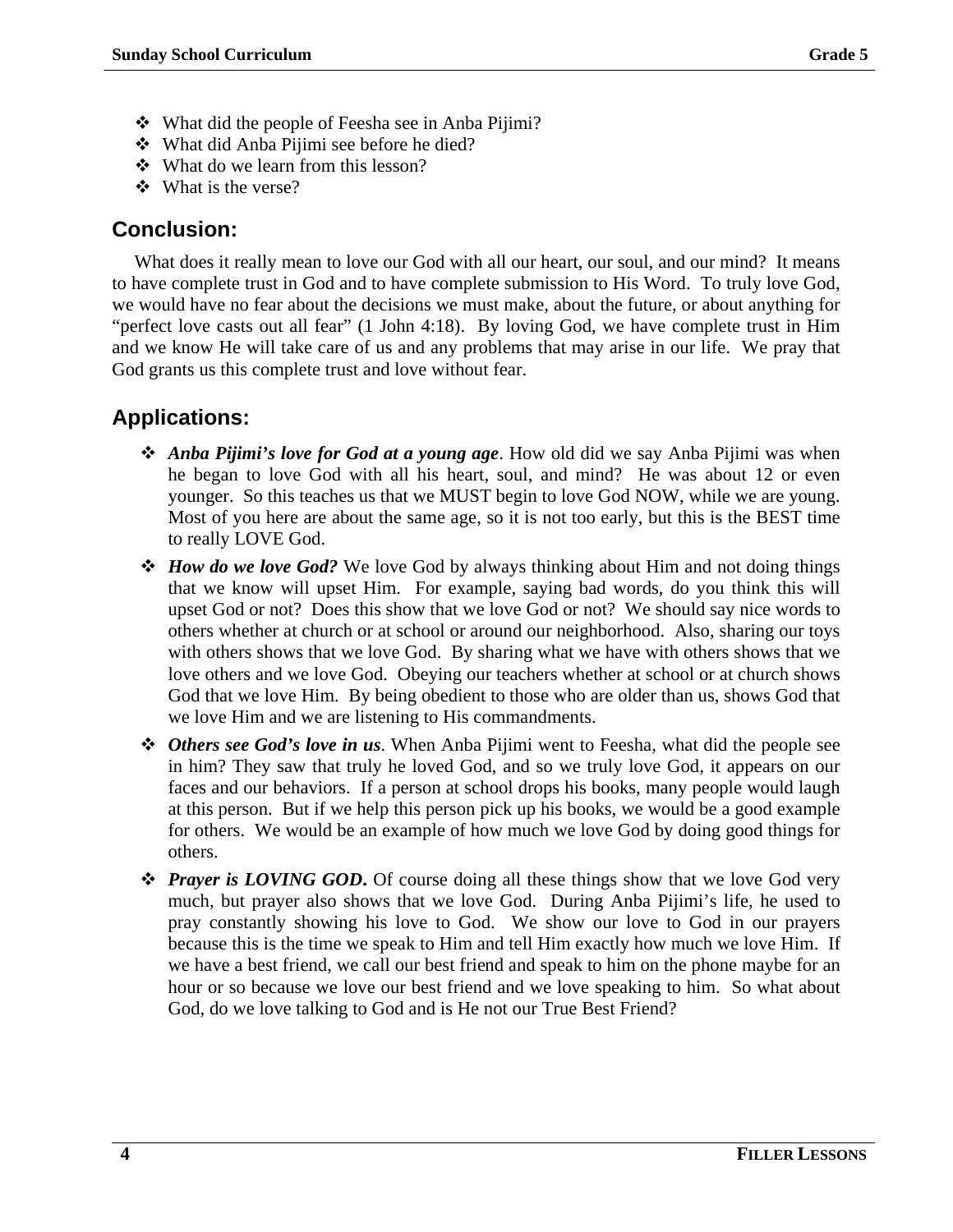- What did the people of Feesha see in Anba Pijimi?
- What did Anba Pijimi see before he died?
- What do we learn from this lesson?
- What is the verse?

## Conclusion:

What does it really mean to love our God with all our heart, our soul, and our mind? It means to have complete trust in God and to have complete submission to His Word. To truly love God, we would have no fear about the decisions we must make, about the future, or about anything for "perfect love casts out all fear" (1 John 4:18). By loving God, we have complete trust in Him and we know He will take care of us and any problems that may arise in our life. We pray that God grants us this complete trust and love without fear.

## Applications:

- ***Anba Pijimi's love for God at a young age***. How old did we say Anba Pijimi was when he began to love God with all his heart, soul, and mind? He was about 12 or even younger. So this teaches us that we MUST begin to love God NOW, while we are young. Most of you here are about the same age, so it is not too early, but this is the BEST time to really LOVE God.
- ***How do we love God?*** We love God by always thinking about Him and not doing things that we know will upset Him. For example, saying bad words, do you think this will upset God or not? Does this show that we love God or not? We should say nice words to others whether at church or at school or around our neighborhood. Also, sharing our toys with others shows that we love God. By sharing what we have with others shows that we love others and we love God. Obeying our teachers whether at school or at church shows God that we love Him. By being obedient to those who are older than us, shows God that we love Him and we are listening to His commandments.
- ***Others see God's love in us***. When Anba Pijimi went to Feesha, what did the people see in him? They saw that truly he loved God, and so we truly love God, it appears on our faces and our behaviors. If a person at school drops his books, many people would laugh at this person. But if we help this person pick up his books, we would be a good example for others. We would be an example of how much we love God by doing good things for others.
- ***Prayer is LOVING GOD***. Of course doing all these things show that we love God very much, but prayer also shows that we love God. During Anba Pijimi's life, he used to pray constantly showing his love to God. We show our love to God in our prayers because this is the time we speak to Him and tell Him exactly how much we love Him. If we have a best friend, we call our best friend and speak to him on the phone maybe for an hour or so because we love our best friend and we love speaking to him. So what about God, do we love talking to God and is He not our True Best Friend?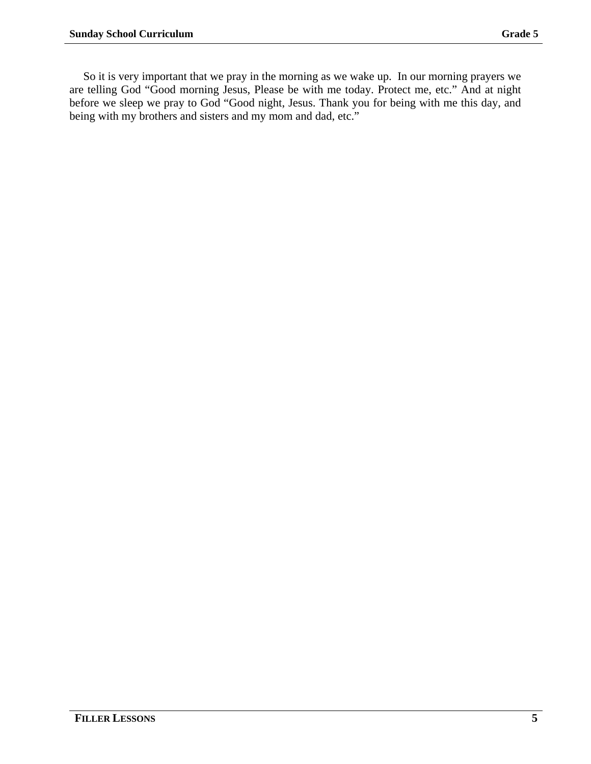So it is very important that we pray in the morning as we wake up.  In our morning prayers we are telling God “Good morning Jesus, Please be with me today. Protect me, etc.” And at night before we sleep we pray to God “Good night, Jesus. Thank you for being with me this day, and being with my brothers and sisters and my mom and dad, etc.”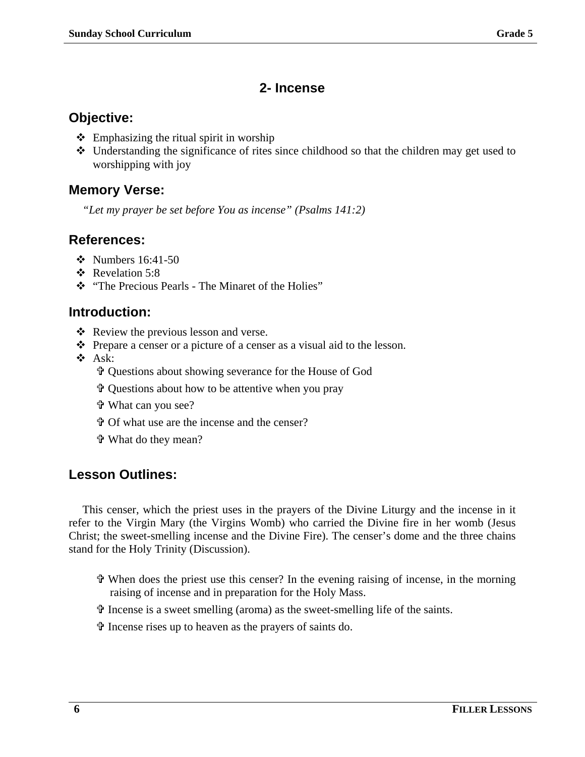## 2- Incense

### Objective:

- Emphasizing the ritual spirit in worship
- Understanding the significance of rites since childhood so that the children may get used to worshipping with joy

### Memory Verse:

*“Let my prayer be set before You as incense” (Psalms 141:2)*

### References:

- Numbers 16:41-50
- Revelation 5:8
- “The Precious Pearls - The Minaret of the Holies”

### Introduction:

- Review the previous lesson and verse.
- Prepare a censer or a picture of a censer as a visual aid to the lesson.
- Ask:
  - ✞ Questions about showing severance for the House of God
  - ✞ Questions about how to be attentive when you pray
  - ✞ What can you see?
  - ✞ Of what use are the incense and the censer?
  - ✞ What do they mean?

### Lesson Outlines:

This censer, which the priest uses in the prayers of the Divine Liturgy and the incense in it refer to the Virgin Mary (the Virgins Womb) who carried the Divine fire in her womb (Jesus Christ; the sweet-smelling incense and the Divine Fire). The censer’s dome and the three chains stand for the Holy Trinity (Discussion).

- ✞ When does the priest use this censer? In the evening raising of incense, in the morning raising of incense and in preparation for the Holy Mass.
- ✞ Incense is a sweet smelling (aroma) as the sweet-smelling life of the saints.
- ✞ Incense rises up to heaven as the prayers of saints do.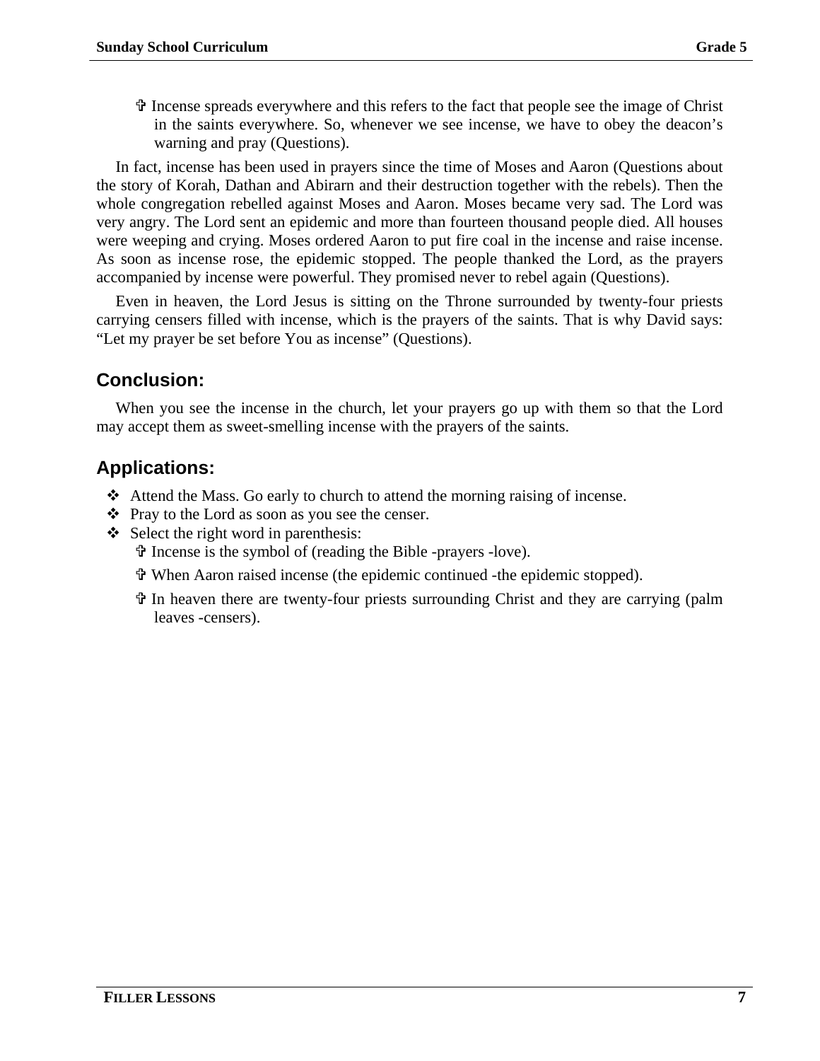- ✞ Incense spreads everywhere and this refers to the fact that people see the image of Christ in the saints everywhere. So, whenever we see incense, we have to obey the deacon's warning and pray (Questions).

In fact, incense has been used in prayers since the time of Moses and Aaron (Questions about the story of Korah, Dathan and Abirarn and their destruction together with the rebels). Then the whole congregation rebelled against Moses and Aaron. Moses became very sad. The Lord was very angry. The Lord sent an epidemic and more than fourteen thousand people died. All houses were weeping and crying. Moses ordered Aaron to put fire coal in the incense and raise incense. As soon as incense rose, the epidemic stopped. The people thanked the Lord, as the prayers accompanied by incense were powerful. They promised never to rebel again (Questions).

Even in heaven, the Lord Jesus is sitting on the Throne surrounded by twenty-four priests carrying censers filled with incense, which is the prayers of the saints. That is why David says: “Let my prayer be set before You as incense” (Questions).

## Conclusion:

When you see the incense in the church, let your prayers go up with them so that the Lord may accept them as sweet-smelling incense with the prayers of the saints.

## Applications:

- ❖ Attend the Mass. Go early to church to attend the morning raising of incense.
- ❖ Pray to the Lord as soon as you see the censer.
- ❖ Select the right word in parenthesis:
  - ✞ Incense is the symbol of (reading the Bible -prayers -love).
  - ✞ When Aaron raised incense (the epidemic continued -the epidemic stopped).
  - ✞ In heaven there are twenty-four priests surrounding Christ and they are carrying (palm leaves -censers).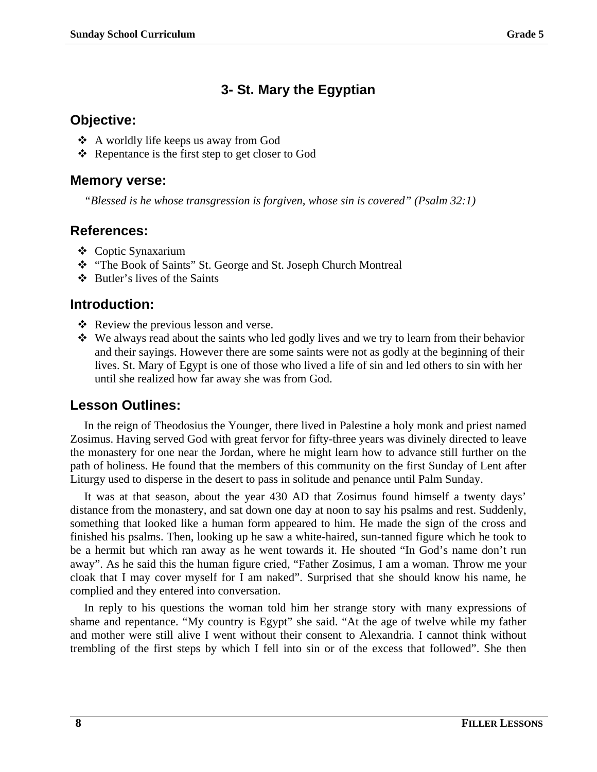## 3- St. Mary the Egyptian

### Objective:

- A worldly life keeps us away from God
- Repentance is the first step to get closer to God

### Memory verse:

*"Blessed is he whose transgression is forgiven, whose sin is covered" (Psalm 32:1)*

### References:

- Coptic Synaxarium
- "The Book of Saints" St. George and St. Joseph Church Montreal
- Butler's lives of the Saints

### Introduction:

- Review the previous lesson and verse.
- We always read about the saints who led godly lives and we try to learn from their behavior and their sayings. However there are some saints were not as godly at the beginning of their lives. St. Mary of Egypt is one of those who lived a life of sin and led others to sin with her until she realized how far away she was from God.

### Lesson Outlines:

In the reign of Theodosius the Younger, there lived in Palestine a holy monk and priest named Zosimus. Having served God with great fervor for fifty-three years was divinely directed to leave the monastery for one near the Jordan, where he might learn how to advance still further on the path of holiness. He found that the members of this community on the first Sunday of Lent after Liturgy used to disperse in the desert to pass in solitude and penance until Palm Sunday.

It was at that season, about the year 430 AD that Zosimus found himself a twenty days' distance from the monastery, and sat down one day at noon to say his psalms and rest. Suddenly, something that looked like a human form appeared to him. He made the sign of the cross and finished his psalms. Then, looking up he saw a white-haired, sun-tanned figure which he took to be a hermit but which ran away as he went towards it. He shouted "In God's name don't run away". As he said this the human figure cried, "Father Zosimus, I am a woman. Throw me your cloak that I may cover myself for I am naked". Surprised that she should know his name, he complied and they entered into conversation.

In reply to his questions the woman told him her strange story with many expressions of shame and repentance. "My country is Egypt" she said. "At the age of twelve while my father and mother were still alive I went without their consent to Alexandria. I cannot think without trembling of the first steps by which I fell into sin or of the excess that followed". She then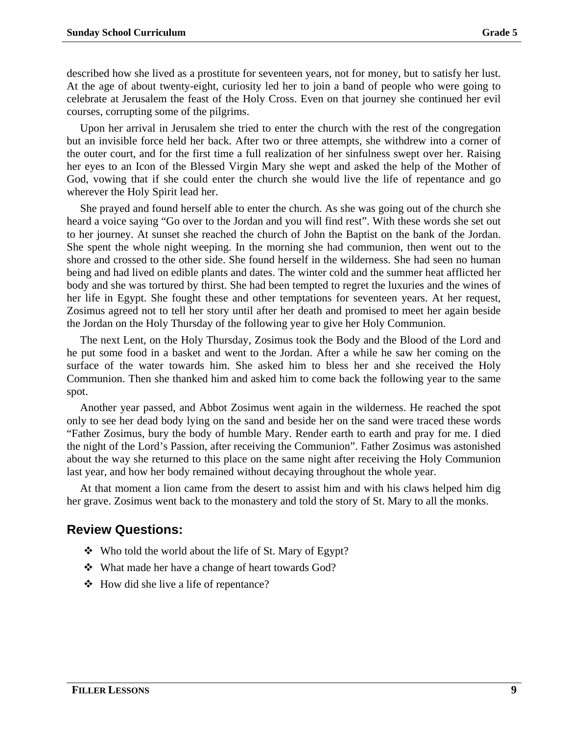described how she lived as a prostitute for seventeen years, not for money, but to satisfy her lust. At the age of about twenty-eight, curiosity led her to join a band of people who were going to celebrate at Jerusalem the feast of the Holy Cross. Even on that journey she continued her evil courses, corrupting some of the pilgrims.

Upon her arrival in Jerusalem she tried to enter the church with the rest of the congregation but an invisible force held her back. After two or three attempts, she withdrew into a corner of the outer court, and for the first time a full realization of her sinfulness swept over her. Raising her eyes to an Icon of the Blessed Virgin Mary she wept and asked the help of the Mother of God, vowing that if she could enter the church she would live the life of repentance and go wherever the Holy Spirit lead her.

She prayed and found herself able to enter the church. As she was going out of the church she heard a voice saying "Go over to the Jordan and you will find rest". With these words she set out to her journey. At sunset she reached the church of John the Baptist on the bank of the Jordan. She spent the whole night weeping. In the morning she had communion, then went out to the shore and crossed to the other side. She found herself in the wilderness. She had seen no human being and had lived on edible plants and dates. The winter cold and the summer heat afflicted her body and she was tortured by thirst. She had been tempted to regret the luxuries and the wines of her life in Egypt. She fought these and other temptations for seventeen years. At her request, Zosimus agreed not to tell her story until after her death and promised to meet her again beside the Jordan on the Holy Thursday of the following year to give her Holy Communion.

The next Lent, on the Holy Thursday, Zosimus took the Body and the Blood of the Lord and he put some food in a basket and went to the Jordan. After a while he saw her coming on the surface of the water towards him. She asked him to bless her and she received the Holy Communion. Then she thanked him and asked him to come back the following year to the same spot.

Another year passed, and Abbot Zosimus went again in the wilderness. He reached the spot only to see her dead body lying on the sand and beside her on the sand were traced these words "Father Zosimus, bury the body of humble Mary. Render earth to earth and pray for me. I died the night of the Lord's Passion, after receiving the Communion". Father Zosimus was astonished about the way she returned to this place on the same night after receiving the Holy Communion last year, and how her body remained without decaying throughout the whole year.

At that moment a lion came from the desert to assist him and with his claws helped him dig her grave. Zosimus went back to the monastery and told the story of St. Mary to all the monks.

## Review Questions:

- ❖ Who told the world about the life of St. Mary of Egypt?
- ❖ What made her have a change of heart towards God?
- ❖ How did she live a life of repentance?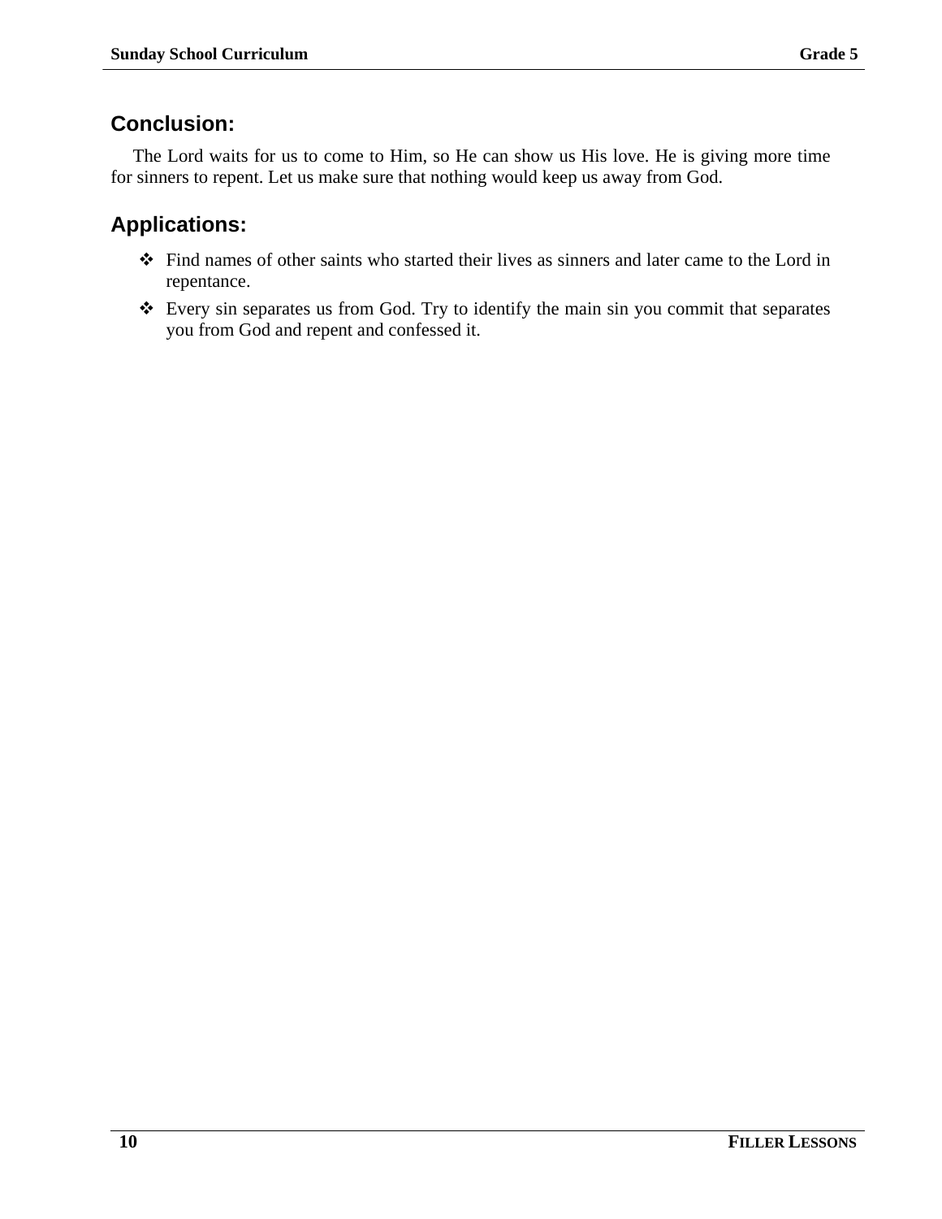## Conclusion:

The Lord waits for us to come to Him, so He can show us His love. He is giving more time for sinners to repent. Let us make sure that nothing would keep us away from God.

## Applications:

- Find names of other saints who started their lives as sinners and later came to the Lord in repentance.
- Every sin separates us from God. Try to identify the main sin you commit that separates you from God and repent and confessed it.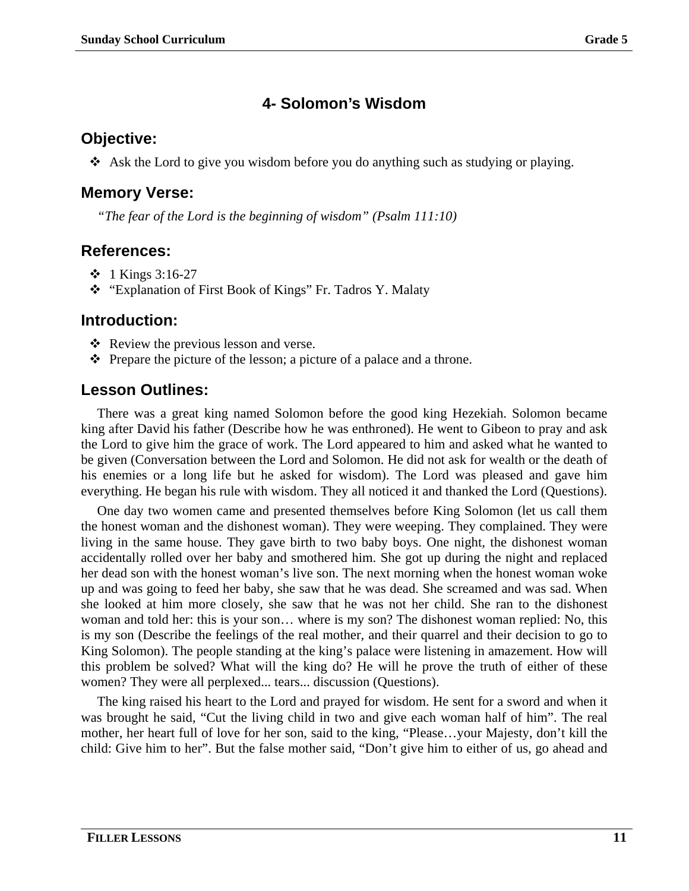# 4- Solomon's Wisdom

## Objective:

- Ask the Lord to give you wisdom before you do anything such as studying or playing.

## Memory Verse:

*"The fear of the Lord is the beginning of wisdom" (Psalm 111:10)*

## References:

- 1 Kings 3:16-27
- "Explanation of First Book of Kings" Fr. Tadros Y. Malaty

## Introduction:

- Review the previous lesson and verse.
- Prepare the picture of the lesson; a picture of a palace and a throne.

## Lesson Outlines:

There was a great king named Solomon before the good king Hezekiah. Solomon became king after David his father (Describe how he was enthroned). He went to Gibeon to pray and ask the Lord to give him the grace of work. The Lord appeared to him and asked what he wanted to be given (Conversation between the Lord and Solomon. He did not ask for wealth or the death of his enemies or a long life but he asked for wisdom). The Lord was pleased and gave him everything. He began his rule with wisdom. They all noticed it and thanked the Lord (Questions).

One day two women came and presented themselves before King Solomon (let us call them the honest woman and the dishonest woman). They were weeping. They complained. They were living in the same house. They gave birth to two baby boys. One night, the dishonest woman accidentally rolled over her baby and smothered him. She got up during the night and replaced her dead son with the honest woman's live son. The next morning when the honest woman woke up and was going to feed her baby, she saw that he was dead. She screamed and was sad. When she looked at him more closely, she saw that he was not her child. She ran to the dishonest woman and told her: this is your son… where is my son? The dishonest woman replied: No, this is my son (Describe the feelings of the real mother, and their quarrel and their decision to go to King Solomon). The people standing at the king's palace were listening in amazement. How will this problem be solved? What will the king do? He will he prove the truth of either of these women? They were all perplexed... tears... discussion (Questions).

The king raised his heart to the Lord and prayed for wisdom. He sent for a sword and when it was brought he said, "Cut the living child in two and give each woman half of him". The real mother, her heart full of love for her son, said to the king, "Please…your Majesty, don't kill the child: Give him to her". But the false mother said, "Don't give him to either of us, go ahead and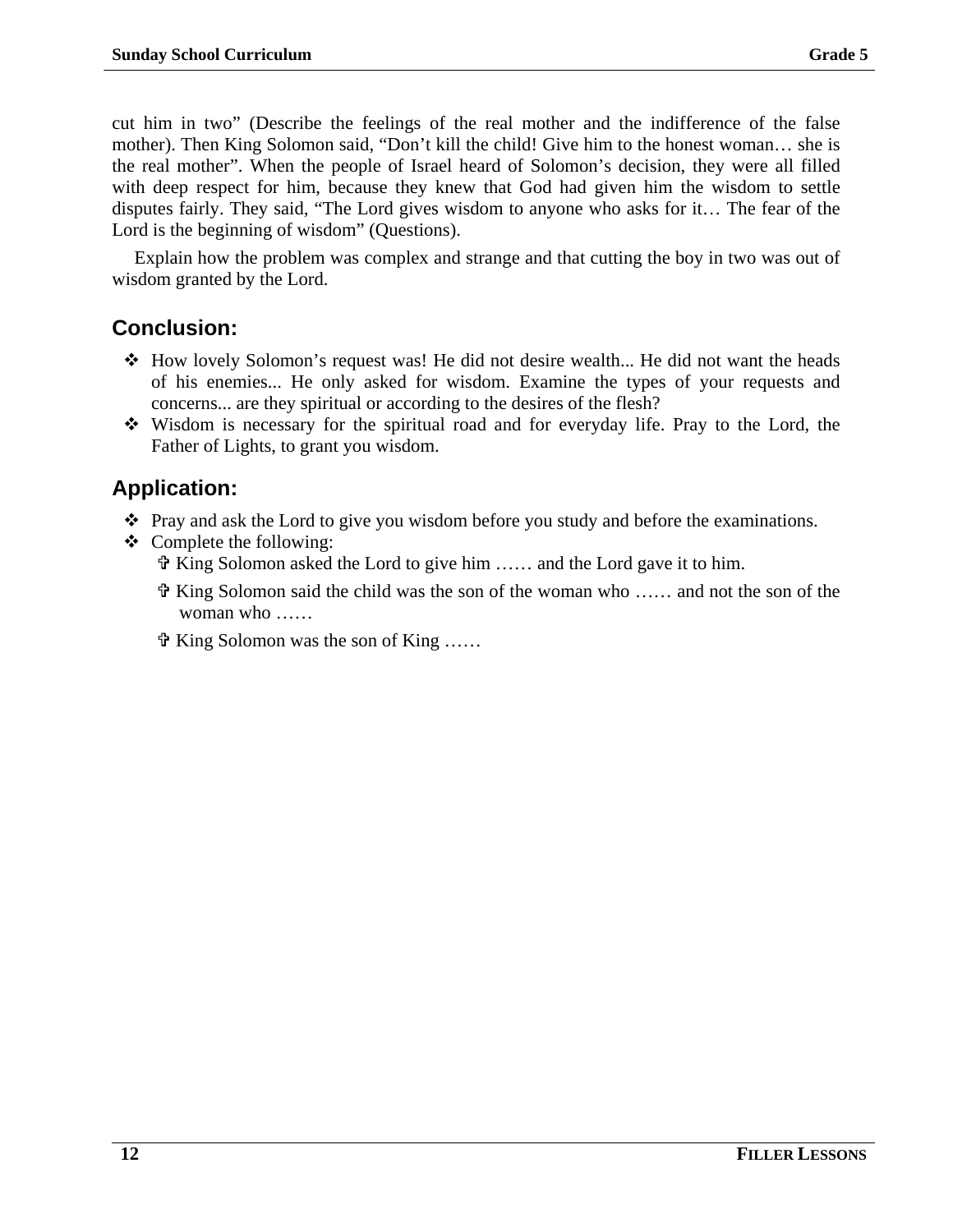cut him in two" (Describe the feelings of the real mother and the indifference of the false mother). Then King Solomon said, "Don't kill the child! Give him to the honest woman… she is the real mother". When the people of Israel heard of Solomon's decision, they were all filled with deep respect for him, because they knew that God had given him the wisdom to settle disputes fairly. They said, "The Lord gives wisdom to anyone who asks for it… The fear of the Lord is the beginning of wisdom" (Questions).

Explain how the problem was complex and strange and that cutting the boy in two was out of wisdom granted by the Lord.

## Conclusion:

- How lovely Solomon's request was! He did not desire wealth... He did not want the heads of his enemies... He only asked for wisdom. Examine the types of your requests and concerns... are they spiritual or according to the desires of the flesh?
- Wisdom is necessary for the spiritual road and for everyday life. Pray to the Lord, the Father of Lights, to grant you wisdom.

## Application:

- Pray and ask the Lord to give you wisdom before you study and before the examinations.
- Complete the following:
  - ✞ King Solomon asked the Lord to give him …… and the Lord gave it to him.
  - ✞ King Solomon said the child was the son of the woman who …… and not the son of the woman who ……
  - ✞ King Solomon was the son of King ……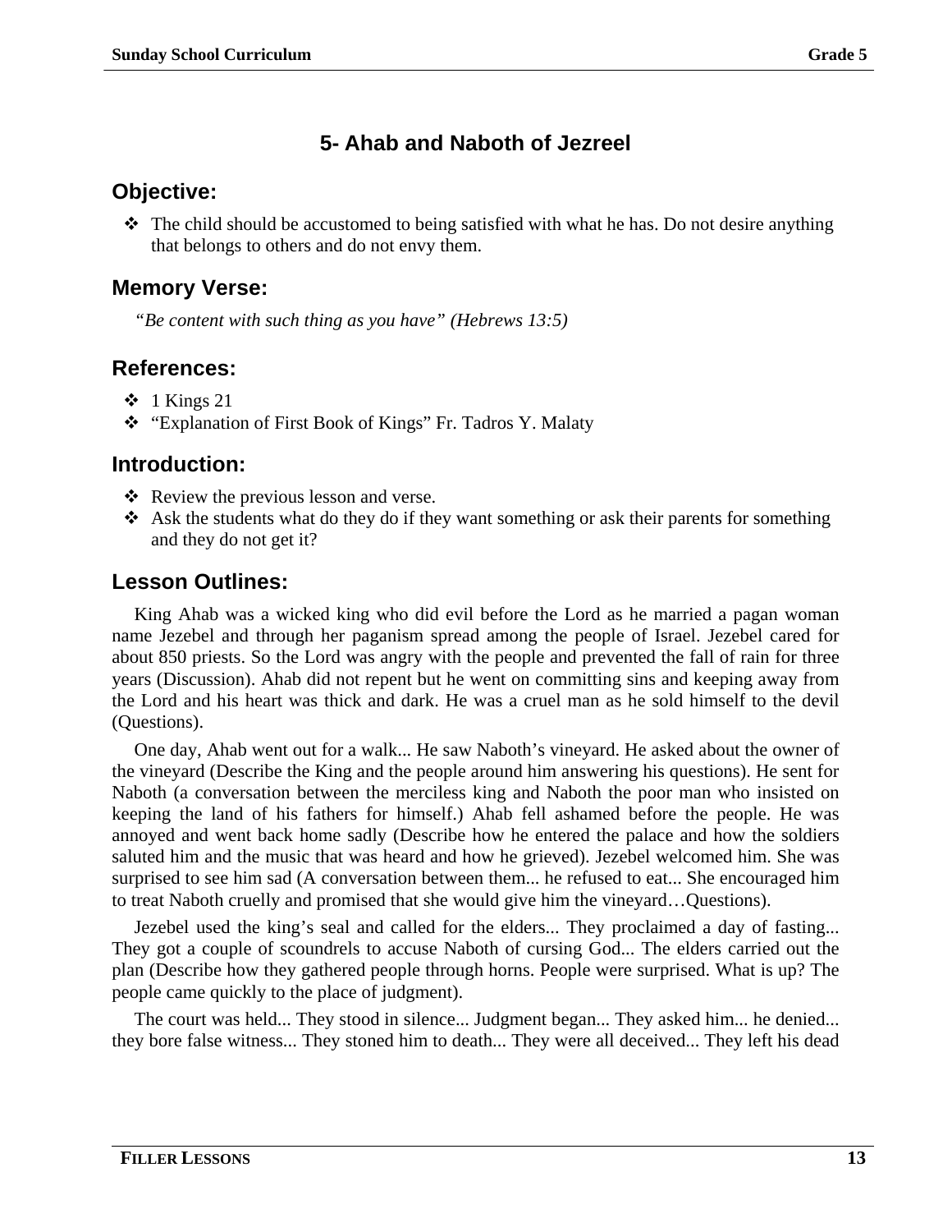## 5- Ahab and Naboth of Jezreel

### Objective:

- The child should be accustomed to being satisfied with what he has. Do not desire anything that belongs to others and do not envy them.

### Memory Verse:

*"Be content with such thing as you have" (Hebrews 13:5)*

### References:

- 1 Kings 21
- "Explanation of First Book of Kings" Fr. Tadros Y. Malaty

### Introduction:

- Review the previous lesson and verse.
- Ask the students what do they do if they want something or ask their parents for something and they do not get it?

### Lesson Outlines:

King Ahab was a wicked king who did evil before the Lord as he married a pagan woman name Jezebel and through her paganism spread among the people of Israel. Jezebel cared for about 850 priests. So the Lord was angry with the people and prevented the fall of rain for three years (Discussion). Ahab did not repent but he went on committing sins and keeping away from the Lord and his heart was thick and dark. He was a cruel man as he sold himself to the devil (Questions).

One day, Ahab went out for a walk... He saw Naboth's vineyard. He asked about the owner of the vineyard (Describe the King and the people around him answering his questions). He sent for Naboth (a conversation between the merciless king and Naboth the poor man who insisted on keeping the land of his fathers for himself.) Ahab fell ashamed before the people. He was annoyed and went back home sadly (Describe how he entered the palace and how the soldiers saluted him and the music that was heard and how he grieved). Jezebel welcomed him. She was surprised to see him sad (A conversation between them... he refused to eat... She encouraged him to treat Naboth cruelly and promised that she would give him the vineyard…Questions).

Jezebel used the king's seal and called for the elders... They proclaimed a day of fasting... They got a couple of scoundrels to accuse Naboth of cursing God... The elders carried out the plan (Describe how they gathered people through horns. People were surprised. What is up? The people came quickly to the place of judgment).

The court was held... They stood in silence... Judgment began... They asked him... he denied... they bore false witness... They stoned him to death... They were all deceived... They left his dead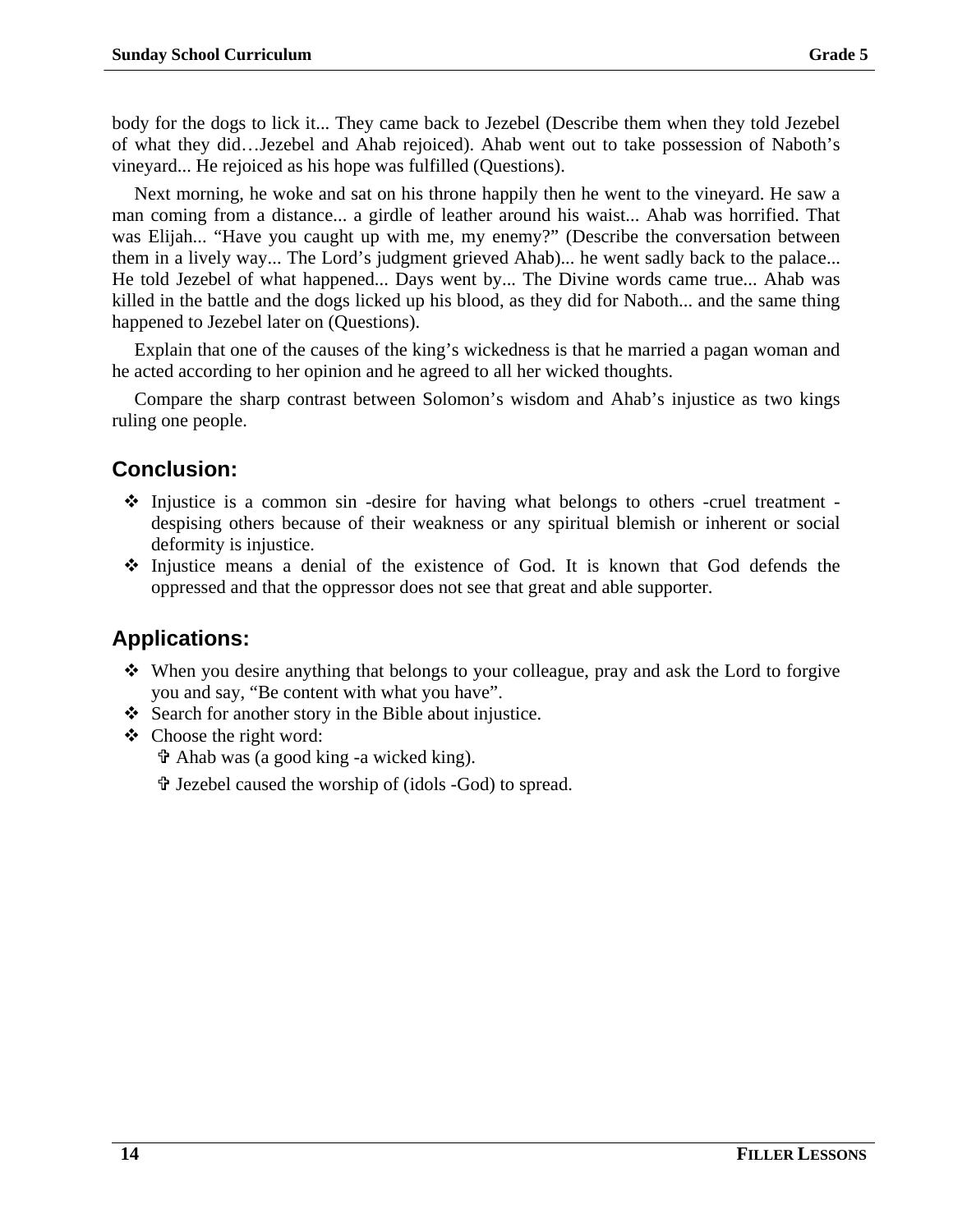body for the dogs to lick it... They came back to Jezebel (Describe them when they told Jezebel of what they did…Jezebel and Ahab rejoiced). Ahab went out to take possession of Naboth's vineyard... He rejoiced as his hope was fulfilled (Questions).

Next morning, he woke and sat on his throne happily then he went to the vineyard. He saw a man coming from a distance... a girdle of leather around his waist... Ahab was horrified. That was Elijah... "Have you caught up with me, my enemy?" (Describe the conversation between them in a lively way... The Lord's judgment grieved Ahab)... he went sadly back to the palace... He told Jezebel of what happened... Days went by... The Divine words came true... Ahab was killed in the battle and the dogs licked up his blood, as they did for Naboth... and the same thing happened to Jezebel later on (Questions).

Explain that one of the causes of the king's wickedness is that he married a pagan woman and he acted according to her opinion and he agreed to all her wicked thoughts.

Compare the sharp contrast between Solomon's wisdom and Ahab's injustice as two kings ruling one people.

## Conclusion:

- Injustice is a common sin -desire for having what belongs to others -cruel treatment -despising others because of their weakness or any spiritual blemish or inherent or social deformity is injustice.
- Injustice means a denial of the existence of God. It is known that God defends the oppressed and that the oppressor does not see that great and able supporter.

## Applications:

- When you desire anything that belongs to your colleague, pray and ask the Lord to forgive you and say, "Be content with what you have".
- Search for another story in the Bible about injustice.
- Choose the right word:
  - ✞ Ahab was (a good king -a wicked king).
  - ✞ Jezebel caused the worship of (idols -God) to spread.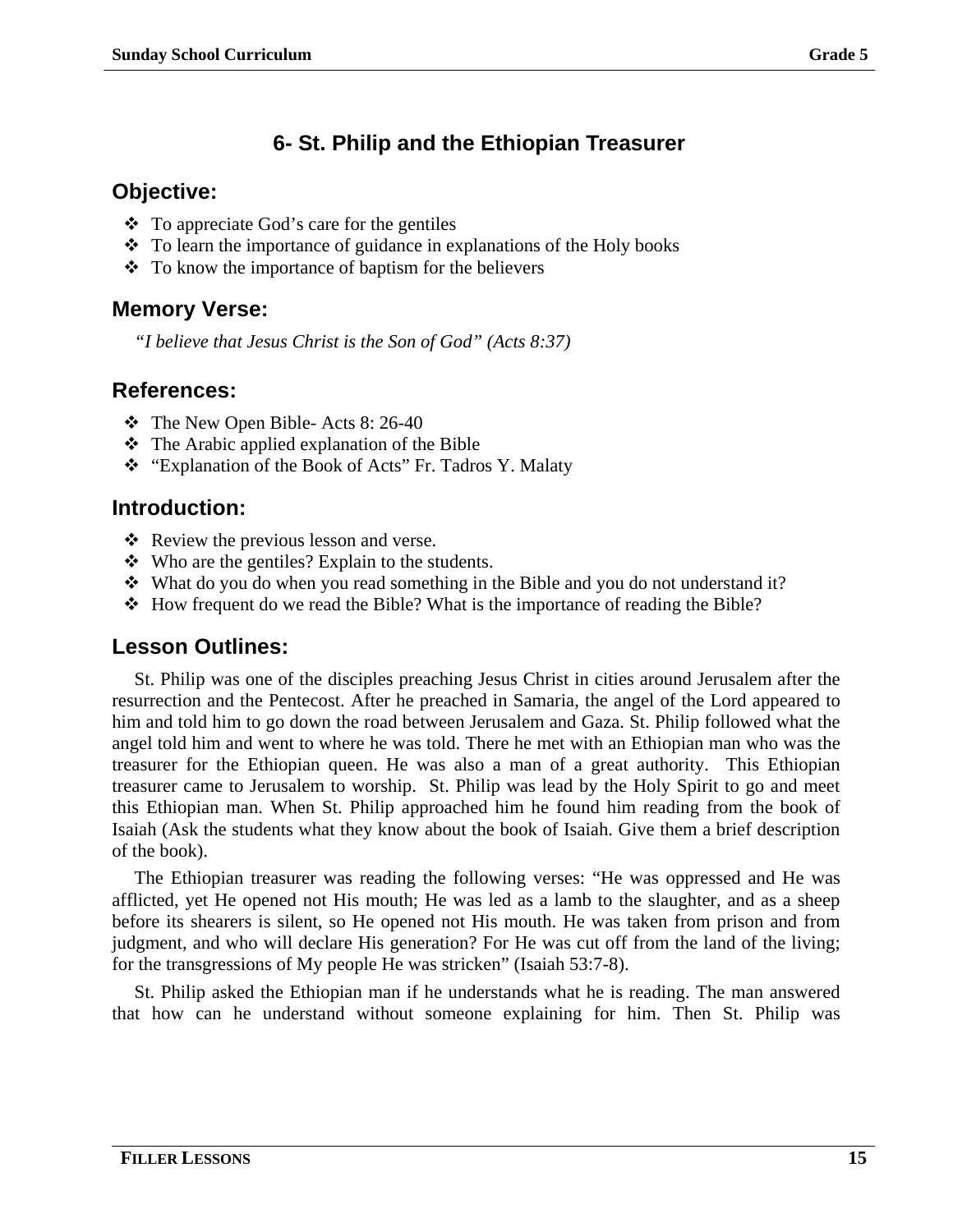## 6- St. Philip and the Ethiopian Treasurer

### Objective:

- To appreciate God's care for the gentiles
- To learn the importance of guidance in explanations of the Holy books
- To know the importance of baptism for the believers

### Memory Verse:

*"I believe that Jesus Christ is the Son of God" (Acts 8:37)*

### References:

- The New Open Bible- Acts 8: 26-40
- The Arabic applied explanation of the Bible
- "Explanation of the Book of Acts" Fr. Tadros Y. Malaty

### Introduction:

- Review the previous lesson and verse.
- Who are the gentiles? Explain to the students.
- What do you do when you read something in the Bible and you do not understand it?
- How frequent do we read the Bible? What is the importance of reading the Bible?

### Lesson Outlines:

St. Philip was one of the disciples preaching Jesus Christ in cities around Jerusalem after the resurrection and the Pentecost. After he preached in Samaria, the angel of the Lord appeared to him and told him to go down the road between Jerusalem and Gaza. St. Philip followed what the angel told him and went to where he was told. There he met with an Ethiopian man who was the treasurer for the Ethiopian queen. He was also a man of a great authority. This Ethiopian treasurer came to Jerusalem to worship. St. Philip was lead by the Holy Spirit to go and meet this Ethiopian man. When St. Philip approached him he found him reading from the book of Isaiah (Ask the students what they know about the book of Isaiah. Give them a brief description of the book).

The Ethiopian treasurer was reading the following verses: "He was oppressed and He was afflicted, yet He opened not His mouth; He was led as a lamb to the slaughter, and as a sheep before its shearers is silent, so He opened not His mouth. He was taken from prison and from judgment, and who will declare His generation? For He was cut off from the land of the living; for the transgressions of My people He was stricken" (Isaiah 53:7-8).

St. Philip asked the Ethiopian man if he understands what he is reading. The man answered that how can he understand without someone explaining for him. Then St. Philip was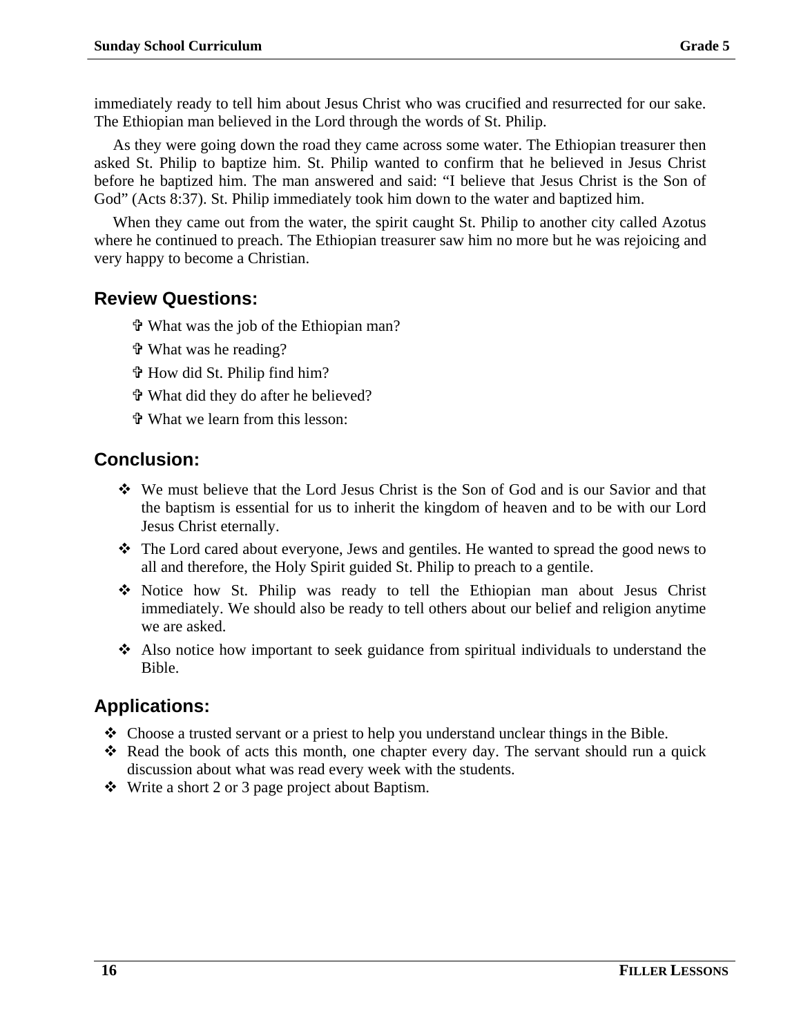immediately ready to tell him about Jesus Christ who was crucified and resurrected for our sake. The Ethiopian man believed in the Lord through the words of St. Philip.

As they were going down the road they came across some water. The Ethiopian treasurer then asked St. Philip to baptize him. St. Philip wanted to confirm that he believed in Jesus Christ before he baptized him. The man answered and said: “I believe that Jesus Christ is the Son of God” (Acts 8:37). St. Philip immediately took him down to the water and baptized him.

When they came out from the water, the spirit caught St. Philip to another city called Azotus where he continued to preach. The Ethiopian treasurer saw him no more but he was rejoicing and very happy to become a Christian.

## Review Questions:

- ✞ What was the job of the Ethiopian man?
- ✞ What was he reading?
- ✞ How did St. Philip find him?
- ✞ What did they do after he believed?
- ✞ What we learn from this lesson:

## Conclusion:

- ❖ We must believe that the Lord Jesus Christ is the Son of God and is our Savior and that the baptism is essential for us to inherit the kingdom of heaven and to be with our Lord Jesus Christ eternally.
- ❖ The Lord cared about everyone, Jews and gentiles. He wanted to spread the good news to all and therefore, the Holy Spirit guided St. Philip to preach to a gentile.
- ❖ Notice how St. Philip was ready to tell the Ethiopian man about Jesus Christ immediately. We should also be ready to tell others about our belief and religion anytime we are asked.
- ❖ Also notice how important to seek guidance from spiritual individuals to understand the Bible.

## Applications:

- ❖ Choose a trusted servant or a priest to help you understand unclear things in the Bible.
- ❖ Read the book of acts this month, one chapter every day. The servant should run a quick discussion about what was read every week with the students.
- ❖ Write a short 2 or 3 page project about Baptism.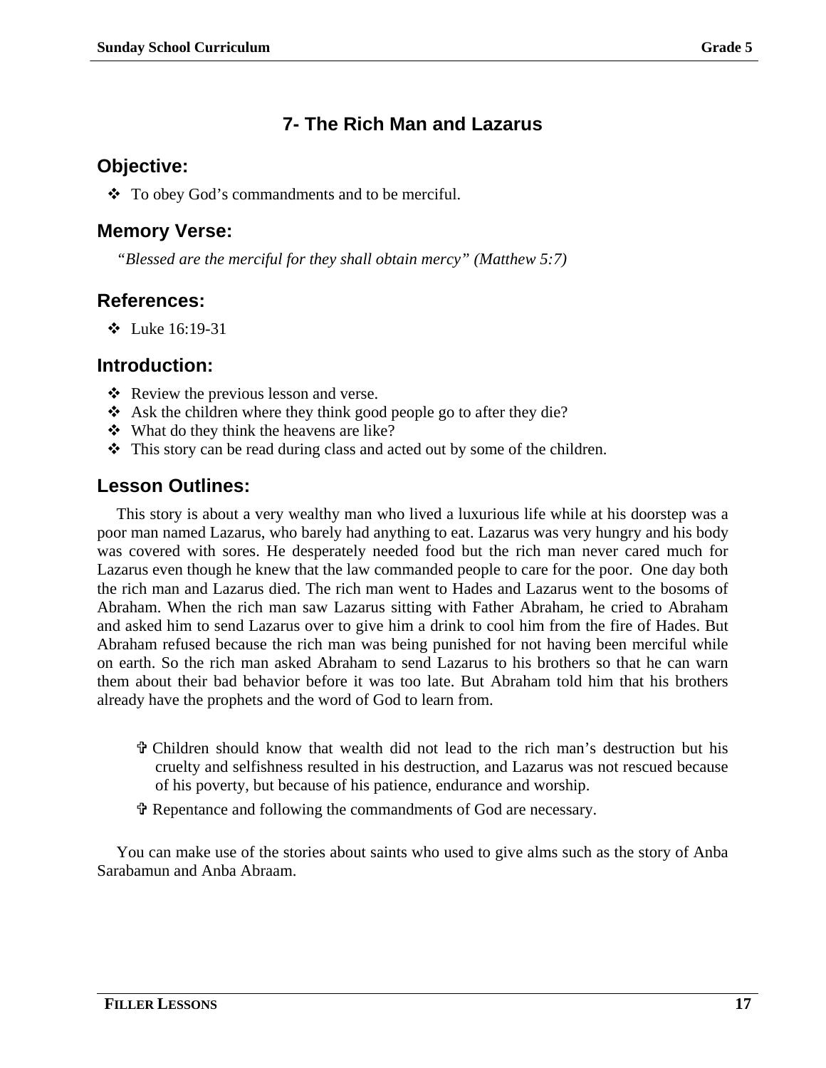## 7- The Rich Man and Lazarus

### Objective:

- To obey God's commandments and to be merciful.

### Memory Verse:

*"Blessed are the merciful for they shall obtain mercy" (Matthew 5:7)*

### References:

- Luke 16:19-31

### Introduction:

- Review the previous lesson and verse.
- Ask the children where they think good people go to after they die?
- What do they think the heavens are like?
- This story can be read during class and acted out by some of the children.

### Lesson Outlines:

This story is about a very wealthy man who lived a luxurious life while at his doorstep was a poor man named Lazarus, who barely had anything to eat. Lazarus was very hungry and his body was covered with sores. He desperately needed food but the rich man never cared much for Lazarus even though he knew that the law commanded people to care for the poor. One day both the rich man and Lazarus died. The rich man went to Hades and Lazarus went to the bosoms of Abraham. When the rich man saw Lazarus sitting with Father Abraham, he cried to Abraham and asked him to send Lazarus over to give him a drink to cool him from the fire of Hades. But Abraham refused because the rich man was being punished for not having been merciful while on earth. So the rich man asked Abraham to send Lazarus to his brothers so that he can warn them about their bad behavior before it was too late. But Abraham told him that his brothers already have the prophets and the word of God to learn from.

- ✞ Children should know that wealth did not lead to the rich man's destruction but his cruelty and selfishness resulted in his destruction, and Lazarus was not rescued because of his poverty, but because of his patience, endurance and worship.
- ✞ Repentance and following the commandments of God are necessary.

You can make use of the stories about saints who used to give alms such as the story of Anba Sarabamun and Anba Abraam.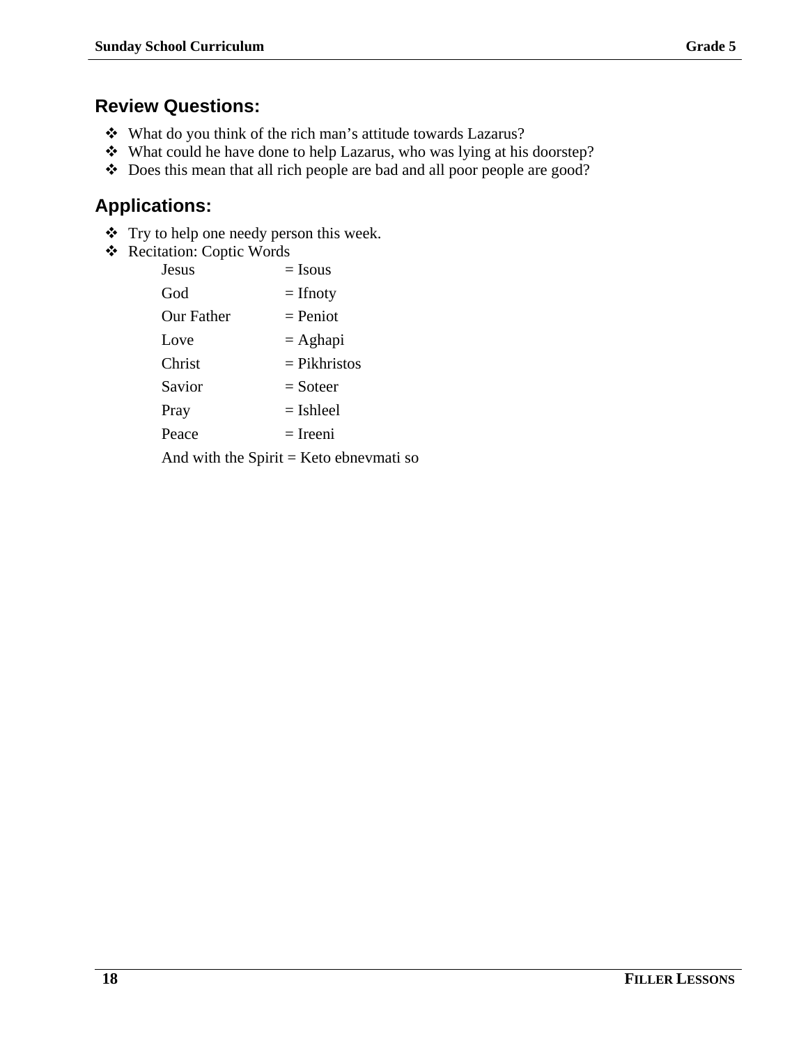## Review Questions:

- What do you think of the rich man's attitude towards Lazarus?
- What could he have done to help Lazarus, who was lying at his doorstep?
- Does this mean that all rich people are bad and all poor people are good?

## Applications:

- Try to help one needy person this week.
- Recitation: Coptic Words

  Jesus = Isous

  God = Ifnoty

  Our Father = Peniot

  Love = Aghapi

  Christ = Pikhristos

  Savior = Soteer

  Pray = Ishleel

  Peace = Ireeni

  And with the Spirit = Keto ebnevmati so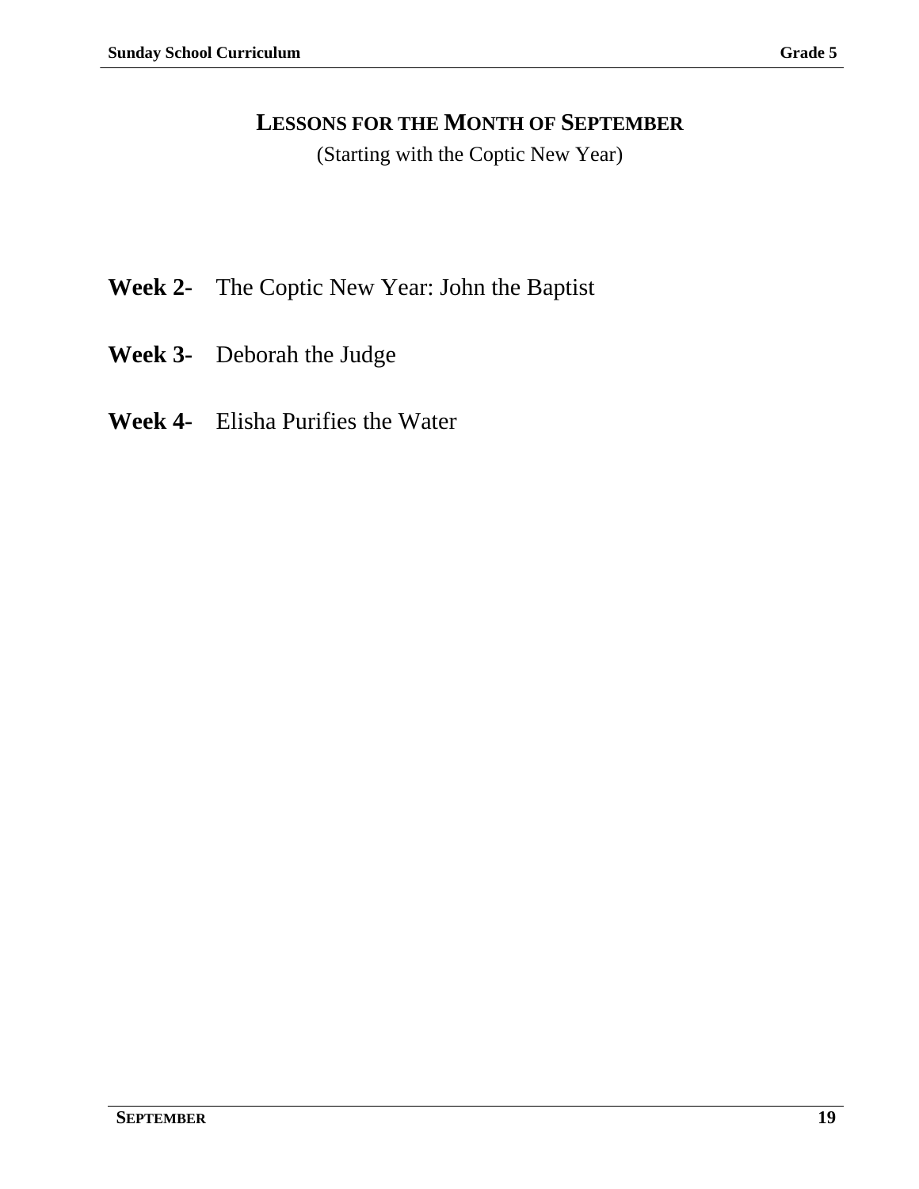# Lessons for the Month of September

(Starting with the Coptic New Year)

**Week 2-** The Coptic New Year: John the Baptist

**Week 3-** Deborah the Judge

**Week 4-** Elisha Purifies the Water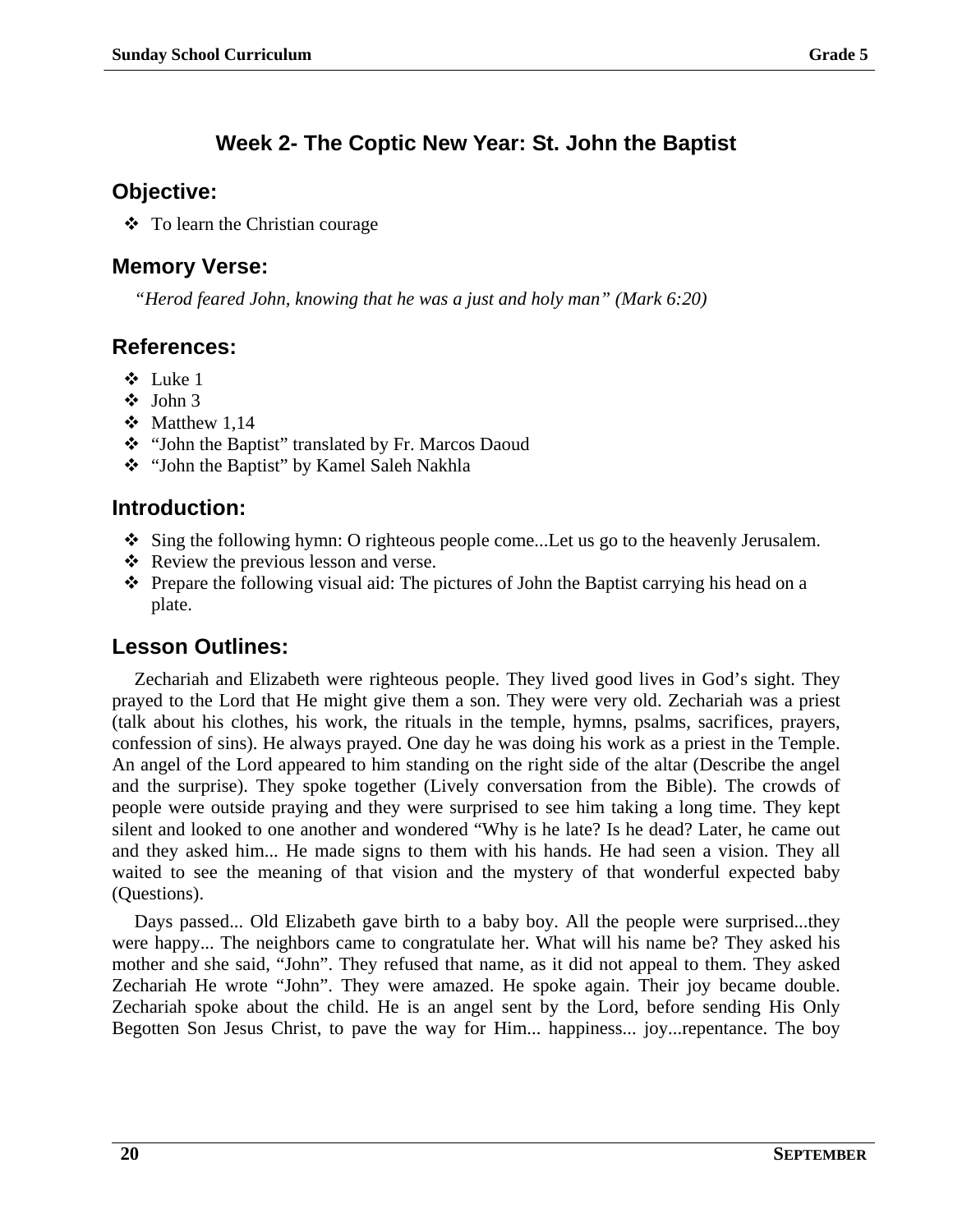## Week 2- The Coptic New Year: St. John the Baptist

### Objective:

- To learn the Christian courage

### Memory Verse:

*"Herod feared John, knowing that he was a just and holy man" (Mark 6:20)*

### References:

- Luke 1
- John 3
- Matthew 1,14
- "John the Baptist" translated by Fr. Marcos Daoud
- "John the Baptist" by Kamel Saleh Nakhla

### Introduction:

- Sing the following hymn: O righteous people come...Let us go to the heavenly Jerusalem.
- Review the previous lesson and verse.
- Prepare the following visual aid: The pictures of John the Baptist carrying his head on a plate.

### Lesson Outlines:

Zechariah and Elizabeth were righteous people. They lived good lives in God's sight. They prayed to the Lord that He might give them a son. They were very old. Zechariah was a priest (talk about his clothes, his work, the rituals in the temple, hymns, psalms, sacrifices, prayers, confession of sins). He always prayed. One day he was doing his work as a priest in the Temple. An angel of the Lord appeared to him standing on the right side of the altar (Describe the angel and the surprise). They spoke together (Lively conversation from the Bible). The crowds of people were outside praying and they were surprised to see him taking a long time. They kept silent and looked to one another and wondered "Why is he late? Is he dead? Later, he came out and they asked him... He made signs to them with his hands. He had seen a vision. They all waited to see the meaning of that vision and the mystery of that wonderful expected baby (Questions).

Days passed... Old Elizabeth gave birth to a baby boy. All the people were surprised...they were happy... The neighbors came to congratulate her. What will his name be? They asked his mother and she said, "John". They refused that name, as it did not appeal to them. They asked Zechariah He wrote "John". They were amazed. He spoke again. Their joy became double. Zechariah spoke about the child. He is an angel sent by the Lord, before sending His Only Begotten Son Jesus Christ, to pave the way for Him... happiness... joy...repentance. The boy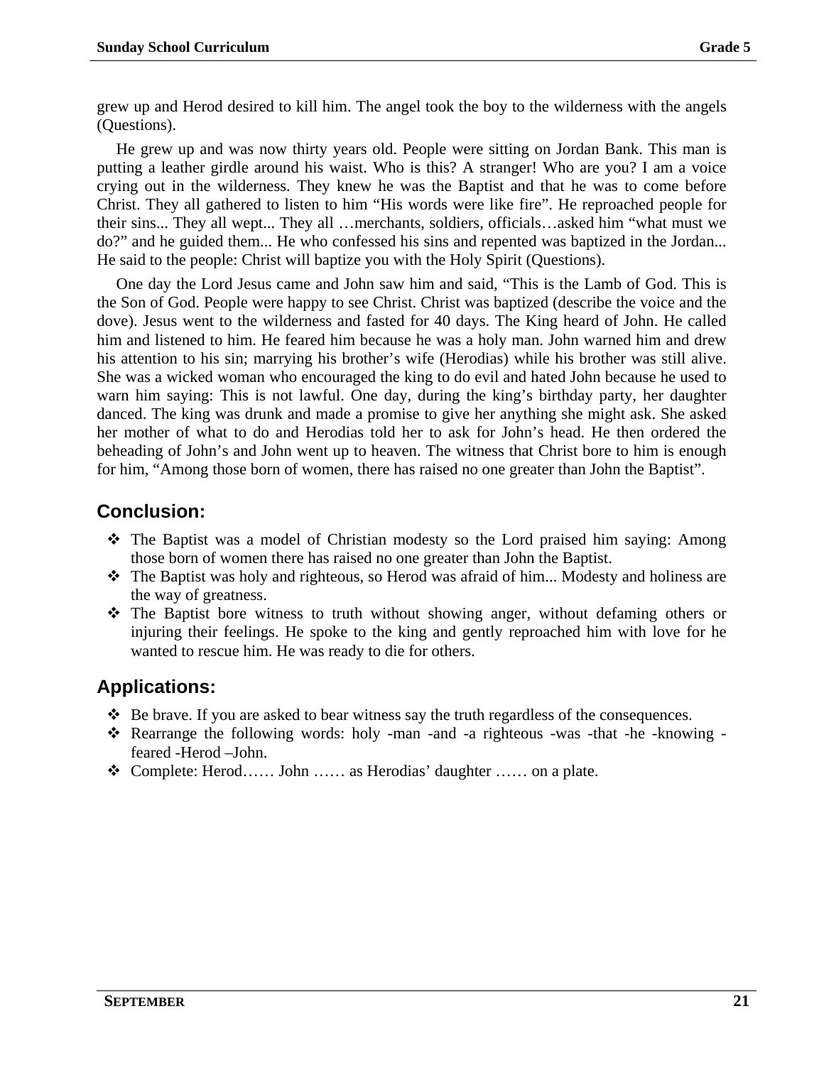grew up and Herod desired to kill him. The angel took the boy to the wilderness with the angels (Questions).

He grew up and was now thirty years old. People were sitting on Jordan Bank. This man is putting a leather girdle around his waist. Who is this? A stranger! Who are you? I am a voice crying out in the wilderness. They knew he was the Baptist and that he was to come before Christ. They all gathered to listen to him "His words were like fire". He reproached people for their sins... They all wept... They all …merchants, soldiers, officials…asked him "what must we do?" and he guided them... He who confessed his sins and repented was baptized in the Jordan... He said to the people: Christ will baptize you with the Holy Spirit (Questions).

One day the Lord Jesus came and John saw him and said, "This is the Lamb of God. This is the Son of God. People were happy to see Christ. Christ was baptized (describe the voice and the dove). Jesus went to the wilderness and fasted for 40 days. The King heard of John. He called him and listened to him. He feared him because he was a holy man. John warned him and drew his attention to his sin; marrying his brother's wife (Herodias) while his brother was still alive. She was a wicked woman who encouraged the king to do evil and hated John because he used to warn him saying: This is not lawful. One day, during the king's birthday party, her daughter danced. The king was drunk and made a promise to give her anything she might ask. She asked her mother of what to do and Herodias told her to ask for John's head. He then ordered the beheading of John's and John went up to heaven. The witness that Christ bore to him is enough for him, "Among those born of women, there has raised no one greater than John the Baptist".

## Conclusion:

- The Baptist was a model of Christian modesty so the Lord praised him saying: Among those born of women there has raised no one greater than John the Baptist.
- The Baptist was holy and righteous, so Herod was afraid of him... Modesty and holiness are the way of greatness.
- The Baptist bore witness to truth without showing anger, without defaming others or injuring their feelings. He spoke to the king and gently reproached him with love for he wanted to rescue him. He was ready to die for others.

## Applications:

- Be brave. If you are asked to bear witness say the truth regardless of the consequences.
- Rearrange the following words: holy -man -and -a righteous -was -that -he -knowing -feared -Herod –John.
- Complete: Herod…… John …… as Herodias' daughter …… on a plate.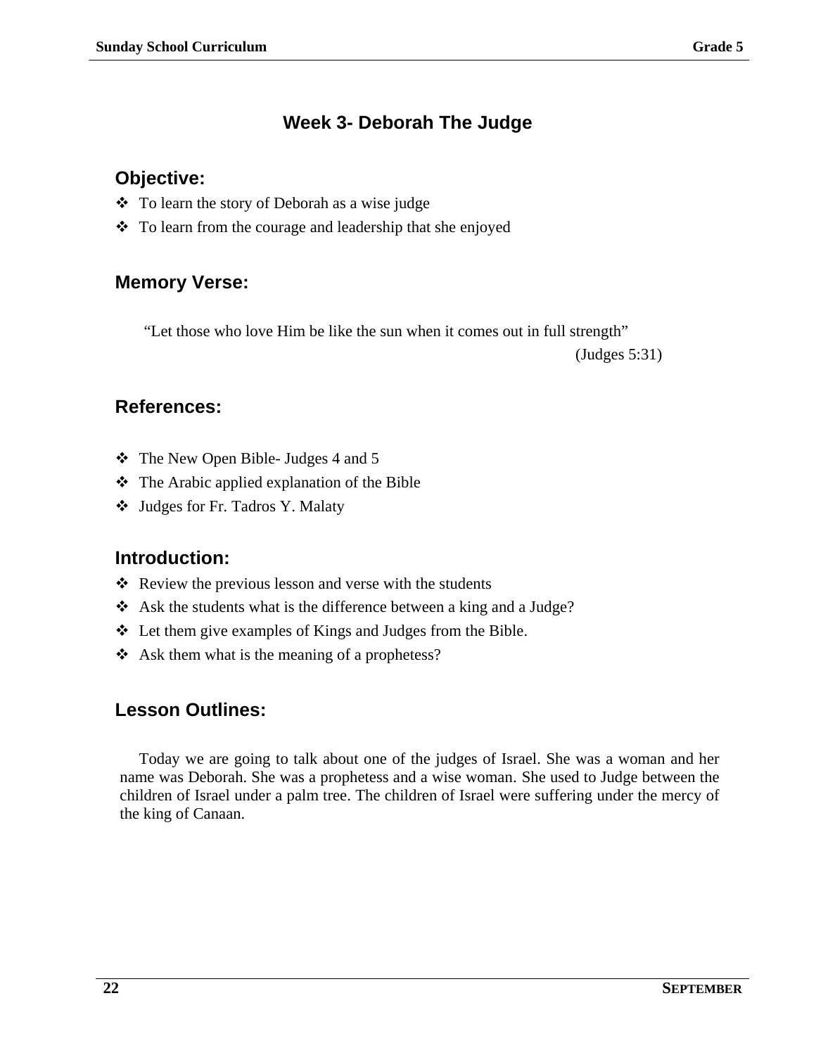# Week 3- Deborah The Judge

## Objective:

- To learn the story of Deborah as a wise judge
- To learn from the courage and leadership that she enjoyed

## Memory Verse:

"Let those who love Him be like the sun when it comes out in full strength"

(Judges 5:31)

## References:

- The New Open Bible- Judges 4 and 5
- The Arabic applied explanation of the Bible
- Judges for Fr. Tadros Y. Malaty

## Introduction:

- Review the previous lesson and verse with the students
- Ask the students what is the difference between a king and a Judge?
- Let them give examples of Kings and Judges from the Bible.
- Ask them what is the meaning of a prophetess?

## Lesson Outlines:

Today we are going to talk about one of the judges of Israel. She was a woman and her name was Deborah. She was a prophetess and a wise woman. She used to Judge between the children of Israel under a palm tree. The children of Israel were suffering under the mercy of the king of Canaan.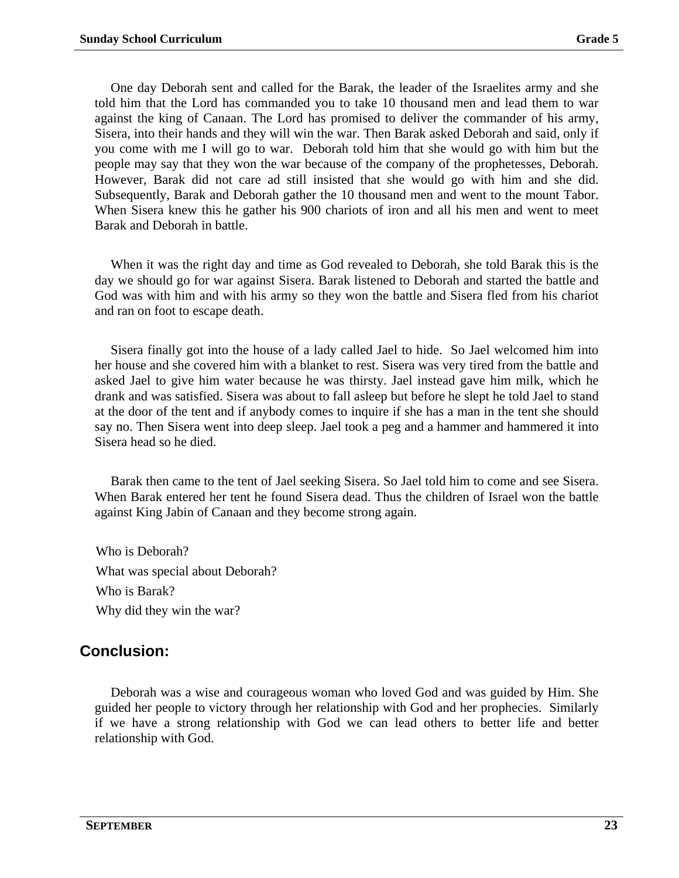One day Deborah sent and called for the Barak, the leader of the Israelites army and she told him that the Lord has commanded you to take 10 thousand men and lead them to war against the king of Canaan. The Lord has promised to deliver the commander of his army, Sisera, into their hands and they will win the war. Then Barak asked Deborah and said, only if you come with me I will go to war. Deborah told him that she would go with him but the people may say that they won the war because of the company of the prophetesses, Deborah. However, Barak did not care ad still insisted that she would go with him and she did. Subsequently, Barak and Deborah gather the 10 thousand men and went to the mount Tabor. When Sisera knew this he gather his 900 chariots of iron and all his men and went to meet Barak and Deborah in battle.

When it was the right day and time as God revealed to Deborah, she told Barak this is the day we should go for war against Sisera. Barak listened to Deborah and started the battle and God was with him and with his army so they won the battle and Sisera fled from his chariot and ran on foot to escape death.

Sisera finally got into the house of a lady called Jael to hide. So Jael welcomed him into her house and she covered him with a blanket to rest. Sisera was very tired from the battle and asked Jael to give him water because he was thirsty. Jael instead gave him milk, which he drank and was satisfied. Sisera was about to fall asleep but before he slept he told Jael to stand at the door of the tent and if anybody comes to inquire if she has a man in the tent she should say no. Then Sisera went into deep sleep. Jael took a peg and a hammer and hammered it into Sisera head so he died.

Barak then came to the tent of Jael seeking Sisera. So Jael told him to come and see Sisera. When Barak entered her tent he found Sisera dead. Thus the children of Israel won the battle against King Jabin of Canaan and they become strong again.

Who is Deborah?

What was special about Deborah?

Who is Barak?

Why did they win the war?

## Conclusion:

Deborah was a wise and courageous woman who loved God and was guided by Him. She guided her people to victory through her relationship with God and her prophecies. Similarly if we have a strong relationship with God we can lead others to better life and better relationship with God.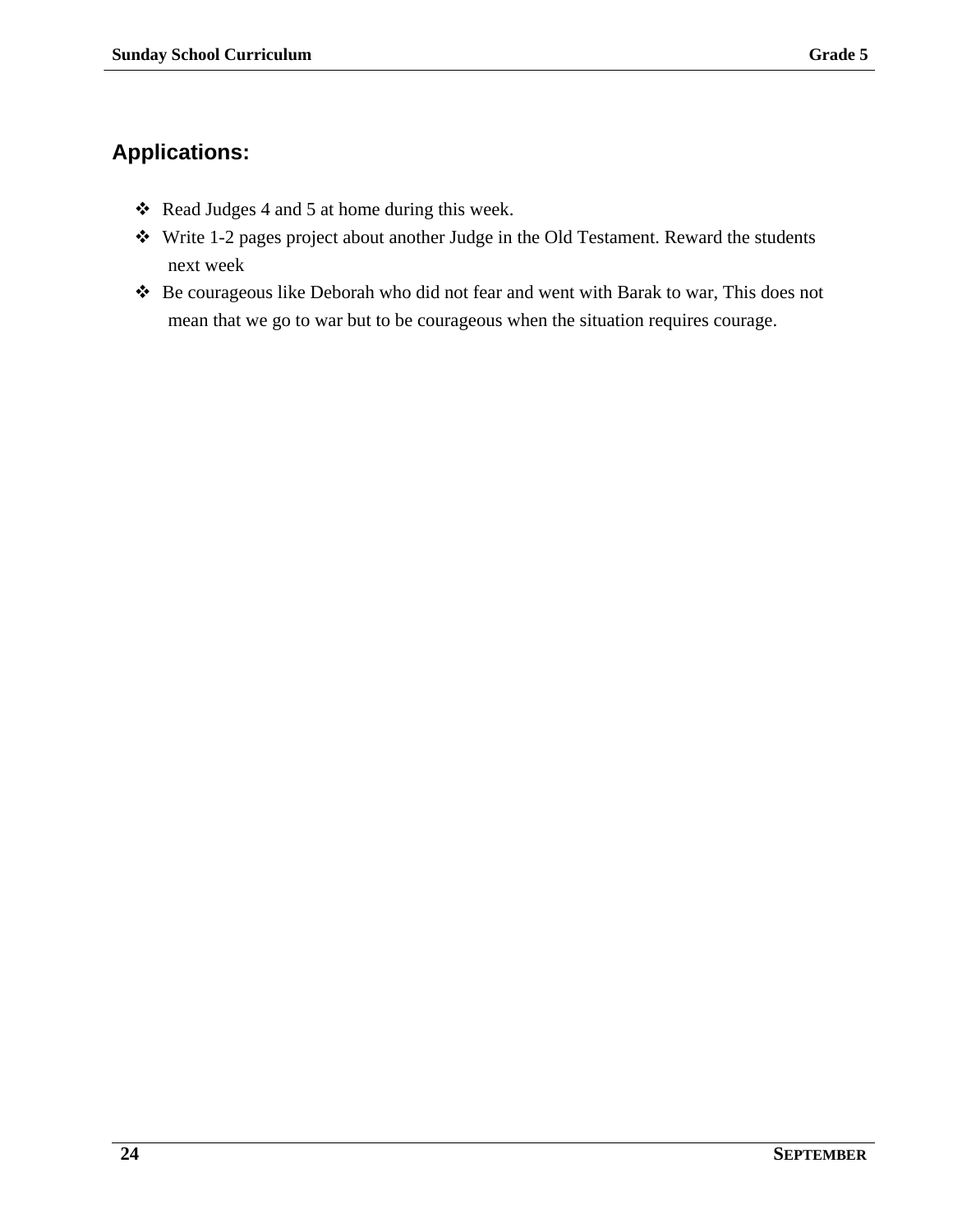## Applications:

- Read Judges 4 and 5 at home during this week.
- Write 1-2 pages project about another Judge in the Old Testament. Reward the students next week
- Be courageous like Deborah who did not fear and went with Barak to war, This does not mean that we go to war but to be courageous when the situation requires courage.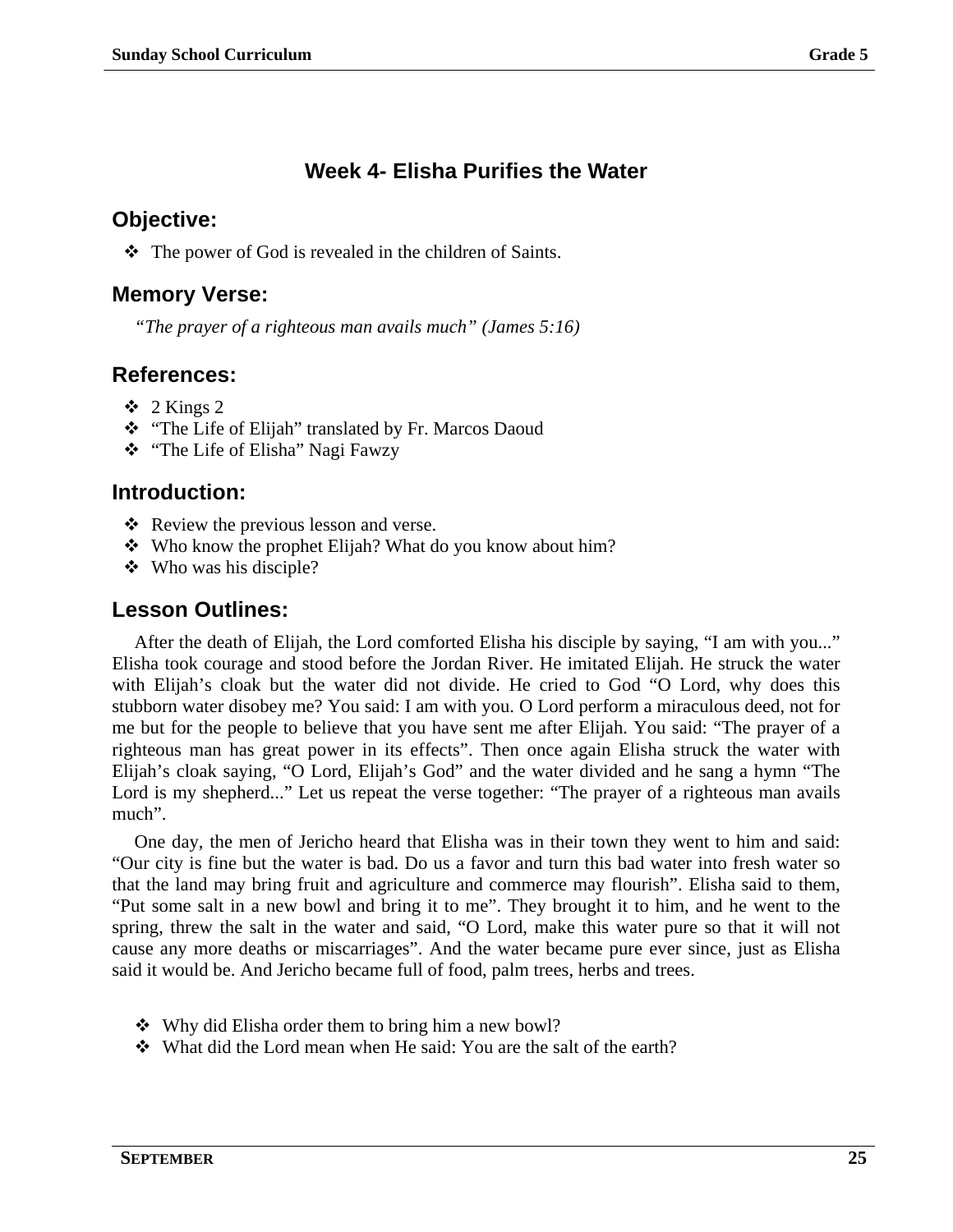## Week 4- Elisha Purifies the Water

### Objective:

- The power of God is revealed in the children of Saints.

### Memory Verse:

*"The prayer of a righteous man avails much" (James 5:16)*

### References:

- 2 Kings 2
- "The Life of Elijah" translated by Fr. Marcos Daoud
- "The Life of Elisha" Nagi Fawzy

### Introduction:

- Review the previous lesson and verse.
- Who know the prophet Elijah? What do you know about him?
- Who was his disciple?

### Lesson Outlines:

After the death of Elijah, the Lord comforted Elisha his disciple by saying, "I am with you..." Elisha took courage and stood before the Jordan River. He imitated Elijah. He struck the water with Elijah's cloak but the water did not divide. He cried to God "O Lord, why does this stubborn water disobey me? You said: I am with you. O Lord perform a miraculous deed, not for me but for the people to believe that you have sent me after Elijah. You said: "The prayer of a righteous man has great power in its effects". Then once again Elisha struck the water with Elijah's cloak saying, "O Lord, Elijah's God" and the water divided and he sang a hymn "The Lord is my shepherd..." Let us repeat the verse together: "The prayer of a righteous man avails much".

One day, the men of Jericho heard that Elisha was in their town they went to him and said: "Our city is fine but the water is bad. Do us a favor and turn this bad water into fresh water so that the land may bring fruit and agriculture and commerce may flourish". Elisha said to them, "Put some salt in a new bowl and bring it to me". They brought it to him, and he went to the spring, threw the salt in the water and said, "O Lord, make this water pure so that it will not cause any more deaths or miscarriages". And the water became pure ever since, just as Elisha said it would be. And Jericho became full of food, palm trees, herbs and trees.

- Why did Elisha order them to bring him a new bowl?
- What did the Lord mean when He said: You are the salt of the earth?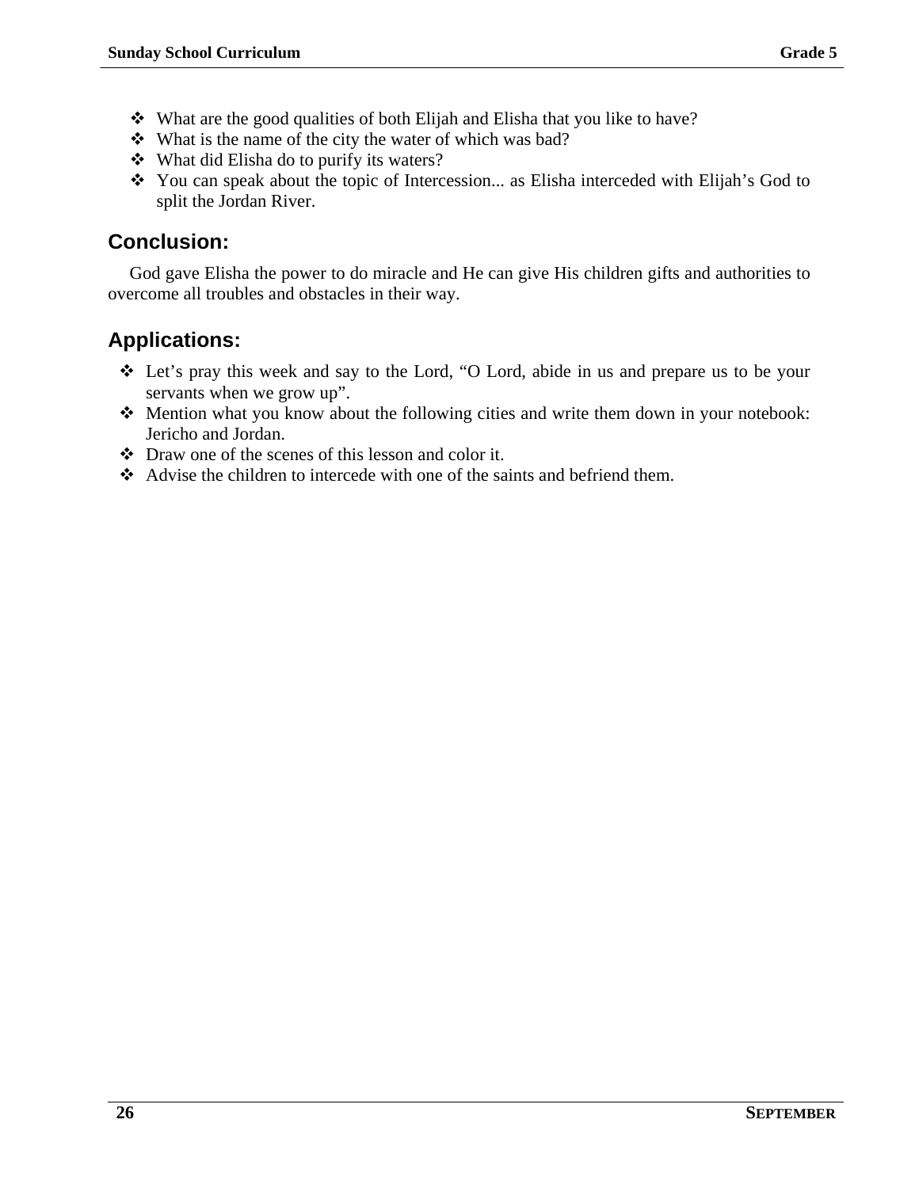- What are the good qualities of both Elijah and Elisha that you like to have?
- What is the name of the city the water of which was bad?
- What did Elisha do to purify its waters?
- You can speak about the topic of Intercession... as Elisha interceded with Elijah's God to split the Jordan River.

## Conclusion:

God gave Elisha the power to do miracle and He can give His children gifts and authorities to overcome all troubles and obstacles in their way.

## Applications:

- Let's pray this week and say to the Lord, "O Lord, abide in us and prepare us to be your servants when we grow up".
- Mention what you know about the following cities and write them down in your notebook: Jericho and Jordan.
- Draw one of the scenes of this lesson and color it.
- Advise the children to intercede with one of the saints and befriend them.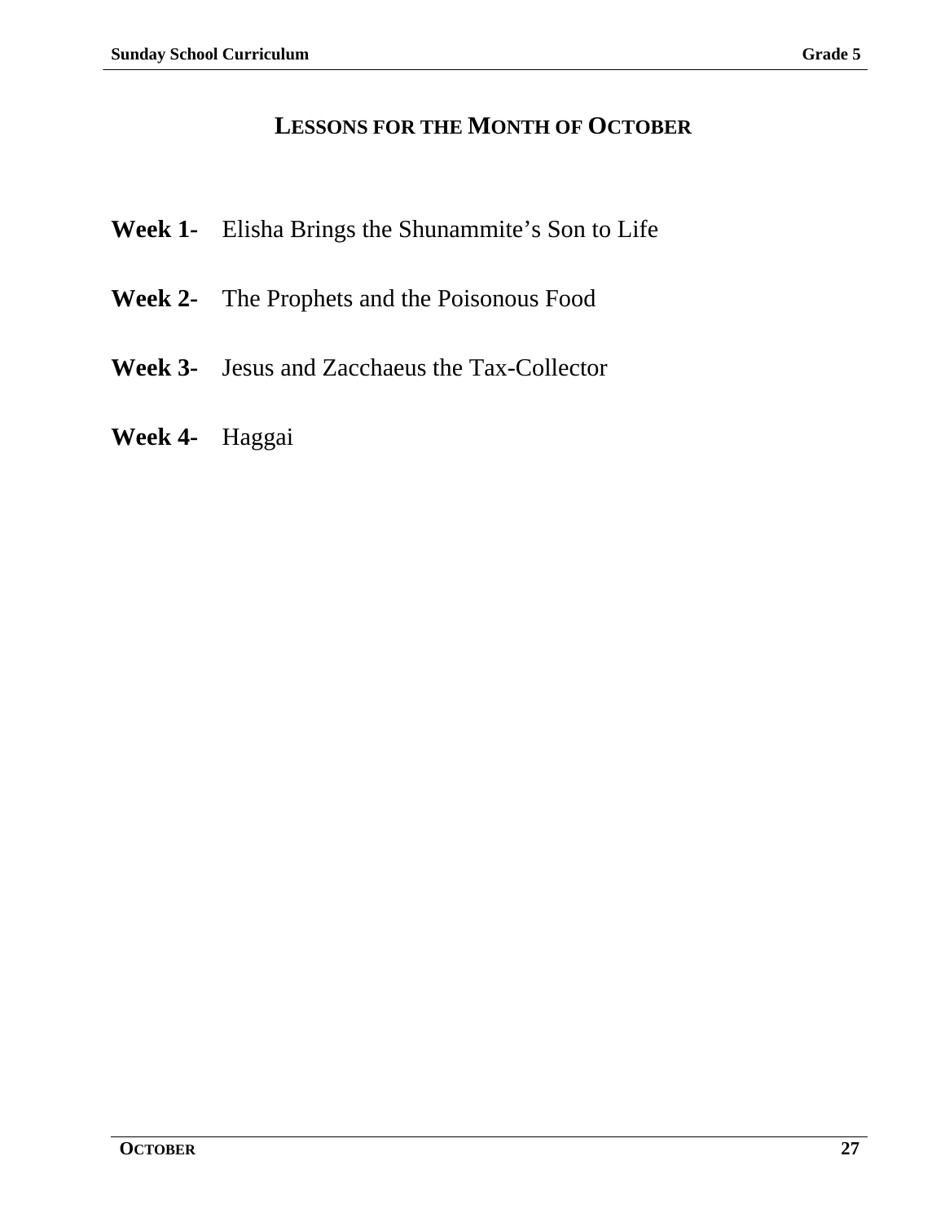# LESSONS FOR THE MONTH OF OCTOBER

**Week 1-** Elisha Brings the Shunammite's Son to Life

**Week 2-** The Prophets and the Poisonous Food

**Week 3-** Jesus and Zacchaeus the Tax-Collector

**Week 4-** Haggai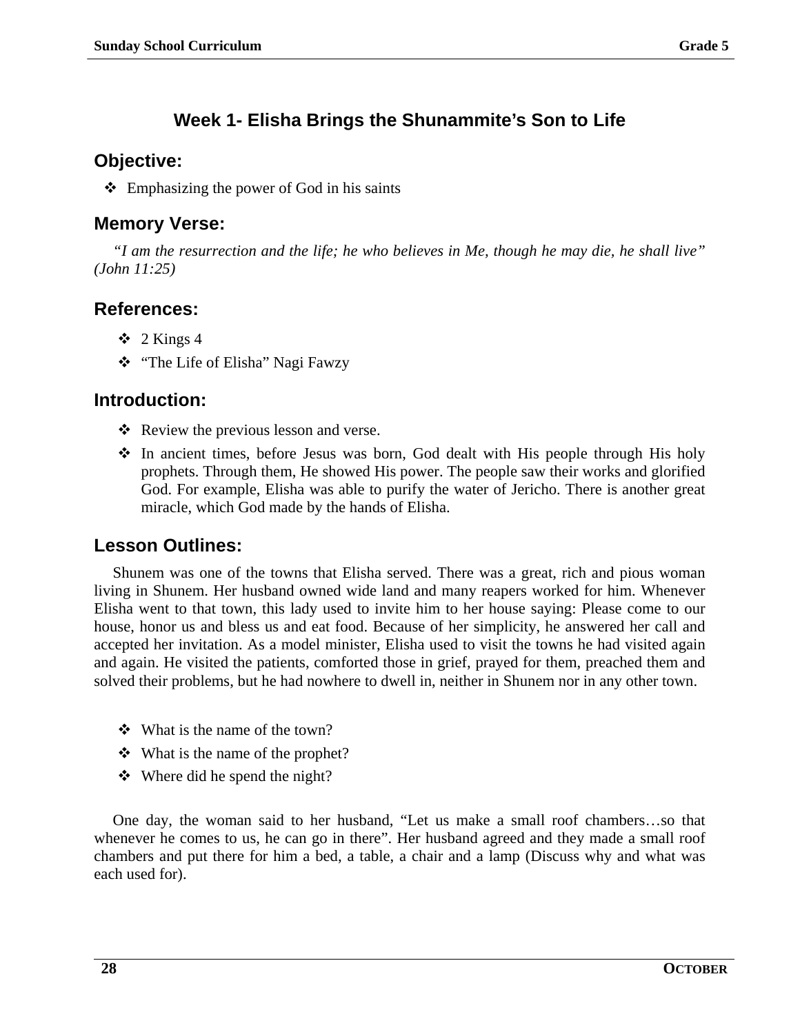## Week 1- Elisha Brings the Shunammite's Son to Life

### Objective:

- Emphasizing the power of God in his saints

### Memory Verse:

*"I am the resurrection and the life; he who believes in Me, though he may die, he shall live" (John 11:25)*

### References:

- 2 Kings 4
- "The Life of Elisha" Nagi Fawzy

### Introduction:

- Review the previous lesson and verse.
- In ancient times, before Jesus was born, God dealt with His people through His holy prophets. Through them, He showed His power. The people saw their works and glorified God. For example, Elisha was able to purify the water of Jericho. There is another great miracle, which God made by the hands of Elisha.

### Lesson Outlines:

Shunem was one of the towns that Elisha served. There was a great, rich and pious woman living in Shunem. Her husband owned wide land and many reapers worked for him. Whenever Elisha went to that town, this lady used to invite him to her house saying: Please come to our house, honor us and bless us and eat food. Because of her simplicity, he answered her call and accepted her invitation. As a model minister, Elisha used to visit the towns he had visited again and again. He visited the patients, comforted those in grief, prayed for them, preached them and solved their problems, but he had nowhere to dwell in, neither in Shunem nor in any other town.

- What is the name of the town?
- What is the name of the prophet?
- Where did he spend the night?

One day, the woman said to her husband, "Let us make a small roof chambers…so that whenever he comes to us, he can go in there". Her husband agreed and they made a small roof chambers and put there for him a bed, a table, a chair and a lamp (Discuss why and what was each used for).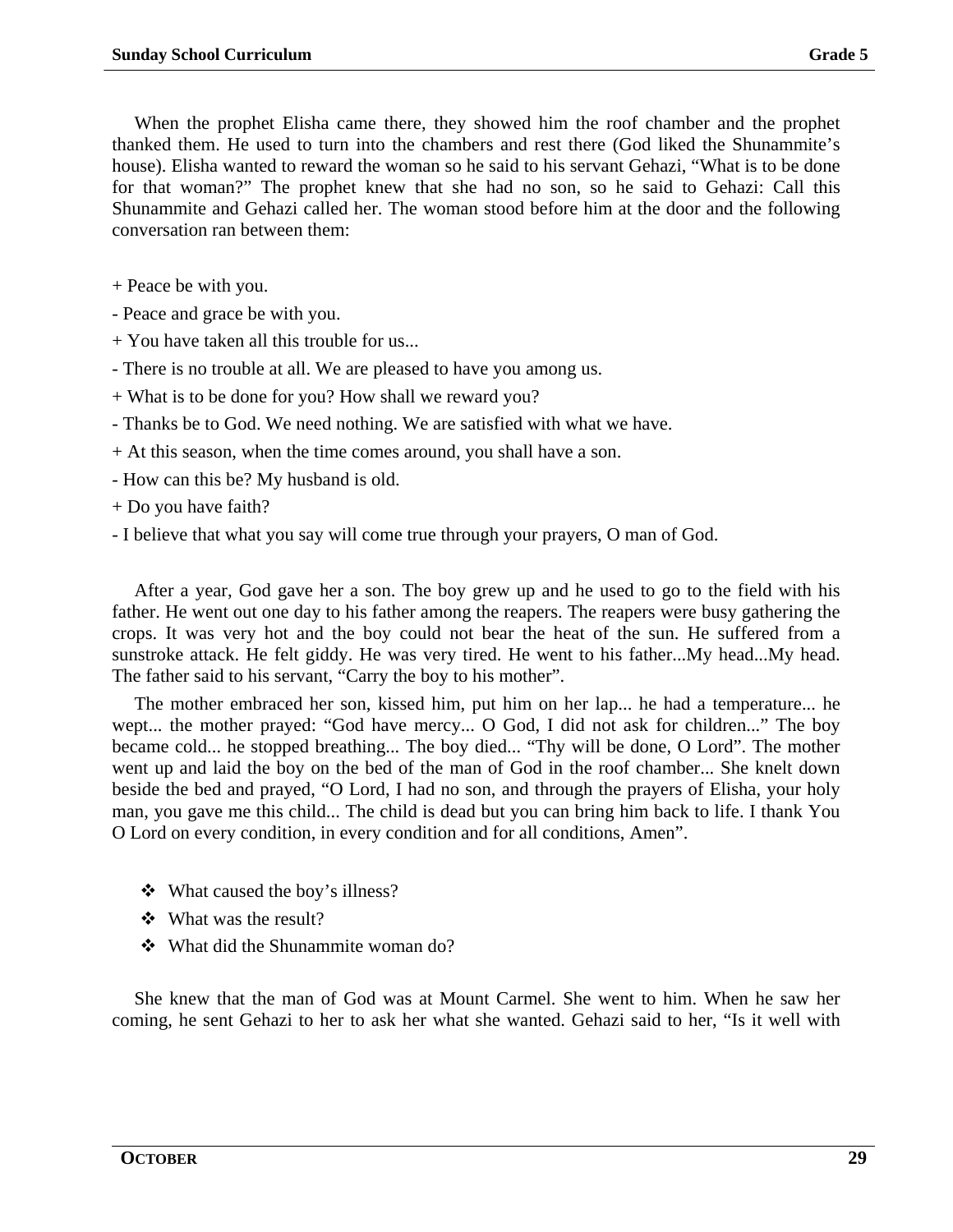When the prophet Elisha came there, they showed him the roof chamber and the prophet thanked them. He used to turn into the chambers and rest there (God liked the Shunammite's house). Elisha wanted to reward the woman so he said to his servant Gehazi, "What is to be done for that woman?" The prophet knew that she had no son, so he said to Gehazi: Call this Shunammite and Gehazi called her. The woman stood before him at the door and the following conversation ran between them:

+ Peace be with you.

- Peace and grace be with you.

+ You have taken all this trouble for us...

- There is no trouble at all. We are pleased to have you among us.

+ What is to be done for you? How shall we reward you?

- Thanks be to God. We need nothing. We are satisfied with what we have.

+ At this season, when the time comes around, you shall have a son.

- How can this be? My husband is old.

+ Do you have faith?

- I believe that what you say will come true through your prayers, O man of God.

After a year, God gave her a son. The boy grew up and he used to go to the field with his father. He went out one day to his father among the reapers. The reapers were busy gathering the crops. It was very hot and the boy could not bear the heat of the sun. He suffered from a sunstroke attack. He felt giddy. He was very tired. He went to his father...My head...My head. The father said to his servant, "Carry the boy to his mother".

The mother embraced her son, kissed him, put him on her lap... he had a temperature... he wept... the mother prayed: "God have mercy... O God, I did not ask for children..." The boy became cold... he stopped breathing... The boy died... "Thy will be done, O Lord". The mother went up and laid the boy on the bed of the man of God in the roof chamber... She knelt down beside the bed and prayed, "O Lord, I had no son, and through the prayers of Elisha, your holy man, you gave me this child... The child is dead but you can bring him back to life. I thank You O Lord on every condition, in every condition and for all conditions, Amen".

- ❖ What caused the boy's illness?
- ❖ What was the result?
- ❖ What did the Shunammite woman do?

She knew that the man of God was at Mount Carmel. She went to him. When he saw her coming, he sent Gehazi to her to ask her what she wanted. Gehazi said to her, "Is it well with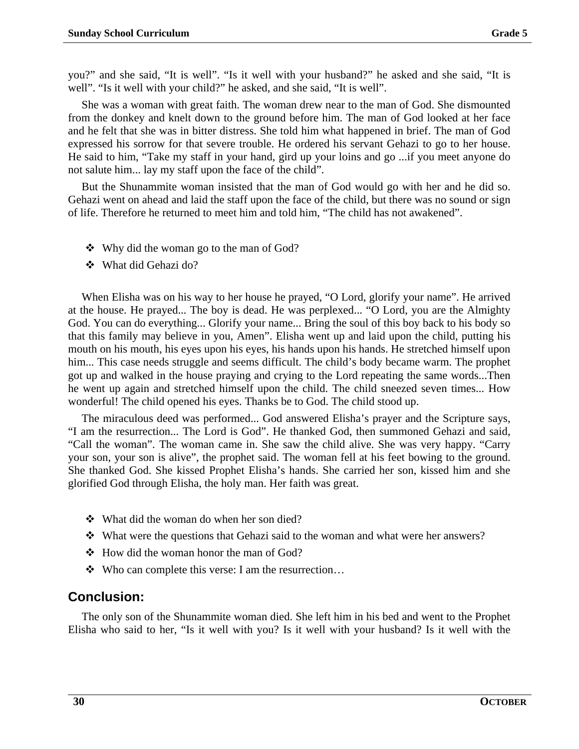you?" and she said, "It is well". "Is it well with your husband?" he asked and she said, "It is well". "Is it well with your child?" he asked, and she said, "It is well".

She was a woman with great faith. The woman drew near to the man of God. She dismounted from the donkey and knelt down to the ground before him. The man of God looked at her face and he felt that she was in bitter distress. She told him what happened in brief. The man of God expressed his sorrow for that severe trouble. He ordered his servant Gehazi to go to her house. He said to him, "Take my staff in your hand, gird up your loins and go ...if you meet anyone do not salute him... lay my staff upon the face of the child".

But the Shunammite woman insisted that the man of God would go with her and he did so. Gehazi went on ahead and laid the staff upon the face of the child, but there was no sound or sign of life. Therefore he returned to meet him and told him, "The child has not awakened".

- ❖ Why did the woman go to the man of God?
- ❖ What did Gehazi do?

When Elisha was on his way to her house he prayed, "O Lord, glorify your name". He arrived at the house. He prayed... The boy is dead. He was perplexed... "O Lord, you are the Almighty God. You can do everything... Glorify your name... Bring the soul of this boy back to his body so that this family may believe in you, Amen". Elisha went up and laid upon the child, putting his mouth on his mouth, his eyes upon his eyes, his hands upon his hands. He stretched himself upon him... This case needs struggle and seems difficult. The child's body became warm. The prophet got up and walked in the house praying and crying to the Lord repeating the same words...Then he went up again and stretched himself upon the child. The child sneezed seven times... How wonderful! The child opened his eyes. Thanks be to God. The child stood up.

The miraculous deed was performed... God answered Elisha's prayer and the Scripture says, "I am the resurrection... The Lord is God". He thanked God, then summoned Gehazi and said, "Call the woman". The woman came in. She saw the child alive. She was very happy. "Carry your son, your son is alive", the prophet said. The woman fell at his feet bowing to the ground. She thanked God. She kissed Prophet Elisha's hands. She carried her son, kissed him and she glorified God through Elisha, the holy man. Her faith was great.

- ❖ What did the woman do when her son died?
- ❖ What were the questions that Gehazi said to the woman and what were her answers?
- ❖ How did the woman honor the man of God?
- ❖ Who can complete this verse: I am the resurrection…

## Conclusion:

The only son of the Shunammite woman died. She left him in his bed and went to the Prophet Elisha who said to her, "Is it well with you? Is it well with your husband? Is it well with the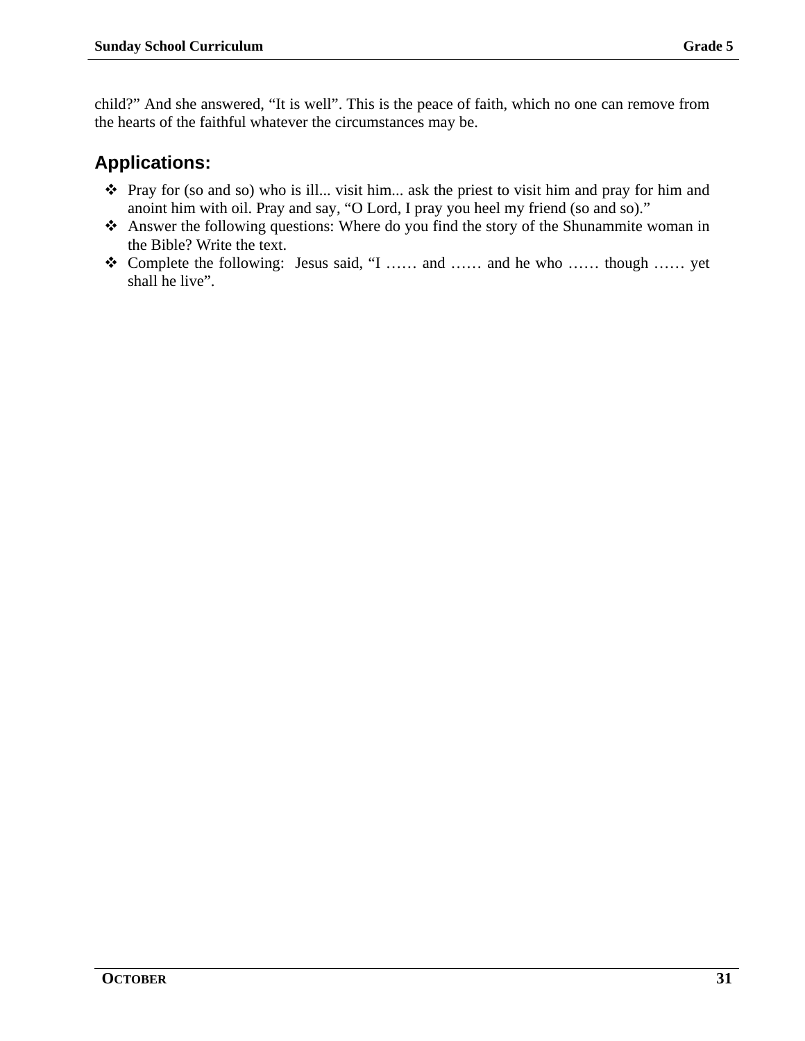child?" And she answered, "It is well". This is the peace of faith, which no one can remove from the hearts of the faithful whatever the circumstances may be.

## Applications:

- Pray for (so and so) who is ill... visit him... ask the priest to visit him and pray for him and anoint him with oil. Pray and say, "O Lord, I pray you heel my friend (so and so)."
- Answer the following questions: Where do you find the story of the Shunammite woman in the Bible? Write the text.
- Complete the following: Jesus said, "I …… and …… and he who …… though …… yet shall he live".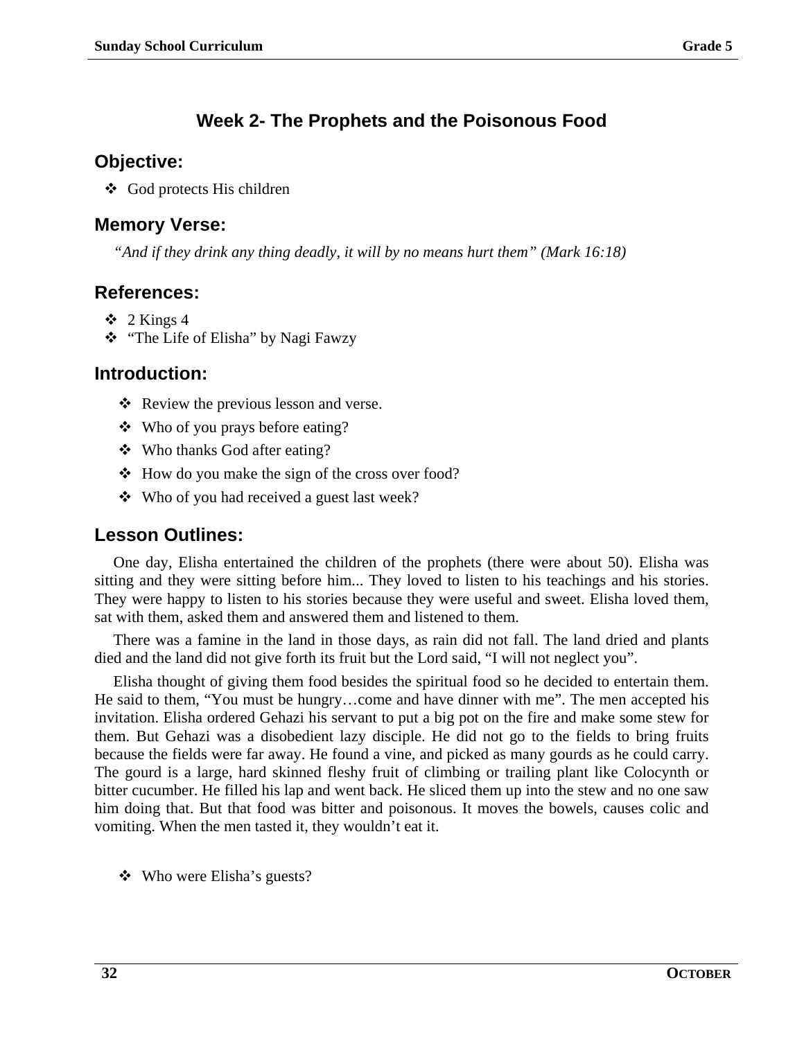## Week 2- The Prophets and the Poisonous Food

### Objective:

- God protects His children

### Memory Verse:

*"And if they drink any thing deadly, it will by no means hurt them" (Mark 16:18)*

### References:

- 2 Kings 4
- "The Life of Elisha" by Nagi Fawzy

### Introduction:

- Review the previous lesson and verse.
- Who of you prays before eating?
- Who thanks God after eating?
- How do you make the sign of the cross over food?
- Who of you had received a guest last week?

### Lesson Outlines:

One day, Elisha entertained the children of the prophets (there were about 50). Elisha was sitting and they were sitting before him... They loved to listen to his teachings and his stories. They were happy to listen to his stories because they were useful and sweet. Elisha loved them, sat with them, asked them and answered them and listened to them.

There was a famine in the land in those days, as rain did not fall. The land dried and plants died and the land did not give forth its fruit but the Lord said, "I will not neglect you".

Elisha thought of giving them food besides the spiritual food so he decided to entertain them. He said to them, "You must be hungry…come and have dinner with me". The men accepted his invitation. Elisha ordered Gehazi his servant to put a big pot on the fire and make some stew for them. But Gehazi was a disobedient lazy disciple. He did not go to the fields to bring fruits because the fields were far away. He found a vine, and picked as many gourds as he could carry. The gourd is a large, hard skinned fleshy fruit of climbing or trailing plant like Colocynth or bitter cucumber. He filled his lap and went back. He sliced them up into the stew and no one saw him doing that. But that food was bitter and poisonous. It moves the bowels, causes colic and vomiting. When the men tasted it, they wouldn't eat it.

- Who were Elisha's guests?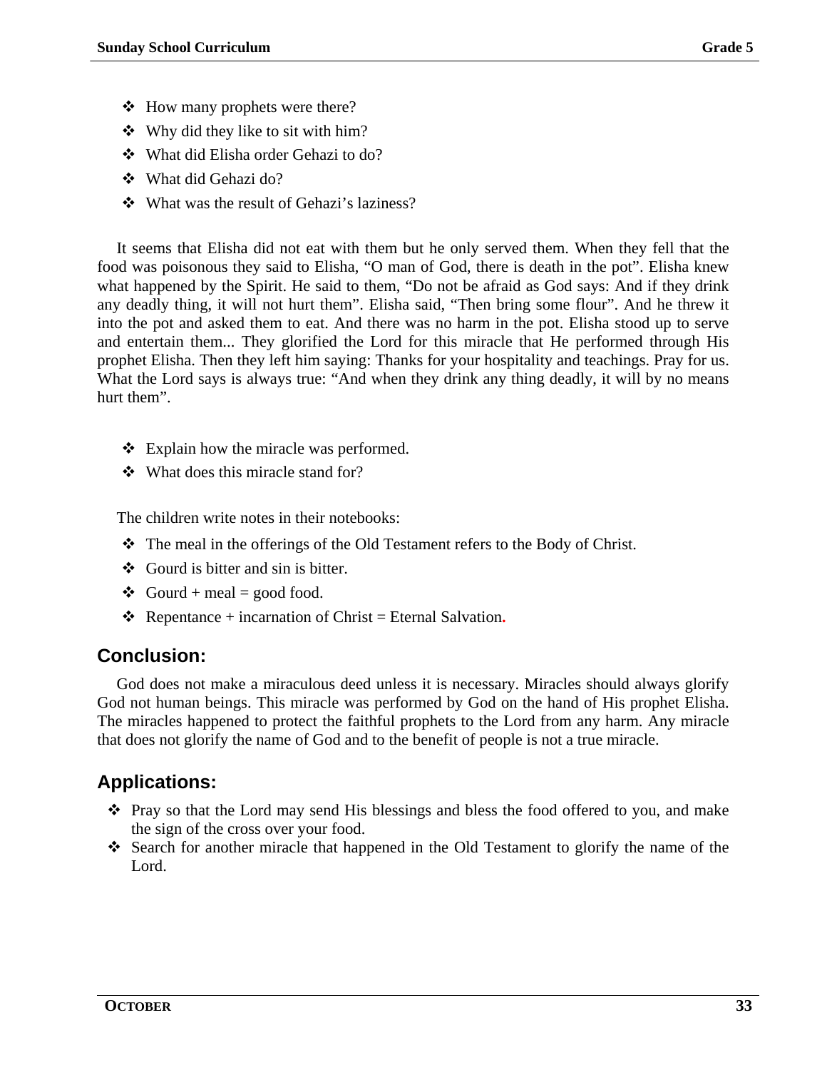- How many prophets were there?
- Why did they like to sit with him?
- What did Elisha order Gehazi to do?
- What did Gehazi do?
- What was the result of Gehazi's laziness?

It seems that Elisha did not eat with them but he only served them. When they fell that the food was poisonous they said to Elisha, "O man of God, there is death in the pot". Elisha knew what happened by the Spirit. He said to them, "Do not be afraid as God says: And if they drink any deadly thing, it will not hurt them". Elisha said, "Then bring some flour". And he threw it into the pot and asked them to eat. And there was no harm in the pot. Elisha stood up to serve and entertain them... They glorified the Lord for this miracle that He performed through His prophet Elisha. Then they left him saying: Thanks for your hospitality and teachings. Pray for us. What the Lord says is always true: "And when they drink any thing deadly, it will by no means hurt them".

- Explain how the miracle was performed.
- What does this miracle stand for?

The children write notes in their notebooks:

- The meal in the offerings of the Old Testament refers to the Body of Christ.
- Gourd is bitter and sin is bitter.
- Gourd + meal = good food.
- Repentance + incarnation of Christ = Eternal Salvation.

## Conclusion:

God does not make a miraculous deed unless it is necessary. Miracles should always glorify God not human beings. This miracle was performed by God on the hand of His prophet Elisha. The miracles happened to protect the faithful prophets to the Lord from any harm. Any miracle that does not glorify the name of God and to the benefit of people is not a true miracle.

## Applications:

- Pray so that the Lord may send His blessings and bless the food offered to you, and make the sign of the cross over your food.
- Search for another miracle that happened in the Old Testament to glorify the name of the Lord.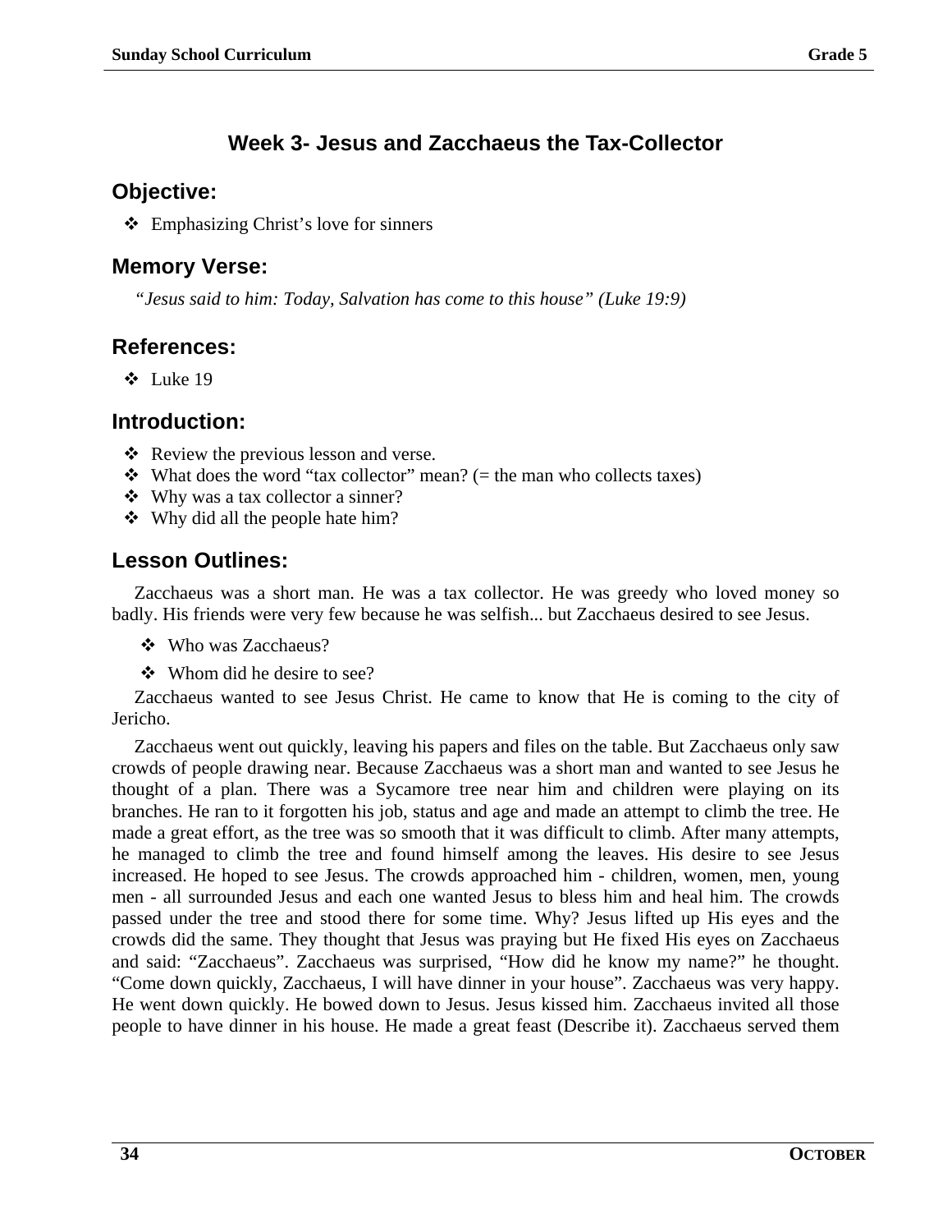## Week 3- Jesus and Zacchaeus the Tax-Collector

### Objective:

- Emphasizing Christ's love for sinners

### Memory Verse:

*"Jesus said to him: Today, Salvation has come to this house" (Luke 19:9)*

### References:

- Luke 19

### Introduction:

- Review the previous lesson and verse.
- What does the word "tax collector" mean? (= the man who collects taxes)
- Why was a tax collector a sinner?
- Why did all the people hate him?

### Lesson Outlines:

Zacchaeus was a short man. He was a tax collector. He was greedy who loved money so badly. His friends were very few because he was selfish... but Zacchaeus desired to see Jesus.

- Who was Zacchaeus?
- Whom did he desire to see?

Zacchaeus wanted to see Jesus Christ. He came to know that He is coming to the city of Jericho.

Zacchaeus went out quickly, leaving his papers and files on the table. But Zacchaeus only saw crowds of people drawing near. Because Zacchaeus was a short man and wanted to see Jesus he thought of a plan. There was a Sycamore tree near him and children were playing on its branches. He ran to it forgotten his job, status and age and made an attempt to climb the tree. He made a great effort, as the tree was so smooth that it was difficult to climb. After many attempts, he managed to climb the tree and found himself among the leaves. His desire to see Jesus increased. He hoped to see Jesus. The crowds approached him - children, women, men, young men - all surrounded Jesus and each one wanted Jesus to bless him and heal him. The crowds passed under the tree and stood there for some time. Why? Jesus lifted up His eyes and the crowds did the same. They thought that Jesus was praying but He fixed His eyes on Zacchaeus and said: "Zacchaeus". Zacchaeus was surprised, "How did he know my name?" he thought. "Come down quickly, Zacchaeus, I will have dinner in your house". Zacchaeus was very happy. He went down quickly. He bowed down to Jesus. Jesus kissed him. Zacchaeus invited all those people to have dinner in his house. He made a great feast (Describe it). Zacchaeus served them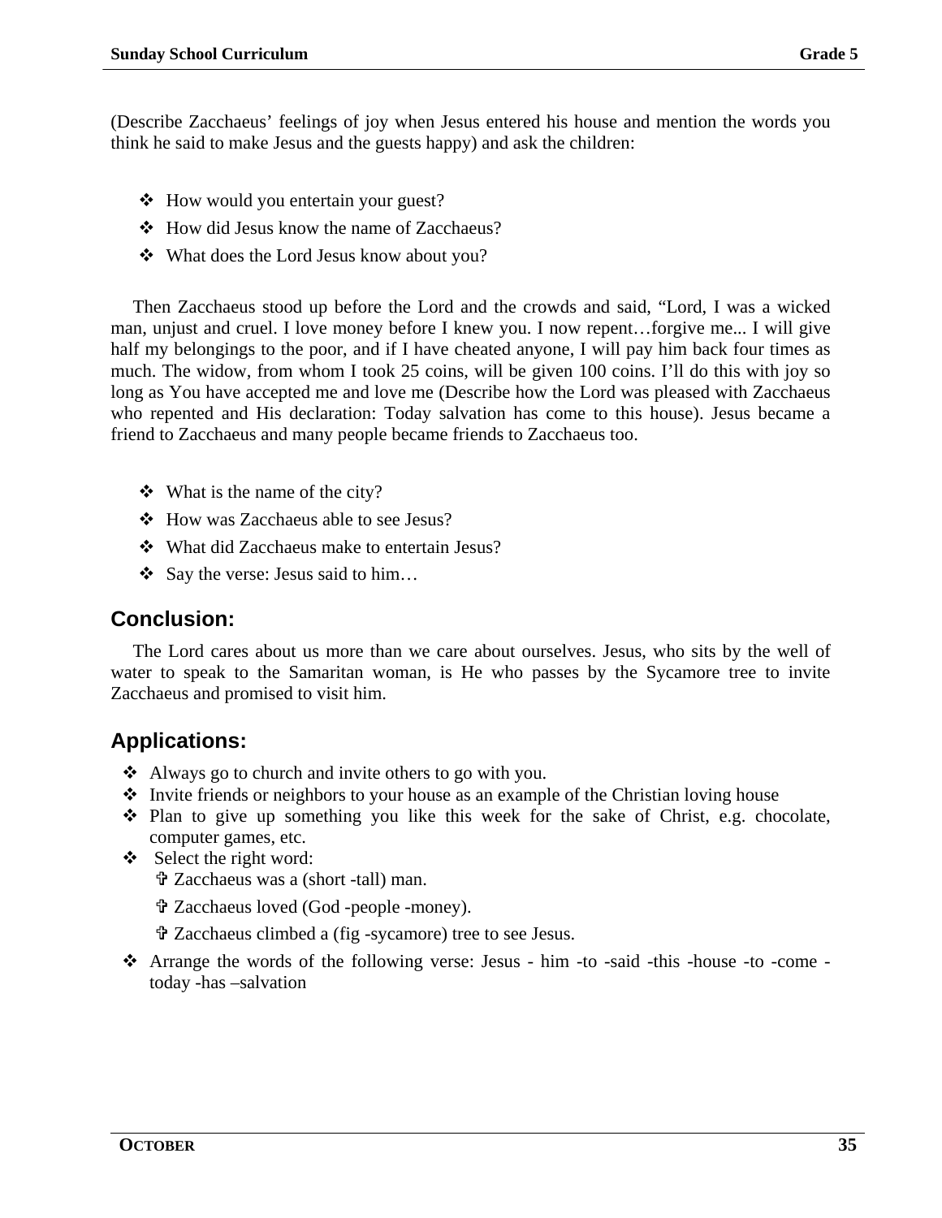(Describe Zacchaeus' feelings of joy when Jesus entered his house and mention the words you think he said to make Jesus and the guests happy) and ask the children:

- How would you entertain your guest?
- How did Jesus know the name of Zacchaeus?
- What does the Lord Jesus know about you?

Then Zacchaeus stood up before the Lord and the crowds and said, "Lord, I was a wicked man, unjust and cruel. I love money before I knew you. I now repent…forgive me... I will give half my belongings to the poor, and if I have cheated anyone, I will pay him back four times as much. The widow, from whom I took 25 coins, will be given 100 coins. I'll do this with joy so long as You have accepted me and love me (Describe how the Lord was pleased with Zacchaeus who repented and His declaration: Today salvation has come to this house). Jesus became a friend to Zacchaeus and many people became friends to Zacchaeus too.

- What is the name of the city?
- How was Zacchaeus able to see Jesus?
- What did Zacchaeus make to entertain Jesus?
- Say the verse: Jesus said to him…

## Conclusion:

The Lord cares about us more than we care about ourselves. Jesus, who sits by the well of water to speak to the Samaritan woman, is He who passes by the Sycamore tree to invite Zacchaeus and promised to visit him.

## Applications:

- Always go to church and invite others to go with you.
- Invite friends or neighbors to your house as an example of the Christian loving house
- Plan to give up something you like this week for the sake of Christ, e.g. chocolate, computer games, etc.
- Select the right word:
  - ✞ Zacchaeus was a (short -tall) man.
  - ✞ Zacchaeus loved (God -people -money).
  - ✞ Zacchaeus climbed a (fig -sycamore) tree to see Jesus.
- Arrange the words of the following verse: Jesus - him -to -said -this -house -to -come -today -has –salvation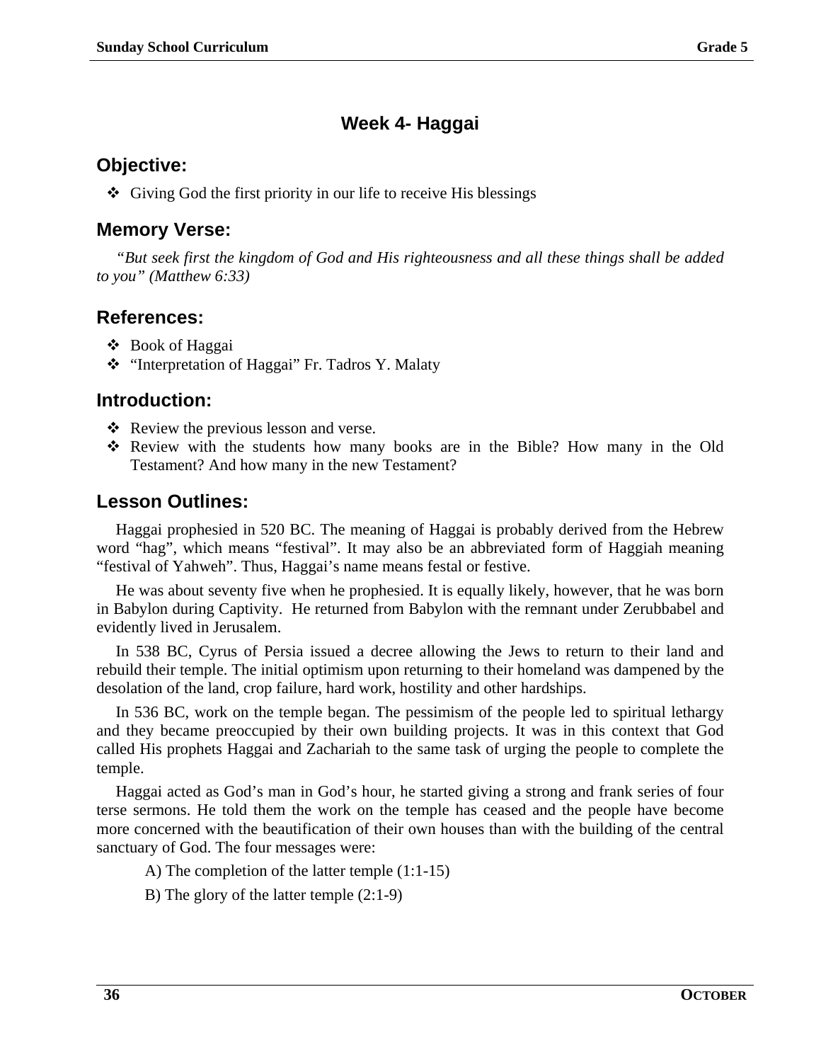# Week 4- Haggai

## Objective:

- Giving God the first priority in our life to receive His blessings

## Memory Verse:

*"But seek first the kingdom of God and His righteousness and all these things shall be added to you" (Matthew 6:33)*

## References:

- Book of Haggai
- "Interpretation of Haggai" Fr. Tadros Y. Malaty

## Introduction:

- Review the previous lesson and verse.
- Review with the students how many books are in the Bible? How many in the Old Testament? And how many in the new Testament?

## Lesson Outlines:

Haggai prophesied in 520 BC. The meaning of Haggai is probably derived from the Hebrew word "hag", which means "festival". It may also be an abbreviated form of Haggiah meaning "festival of Yahweh". Thus, Haggai's name means festal or festive.

He was about seventy five when he prophesied. It is equally likely, however, that he was born in Babylon during Captivity. He returned from Babylon with the remnant under Zerubbabel and evidently lived in Jerusalem.

In 538 BC, Cyrus of Persia issued a decree allowing the Jews to return to their land and rebuild their temple. The initial optimism upon returning to their homeland was dampened by the desolation of the land, crop failure, hard work, hostility and other hardships.

In 536 BC, work on the temple began. The pessimism of the people led to spiritual lethargy and they became preoccupied by their own building projects. It was in this context that God called His prophets Haggai and Zachariah to the same task of urging the people to complete the temple.

Haggai acted as God's man in God's hour, he started giving a strong and frank series of four terse sermons. He told them the work on the temple has ceased and the people have become more concerned with the beautification of their own houses than with the building of the central sanctuary of God. The four messages were:

A) The completion of the latter temple (1:1-15)

B) The glory of the latter temple (2:1-9)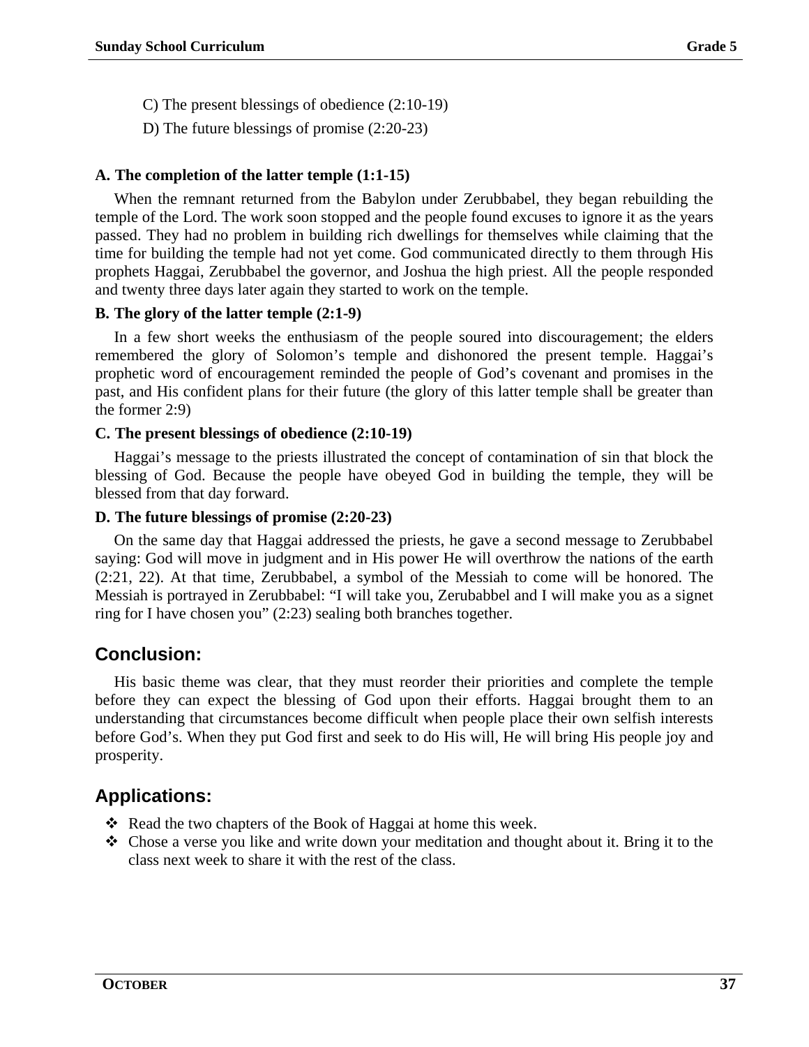C) The present blessings of obedience (2:10-19)

D) The future blessings of promise (2:20-23)

**A. The completion of the latter temple (1:1-15)**

When the remnant returned from the Babylon under Zerubbabel, they began rebuilding the temple of the Lord. The work soon stopped and the people found excuses to ignore it as the years passed. They had no problem in building rich dwellings for themselves while claiming that the time for building the temple had not yet come. God communicated directly to them through His prophets Haggai, Zerubbabel the governor, and Joshua the high priest. All the people responded and twenty three days later again they started to work on the temple.

**B. The glory of the latter temple (2:1-9)**

In a few short weeks the enthusiasm of the people soured into discouragement; the elders remembered the glory of Solomon's temple and dishonored the present temple. Haggai's prophetic word of encouragement reminded the people of God's covenant and promises in the past, and His confident plans for their future (the glory of this latter temple shall be greater than the former 2:9)

**C. The present blessings of obedience (2:10-19)**

Haggai's message to the priests illustrated the concept of contamination of sin that block the blessing of God. Because the people have obeyed God in building the temple, they will be blessed from that day forward.

**D. The future blessings of promise (2:20-23)**

On the same day that Haggai addressed the priests, he gave a second message to Zerubbabel saying: God will move in judgment and in His power He will overthrow the nations of the earth (2:21, 22). At that time, Zerubbabel, a symbol of the Messiah to come will be honored. The Messiah is portrayed in Zerubbabel: "I will take you, Zerubabbel and I will make you as a signet ring for I have chosen you" (2:23) sealing both branches together.

## Conclusion:

His basic theme was clear, that they must reorder their priorities and complete the temple before they can expect the blessing of God upon their efforts. Haggai brought them to an understanding that circumstances become difficult when people place their own selfish interests before God's. When they put God first and seek to do His will, He will bring His people joy and prosperity.

## Applications:

- Read the two chapters of the Book of Haggai at home this week.
- Chose a verse you like and write down your meditation and thought about it. Bring it to the class next week to share it with the rest of the class.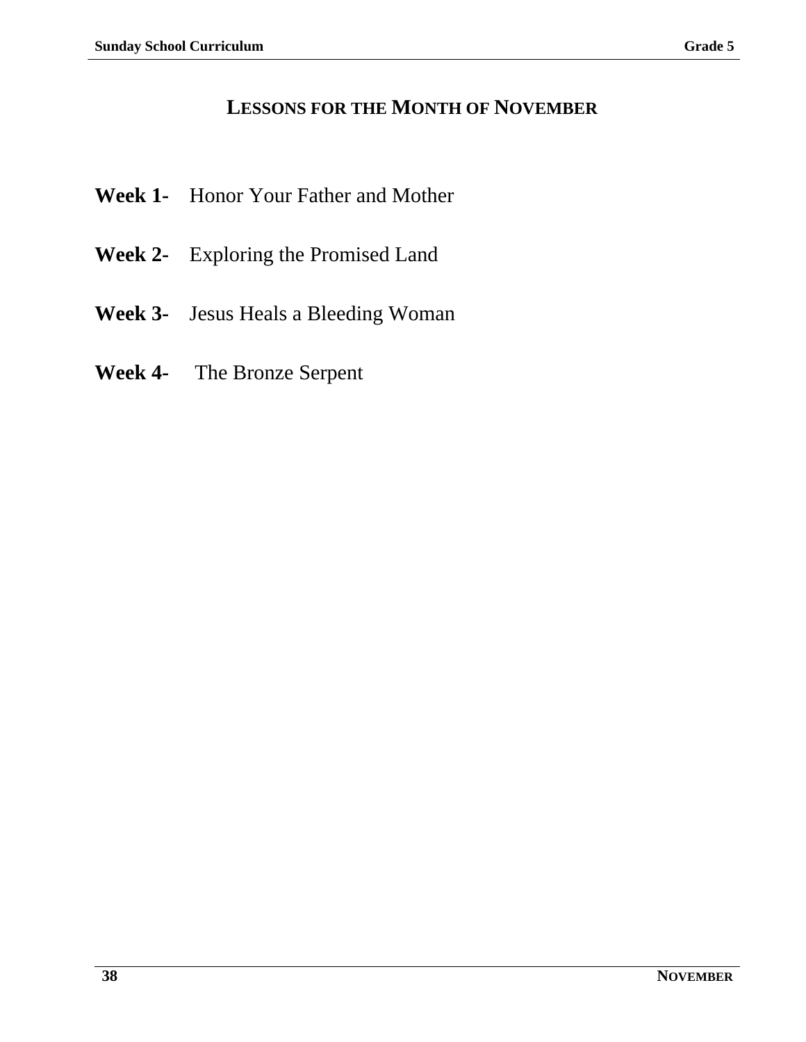# LESSONS FOR THE MONTH OF NOVEMBER

**Week 1-** Honor Your Father and Mother

**Week 2-** Exploring the Promised Land

**Week 3-** Jesus Heals a Bleeding Woman

**Week 4-** The Bronze Serpent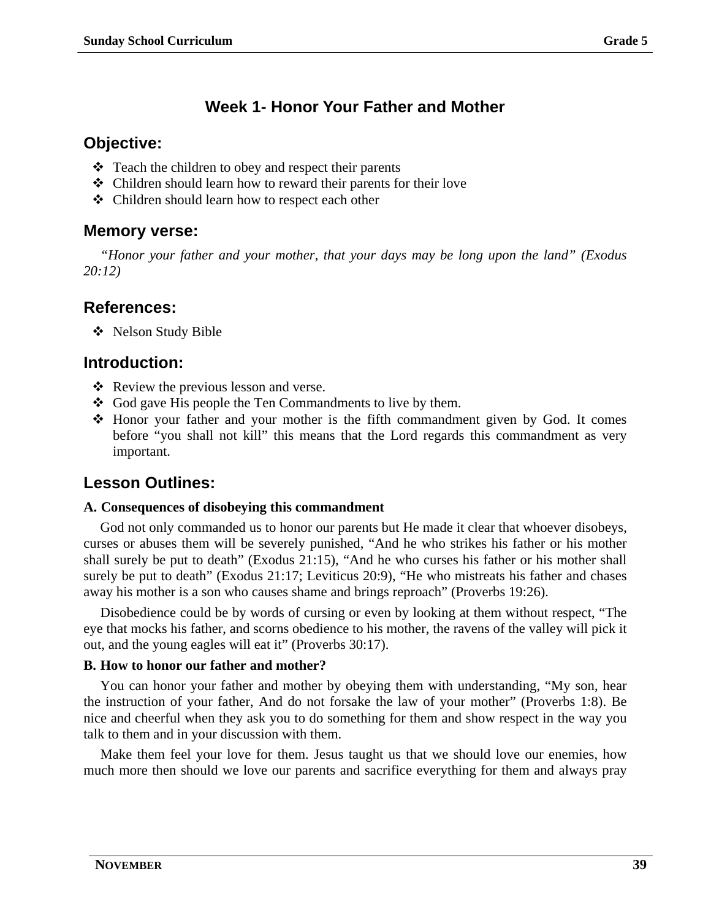## Week 1- Honor Your Father and Mother

### Objective:

- Teach the children to obey and respect their parents
- Children should learn how to reward their parents for their love
- Children should learn how to respect each other

### Memory verse:

*"Honor your father and your mother, that your days may be long upon the land" (Exodus 20:12)*

### References:

- Nelson Study Bible

### Introduction:

- Review the previous lesson and verse.
- God gave His people the Ten Commandments to live by them.
- Honor your father and your mother is the fifth commandment given by God. It comes before "you shall not kill" this means that the Lord regards this commandment as very important.

### Lesson Outlines:

**A. Consequences of disobeying this commandment**

God not only commanded us to honor our parents but He made it clear that whoever disobeys, curses or abuses them will be severely punished, "And he who strikes his father or his mother shall surely be put to death" (Exodus 21:15), "And he who curses his father or his mother shall surely be put to death" (Exodus 21:17; Leviticus 20:9), "He who mistreats his father and chases away his mother is a son who causes shame and brings reproach" (Proverbs 19:26).

Disobedience could be by words of cursing or even by looking at them without respect, "The eye that mocks his father, and scorns obedience to his mother, the ravens of the valley will pick it out, and the young eagles will eat it" (Proverbs 30:17).

**B. How to honor our father and mother?**

You can honor your father and mother by obeying them with understanding, "My son, hear the instruction of your father, And do not forsake the law of your mother" (Proverbs 1:8). Be nice and cheerful when they ask you to do something for them and show respect in the way you talk to them and in your discussion with them.

Make them feel your love for them. Jesus taught us that we should love our enemies, how much more then should we love our parents and sacrifice everything for them and always pray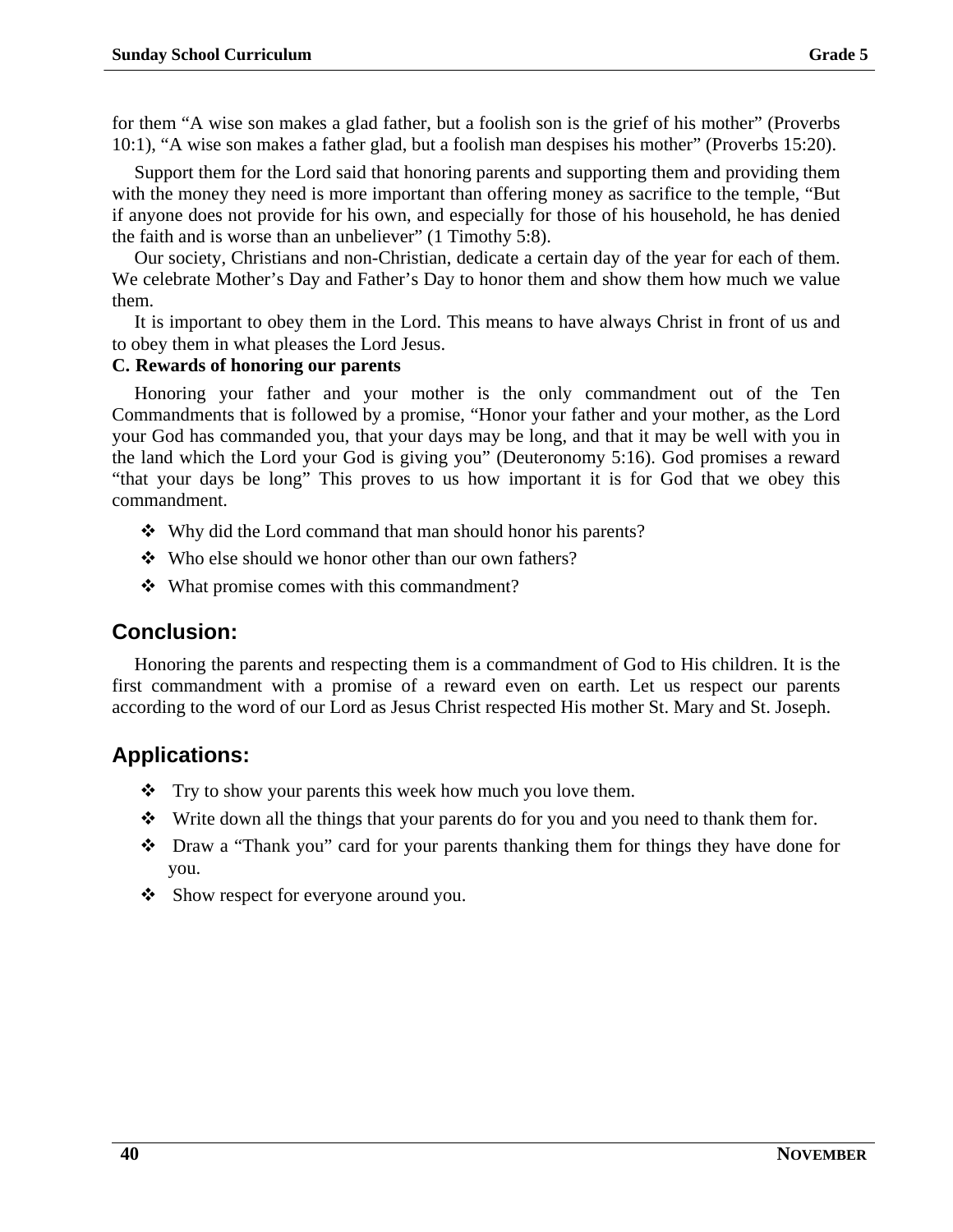for them “A wise son makes a glad father, but a foolish son is the grief of his mother” (Proverbs 10:1), “A wise son makes a father glad, but a foolish man despises his mother” (Proverbs 15:20).

Support them for the Lord said that honoring parents and supporting them and providing them with the money they need is more important than offering money as sacrifice to the temple, “But if anyone does not provide for his own, and especially for those of his household, he has denied the faith and is worse than an unbeliever” (1 Timothy 5:8).

Our society, Christians and non-Christian, dedicate a certain day of the year for each of them. We celebrate Mother’s Day and Father’s Day to honor them and show them how much we value them.

It is important to obey them in the Lord. This means to have always Christ in front of us and to obey them in what pleases the Lord Jesus.

**C. Rewards of honoring our parents**

Honoring your father and your mother is the only commandment out of the Ten Commandments that is followed by a promise, “Honor your father and your mother, as the Lord your God has commanded you, that your days may be long, and that it may be well with you in the land which the Lord your God is giving you” (Deuteronomy 5:16). God promises a reward “that your days be long” This proves to us how important it is for God that we obey this commandment.

- Why did the Lord command that man should honor his parents?
- Who else should we honor other than our own fathers?
- What promise comes with this commandment?

## Conclusion:

Honoring the parents and respecting them is a commandment of God to His children. It is the first commandment with a promise of a reward even on earth. Let us respect our parents according to the word of our Lord as Jesus Christ respected His mother St. Mary and St. Joseph.

## Applications:

- Try to show your parents this week how much you love them.
- Write down all the things that your parents do for you and you need to thank them for.
- Draw a “Thank you” card for your parents thanking them for things they have done for you.
- Show respect for everyone around you.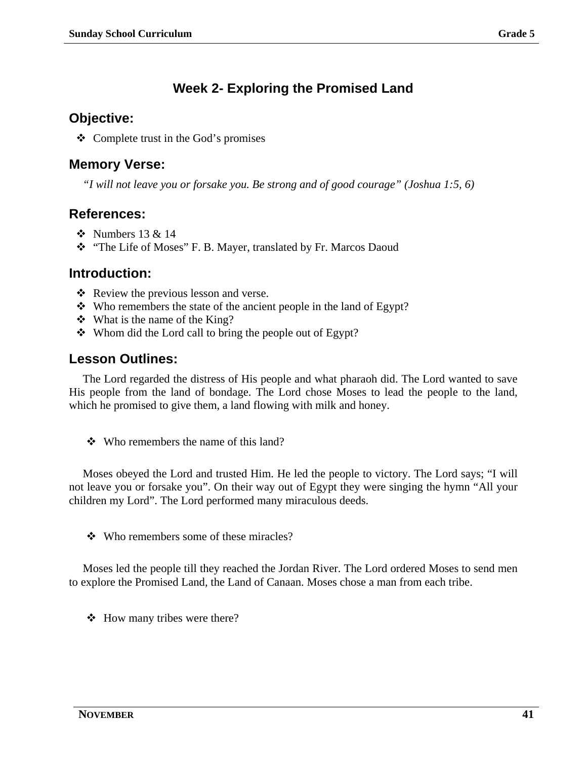# Week 2- Exploring the Promised Land

## Objective:

- Complete trust in the God's promises

## Memory Verse:

*"I will not leave you or forsake you. Be strong and of good courage" (Joshua 1:5, 6)*

## References:

- Numbers 13 & 14
- "The Life of Moses" F. B. Mayer, translated by Fr. Marcos Daoud

## Introduction:

- Review the previous lesson and verse.
- Who remembers the state of the ancient people in the land of Egypt?
- What is the name of the King?
- Whom did the Lord call to bring the people out of Egypt?

## Lesson Outlines:

The Lord regarded the distress of His people and what pharaoh did. The Lord wanted to save His people from the land of bondage. The Lord chose Moses to lead the people to the land, which he promised to give them, a land flowing with milk and honey.

- Who remembers the name of this land?

Moses obeyed the Lord and trusted Him. He led the people to victory. The Lord says; "I will not leave you or forsake you". On their way out of Egypt they were singing the hymn "All your children my Lord". The Lord performed many miraculous deeds.

- Who remembers some of these miracles?

Moses led the people till they reached the Jordan River. The Lord ordered Moses to send men to explore the Promised Land, the Land of Canaan. Moses chose a man from each tribe.

- How many tribes were there?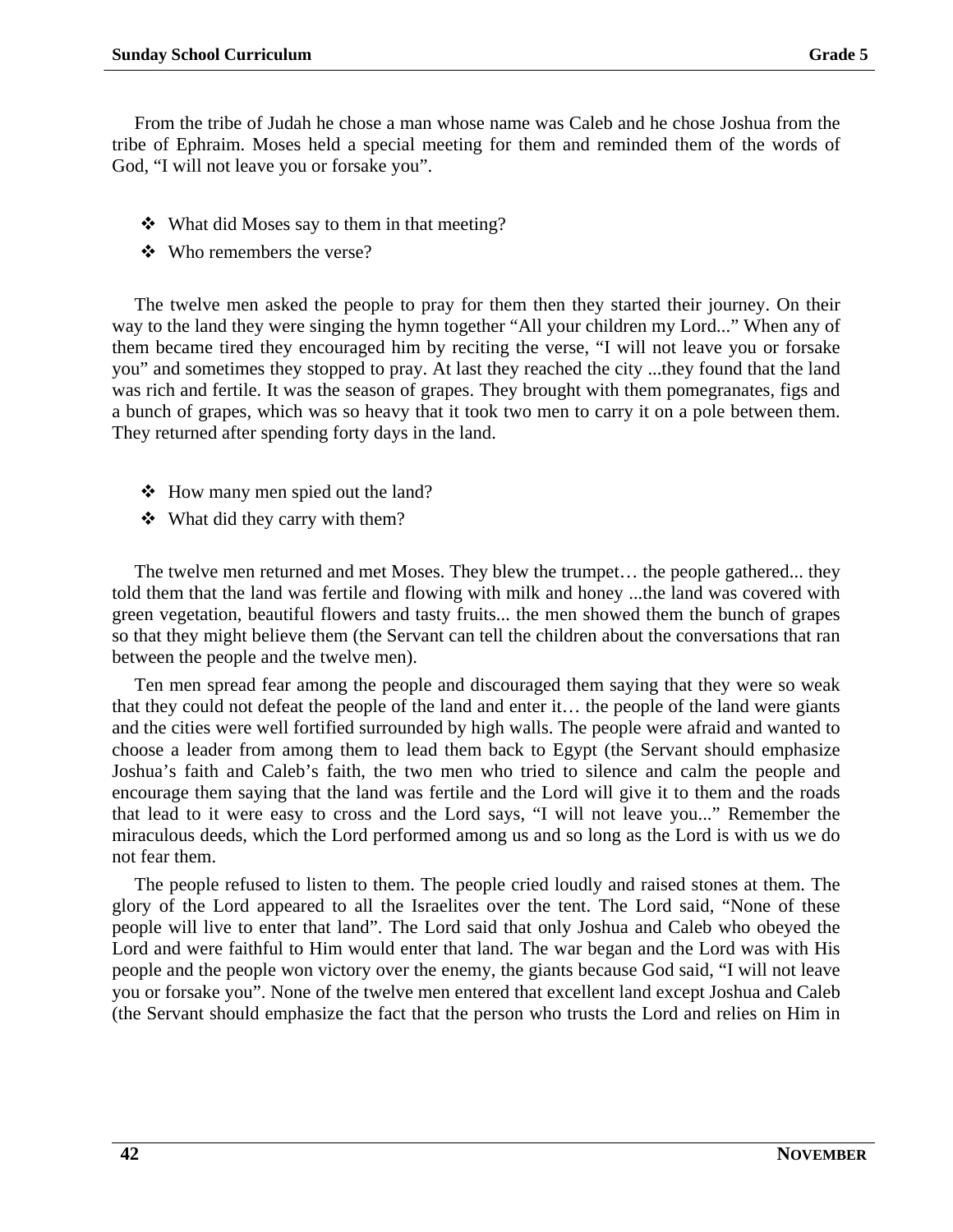From the tribe of Judah he chose a man whose name was Caleb and he chose Joshua from the tribe of Ephraim. Moses held a special meeting for them and reminded them of the words of God, “I will not leave you or forsake you”.

- What did Moses say to them in that meeting?
- Who remembers the verse?

The twelve men asked the people to pray for them then they started their journey. On their way to the land they were singing the hymn together “All your children my Lord...” When any of them became tired they encouraged him by reciting the verse, “I will not leave you or forsake you” and sometimes they stopped to pray. At last they reached the city ...they found that the land was rich and fertile. It was the season of grapes. They brought with them pomegranates, figs and a bunch of grapes, which was so heavy that it took two men to carry it on a pole between them. They returned after spending forty days in the land.

- How many men spied out the land?
- What did they carry with them?

The twelve men returned and met Moses. They blew the trumpet… the people gathered... they told them that the land was fertile and flowing with milk and honey ...the land was covered with green vegetation, beautiful flowers and tasty fruits... the men showed them the bunch of grapes so that they might believe them (the Servant can tell the children about the conversations that ran between the people and the twelve men).

Ten men spread fear among the people and discouraged them saying that they were so weak that they could not defeat the people of the land and enter it… the people of the land were giants and the cities were well fortified surrounded by high walls. The people were afraid and wanted to choose a leader from among them to lead them back to Egypt (the Servant should emphasize Joshua’s faith and Caleb’s faith, the two men who tried to silence and calm the people and encourage them saying that the land was fertile and the Lord will give it to them and the roads that lead to it were easy to cross and the Lord says, “I will not leave you...” Remember the miraculous deeds, which the Lord performed among us and so long as the Lord is with us we do not fear them.

The people refused to listen to them. The people cried loudly and raised stones at them. The glory of the Lord appeared to all the Israelites over the tent. The Lord said, “None of these people will live to enter that land”. The Lord said that only Joshua and Caleb who obeyed the Lord and were faithful to Him would enter that land. The war began and the Lord was with His people and the people won victory over the enemy, the giants because God said, “I will not leave you or forsake you”. None of the twelve men entered that excellent land except Joshua and Caleb (the Servant should emphasize the fact that the person who trusts the Lord and relies on Him in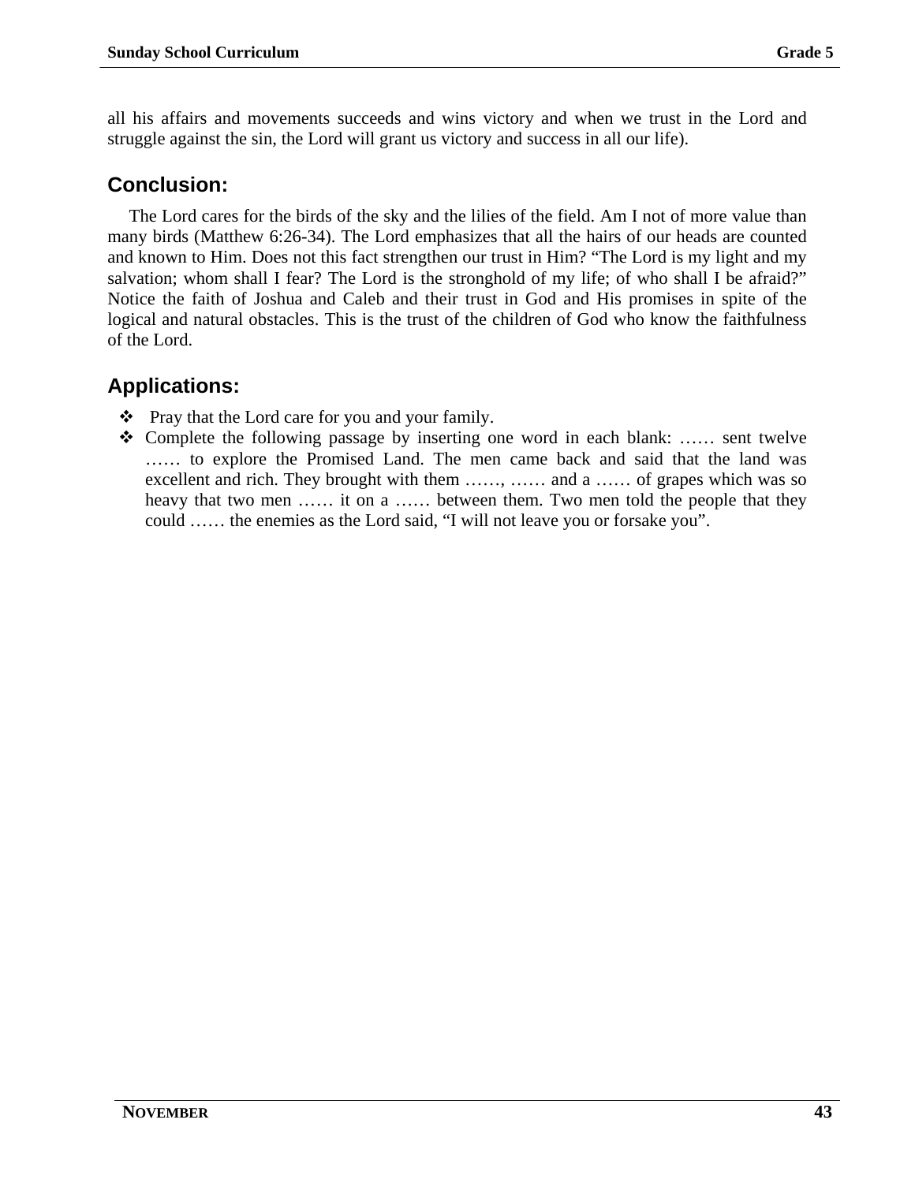all his affairs and movements succeeds and wins victory and when we trust in the Lord and struggle against the sin, the Lord will grant us victory and success in all our life).

## Conclusion:

The Lord cares for the birds of the sky and the lilies of the field. Am I not of more value than many birds (Matthew 6:26-34). The Lord emphasizes that all the hairs of our heads are counted and known to Him. Does not this fact strengthen our trust in Him? “The Lord is my light and my salvation; whom shall I fear? The Lord is the stronghold of my life; of who shall I be afraid?” Notice the faith of Joshua and Caleb and their trust in God and His promises in spite of the logical and natural obstacles. This is the trust of the children of God who know the faithfulness of the Lord.

## Applications:

- Pray that the Lord care for you and your family.
- Complete the following passage by inserting one word in each blank: …… sent twelve …… to explore the Promised Land. The men came back and said that the land was excellent and rich. They brought with them ……, …… and a …… of grapes which was so heavy that two men …… it on a …… between them. Two men told the people that they could …… the enemies as the Lord said, “I will not leave you or forsake you”.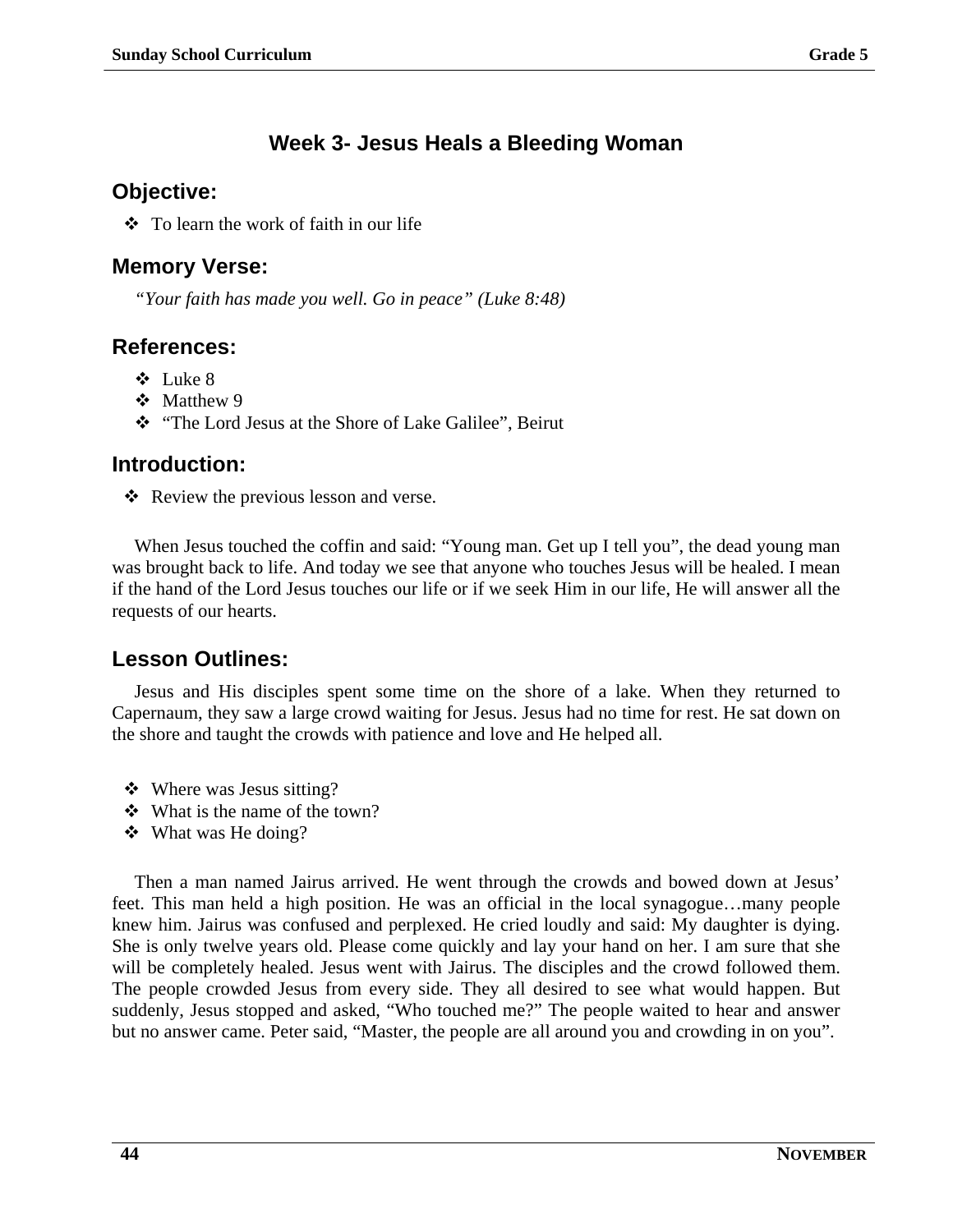## Week 3- Jesus Heals a Bleeding Woman

### Objective:

- To learn the work of faith in our life

### Memory Verse:

*"Your faith has made you well. Go in peace" (Luke 8:48)*

### References:

- Luke 8
- Matthew 9
- "The Lord Jesus at the Shore of Lake Galilee", Beirut

### Introduction:

- Review the previous lesson and verse.

When Jesus touched the coffin and said: "Young man. Get up I tell you", the dead young man was brought back to life. And today we see that anyone who touches Jesus will be healed. I mean if the hand of the Lord Jesus touches our life or if we seek Him in our life, He will answer all the requests of our hearts.

### Lesson Outlines:

Jesus and His disciples spent some time on the shore of a lake. When they returned to Capernaum, they saw a large crowd waiting for Jesus. Jesus had no time for rest. He sat down on the shore and taught the crowds with patience and love and He helped all.

- Where was Jesus sitting?
- What is the name of the town?
- What was He doing?

Then a man named Jairus arrived. He went through the crowds and bowed down at Jesus' feet. This man held a high position. He was an official in the local synagogue…many people knew him. Jairus was confused and perplexed. He cried loudly and said: My daughter is dying. She is only twelve years old. Please come quickly and lay your hand on her. I am sure that she will be completely healed. Jesus went with Jairus. The disciples and the crowd followed them. The people crowded Jesus from every side. They all desired to see what would happen. But suddenly, Jesus stopped and asked, "Who touched me?" The people waited to hear and answer but no answer came. Peter said, "Master, the people are all around you and crowding in on you".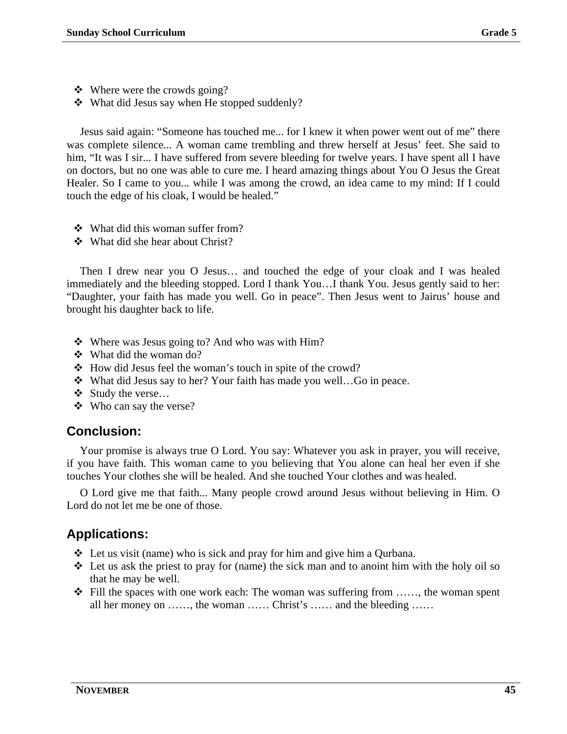- Where were the crowds going?
- What did Jesus say when He stopped suddenly?

Jesus said again: “Someone has touched me... for I knew it when power went out of me” there was complete silence... A woman came trembling and threw herself at Jesus’ feet. She said to him, “It was I sir... I have suffered from severe bleeding for twelve years. I have spent all I have on doctors, but no one was able to cure me. I heard amazing things about You O Jesus the Great Healer. So I came to you... while I was among the crowd, an idea came to my mind: If I could touch the edge of his cloak, I would be healed.”

- What did this woman suffer from?
- What did she hear about Christ?

Then I drew near you O Jesus… and touched the edge of your cloak and I was healed immediately and the bleeding stopped. Lord I thank You…I thank You. Jesus gently said to her: “Daughter, your faith has made you well. Go in peace”. Then Jesus went to Jairus’ house and brought his daughter back to life.

- Where was Jesus going to? And who was with Him?
- What did the woman do?
- How did Jesus feel the woman’s touch in spite of the crowd?
- What did Jesus say to her? Your faith has made you well…Go in peace.
- Study the verse…
- Who can say the verse?

## Conclusion:

Your promise is always true O Lord. You say: Whatever you ask in prayer, you will receive, if you have faith. This woman came to you believing that You alone can heal her even if she touches Your clothes she will be healed. And she touched Your clothes and was healed.

O Lord give me that faith... Many people crowd around Jesus without believing in Him. O Lord do not let me be one of those.

## Applications:

- Let us visit (name) who is sick and pray for him and give him a Qurbana.
- Let us ask the priest to pray for (name) the sick man and to anoint him with the holy oil so that he may be well.
- Fill the spaces with one work each: The woman was suffering from ……, the woman spent all her money on ……, the woman …… Christ’s …… and the bleeding ……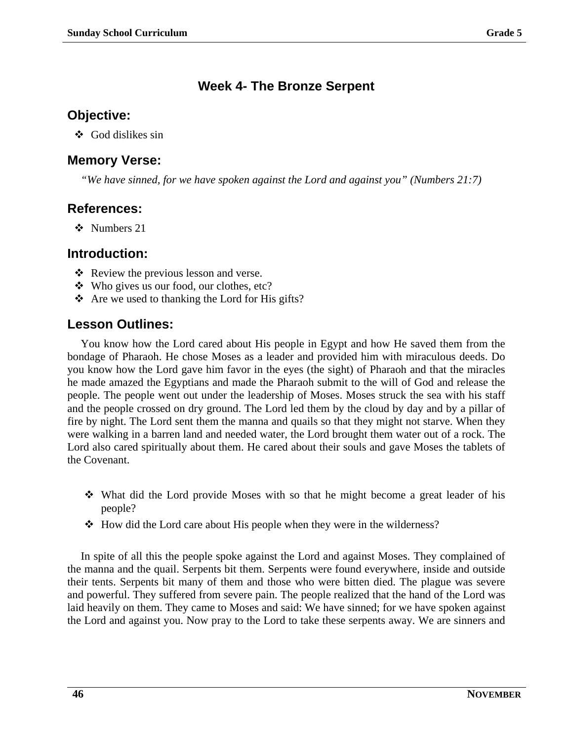# Week 4- The Bronze Serpent

## Objective:

- God dislikes sin

## Memory Verse:

*"We have sinned, for we have spoken against the Lord and against you" (Numbers 21:7)*

## References:

- Numbers 21

## Introduction:

- Review the previous lesson and verse.
- Who gives us our food, our clothes, etc?
- Are we used to thanking the Lord for His gifts?

## Lesson Outlines:

You know how the Lord cared about His people in Egypt and how He saved them from the bondage of Pharaoh. He chose Moses as a leader and provided him with miraculous deeds. Do you know how the Lord gave him favor in the eyes (the sight) of Pharaoh and that the miracles he made amazed the Egyptians and made the Pharaoh submit to the will of God and release the people. The people went out under the leadership of Moses. Moses struck the sea with his staff and the people crossed on dry ground. The Lord led them by the cloud by day and by a pillar of fire by night. The Lord sent them the manna and quails so that they might not starve. When they were walking in a barren land and needed water, the Lord brought them water out of a rock. The Lord also cared spiritually about them. He cared about their souls and gave Moses the tablets of the Covenant.

- What did the Lord provide Moses with so that he might become a great leader of his people?
- How did the Lord care about His people when they were in the wilderness?

In spite of all this the people spoke against the Lord and against Moses. They complained of the manna and the quail. Serpents bit them. Serpents were found everywhere, inside and outside their tents. Serpents bit many of them and those who were bitten died. The plague was severe and powerful. They suffered from severe pain. The people realized that the hand of the Lord was laid heavily on them. They came to Moses and said: We have sinned; for we have spoken against the Lord and against you. Now pray to the Lord to take these serpents away. We are sinners and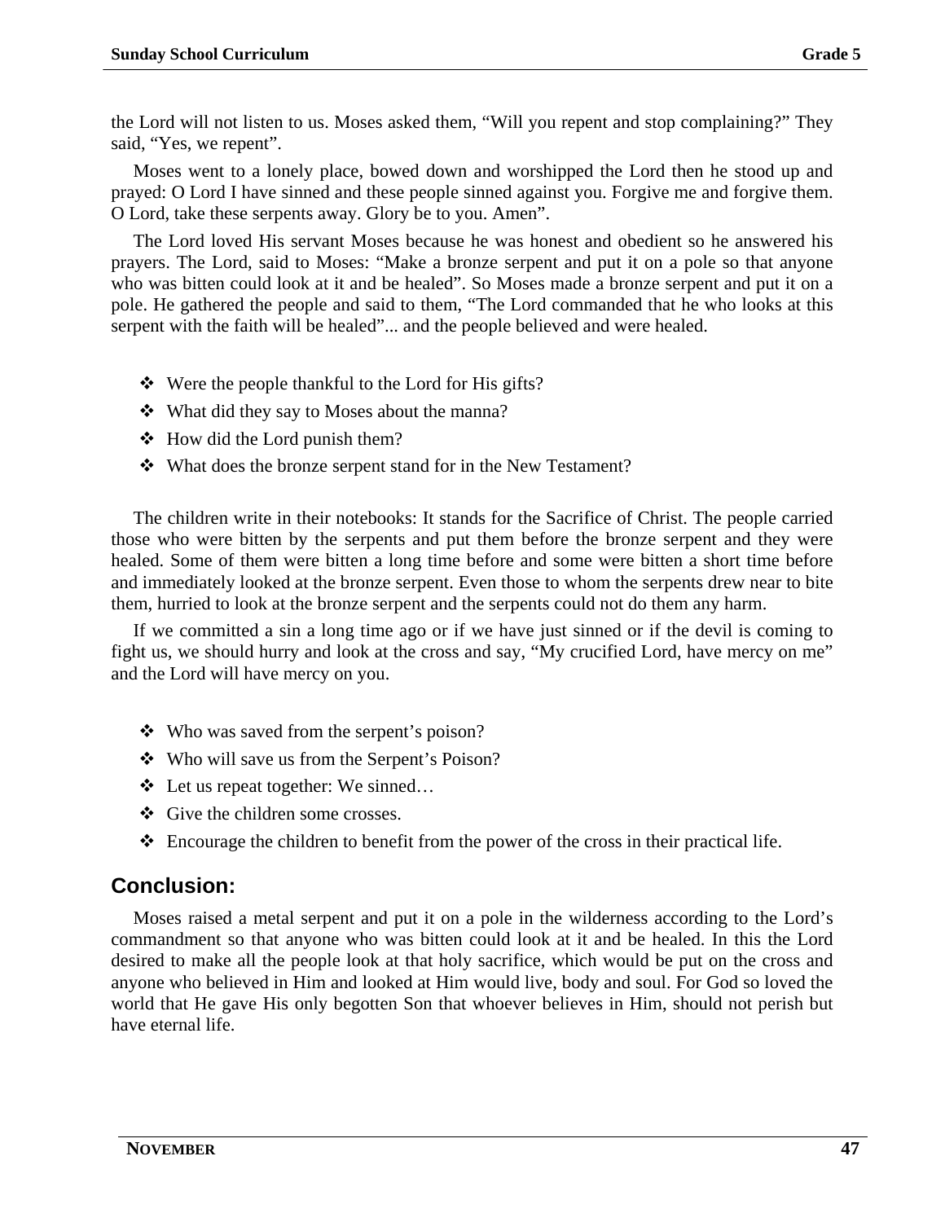the Lord will not listen to us. Moses asked them, “Will you repent and stop complaining?” They said, “Yes, we repent”.

Moses went to a lonely place, bowed down and worshipped the Lord then he stood up and prayed: O Lord I have sinned and these people sinned against you. Forgive me and forgive them. O Lord, take these serpents away. Glory be to you. Amen”.

The Lord loved His servant Moses because he was honest and obedient so he answered his prayers. The Lord, said to Moses: “Make a bronze serpent and put it on a pole so that anyone who was bitten could look at it and be healed”. So Moses made a bronze serpent and put it on a pole. He gathered the people and said to them, “The Lord commanded that he who looks at this serpent with the faith will be healed”... and the people believed and were healed.

- Were the people thankful to the Lord for His gifts?
- What did they say to Moses about the manna?
- How did the Lord punish them?
- What does the bronze serpent stand for in the New Testament?

The children write in their notebooks: It stands for the Sacrifice of Christ. The people carried those who were bitten by the serpents and put them before the bronze serpent and they were healed. Some of them were bitten a long time before and some were bitten a short time before and immediately looked at the bronze serpent. Even those to whom the serpents drew near to bite them, hurried to look at the bronze serpent and the serpents could not do them any harm.

If we committed a sin a long time ago or if we have just sinned or if the devil is coming to fight us, we should hurry and look at the cross and say, “My crucified Lord, have mercy on me” and the Lord will have mercy on you.

- Who was saved from the serpent’s poison?
- Who will save us from the Serpent’s Poison?
- Let us repeat together: We sinned…
- Give the children some crosses.
- Encourage the children to benefit from the power of the cross in their practical life.

## Conclusion:

Moses raised a metal serpent and put it on a pole in the wilderness according to the Lord’s commandment so that anyone who was bitten could look at it and be healed. In this the Lord desired to make all the people look at that holy sacrifice, which would be put on the cross and anyone who believed in Him and looked at Him would live, body and soul. For God so loved the world that He gave His only begotten Son that whoever believes in Him, should not perish but have eternal life.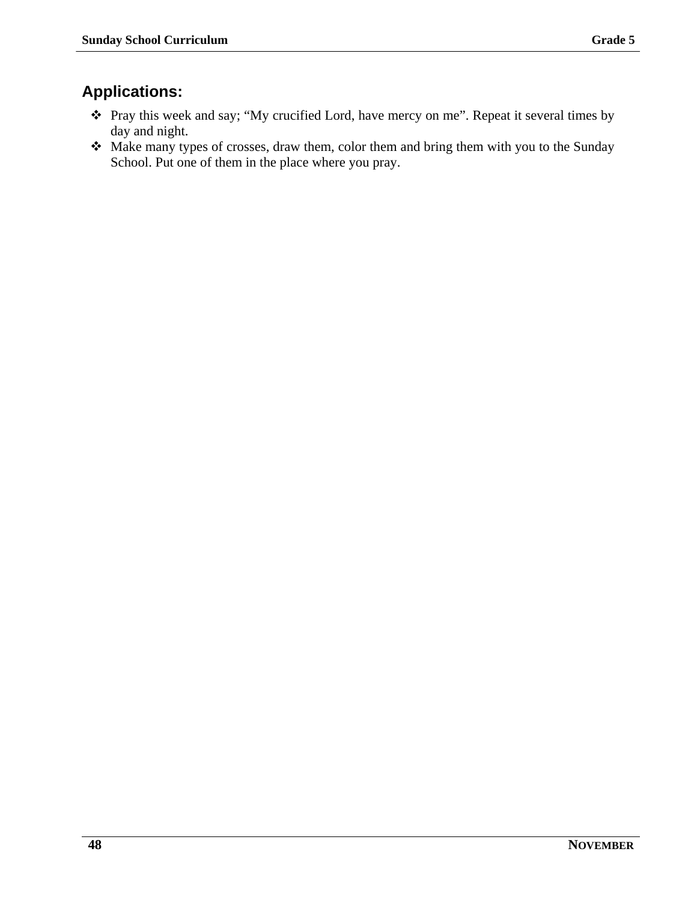## Applications:

- Pray this week and say; “My crucified Lord, have mercy on me”. Repeat it several times by day and night.
- Make many types of crosses, draw them, color them and bring them with you to the Sunday School. Put one of them in the place where you pray.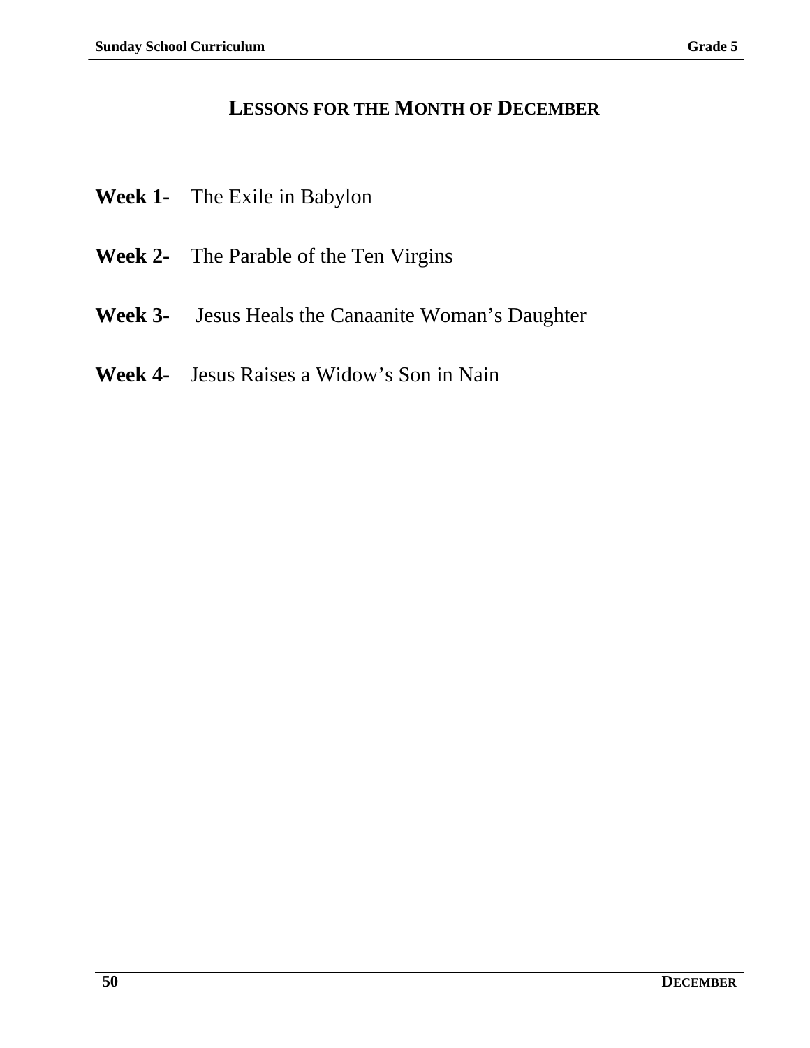# LESSONS FOR THE MONTH OF DECEMBER

**Week 1-** The Exile in Babylon

**Week 2-** The Parable of the Ten Virgins

**Week 3-** Jesus Heals the Canaanite Woman’s Daughter

**Week 4-** Jesus Raises a Widow’s Son in Nain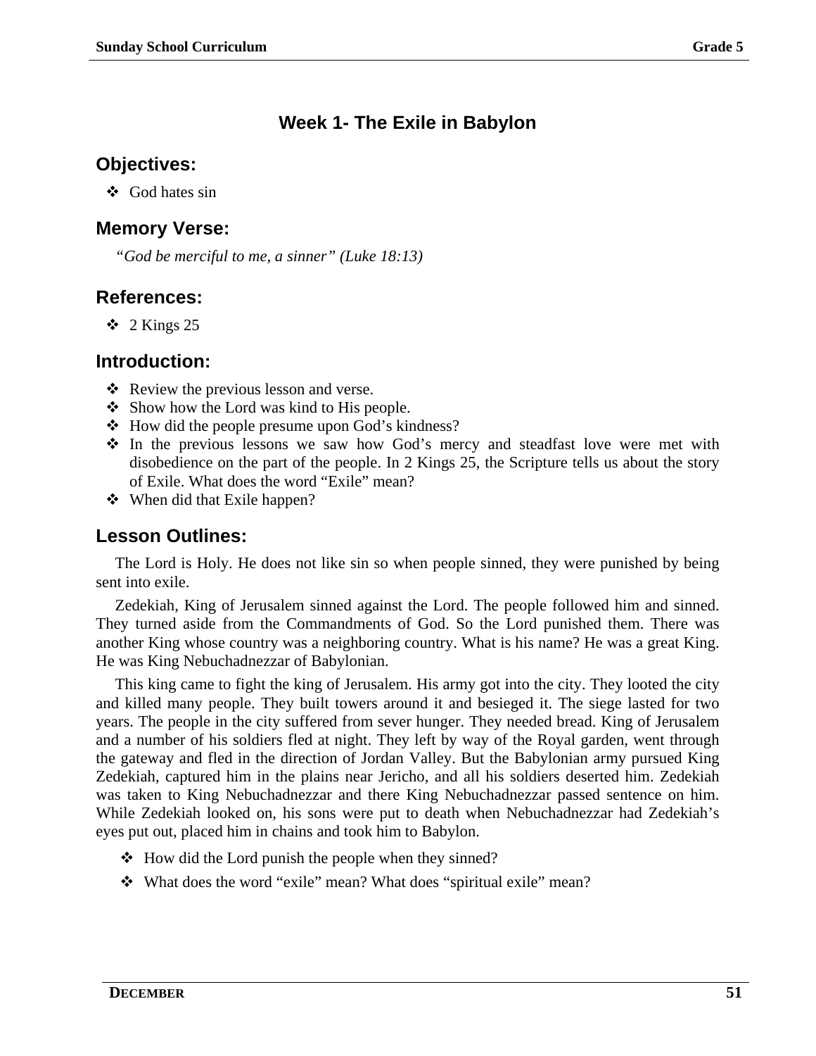# Week 1- The Exile in Babylon

## Objectives:

- God hates sin

## Memory Verse:

*"God be merciful to me, a sinner" (Luke 18:13)*

## References:

- 2 Kings 25

## Introduction:

- Review the previous lesson and verse.
- Show how the Lord was kind to His people.
- How did the people presume upon God's kindness?
- In the previous lessons we saw how God's mercy and steadfast love were met with disobedience on the part of the people. In 2 Kings 25, the Scripture tells us about the story of Exile. What does the word "Exile" mean?
- When did that Exile happen?

## Lesson Outlines:

The Lord is Holy. He does not like sin so when people sinned, they were punished by being sent into exile.

Zedekiah, King of Jerusalem sinned against the Lord. The people followed him and sinned. They turned aside from the Commandments of God. So the Lord punished them. There was another King whose country was a neighboring country. What is his name? He was a great King. He was King Nebuchadnezzar of Babylonian.

This king came to fight the king of Jerusalem. His army got into the city. They looted the city and killed many people. They built towers around it and besieged it. The siege lasted for two years. The people in the city suffered from sever hunger. They needed bread. King of Jerusalem and a number of his soldiers fled at night. They left by way of the Royal garden, went through the gateway and fled in the direction of Jordan Valley. But the Babylonian army pursued King Zedekiah, captured him in the plains near Jericho, and all his soldiers deserted him. Zedekiah was taken to King Nebuchadnezzar and there King Nebuchadnezzar passed sentence on him. While Zedekiah looked on, his sons were put to death when Nebuchadnezzar had Zedekiah's eyes put out, placed him in chains and took him to Babylon.

- How did the Lord punish the people when they sinned?
- What does the word "exile" mean? What does "spiritual exile" mean?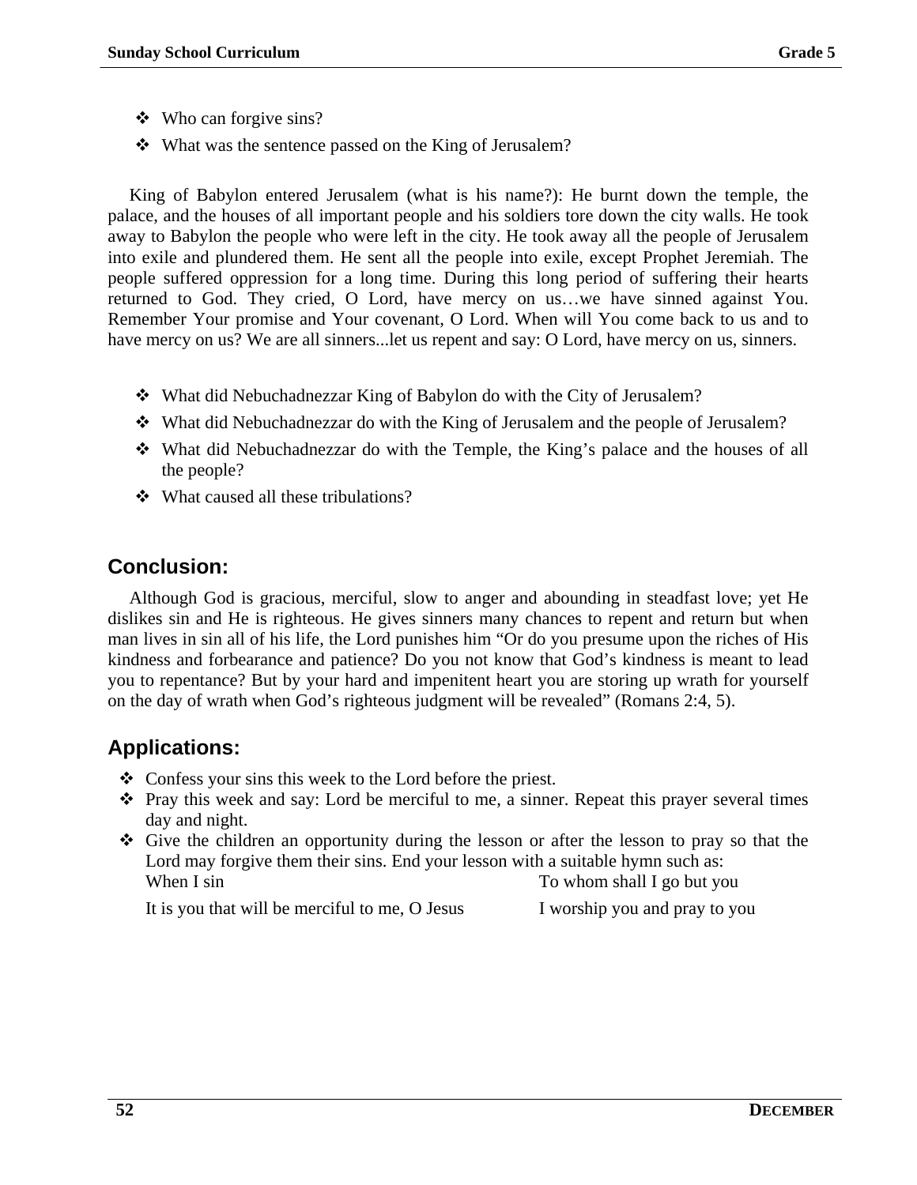- Who can forgive sins?
- What was the sentence passed on the King of Jerusalem?

King of Babylon entered Jerusalem (what is his name?): He burnt down the temple, the palace, and the houses of all important people and his soldiers tore down the city walls. He took away to Babylon the people who were left in the city. He took away all the people of Jerusalem into exile and plundered them. He sent all the people into exile, except Prophet Jeremiah. The people suffered oppression for a long time. During this long period of suffering their hearts returned to God. They cried, O Lord, have mercy on us…we have sinned against You. Remember Your promise and Your covenant, O Lord. When will You come back to us and to have mercy on us? We are all sinners...let us repent and say: O Lord, have mercy on us, sinners.

- What did Nebuchadnezzar King of Babylon do with the City of Jerusalem?
- What did Nebuchadnezzar do with the King of Jerusalem and the people of Jerusalem?
- What did Nebuchadnezzar do with the Temple, the King's palace and the houses of all the people?
- What caused all these tribulations?

## Conclusion:

Although God is gracious, merciful, slow to anger and abounding in steadfast love; yet He dislikes sin and He is righteous. He gives sinners many chances to repent and return but when man lives in sin all of his life, the Lord punishes him "Or do you presume upon the riches of His kindness and forbearance and patience? Do you not know that God's kindness is meant to lead you to repentance? But by your hard and impenitent heart you are storing up wrath for yourself on the day of wrath when God's righteous judgment will be revealed" (Romans 2:4, 5).

## Applications:

- Confess your sins this week to the Lord before the priest.
- Pray this week and say: Lord be merciful to me, a sinner. Repeat this prayer several times day and night.
- Give the children an opportunity during the lesson or after the lesson to pray so that the Lord may forgive them their sins. End your lesson with a suitable hymn such as:

  When I sin — To whom shall I go but you

  It is you that will be merciful to me, O Jesus — I worship you and pray to you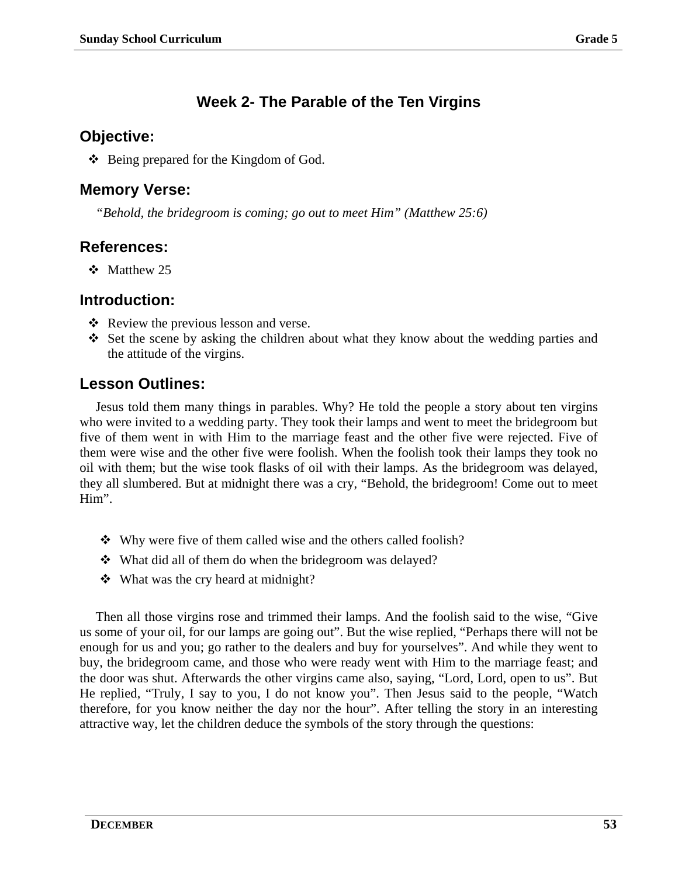## Week 2- The Parable of the Ten Virgins

### Objective:

- Being prepared for the Kingdom of God.

### Memory Verse:

*"Behold, the bridegroom is coming; go out to meet Him" (Matthew 25:6)*

### References:

- Matthew 25

### Introduction:

- Review the previous lesson and verse.
- Set the scene by asking the children about what they know about the wedding parties and the attitude of the virgins.

### Lesson Outlines:

Jesus told them many things in parables. Why? He told the people a story about ten virgins who were invited to a wedding party. They took their lamps and went to meet the bridegroom but five of them went in with Him to the marriage feast and the other five were rejected. Five of them were wise and the other five were foolish. When the foolish took their lamps they took no oil with them; but the wise took flasks of oil with their lamps. As the bridegroom was delayed, they all slumbered. But at midnight there was a cry, "Behold, the bridegroom! Come out to meet Him".

- Why were five of them called wise and the others called foolish?
- What did all of them do when the bridegroom was delayed?
- What was the cry heard at midnight?

Then all those virgins rose and trimmed their lamps. And the foolish said to the wise, "Give us some of your oil, for our lamps are going out". But the wise replied, "Perhaps there will not be enough for us and you; go rather to the dealers and buy for yourselves". And while they went to buy, the bridegroom came, and those who were ready went with Him to the marriage feast; and the door was shut. Afterwards the other virgins came also, saying, "Lord, Lord, open to us". But He replied, "Truly, I say to you, I do not know you". Then Jesus said to the people, "Watch therefore, for you know neither the day nor the hour". After telling the story in an interesting attractive way, let the children deduce the symbols of the story through the questions: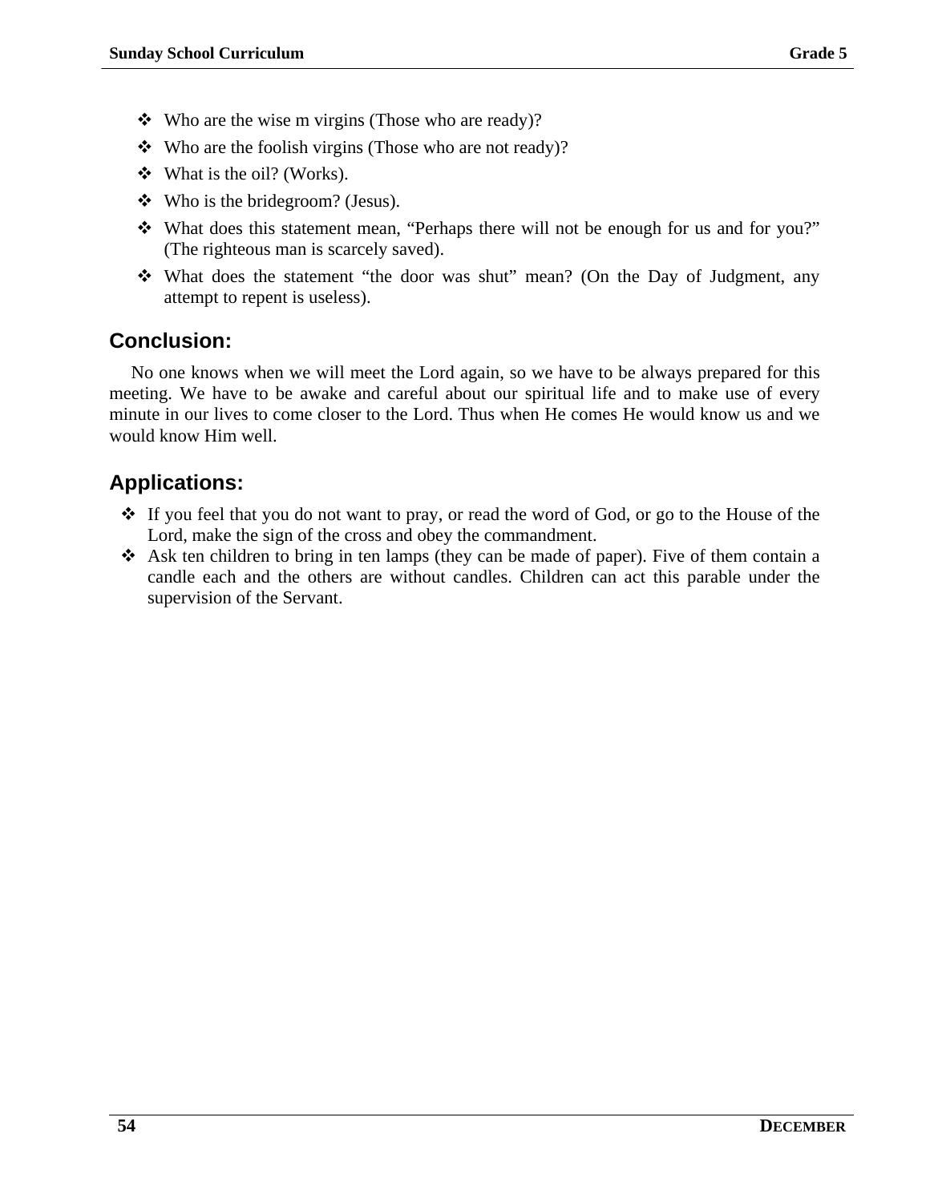- Who are the wise m virgins (Those who are ready)?
- Who are the foolish virgins (Those who are not ready)?
- What is the oil? (Works).
- Who is the bridegroom? (Jesus).
- What does this statement mean, "Perhaps there will not be enough for us and for you?" (The righteous man is scarcely saved).
- What does the statement "the door was shut" mean? (On the Day of Judgment, any attempt to repent is useless).

## Conclusion:

No one knows when we will meet the Lord again, so we have to be always prepared for this meeting. We have to be awake and careful about our spiritual life and to make use of every minute in our lives to come closer to the Lord. Thus when He comes He would know us and we would know Him well.

## Applications:

- If you feel that you do not want to pray, or read the word of God, or go to the House of the Lord, make the sign of the cross and obey the commandment.
- Ask ten children to bring in ten lamps (they can be made of paper). Five of them contain a candle each and the others are without candles. Children can act this parable under the supervision of the Servant.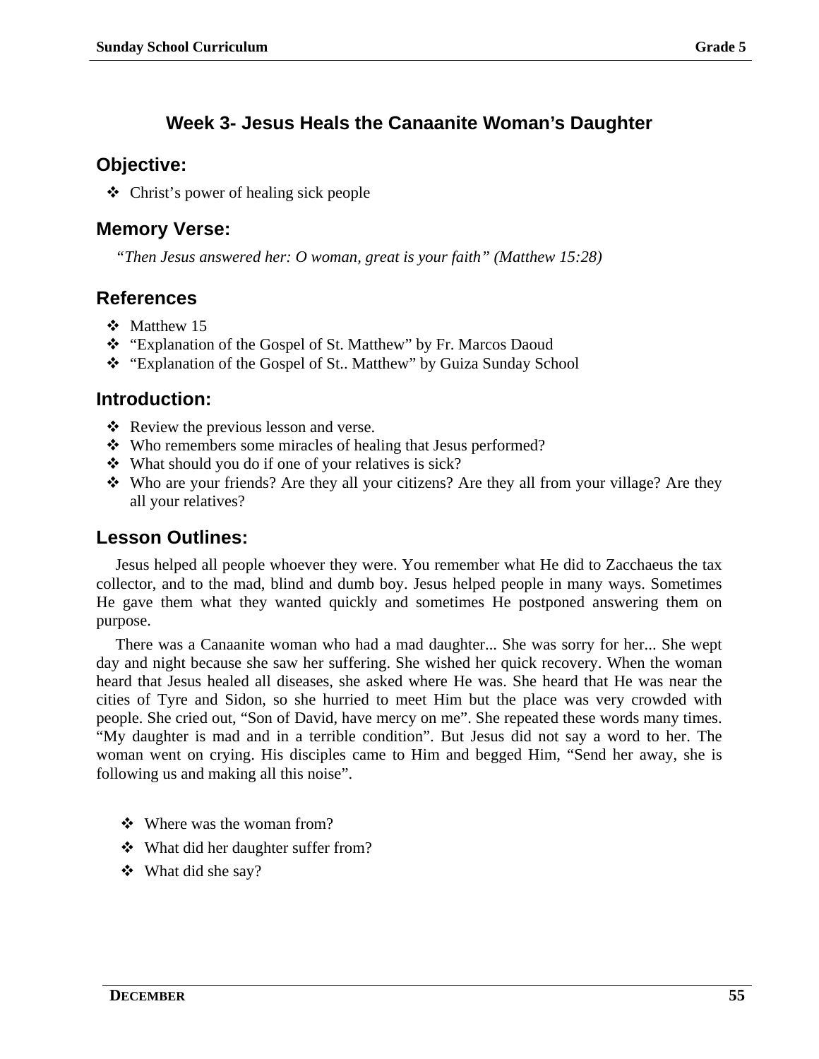## Week 3- Jesus Heals the Canaanite Woman's Daughter

### Objective:

- Christ's power of healing sick people

### Memory Verse:

*"Then Jesus answered her: O woman, great is your faith" (Matthew 15:28)*

### References

- Matthew 15
- "Explanation of the Gospel of St. Matthew" by Fr. Marcos Daoud
- "Explanation of the Gospel of St.. Matthew" by Guiza Sunday School

### Introduction:

- Review the previous lesson and verse.
- Who remembers some miracles of healing that Jesus performed?
- What should you do if one of your relatives is sick?
- Who are your friends? Are they all your citizens? Are they all from your village? Are they all your relatives?

### Lesson Outlines:

Jesus helped all people whoever they were. You remember what He did to Zacchaeus the tax collector, and to the mad, blind and dumb boy. Jesus helped people in many ways. Sometimes He gave them what they wanted quickly and sometimes He postponed answering them on purpose.

There was a Canaanite woman who had a mad daughter... She was sorry for her... She wept day and night because she saw her suffering. She wished her quick recovery. When the woman heard that Jesus healed all diseases, she asked where He was. She heard that He was near the cities of Tyre and Sidon, so she hurried to meet Him but the place was very crowded with people. She cried out, "Son of David, have mercy on me". She repeated these words many times. "My daughter is mad and in a terrible condition". But Jesus did not say a word to her. The woman went on crying. His disciples came to Him and begged Him, "Send her away, she is following us and making all this noise".

- Where was the woman from?
- What did her daughter suffer from?
- What did she say?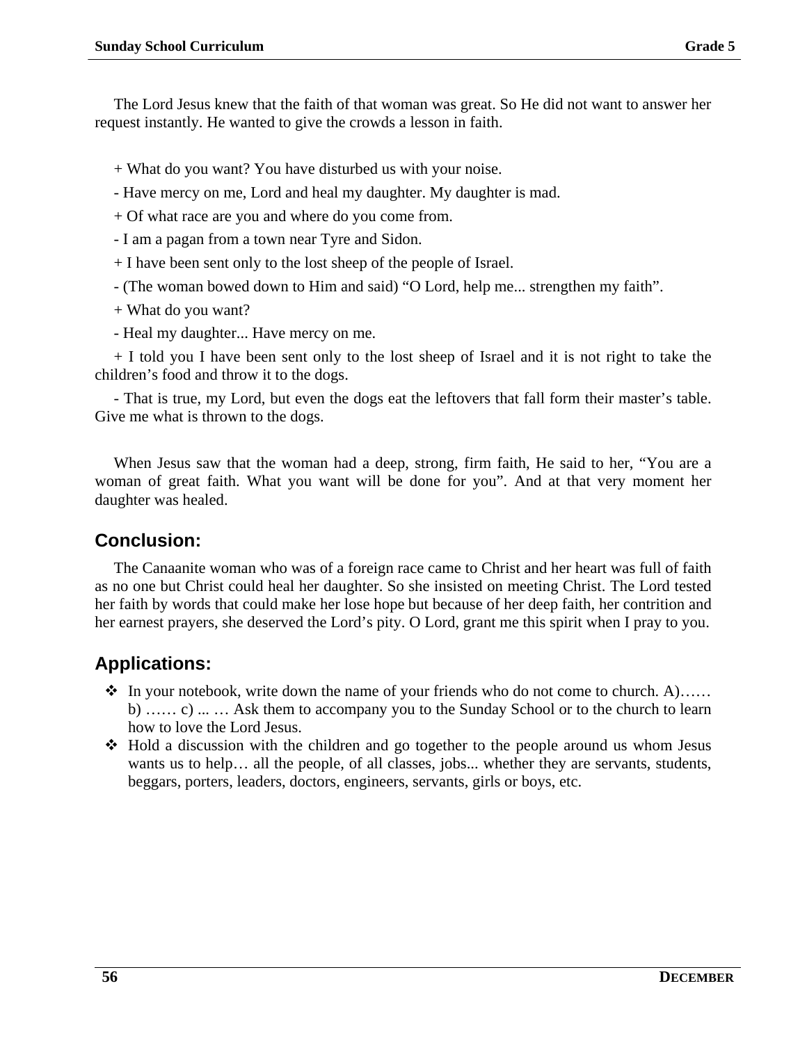The Lord Jesus knew that the faith of that woman was great. So He did not want to answer her request instantly. He wanted to give the crowds a lesson in faith.

+ What do you want? You have disturbed us with your noise.

- Have mercy on me, Lord and heal my daughter. My daughter is mad.

+ Of what race are you and where do you come from.

- I am a pagan from a town near Tyre and Sidon.

+ I have been sent only to the lost sheep of the people of Israel.

- (The woman bowed down to Him and said) “O Lord, help me... strengthen my faith”.

+ What do you want?

- Heal my daughter... Have mercy on me.

+ I told you I have been sent only to the lost sheep of Israel and it is not right to take the children’s food and throw it to the dogs.

- That is true, my Lord, but even the dogs eat the leftovers that fall form their master’s table. Give me what is thrown to the dogs.

When Jesus saw that the woman had a deep, strong, firm faith, He said to her, “You are a woman of great faith. What you want will be done for you”. And at that very moment her daughter was healed.

## Conclusion:

The Canaanite woman who was of a foreign race came to Christ and her heart was full of faith as no one but Christ could heal her daughter. So she insisted on meeting Christ. The Lord tested her faith by words that could make her lose hope but because of her deep faith, her contrition and her earnest prayers, she deserved the Lord’s pity. O Lord, grant me this spirit when I pray to you.

## Applications:

- In your notebook, write down the name of your friends who do not come to church. A)…… b) …… c) ... … Ask them to accompany you to the Sunday School or to the church to learn how to love the Lord Jesus.
- Hold a discussion with the children and go together to the people around us whom Jesus wants us to help… all the people, of all classes, jobs... whether they are servants, students, beggars, porters, leaders, doctors, engineers, servants, girls or boys, etc.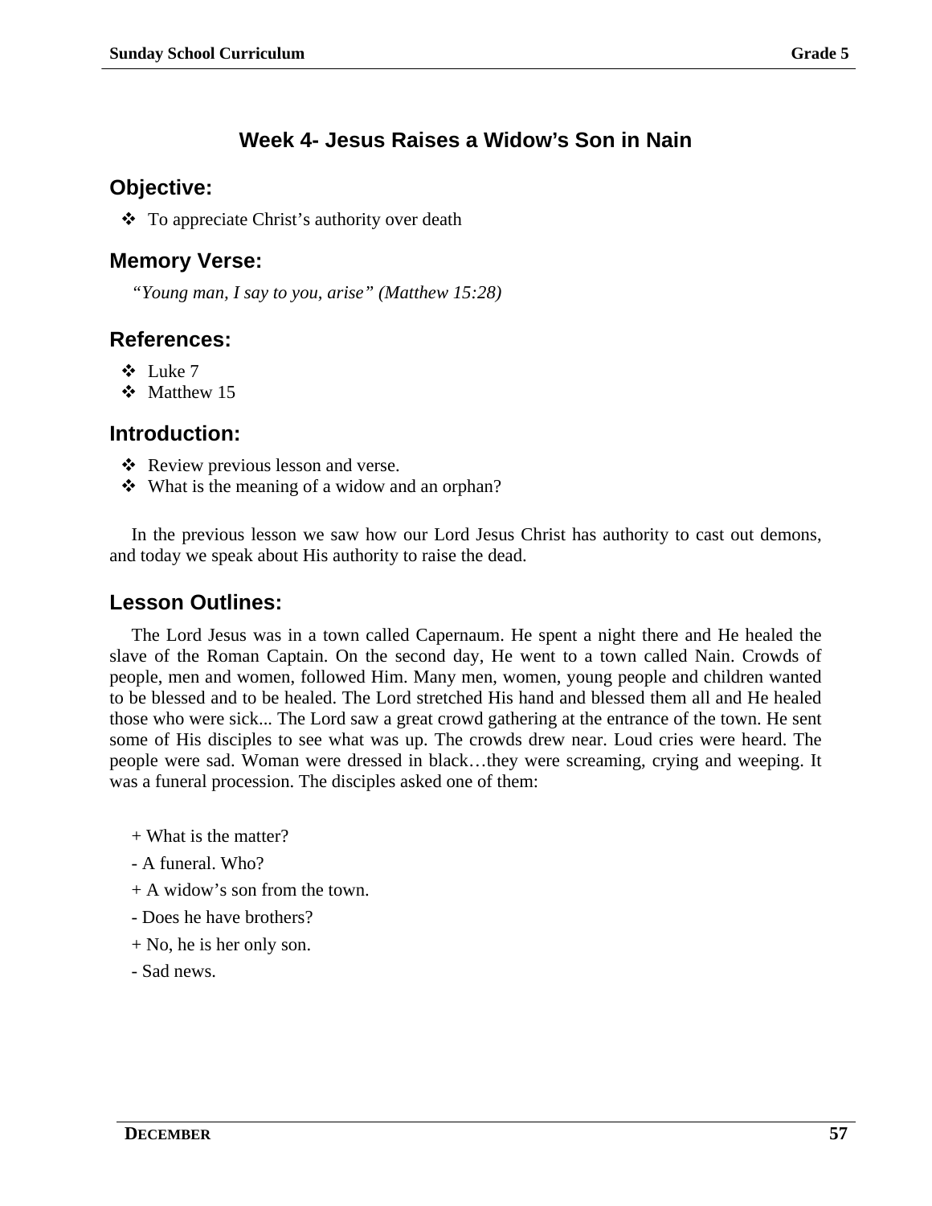## Week 4- Jesus Raises a Widow's Son in Nain

### Objective:

- To appreciate Christ's authority over death

### Memory Verse:

*"Young man, I say to you, arise" (Matthew 15:28)*

### References:

- Luke 7
- Matthew 15

### Introduction:

- Review previous lesson and verse.
- What is the meaning of a widow and an orphan?

In the previous lesson we saw how our Lord Jesus Christ has authority to cast out demons, and today we speak about His authority to raise the dead.

### Lesson Outlines:

The Lord Jesus was in a town called Capernaum. He spent a night there and He healed the slave of the Roman Captain. On the second day, He went to a town called Nain. Crowds of people, men and women, followed Him. Many men, women, young people and children wanted to be blessed and to be healed. The Lord stretched His hand and blessed them all and He healed those who were sick... The Lord saw a great crowd gathering at the entrance of the town. He sent some of His disciples to see what was up. The crowds drew near. Loud cries were heard. The people were sad. Woman were dressed in black…they were screaming, crying and weeping. It was a funeral procession. The disciples asked one of them:

+ What is the matter?

- A funeral. Who?

+ A widow's son from the town.

- Does he have brothers?

+ No, he is her only son.

- Sad news.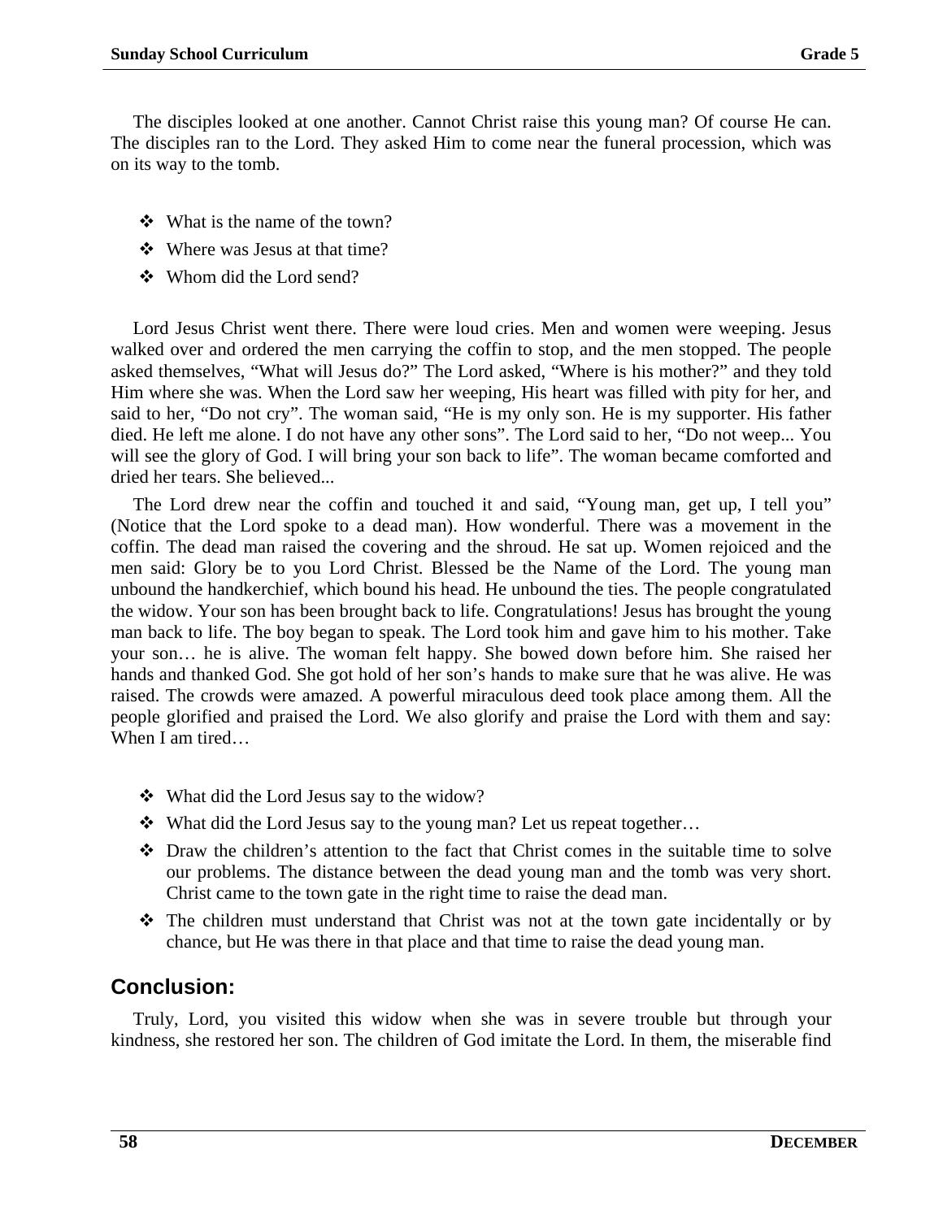The disciples looked at one another. Cannot Christ raise this young man? Of course He can. The disciples ran to the Lord. They asked Him to come near the funeral procession, which was on its way to the tomb.

- What is the name of the town?
- Where was Jesus at that time?
- Whom did the Lord send?

Lord Jesus Christ went there. There were loud cries. Men and women were weeping. Jesus walked over and ordered the men carrying the coffin to stop, and the men stopped. The people asked themselves, "What will Jesus do?" The Lord asked, "Where is his mother?" and they told Him where she was. When the Lord saw her weeping, His heart was filled with pity for her, and said to her, "Do not cry". The woman said, "He is my only son. He is my supporter. His father died. He left me alone. I do not have any other sons". The Lord said to her, "Do not weep... You will see the glory of God. I will bring your son back to life". The woman became comforted and dried her tears. She believed...

The Lord drew near the coffin and touched it and said, "Young man, get up, I tell you" (Notice that the Lord spoke to a dead man). How wonderful. There was a movement in the coffin. The dead man raised the covering and the shroud. He sat up. Women rejoiced and the men said: Glory be to you Lord Christ. Blessed be the Name of the Lord. The young man unbound the handkerchief, which bound his head. He unbound the ties. The people congratulated the widow. Your son has been brought back to life. Congratulations! Jesus has brought the young man back to life. The boy began to speak. The Lord took him and gave him to his mother. Take your son… he is alive. The woman felt happy. She bowed down before him. She raised her hands and thanked God. She got hold of her son's hands to make sure that he was alive. He was raised. The crowds were amazed. A powerful miraculous deed took place among them. All the people glorified and praised the Lord. We also glorify and praise the Lord with them and say: When I am tired…

- What did the Lord Jesus say to the widow?
- What did the Lord Jesus say to the young man? Let us repeat together…
- Draw the children's attention to the fact that Christ comes in the suitable time to solve our problems. The distance between the dead young man and the tomb was very short. Christ came to the town gate in the right time to raise the dead man.
- The children must understand that Christ was not at the town gate incidentally or by chance, but He was there in that place and that time to raise the dead young man.

## Conclusion:

Truly, Lord, you visited this widow when she was in severe trouble but through your kindness, she restored her son. The children of God imitate the Lord. In them, the miserable find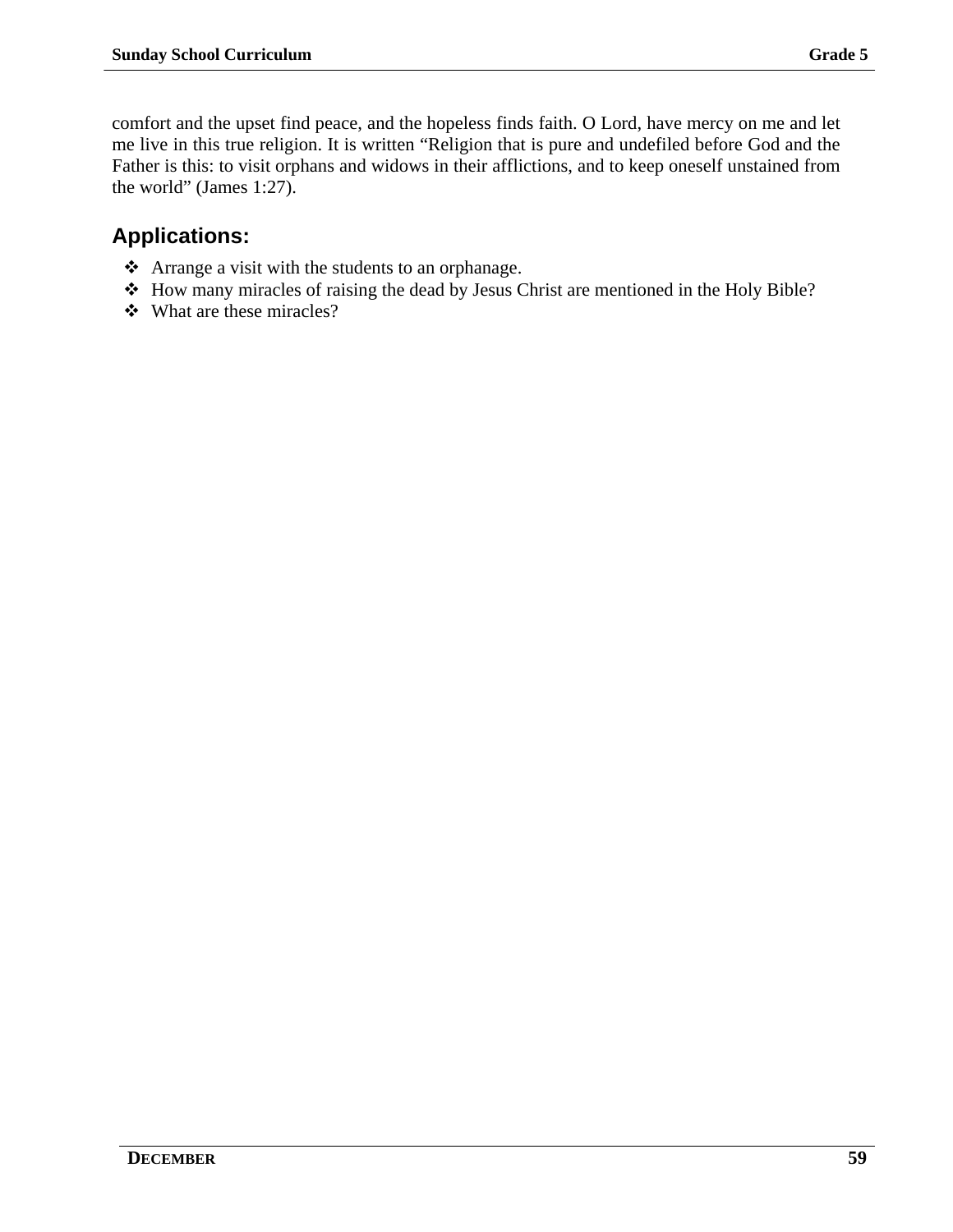comfort and the upset find peace, and the hopeless finds faith. O Lord, have mercy on me and let me live in this true religion. It is written “Religion that is pure and undefiled before God and the Father is this: to visit orphans and widows in their afflictions, and to keep oneself unstained from the world” (James 1:27).

## Applications:

- Arrange a visit with the students to an orphanage.
- How many miracles of raising the dead by Jesus Christ are mentioned in the Holy Bible?
- What are these miracles?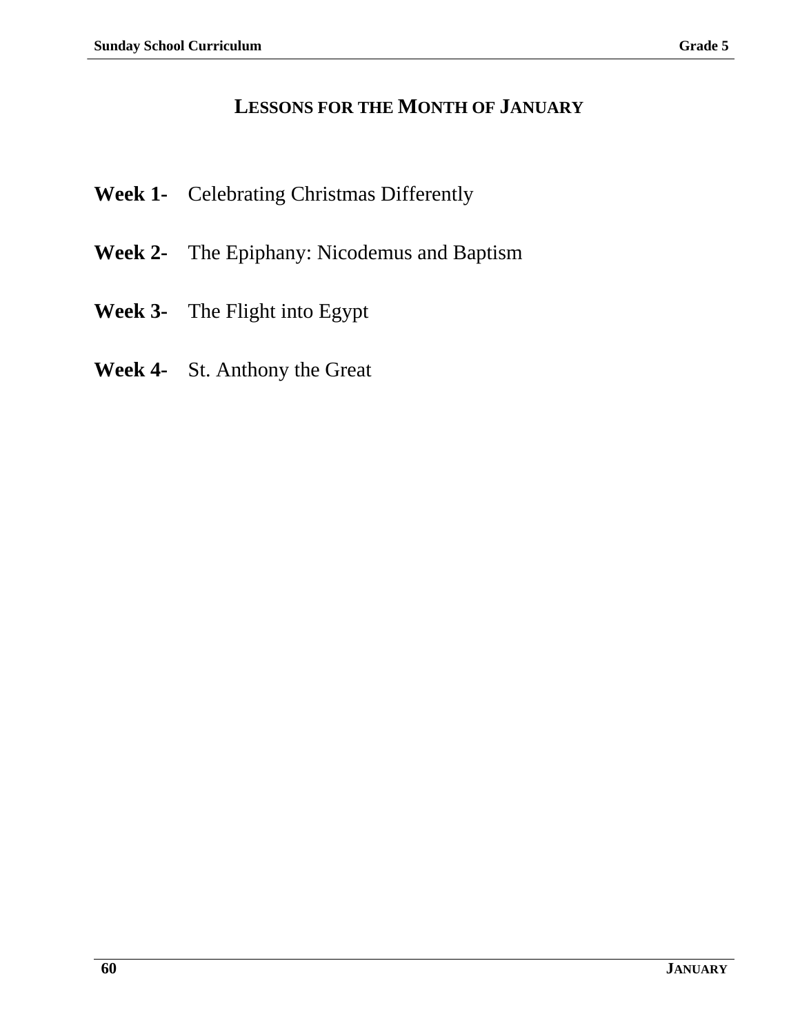# LESSONS FOR THE MONTH OF JANUARY

**Week 1-** Celebrating Christmas Differently

**Week 2-** The Epiphany: Nicodemus and Baptism

**Week 3-** The Flight into Egypt

**Week 4-** St. Anthony the Great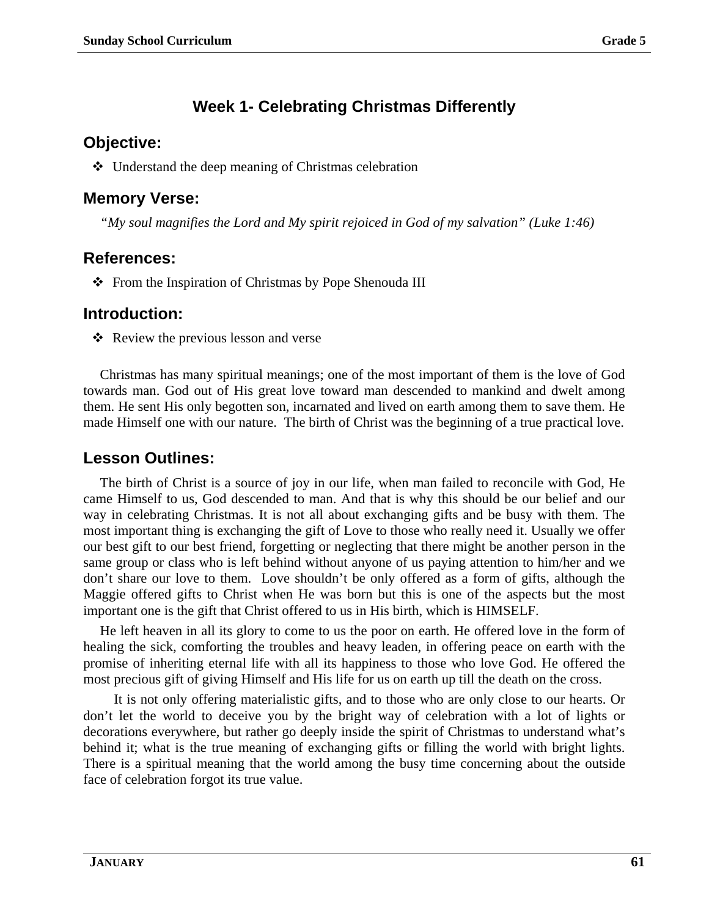## Week 1- Celebrating Christmas Differently

### Objective:

- Understand the deep meaning of Christmas celebration

### Memory Verse:

*"My soul magnifies the Lord and My spirit rejoiced in God of my salvation" (Luke 1:46)*

### References:

- From the Inspiration of Christmas by Pope Shenouda III

### Introduction:

- Review the previous lesson and verse

Christmas has many spiritual meanings; one of the most important of them is the love of God towards man. God out of His great love toward man descended to mankind and dwelt among them. He sent His only begotten son, incarnated and lived on earth among them to save them. He made Himself one with our nature. The birth of Christ was the beginning of a true practical love.

### Lesson Outlines:

The birth of Christ is a source of joy in our life, when man failed to reconcile with God, He came Himself to us, God descended to man. And that is why this should be our belief and our way in celebrating Christmas. It is not all about exchanging gifts and be busy with them. The most important thing is exchanging the gift of Love to those who really need it. Usually we offer our best gift to our best friend, forgetting or neglecting that there might be another person in the same group or class who is left behind without anyone of us paying attention to him/her and we don't share our love to them. Love shouldn't be only offered as a form of gifts, although the Maggie offered gifts to Christ when He was born but this is one of the aspects but the most important one is the gift that Christ offered to us in His birth, which is HIMSELF.

He left heaven in all its glory to come to us the poor on earth. He offered love in the form of healing the sick, comforting the troubles and heavy leaden, in offering peace on earth with the promise of inheriting eternal life with all its happiness to those who love God. He offered the most precious gift of giving Himself and His life for us on earth up till the death on the cross.

It is not only offering materialistic gifts, and to those who are only close to our hearts. Or don't let the world to deceive you by the bright way of celebration with a lot of lights or decorations everywhere, but rather go deeply inside the spirit of Christmas to understand what's behind it; what is the true meaning of exchanging gifts or filling the world with bright lights. There is a spiritual meaning that the world among the busy time concerning about the outside face of celebration forgot its true value.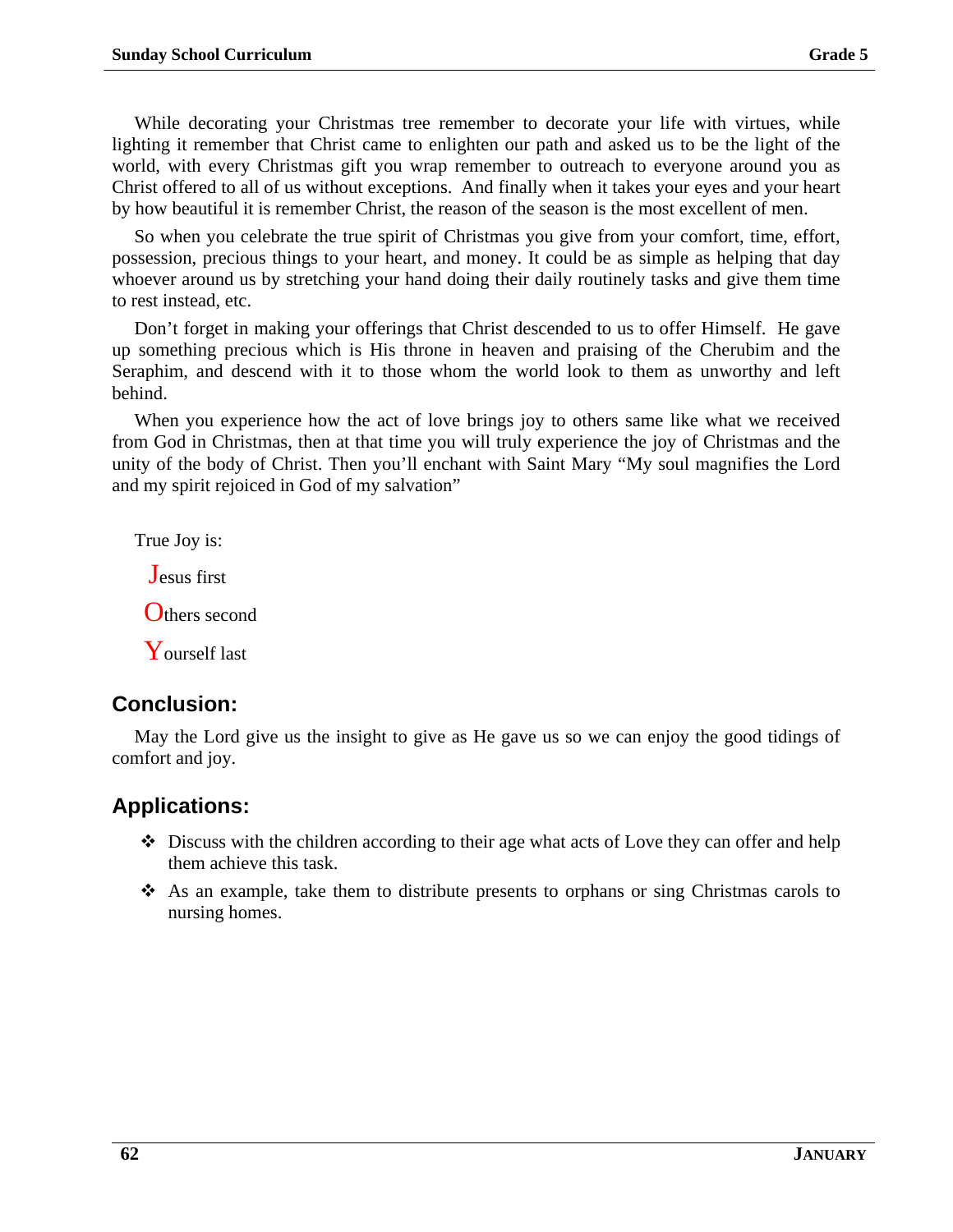While decorating your Christmas tree remember to decorate your life with virtues, while lighting it remember that Christ came to enlighten our path and asked us to be the light of the world, with every Christmas gift you wrap remember to outreach to everyone around you as Christ offered to all of us without exceptions. And finally when it takes your eyes and your heart by how beautiful it is remember Christ, the reason of the season is the most excellent of men.

So when you celebrate the true spirit of Christmas you give from your comfort, time, effort, possession, precious things to your heart, and money. It could be as simple as helping that day whoever around us by stretching your hand doing their daily routinely tasks and give them time to rest instead, etc.

Don't forget in making your offerings that Christ descended to us to offer Himself. He gave up something precious which is His throne in heaven and praising of the Cherubim and the Seraphim, and descend with it to those whom the world look to them as unworthy and left behind.

When you experience how the act of love brings joy to others same like what we received from God in Christmas, then at that time you will truly experience the joy of Christmas and the unity of the body of Christ. Then you'll enchant with Saint Mary "My soul magnifies the Lord and my spirit rejoiced in God of my salvation"

True Joy is:

**J**esus first

**O**thers second

**Y**ourself last

## Conclusion:

May the Lord give us the insight to give as He gave us so we can enjoy the good tidings of comfort and joy.

## Applications:

- Discuss with the children according to their age what acts of Love they can offer and help them achieve this task.
- As an example, take them to distribute presents to orphans or sing Christmas carols to nursing homes.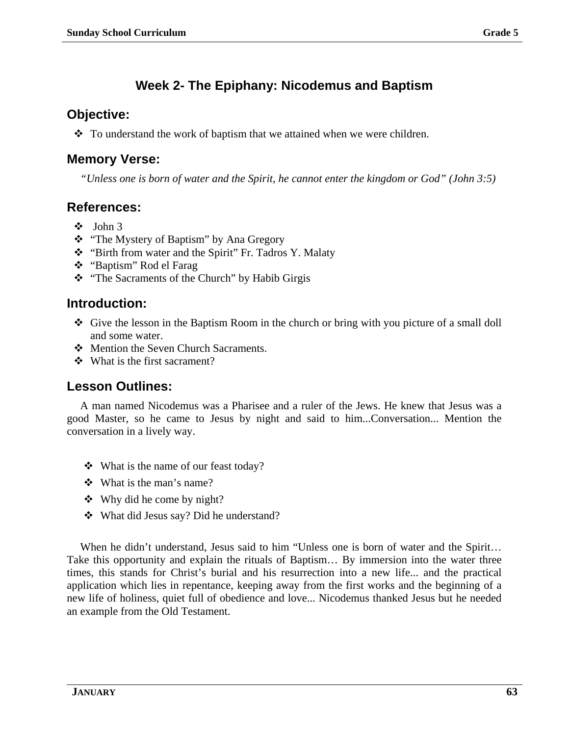## Week 2- The Epiphany: Nicodemus and Baptism

### Objective:

- To understand the work of baptism that we attained when we were children.

### Memory Verse:

*"Unless one is born of water and the Spirit, he cannot enter the kingdom or God" (John 3:5)*

### References:

- John 3
- "The Mystery of Baptism" by Ana Gregory
- "Birth from water and the Spirit" Fr. Tadros Y. Malaty
- "Baptism" Rod el Farag
- "The Sacraments of the Church" by Habib Girgis

### Introduction:

- Give the lesson in the Baptism Room in the church or bring with you picture of a small doll and some water.
- Mention the Seven Church Sacraments.
- What is the first sacrament?

### Lesson Outlines:

A man named Nicodemus was a Pharisee and a ruler of the Jews. He knew that Jesus was a good Master, so he came to Jesus by night and said to him...Conversation... Mention the conversation in a lively way.

- What is the name of our feast today?
- What is the man's name?
- Why did he come by night?
- What did Jesus say? Did he understand?

When he didn't understand, Jesus said to him "Unless one is born of water and the Spirit… Take this opportunity and explain the rituals of Baptism… By immersion into the water three times, this stands for Christ's burial and his resurrection into a new life... and the practical application which lies in repentance, keeping away from the first works and the beginning of a new life of holiness, quiet full of obedience and love... Nicodemus thanked Jesus but he needed an example from the Old Testament.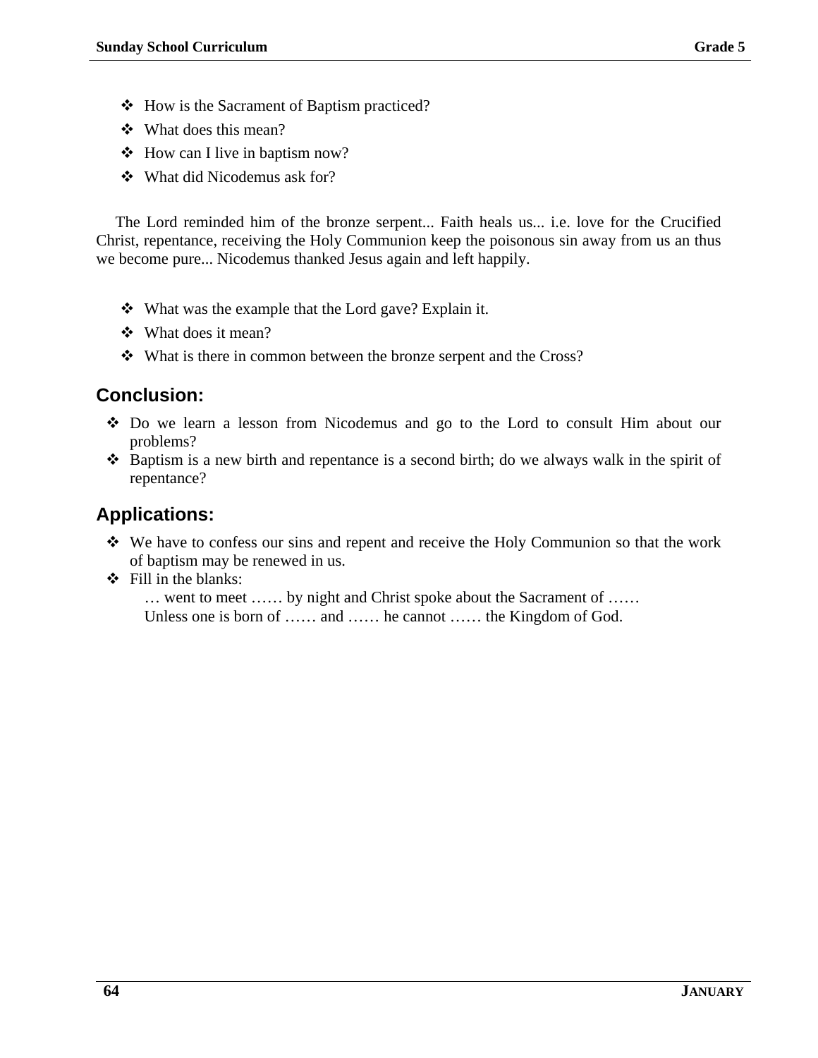- How is the Sacrament of Baptism practiced?
- What does this mean?
- How can I live in baptism now?
- What did Nicodemus ask for?

The Lord reminded him of the bronze serpent... Faith heals us... i.e. love for the Crucified Christ, repentance, receiving the Holy Communion keep the poisonous sin away from us an thus we become pure... Nicodemus thanked Jesus again and left happily.

- What was the example that the Lord gave? Explain it.
- What does it mean?
- What is there in common between the bronze serpent and the Cross?

## Conclusion:

- Do we learn a lesson from Nicodemus and go to the Lord to consult Him about our problems?
- Baptism is a new birth and repentance is a second birth; do we always walk in the spirit of repentance?

## Applications:

- We have to confess our sins and repent and receive the Holy Communion so that the work of baptism may be renewed in us.
- Fill in the blanks:
  … went to meet …… by night and Christ spoke about the Sacrament of ……
  Unless one is born of …… and …… he cannot …… the Kingdom of God.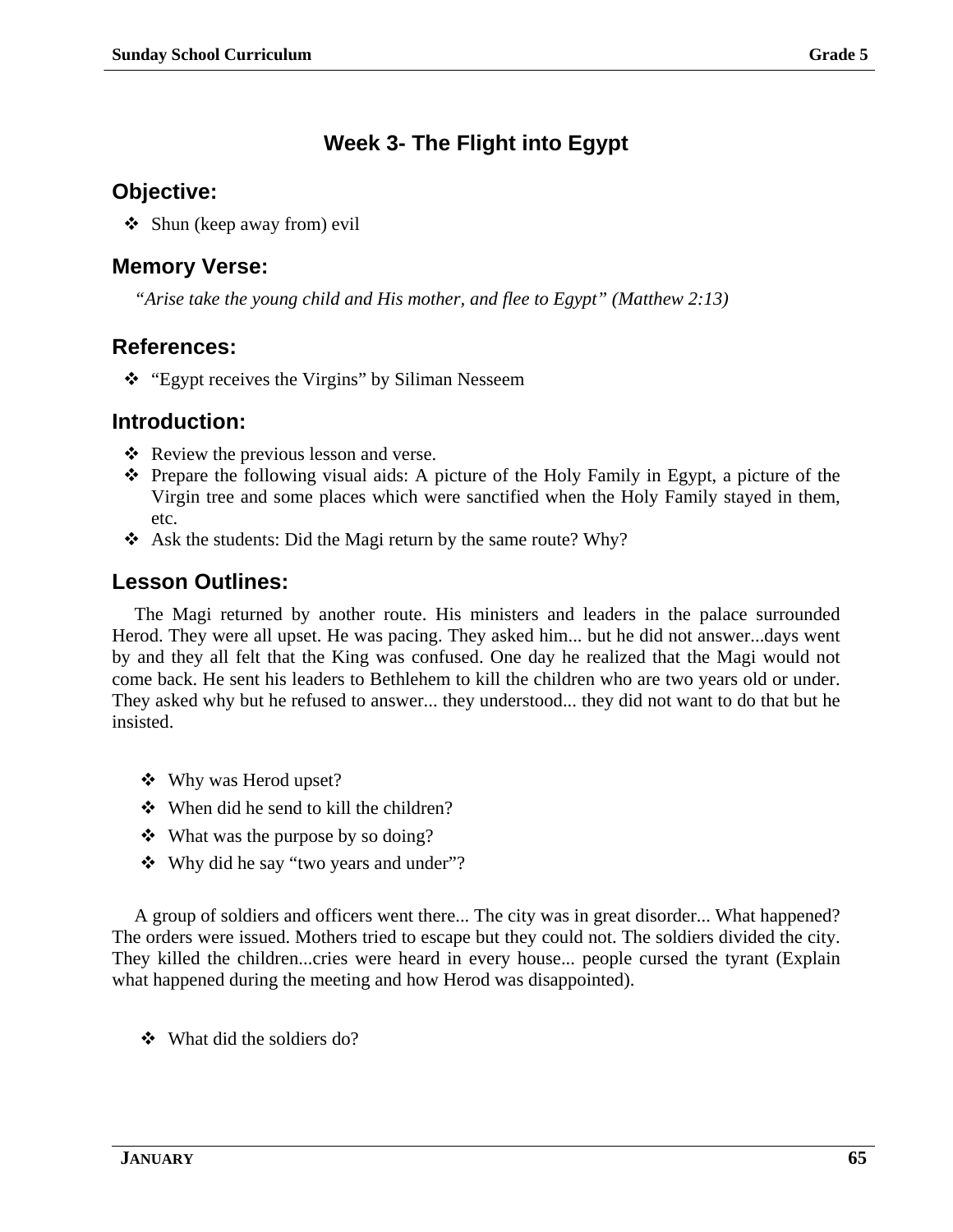## Week 3- The Flight into Egypt

### Objective:

- Shun (keep away from) evil

### Memory Verse:

*"Arise take the young child and His mother, and flee to Egypt" (Matthew 2:13)*

### References:

- "Egypt receives the Virgins" by Siliman Nesseem

### Introduction:

- Review the previous lesson and verse.
- Prepare the following visual aids: A picture of the Holy Family in Egypt, a picture of the Virgin tree and some places which were sanctified when the Holy Family stayed in them, etc.
- Ask the students: Did the Magi return by the same route? Why?

### Lesson Outlines:

The Magi returned by another route. His ministers and leaders in the palace surrounded Herod. They were all upset. He was pacing. They asked him... but he did not answer...days went by and they all felt that the King was confused. One day he realized that the Magi would not come back. He sent his leaders to Bethlehem to kill the children who are two years old or under. They asked why but he refused to answer... they understood... they did not want to do that but he insisted.

- Why was Herod upset?
- When did he send to kill the children?
- What was the purpose by so doing?
- Why did he say "two years and under"?

A group of soldiers and officers went there... The city was in great disorder... What happened? The orders were issued. Mothers tried to escape but they could not. The soldiers divided the city. They killed the children...cries were heard in every house... people cursed the tyrant (Explain what happened during the meeting and how Herod was disappointed).

- What did the soldiers do?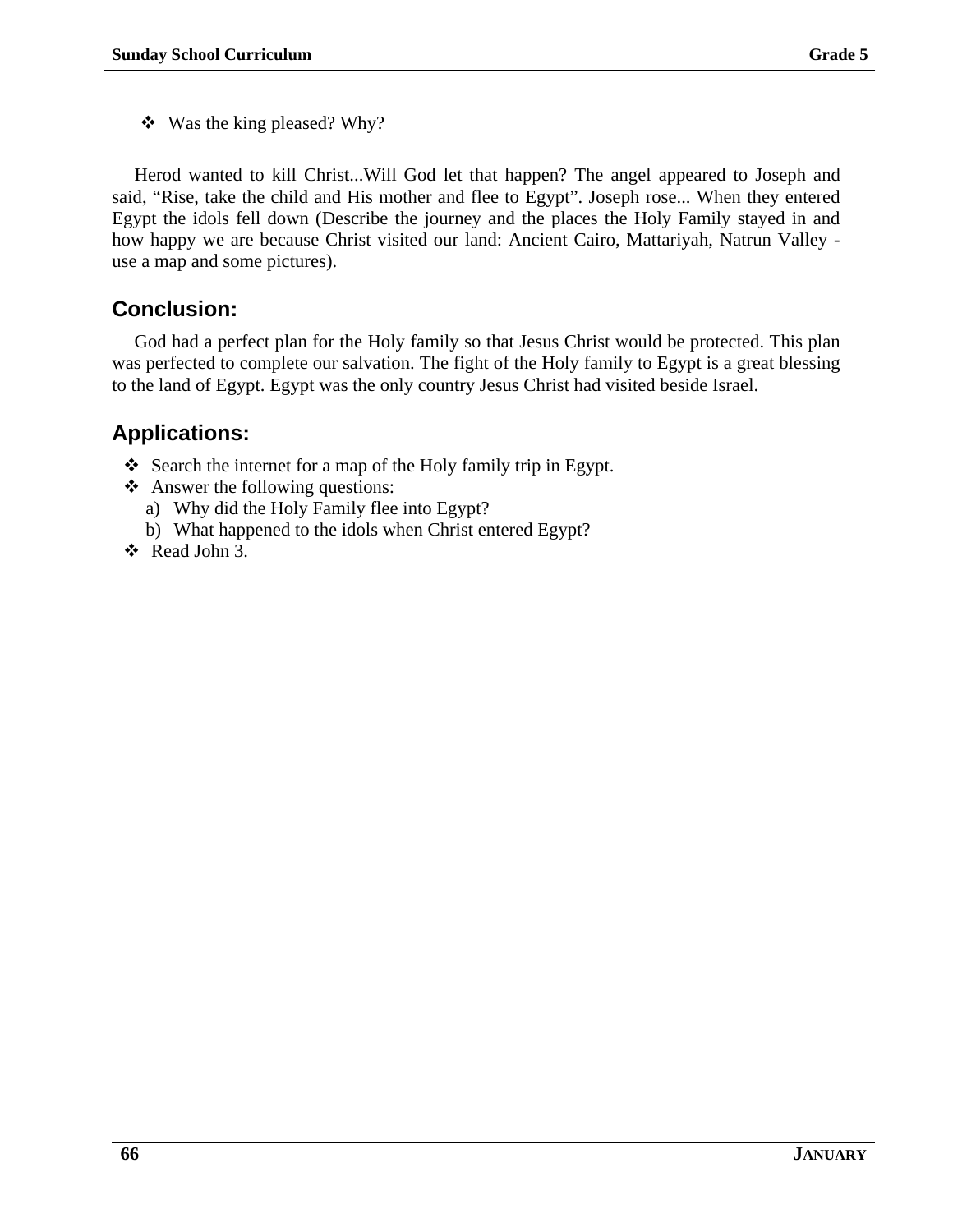- Was the king pleased? Why?

Herod wanted to kill Christ...Will God let that happen? The angel appeared to Joseph and said, “Rise, take the child and His mother and flee to Egypt”. Joseph rose... When they entered Egypt the idols fell down (Describe the journey and the places the Holy Family stayed in and how happy we are because Christ visited our land: Ancient Cairo, Mattariyah, Natrun Valley - use a map and some pictures).

## Conclusion:

God had a perfect plan for the Holy family so that Jesus Christ would be protected. This plan was perfected to complete our salvation. The fight of the Holy family to Egypt is a great blessing to the land of Egypt. Egypt was the only country Jesus Christ had visited beside Israel.

## Applications:

- Search the internet for a map of the Holy family trip in Egypt.
- Answer the following questions:
  a) Why did the Holy Family flee into Egypt?
  b) What happened to the idols when Christ entered Egypt?
- Read John 3.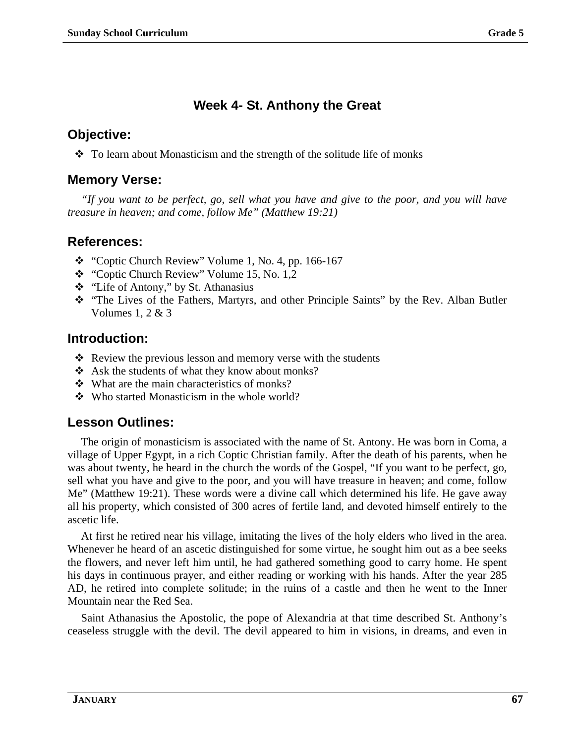## Week 4- St. Anthony the Great

### Objective:

- To learn about Monasticism and the strength of the solitude life of monks

### Memory Verse:

*"If you want to be perfect, go, sell what you have and give to the poor, and you will have treasure in heaven; and come, follow Me" (Matthew 19:21)*

### References:

- "Coptic Church Review" Volume 1, No. 4, pp. 166-167
- "Coptic Church Review" Volume 15, No. 1,2
- "Life of Antony," by St. Athanasius
- "The Lives of the Fathers, Martyrs, and other Principle Saints" by the Rev. Alban Butler Volumes 1, 2 & 3

### Introduction:

- Review the previous lesson and memory verse with the students
- Ask the students of what they know about monks?
- What are the main characteristics of monks?
- Who started Monasticism in the whole world?

### Lesson Outlines:

The origin of monasticism is associated with the name of St. Antony. He was born in Coma, a village of Upper Egypt, in a rich Coptic Christian family. After the death of his parents, when he was about twenty, he heard in the church the words of the Gospel, "If you want to be perfect, go, sell what you have and give to the poor, and you will have treasure in heaven; and come, follow Me" (Matthew 19:21). These words were a divine call which determined his life. He gave away all his property, which consisted of 300 acres of fertile land, and devoted himself entirely to the ascetic life.

At first he retired near his village, imitating the lives of the holy elders who lived in the area. Whenever he heard of an ascetic distinguished for some virtue, he sought him out as a bee seeks the flowers, and never left him until, he had gathered something good to carry home. He spent his days in continuous prayer, and either reading or working with his hands. After the year 285 AD, he retired into complete solitude; in the ruins of a castle and then he went to the Inner Mountain near the Red Sea.

Saint Athanasius the Apostolic, the pope of Alexandria at that time described St. Anthony's ceaseless struggle with the devil. The devil appeared to him in visions, in dreams, and even in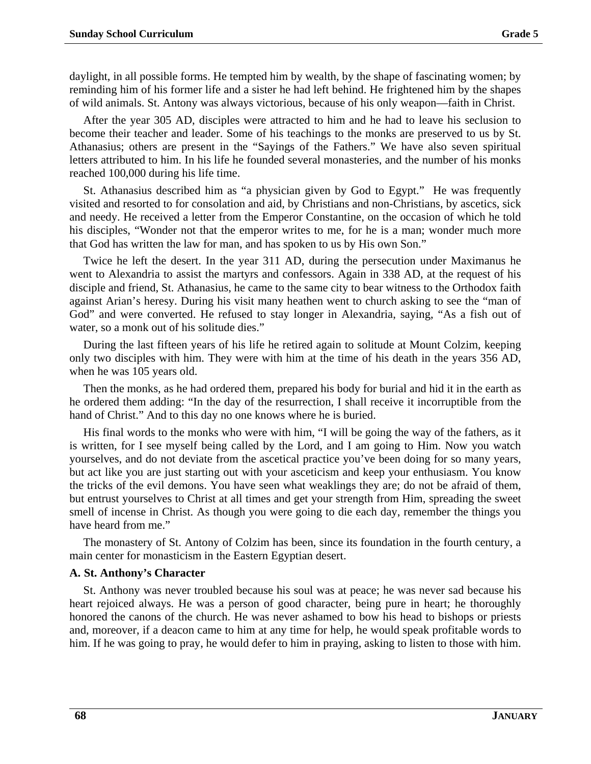daylight, in all possible forms. He tempted him by wealth, by the shape of fascinating women; by reminding him of his former life and a sister he had left behind. He frightened him by the shapes of wild animals. St. Antony was always victorious, because of his only weapon—faith in Christ.

After the year 305 AD, disciples were attracted to him and he had to leave his seclusion to become their teacher and leader. Some of his teachings to the monks are preserved to us by St. Athanasius; others are present in the "Sayings of the Fathers." We have also seven spiritual letters attributed to him. In his life he founded several monasteries, and the number of his monks reached 100,000 during his life time.

St. Athanasius described him as "a physician given by God to Egypt." He was frequently visited and resorted to for consolation and aid, by Christians and non-Christians, by ascetics, sick and needy. He received a letter from the Emperor Constantine, on the occasion of which he told his disciples, "Wonder not that the emperor writes to me, for he is a man; wonder much more that God has written the law for man, and has spoken to us by His own Son."

Twice he left the desert. In the year 311 AD, during the persecution under Maximanus he went to Alexandria to assist the martyrs and confessors. Again in 338 AD, at the request of his disciple and friend, St. Athanasius, he came to the same city to bear witness to the Orthodox faith against Arian's heresy. During his visit many heathen went to church asking to see the "man of God" and were converted. He refused to stay longer in Alexandria, saying, "As a fish out of water, so a monk out of his solitude dies."

During the last fifteen years of his life he retired again to solitude at Mount Colzim, keeping only two disciples with him. They were with him at the time of his death in the years 356 AD, when he was 105 years old.

Then the monks, as he had ordered them, prepared his body for burial and hid it in the earth as he ordered them adding: "In the day of the resurrection, I shall receive it incorruptible from the hand of Christ." And to this day no one knows where he is buried.

His final words to the monks who were with him, "I will be going the way of the fathers, as it is written, for I see myself being called by the Lord, and I am going to Him. Now you watch yourselves, and do not deviate from the ascetical practice you've been doing for so many years, but act like you are just starting out with your asceticism and keep your enthusiasm. You know the tricks of the evil demons. You have seen what weaklings they are; do not be afraid of them, but entrust yourselves to Christ at all times and get your strength from Him, spreading the sweet smell of incense in Christ. As though you were going to die each day, remember the things you have heard from me."

The monastery of St. Antony of Colzim has been, since its foundation in the fourth century, a main center for monasticism in the Eastern Egyptian desert.

**A. St. Anthony's Character**

St. Anthony was never troubled because his soul was at peace; he was never sad because his heart rejoiced always. He was a person of good character, being pure in heart; he thoroughly honored the canons of the church. He was never ashamed to bow his head to bishops or priests and, moreover, if a deacon came to him at any time for help, he would speak profitable words to him. If he was going to pray, he would defer to him in praying, asking to listen to those with him.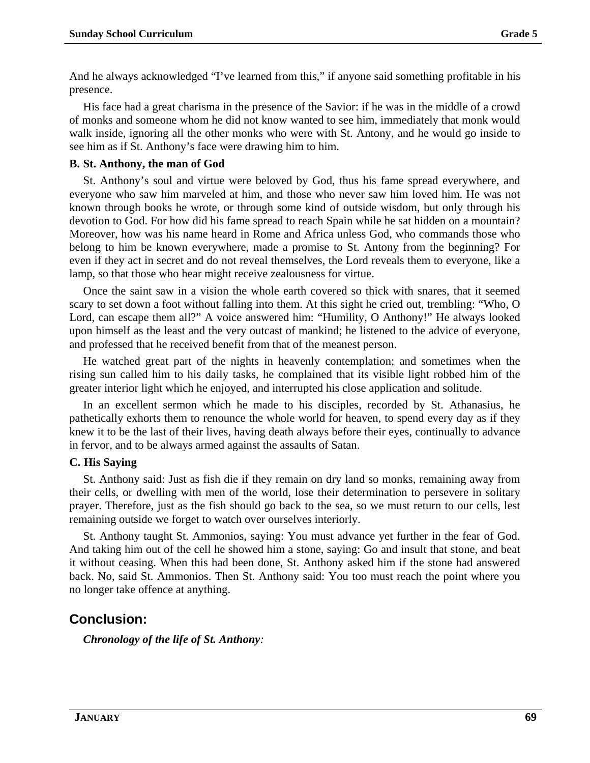And he always acknowledged "I've learned from this," if anyone said something profitable in his presence.

His face had a great charisma in the presence of the Savior: if he was in the middle of a crowd of monks and someone whom he did not know wanted to see him, immediately that monk would walk inside, ignoring all the other monks who were with St. Antony, and he would go inside to see him as if St. Anthony's face were drawing him to him.

### B. St. Anthony, the man of God

St. Anthony's soul and virtue were beloved by God, thus his fame spread everywhere, and everyone who saw him marveled at him, and those who never saw him loved him. He was not known through books he wrote, or through some kind of outside wisdom, but only through his devotion to God. For how did his fame spread to reach Spain while he sat hidden on a mountain? Moreover, how was his name heard in Rome and Africa unless God, who commands those who belong to him be known everywhere, made a promise to St. Antony from the beginning? For even if they act in secret and do not reveal themselves, the Lord reveals them to everyone, like a lamp, so that those who hear might receive zealousness for virtue.

Once the saint saw in a vision the whole earth covered so thick with snares, that it seemed scary to set down a foot without falling into them. At this sight he cried out, trembling: "Who, O Lord, can escape them all?" A voice answered him: "Humility, O Anthony!" He always looked upon himself as the least and the very outcast of mankind; he listened to the advice of everyone, and professed that he received benefit from that of the meanest person.

He watched great part of the nights in heavenly contemplation; and sometimes when the rising sun called him to his daily tasks, he complained that its visible light robbed him of the greater interior light which he enjoyed, and interrupted his close application and solitude.

In an excellent sermon which he made to his disciples, recorded by St. Athanasius, he pathetically exhorts them to renounce the whole world for heaven, to spend every day as if they knew it to be the last of their lives, having death always before their eyes, continually to advance in fervor, and to be always armed against the assaults of Satan.

### C. His Saying

St. Anthony said: Just as fish die if they remain on dry land so monks, remaining away from their cells, or dwelling with men of the world, lose their determination to persevere in solitary prayer. Therefore, just as the fish should go back to the sea, so we must return to our cells, lest remaining outside we forget to watch over ourselves interiorly.

St. Anthony taught St. Ammonios, saying: You must advance yet further in the fear of God. And taking him out of the cell he showed him a stone, saying: Go and insult that stone, and beat it without ceasing. When this had been done, St. Anthony asked him if the stone had answered back. No, said St. Ammonios. Then St. Anthony said: You too must reach the point where you no longer take offence at anything.

## Conclusion:

***Chronology of the life of St. Anthony**:*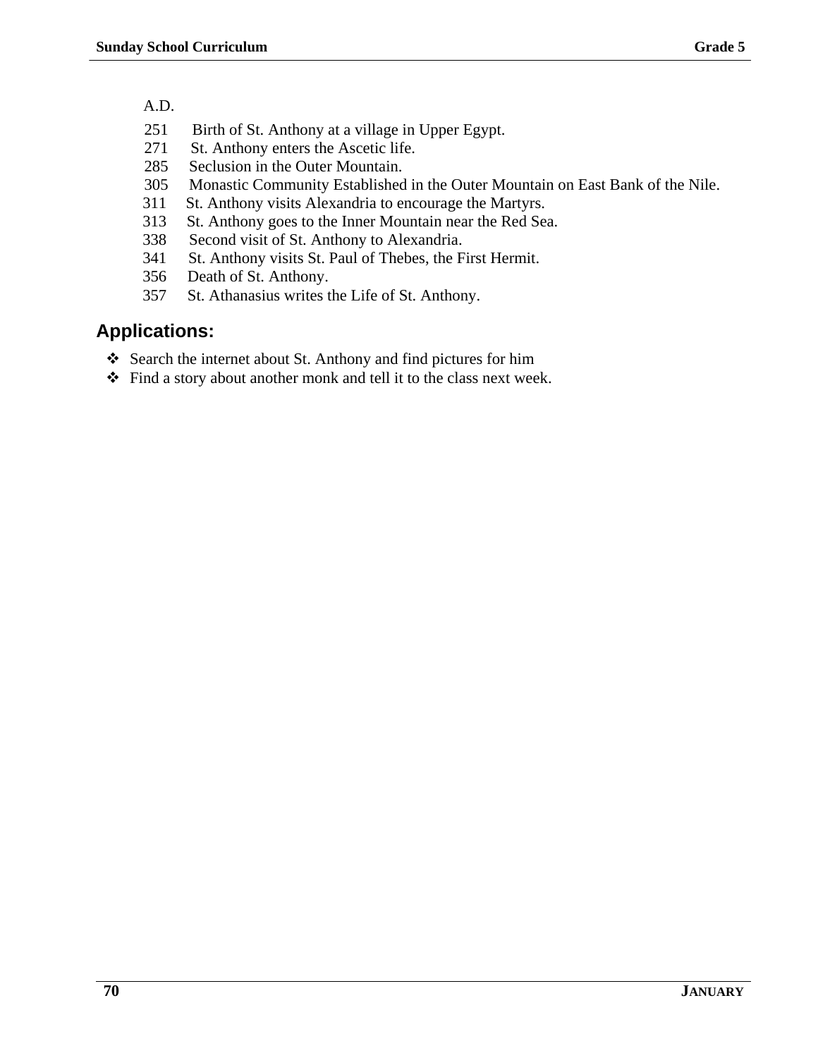A.D.

251 Birth of St. Anthony at a village in Upper Egypt.
271 St. Anthony enters the Ascetic life.
285 Seclusion in the Outer Mountain.
305 Monastic Community Established in the Outer Mountain on East Bank of the Nile.
311 St. Anthony visits Alexandria to encourage the Martyrs.
313 St. Anthony goes to the Inner Mountain near the Red Sea.
338 Second visit of St. Anthony to Alexandria.
341 St. Anthony visits St. Paul of Thebes, the First Hermit.
356 Death of St. Anthony.
357 St. Athanasius writes the Life of St. Anthony.

## Applications:

- Search the internet about St. Anthony and find pictures for him
- Find a story about another monk and tell it to the class next week.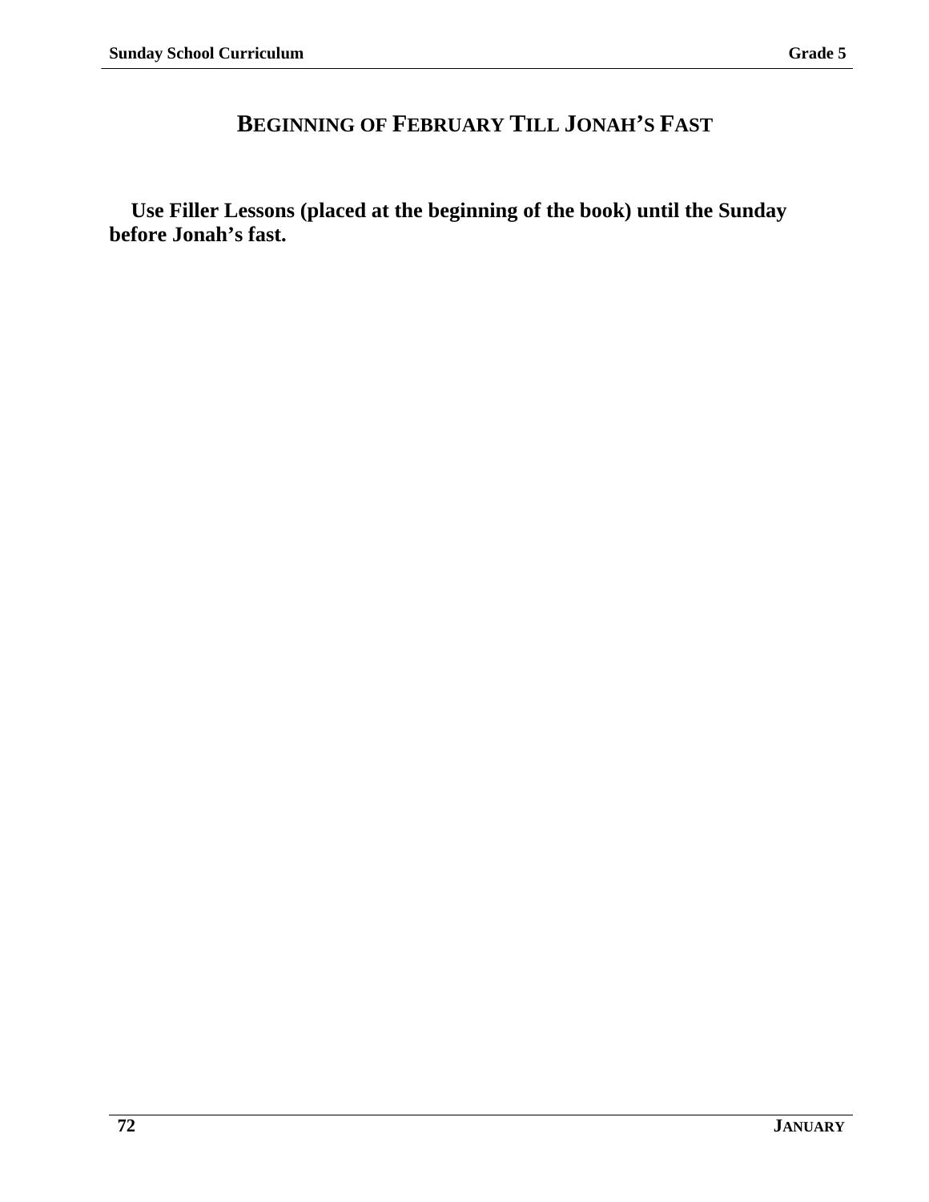# BEGINNING OF FEBRUARY TILL JONAH'S FAST

**Use Filler Lessons (placed at the beginning of the book) until the Sunday before Jonah's fast.**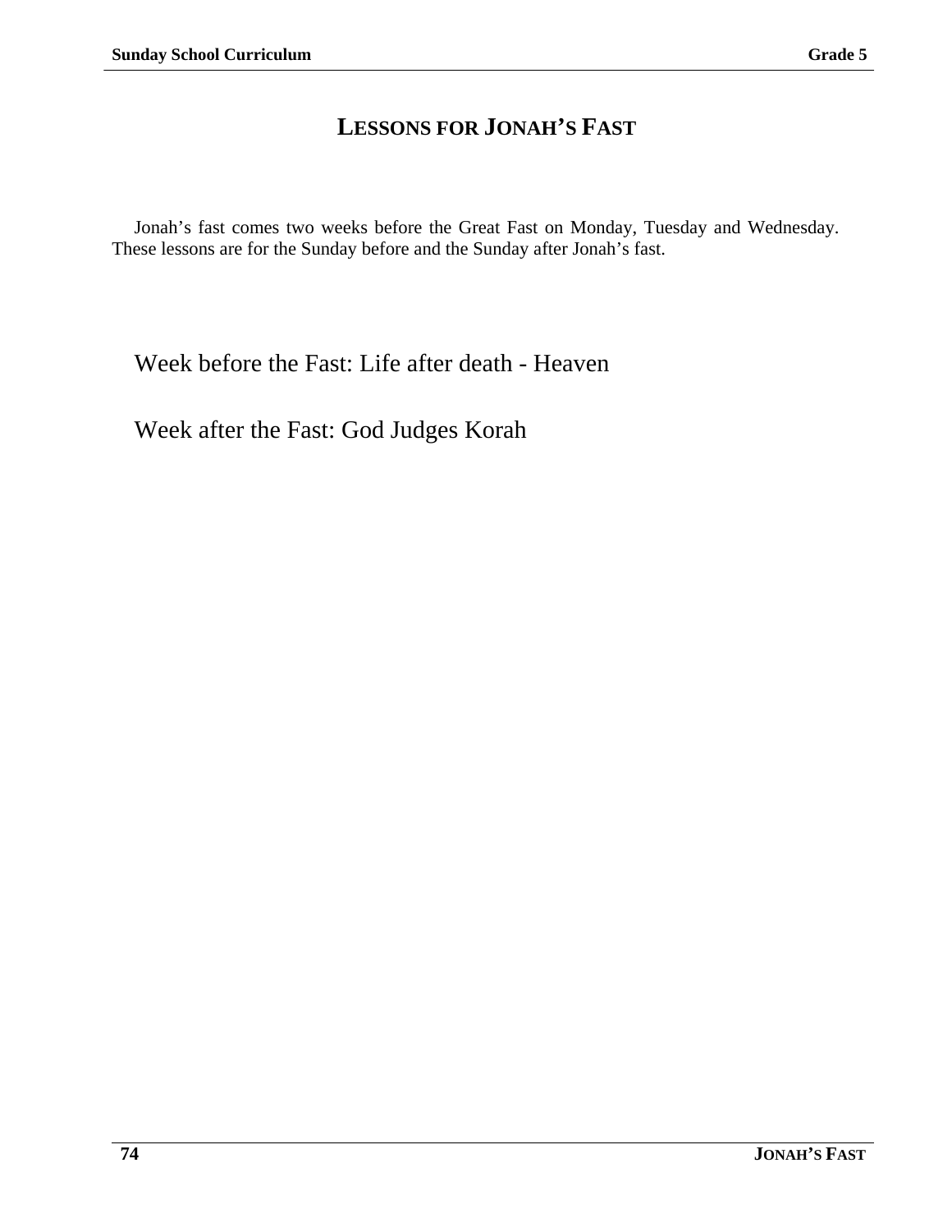# LESSONS FOR JONAH'S FAST

Jonah's fast comes two weeks before the Great Fast on Monday, Tuesday and Wednesday. These lessons are for the Sunday before and the Sunday after Jonah's fast.

Week before the Fast: Life after death - Heaven

Week after the Fast: God Judges Korah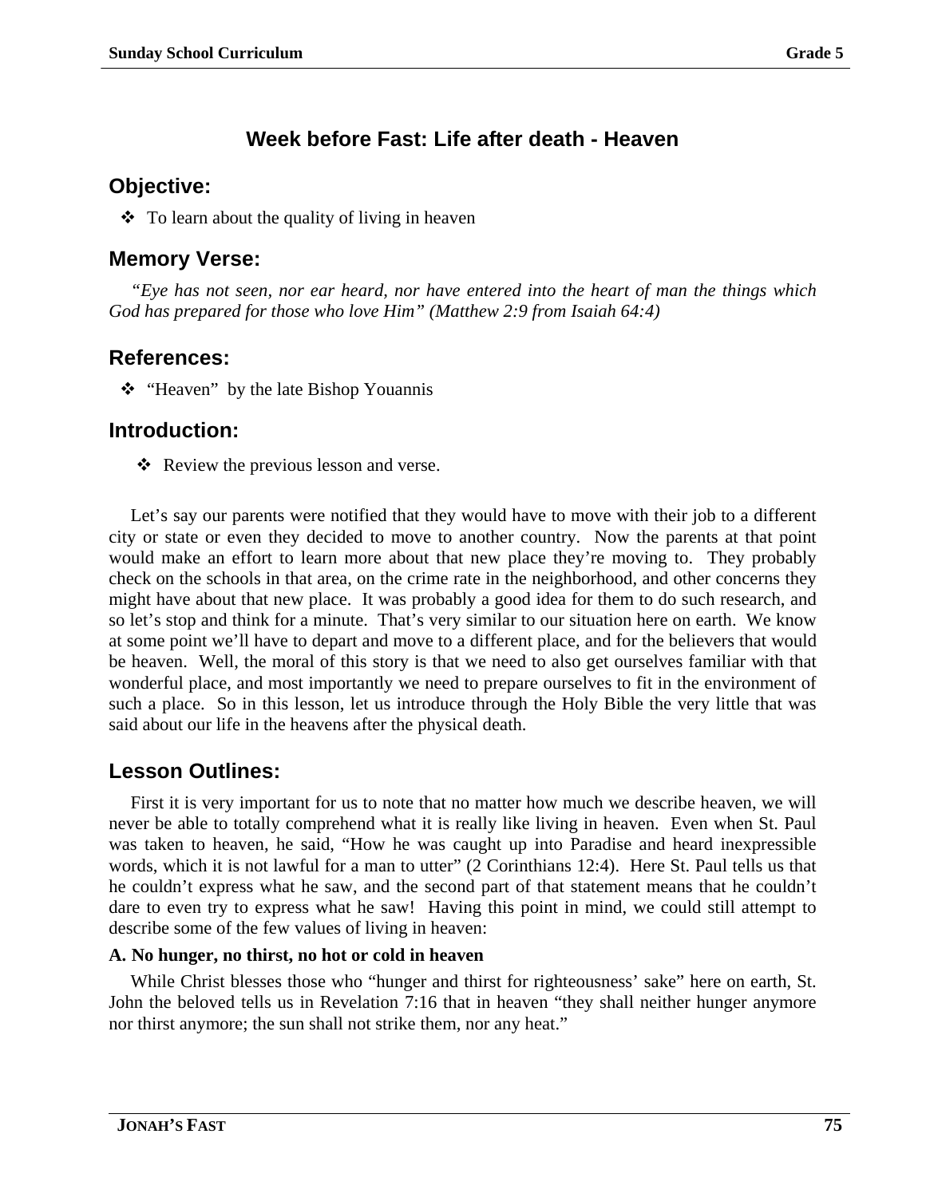## Week before Fast: Life after death - Heaven

### Objective:

- To learn about the quality of living in heaven

### Memory Verse:

*"Eye has not seen, nor ear heard, nor have entered into the heart of man the things which God has prepared for those who love Him" (Matthew 2:9 from Isaiah 64:4)*

### References:

- "Heaven" by the late Bishop Youannis

### Introduction:

- Review the previous lesson and verse.

Let's say our parents were notified that they would have to move with their job to a different city or state or even they decided to move to another country. Now the parents at that point would make an effort to learn more about that new place they're moving to. They probably check on the schools in that area, on the crime rate in the neighborhood, and other concerns they might have about that new place. It was probably a good idea for them to do such research, and so let's stop and think for a minute. That's very similar to our situation here on earth. We know at some point we'll have to depart and move to a different place, and for the believers that would be heaven. Well, the moral of this story is that we need to also get ourselves familiar with that wonderful place, and most importantly we need to prepare ourselves to fit in the environment of such a place. So in this lesson, let us introduce through the Holy Bible the very little that was said about our life in the heavens after the physical death.

### Lesson Outlines:

First it is very important for us to note that no matter how much we describe heaven, we will never be able to totally comprehend what it is really like living in heaven. Even when St. Paul was taken to heaven, he said, "How he was caught up into Paradise and heard inexpressible words, which it is not lawful for a man to utter" (2 Corinthians 12:4). Here St. Paul tells us that he couldn't express what he saw, and the second part of that statement means that he couldn't dare to even try to express what he saw! Having this point in mind, we could still attempt to describe some of the few values of living in heaven:

**A. No hunger, no thirst, no hot or cold in heaven**

While Christ blesses those who "hunger and thirst for righteousness' sake" here on earth, St. John the beloved tells us in Revelation 7:16 that in heaven "they shall neither hunger anymore nor thirst anymore; the sun shall not strike them, nor any heat."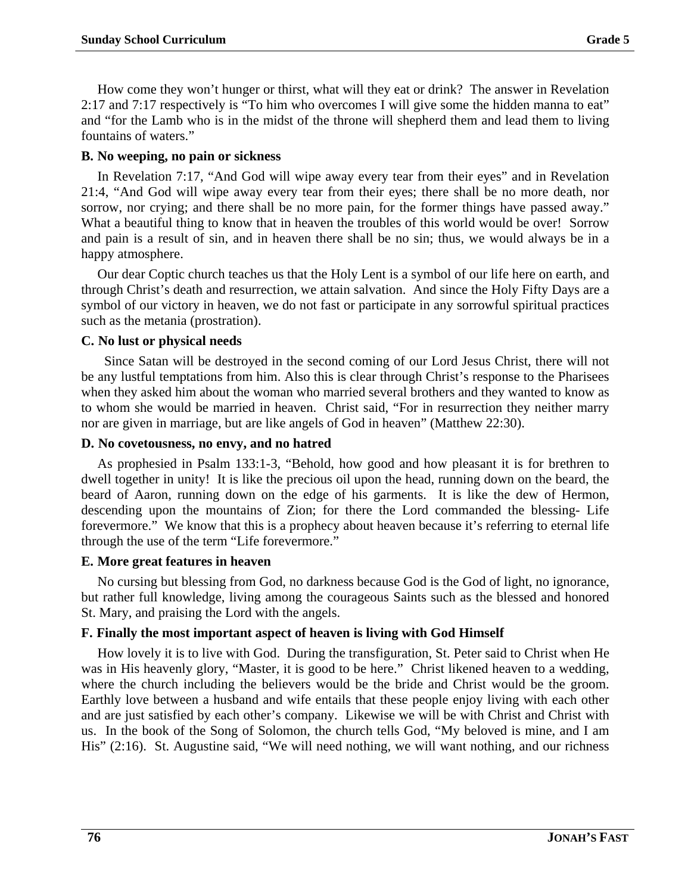How come they won't hunger or thirst, what will they eat or drink? The answer in Revelation 2:17 and 7:17 respectively is "To him who overcomes I will give some the hidden manna to eat" and "for the Lamb who is in the midst of the throne will shepherd them and lead them to living fountains of waters."

**B. No weeping, no pain or sickness**

In Revelation 7:17, "And God will wipe away every tear from their eyes" and in Revelation 21:4, "And God will wipe away every tear from their eyes; there shall be no more death, nor sorrow, nor crying; and there shall be no more pain, for the former things have passed away." What a beautiful thing to know that in heaven the troubles of this world would be over! Sorrow and pain is a result of sin, and in heaven there shall be no sin; thus, we would always be in a happy atmosphere.

Our dear Coptic church teaches us that the Holy Lent is a symbol of our life here on earth, and through Christ's death and resurrection, we attain salvation. And since the Holy Fifty Days are a symbol of our victory in heaven, we do not fast or participate in any sorrowful spiritual practices such as the metania (prostration).

**C. No lust or physical needs**

Since Satan will be destroyed in the second coming of our Lord Jesus Christ, there will not be any lustful temptations from him. Also this is clear through Christ's response to the Pharisees when they asked him about the woman who married several brothers and they wanted to know as to whom she would be married in heaven. Christ said, "For in resurrection they neither marry nor are given in marriage, but are like angels of God in heaven" (Matthew 22:30).

**D. No covetousness, no envy, and no hatred**

As prophesied in Psalm 133:1-3, "Behold, how good and how pleasant it is for brethren to dwell together in unity! It is like the precious oil upon the head, running down on the beard, the beard of Aaron, running down on the edge of his garments. It is like the dew of Hermon, descending upon the mountains of Zion; for there the Lord commanded the blessing- Life forevermore." We know that this is a prophecy about heaven because it's referring to eternal life through the use of the term "Life forevermore."

**E. More great features in heaven**

No cursing but blessing from God, no darkness because God is the God of light, no ignorance, but rather full knowledge, living among the courageous Saints such as the blessed and honored St. Mary, and praising the Lord with the angels.

**F. Finally the most important aspect of heaven is living with God Himself**

How lovely it is to live with God. During the transfiguration, St. Peter said to Christ when He was in His heavenly glory, "Master, it is good to be here." Christ likened heaven to a wedding, where the church including the believers would be the bride and Christ would be the groom. Earthly love between a husband and wife entails that these people enjoy living with each other and are just satisfied by each other's company. Likewise we will be with Christ and Christ with us. In the book of the Song of Solomon, the church tells God, "My beloved is mine, and I am His" (2:16). St. Augustine said, "We will need nothing, we will want nothing, and our richness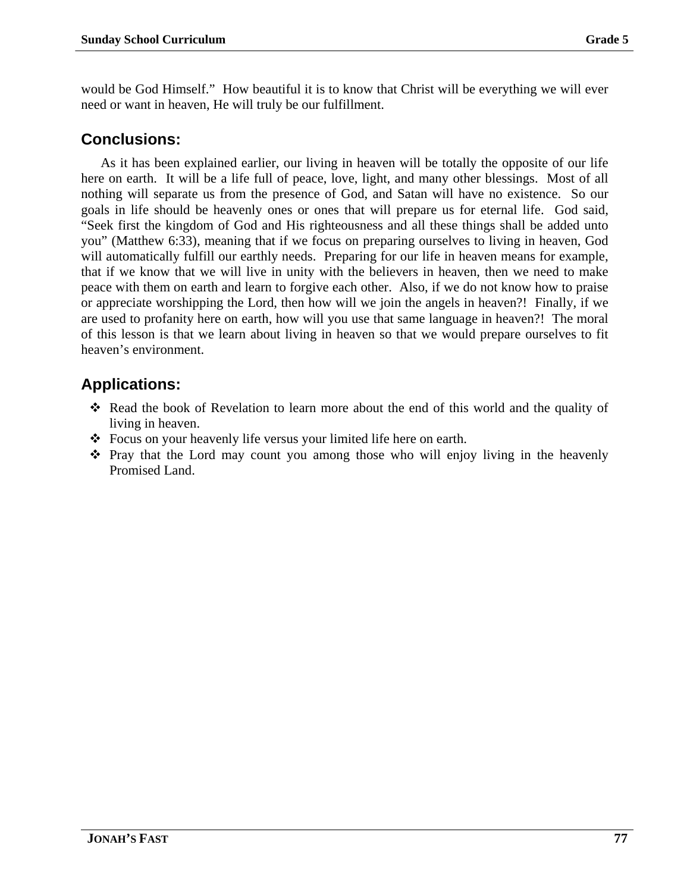would be God Himself." How beautiful it is to know that Christ will be everything we will ever need or want in heaven, He will truly be our fulfillment.

## Conclusions:

As it has been explained earlier, our living in heaven will be totally the opposite of our life here on earth. It will be a life full of peace, love, light, and many other blessings. Most of all nothing will separate us from the presence of God, and Satan will have no existence. So our goals in life should be heavenly ones or ones that will prepare us for eternal life. God said, "Seek first the kingdom of God and His righteousness and all these things shall be added unto you" (Matthew 6:33), meaning that if we focus on preparing ourselves to living in heaven, God will automatically fulfill our earthly needs. Preparing for our life in heaven means for example, that if we know that we will live in unity with the believers in heaven, then we need to make peace with them on earth and learn to forgive each other. Also, if we do not know how to praise or appreciate worshipping the Lord, then how will we join the angels in heaven?! Finally, if we are used to profanity here on earth, how will you use that same language in heaven?! The moral of this lesson is that we learn about living in heaven so that we would prepare ourselves to fit heaven's environment.

## Applications:

- Read the book of Revelation to learn more about the end of this world and the quality of living in heaven.
- Focus on your heavenly life versus your limited life here on earth.
- Pray that the Lord may count you among those who will enjoy living in the heavenly Promised Land.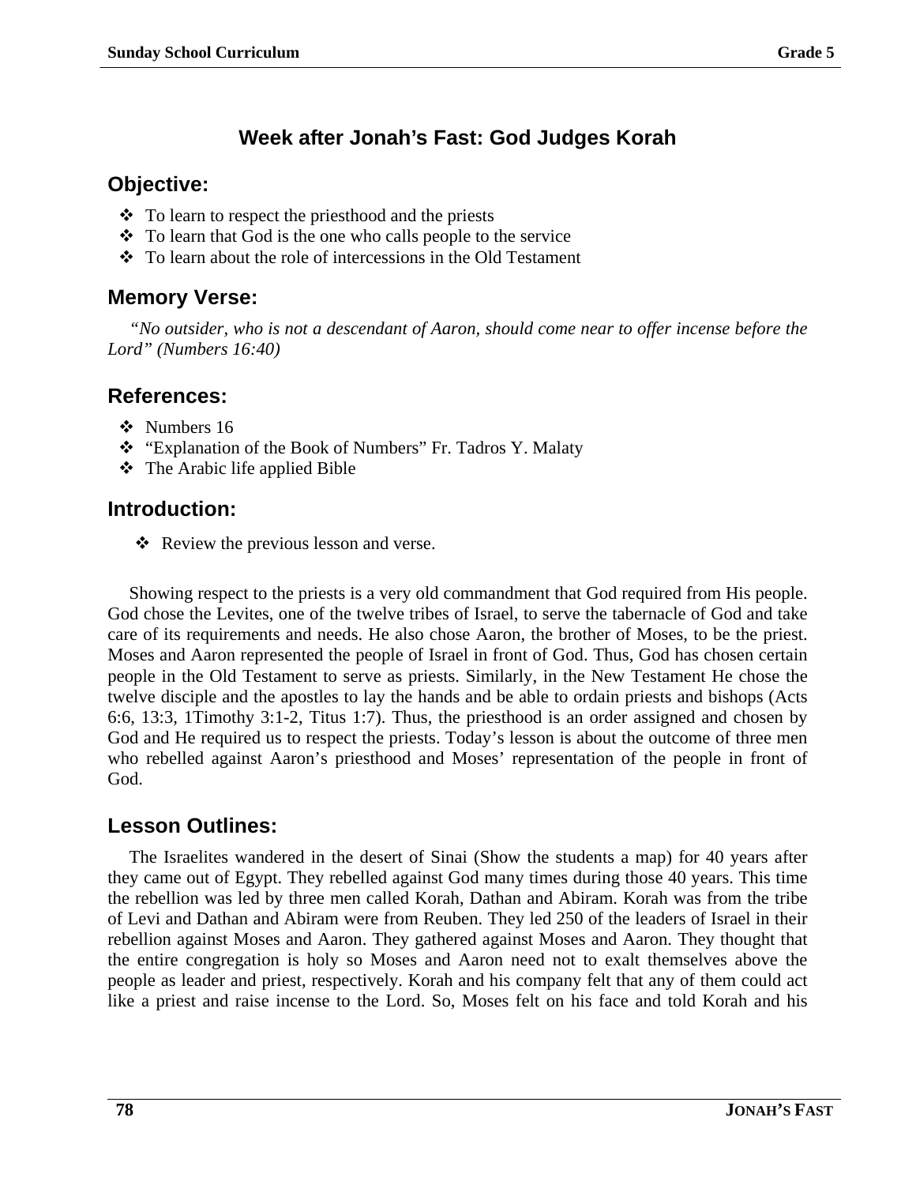## Week after Jonah's Fast: God Judges Korah

### Objective:

- To learn to respect the priesthood and the priests
- To learn that God is the one who calls people to the service
- To learn about the role of intercessions in the Old Testament

### Memory Verse:

*"No outsider, who is not a descendant of Aaron, should come near to offer incense before the Lord" (Numbers 16:40)*

### References:

- Numbers 16
- "Explanation of the Book of Numbers" Fr. Tadros Y. Malaty
- The Arabic life applied Bible

### Introduction:

- Review the previous lesson and verse.

Showing respect to the priests is a very old commandment that God required from His people. God chose the Levites, one of the twelve tribes of Israel, to serve the tabernacle of God and take care of its requirements and needs. He also chose Aaron, the brother of Moses, to be the priest. Moses and Aaron represented the people of Israel in front of God. Thus, God has chosen certain people in the Old Testament to serve as priests. Similarly, in the New Testament He chose the twelve disciple and the apostles to lay the hands and be able to ordain priests and bishops (Acts 6:6, 13:3, 1Timothy 3:1-2, Titus 1:7). Thus, the priesthood is an order assigned and chosen by God and He required us to respect the priests. Today's lesson is about the outcome of three men who rebelled against Aaron's priesthood and Moses' representation of the people in front of God.

### Lesson Outlines:

The Israelites wandered in the desert of Sinai (Show the students a map) for 40 years after they came out of Egypt. They rebelled against God many times during those 40 years. This time the rebellion was led by three men called Korah, Dathan and Abiram. Korah was from the tribe of Levi and Dathan and Abiram were from Reuben. They led 250 of the leaders of Israel in their rebellion against Moses and Aaron. They gathered against Moses and Aaron. They thought that the entire congregation is holy so Moses and Aaron need not to exalt themselves above the people as leader and priest, respectively. Korah and his company felt that any of them could act like a priest and raise incense to the Lord. So, Moses felt on his face and told Korah and his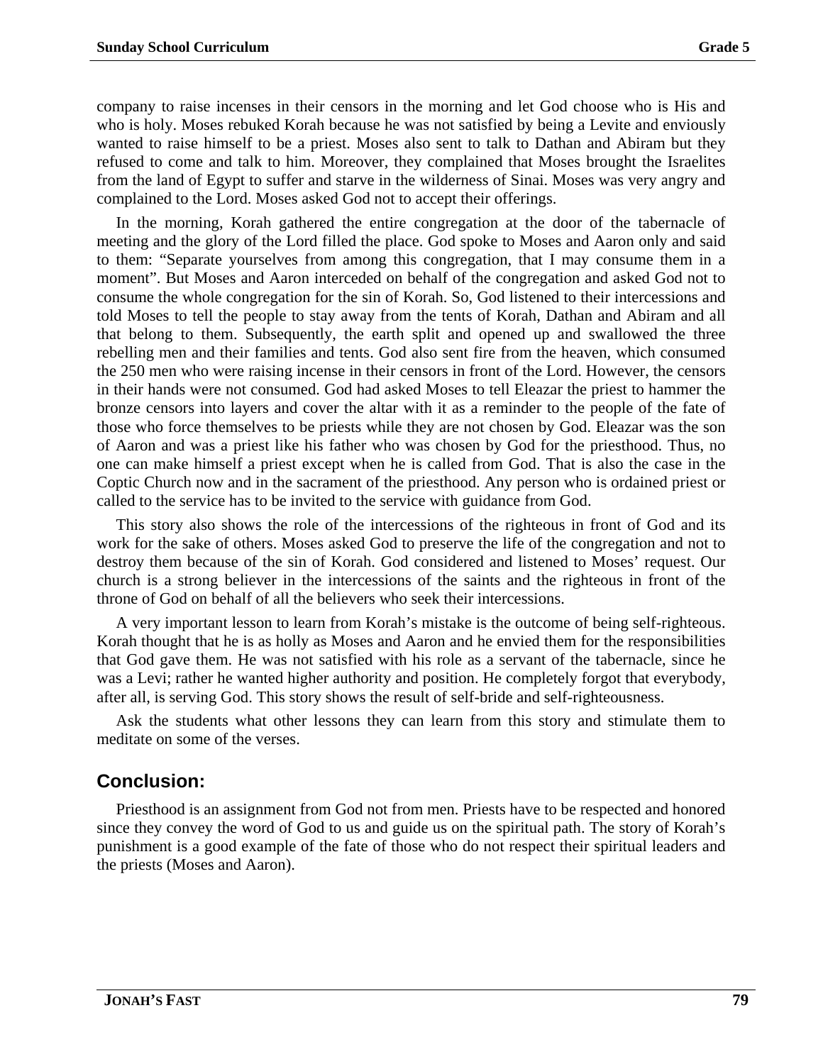company to raise incenses in their censors in the morning and let God choose who is His and who is holy. Moses rebuked Korah because he was not satisfied by being a Levite and enviously wanted to raise himself to be a priest. Moses also sent to talk to Dathan and Abiram but they refused to come and talk to him. Moreover, they complained that Moses brought the Israelites from the land of Egypt to suffer and starve in the wilderness of Sinai. Moses was very angry and complained to the Lord. Moses asked God not to accept their offerings.

In the morning, Korah gathered the entire congregation at the door of the tabernacle of meeting and the glory of the Lord filled the place. God spoke to Moses and Aaron only and said to them: “Separate yourselves from among this congregation, that I may consume them in a moment”. But Moses and Aaron interceded on behalf of the congregation and asked God not to consume the whole congregation for the sin of Korah. So, God listened to their intercessions and told Moses to tell the people to stay away from the tents of Korah, Dathan and Abiram and all that belong to them. Subsequently, the earth split and opened up and swallowed the three rebelling men and their families and tents. God also sent fire from the heaven, which consumed the 250 men who were raising incense in their censors in front of the Lord. However, the censors in their hands were not consumed. God had asked Moses to tell Eleazar the priest to hammer the bronze censors into layers and cover the altar with it as a reminder to the people of the fate of those who force themselves to be priests while they are not chosen by God. Eleazar was the son of Aaron and was a priest like his father who was chosen by God for the priesthood. Thus, no one can make himself a priest except when he is called from God. That is also the case in the Coptic Church now and in the sacrament of the priesthood. Any person who is ordained priest or called to the service has to be invited to the service with guidance from God.

This story also shows the role of the intercessions of the righteous in front of God and its work for the sake of others. Moses asked God to preserve the life of the congregation and not to destroy them because of the sin of Korah. God considered and listened to Moses’ request. Our church is a strong believer in the intercessions of the saints and the righteous in front of the throne of God on behalf of all the believers who seek their intercessions.

A very important lesson to learn from Korah’s mistake is the outcome of being self-righteous. Korah thought that he is as holly as Moses and Aaron and he envied them for the responsibilities that God gave them. He was not satisfied with his role as a servant of the tabernacle, since he was a Levi; rather he wanted higher authority and position. He completely forgot that everybody, after all, is serving God. This story shows the result of self-bride and self-righteousness.

Ask the students what other lessons they can learn from this story and stimulate them to meditate on some of the verses.

## Conclusion:

Priesthood is an assignment from God not from men. Priests have to be respected and honored since they convey the word of God to us and guide us on the spiritual path. The story of Korah’s punishment is a good example of the fate of those who do not respect their spiritual leaders and the priests (Moses and Aaron).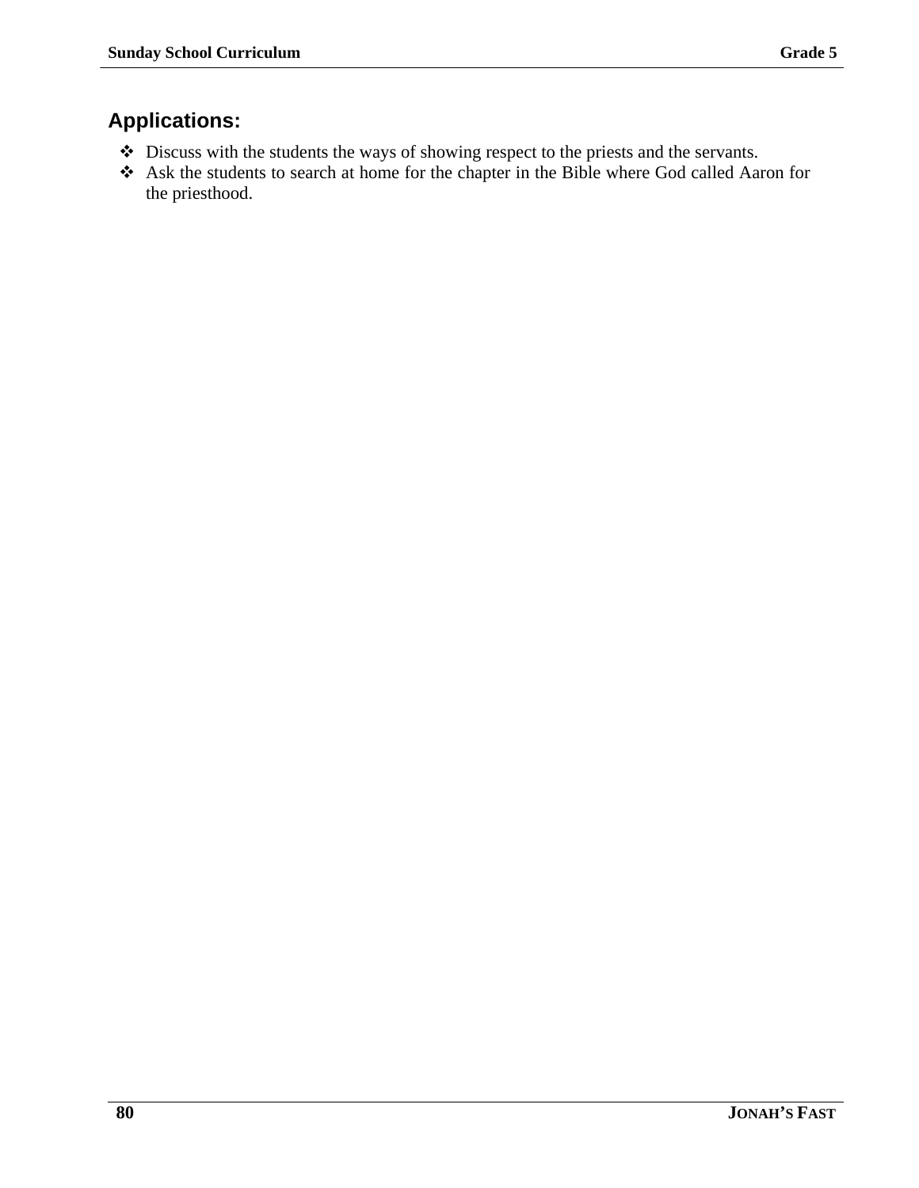## Applications:

- Discuss with the students the ways of showing respect to the priests and the servants.
- Ask the students to search at home for the chapter in the Bible where God called Aaron for the priesthood.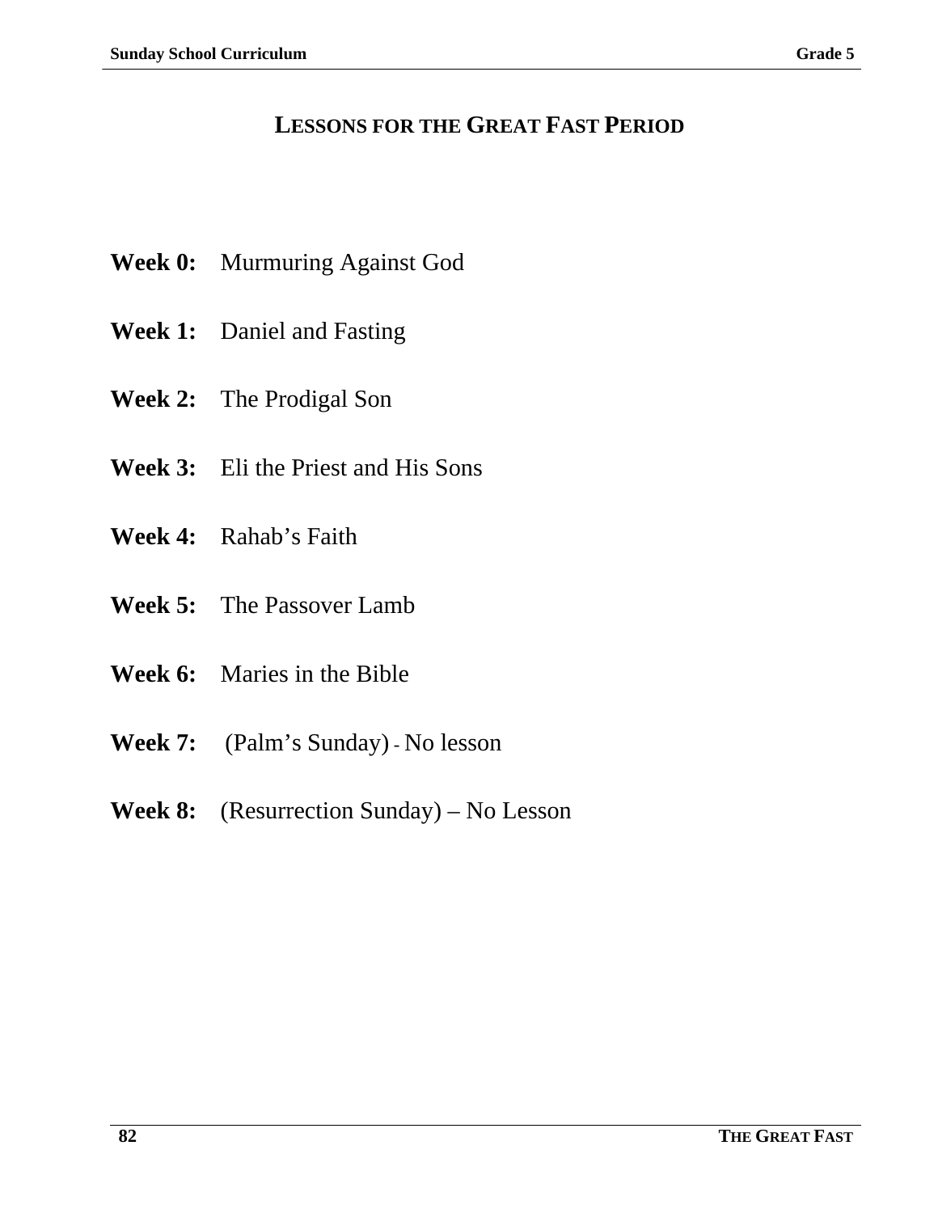# LESSONS FOR THE GREAT FAST PERIOD

**Week 0:** Murmuring Against God

**Week 1:** Daniel and Fasting

**Week 2:** The Prodigal Son

**Week 3:** Eli the Priest and His Sons

**Week 4:** Rahab's Faith

**Week 5:** The Passover Lamb

**Week 6:** Maries in the Bible

**Week 7:** (Palm's Sunday) - No lesson

**Week 8:** (Resurrection Sunday) – No Lesson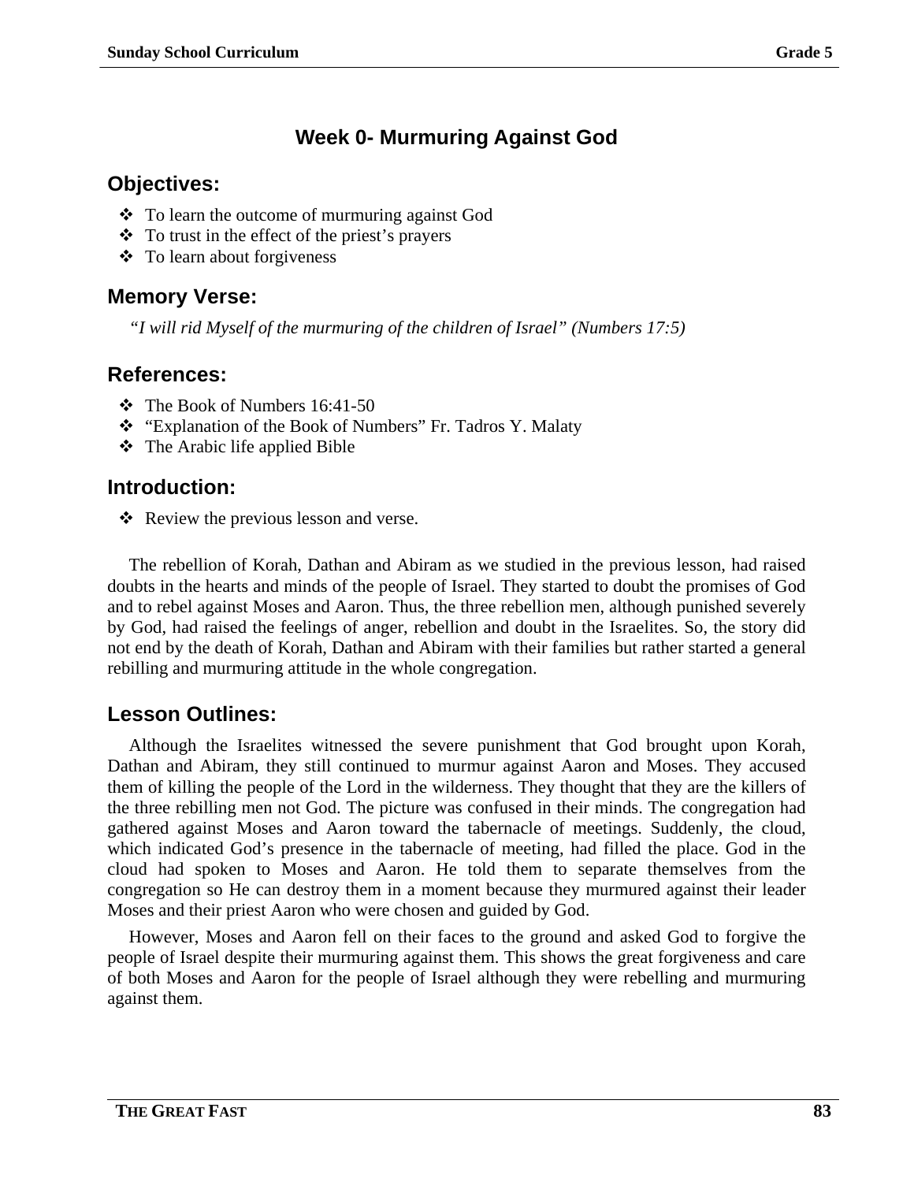## Week 0- Murmuring Against God

### Objectives:

- To learn the outcome of murmuring against God
- To trust in the effect of the priest's prayers
- To learn about forgiveness

### Memory Verse:

*"I will rid Myself of the murmuring of the children of Israel" (Numbers 17:5)*

### References:

- The Book of Numbers 16:41-50
- "Explanation of the Book of Numbers" Fr. Tadros Y. Malaty
- The Arabic life applied Bible

### Introduction:

- Review the previous lesson and verse.

The rebellion of Korah, Dathan and Abiram as we studied in the previous lesson, had raised doubts in the hearts and minds of the people of Israel. They started to doubt the promises of God and to rebel against Moses and Aaron. Thus, the three rebellion men, although punished severely by God, had raised the feelings of anger, rebellion and doubt in the Israelites. So, the story did not end by the death of Korah, Dathan and Abiram with their families but rather started a general rebilling and murmuring attitude in the whole congregation.

### Lesson Outlines:

Although the Israelites witnessed the severe punishment that God brought upon Korah, Dathan and Abiram, they still continued to murmur against Aaron and Moses. They accused them of killing the people of the Lord in the wilderness. They thought that they are the killers of the three rebilling men not God. The picture was confused in their minds. The congregation had gathered against Moses and Aaron toward the tabernacle of meetings. Suddenly, the cloud, which indicated God's presence in the tabernacle of meeting, had filled the place. God in the cloud had spoken to Moses and Aaron. He told them to separate themselves from the congregation so He can destroy them in a moment because they murmured against their leader Moses and their priest Aaron who were chosen and guided by God.

However, Moses and Aaron fell on their faces to the ground and asked God to forgive the people of Israel despite their murmuring against them. This shows the great forgiveness and care of both Moses and Aaron for the people of Israel although they were rebelling and murmuring against them.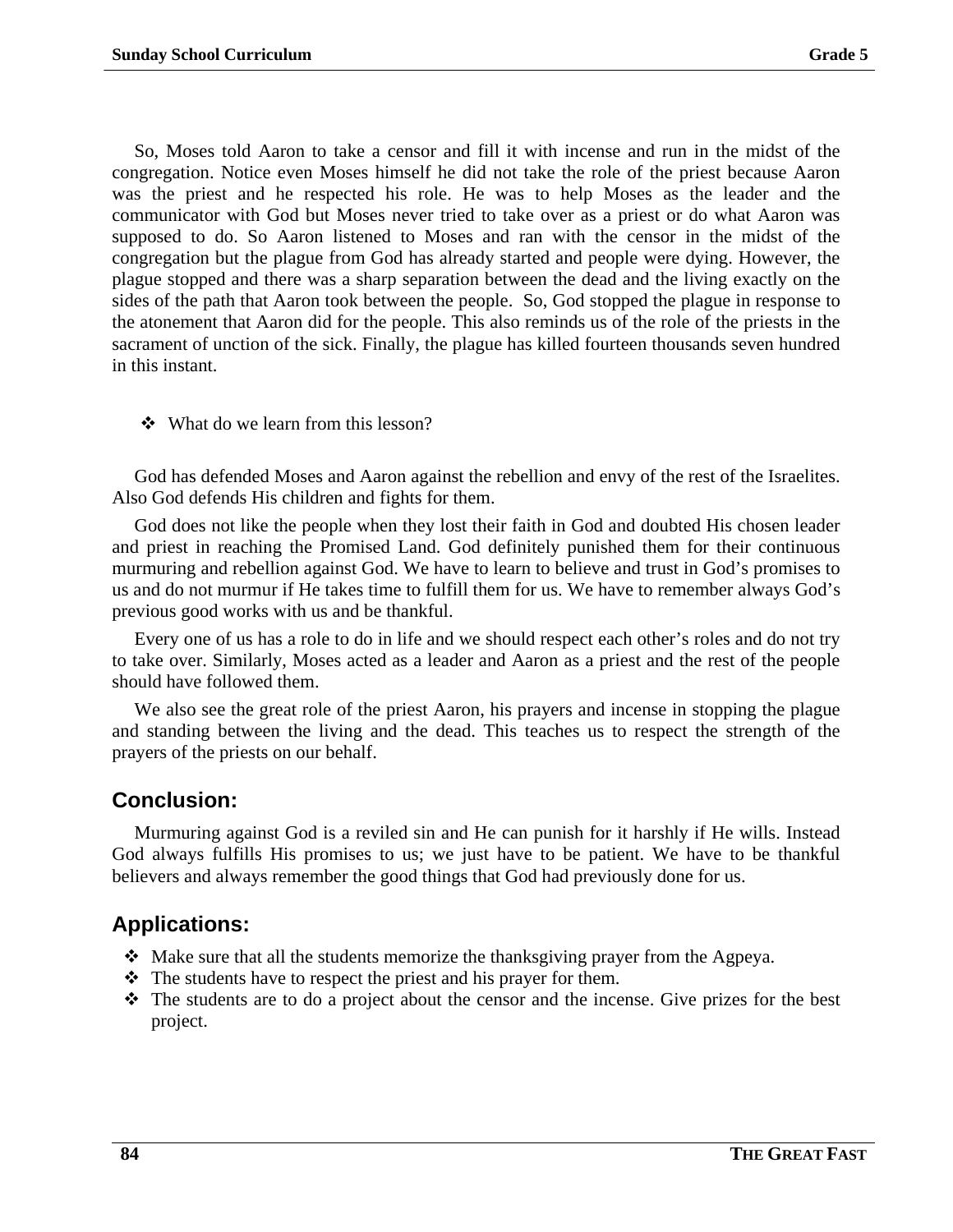So, Moses told Aaron to take a censor and fill it with incense and run in the midst of the congregation. Notice even Moses himself he did not take the role of the priest because Aaron was the priest and he respected his role. He was to help Moses as the leader and the communicator with God but Moses never tried to take over as a priest or do what Aaron was supposed to do. So Aaron listened to Moses and ran with the censor in the midst of the congregation but the plague from God has already started and people were dying. However, the plague stopped and there was a sharp separation between the dead and the living exactly on the sides of the path that Aaron took between the people. So, God stopped the plague in response to the atonement that Aaron did for the people. This also reminds us of the role of the priests in the sacrament of unction of the sick. Finally, the plague has killed fourteen thousands seven hundred in this instant.

- What do we learn from this lesson?

God has defended Moses and Aaron against the rebellion and envy of the rest of the Israelites. Also God defends His children and fights for them.

God does not like the people when they lost their faith in God and doubted His chosen leader and priest in reaching the Promised Land. God definitely punished them for their continuous murmuring and rebellion against God. We have to learn to believe and trust in God's promises to us and do not murmur if He takes time to fulfill them for us. We have to remember always God's previous good works with us and be thankful.

Every one of us has a role to do in life and we should respect each other's roles and do not try to take over. Similarly, Moses acted as a leader and Aaron as a priest and the rest of the people should have followed them.

We also see the great role of the priest Aaron, his prayers and incense in stopping the plague and standing between the living and the dead. This teaches us to respect the strength of the prayers of the priests on our behalf.

## Conclusion:

Murmuring against God is a reviled sin and He can punish for it harshly if He wills. Instead God always fulfills His promises to us; we just have to be patient. We have to be thankful believers and always remember the good things that God had previously done for us.

## Applications:

- Make sure that all the students memorize the thanksgiving prayer from the Agpeya.
- The students have to respect the priest and his prayer for them.
- The students are to do a project about the censor and the incense. Give prizes for the best project.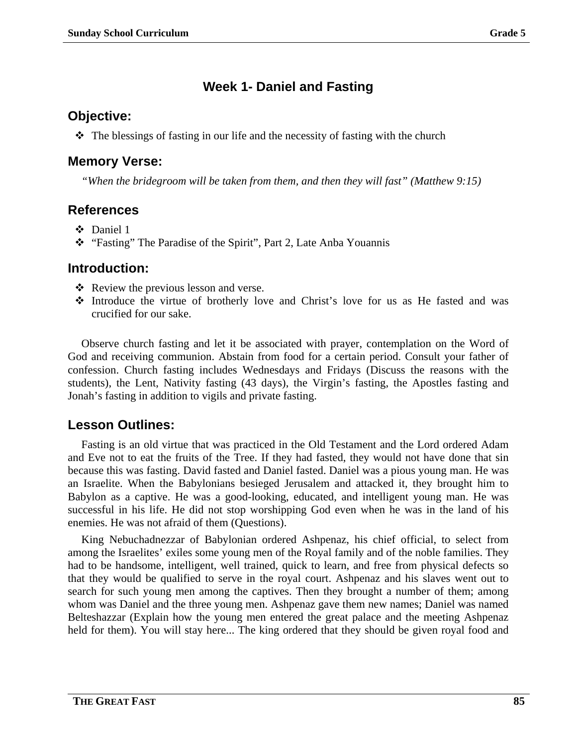# Week 1- Daniel and Fasting

## Objective:

- The blessings of fasting in our life and the necessity of fasting with the church

## Memory Verse:

*"When the bridegroom will be taken from them, and then they will fast" (Matthew 9:15)*

## References

- Daniel 1
- "Fasting" The Paradise of the Spirit", Part 2, Late Anba Youannis

## Introduction:

- Review the previous lesson and verse.
- Introduce the virtue of brotherly love and Christ's love for us as He fasted and was crucified for our sake.

Observe church fasting and let it be associated with prayer, contemplation on the Word of God and receiving communion. Abstain from food for a certain period. Consult your father of confession. Church fasting includes Wednesdays and Fridays (Discuss the reasons with the students), the Lent, Nativity fasting (43 days), the Virgin's fasting, the Apostles fasting and Jonah's fasting in addition to vigils and private fasting.

## Lesson Outlines:

Fasting is an old virtue that was practiced in the Old Testament and the Lord ordered Adam and Eve not to eat the fruits of the Tree. If they had fasted, they would not have done that sin because this was fasting. David fasted and Daniel fasted. Daniel was a pious young man. He was an Israelite. When the Babylonians besieged Jerusalem and attacked it, they brought him to Babylon as a captive. He was a good-looking, educated, and intelligent young man. He was successful in his life. He did not stop worshipping God even when he was in the land of his enemies. He was not afraid of them (Questions).

King Nebuchadnezzar of Babylonian ordered Ashpenaz, his chief official, to select from among the Israelites' exiles some young men of the Royal family and of the noble families. They had to be handsome, intelligent, well trained, quick to learn, and free from physical defects so that they would be qualified to serve in the royal court. Ashpenaz and his slaves went out to search for such young men among the captives. Then they brought a number of them; among whom was Daniel and the three young men. Ashpenaz gave them new names; Daniel was named Belteshazzar (Explain how the young men entered the great palace and the meeting Ashpenaz held for them). You will stay here... The king ordered that they should be given royal food and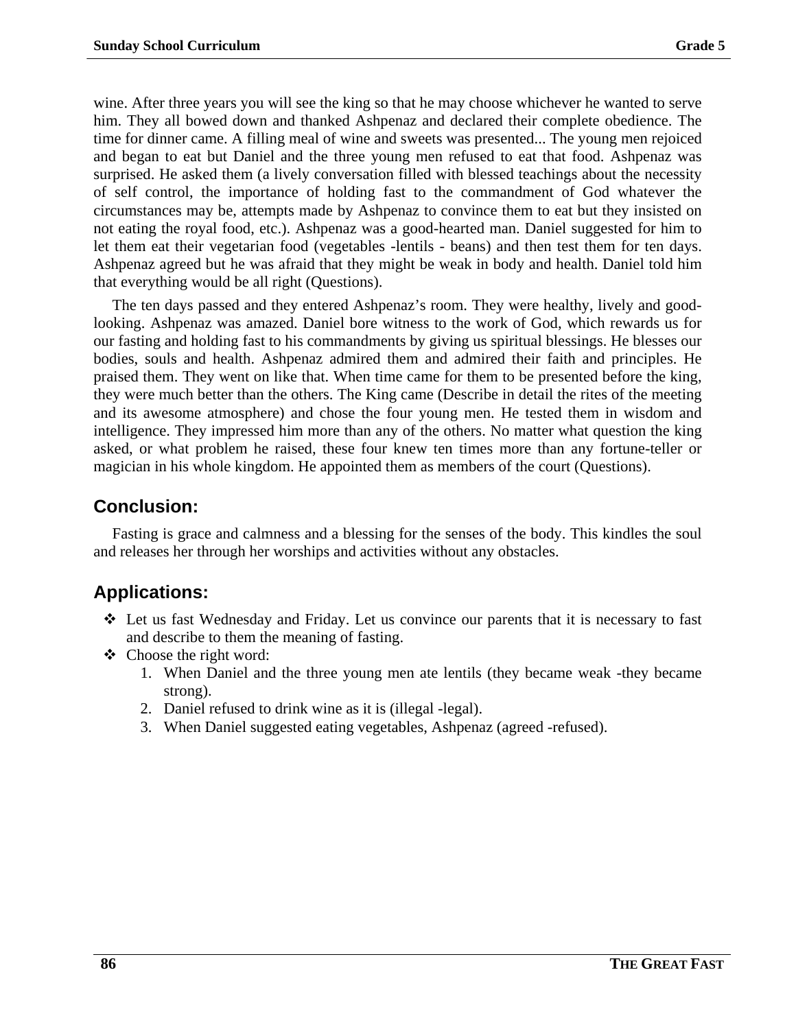wine. After three years you will see the king so that he may choose whichever he wanted to serve him. They all bowed down and thanked Ashpenaz and declared their complete obedience. The time for dinner came. A filling meal of wine and sweets was presented... The young men rejoiced and began to eat but Daniel and the three young men refused to eat that food. Ashpenaz was surprised. He asked them (a lively conversation filled with blessed teachings about the necessity of self control, the importance of holding fast to the commandment of God whatever the circumstances may be, attempts made by Ashpenaz to convince them to eat but they insisted on not eating the royal food, etc.). Ashpenaz was a good-hearted man. Daniel suggested for him to let them eat their vegetarian food (vegetables -lentils - beans) and then test them for ten days. Ashpenaz agreed but he was afraid that they might be weak in body and health. Daniel told him that everything would be all right (Questions).

The ten days passed and they entered Ashpenaz's room. They were healthy, lively and good-looking. Ashpenaz was amazed. Daniel bore witness to the work of God, which rewards us for our fasting and holding fast to his commandments by giving us spiritual blessings. He blesses our bodies, souls and health. Ashpenaz admired them and admired their faith and principles. He praised them. They went on like that. When time came for them to be presented before the king, they were much better than the others. The King came (Describe in detail the rites of the meeting and its awesome atmosphere) and chose the four young men. He tested them in wisdom and intelligence. They impressed him more than any of the others. No matter what question the king asked, or what problem he raised, these four knew ten times more than any fortune-teller or magician in his whole kingdom. He appointed them as members of the court (Questions).

## Conclusion:

Fasting is grace and calmness and a blessing for the senses of the body. This kindles the soul and releases her through her worships and activities without any obstacles.

## Applications:

- Let us fast Wednesday and Friday. Let us convince our parents that it is necessary to fast and describe to them the meaning of fasting.
- Choose the right word:
  1. When Daniel and the three young men ate lentils (they became weak -they became strong).
  2. Daniel refused to drink wine as it is (illegal -legal).
  3. When Daniel suggested eating vegetables, Ashpenaz (agreed -refused).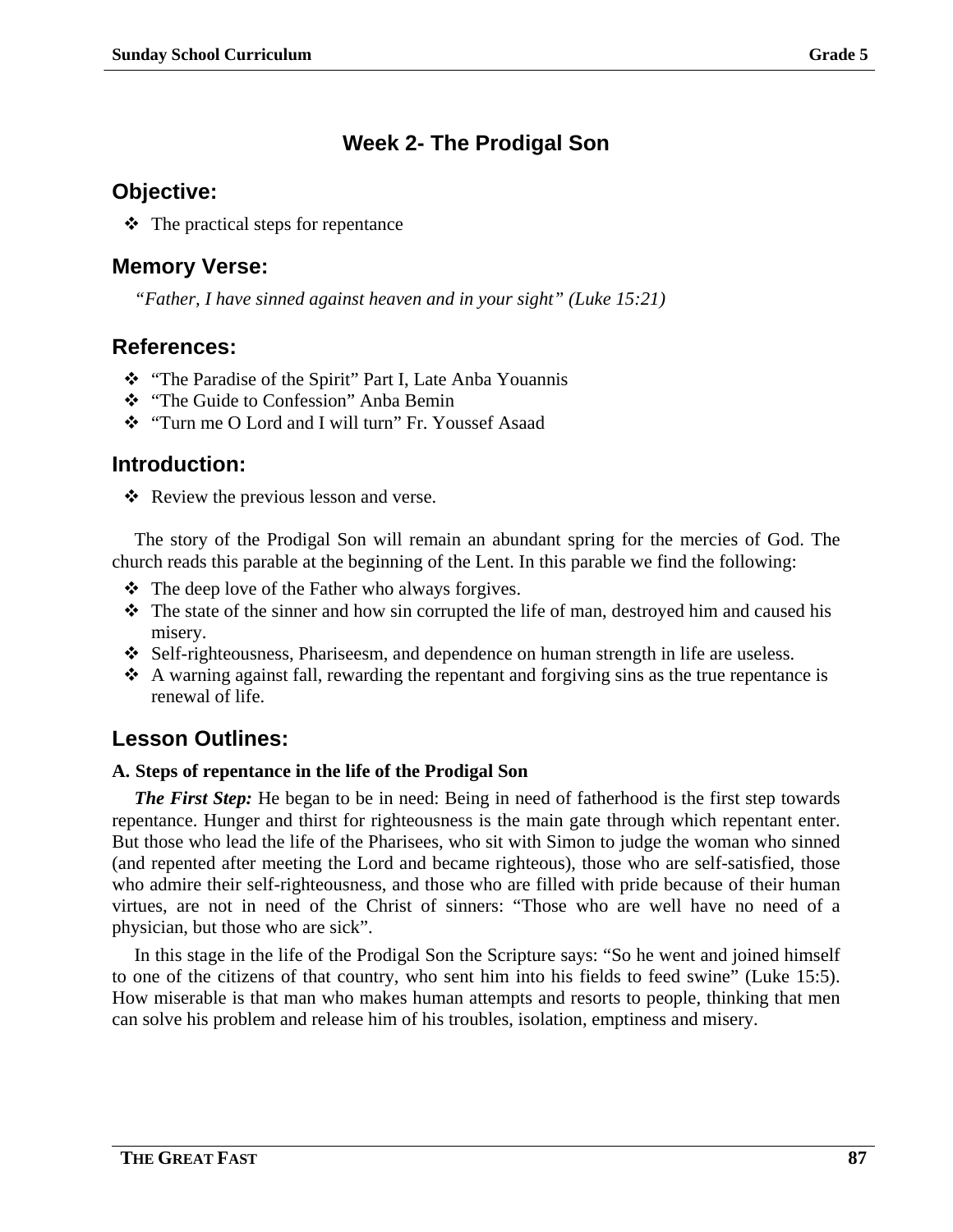# Week 2- The Prodigal Son

## Objective:

- ❖ The practical steps for repentance

## Memory Verse:

*"Father, I have sinned against heaven and in your sight" (Luke 15:21)*

## References:

- ❖ "The Paradise of the Spirit" Part I, Late Anba Youannis
- ❖ "The Guide to Confession" Anba Bemin
- ❖ "Turn me O Lord and I will turn" Fr. Youssef Asaad

## Introduction:

- ❖ Review the previous lesson and verse.

The story of the Prodigal Son will remain an abundant spring for the mercies of God. The church reads this parable at the beginning of the Lent. In this parable we find the following:

- ❖ The deep love of the Father who always forgives.
- ❖ The state of the sinner and how sin corrupted the life of man, destroyed him and caused his misery.
- ❖ Self-righteousness, Phariseesm, and dependence on human strength in life are useless.
- ❖ A warning against fall, rewarding the repentant and forgiving sins as the true repentance is renewal of life.

## Lesson Outlines:

### A. Steps of repentance in the life of the Prodigal Son

***The First Step:*** He began to be in need: Being in need of fatherhood is the first step towards repentance. Hunger and thirst for righteousness is the main gate through which repentant enter. But those who lead the life of the Pharisees, who sit with Simon to judge the woman who sinned (and repented after meeting the Lord and became righteous), those who are self-satisfied, those who admire their self-righteousness, and those who are filled with pride because of their human virtues, are not in need of the Christ of sinners: "Those who are well have no need of a physician, but those who are sick".

In this stage in the life of the Prodigal Son the Scripture says: "So he went and joined himself to one of the citizens of that country, who sent him into his fields to feed swine" (Luke 15:5). How miserable is that man who makes human attempts and resorts to people, thinking that men can solve his problem and release him of his troubles, isolation, emptiness and misery.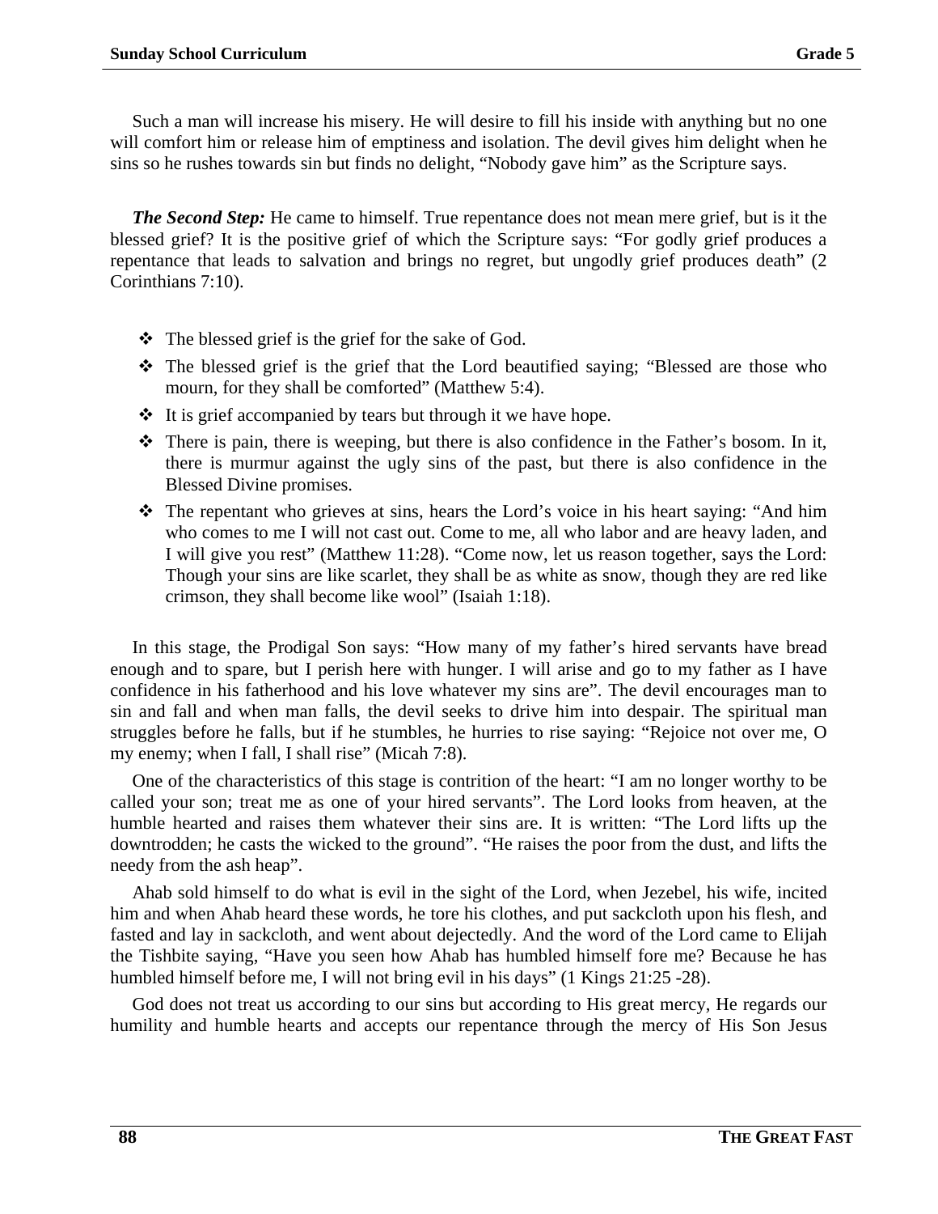Such a man will increase his misery. He will desire to fill his inside with anything but no one will comfort him or release him of emptiness and isolation. The devil gives him delight when he sins so he rushes towards sin but finds no delight, "Nobody gave him" as the Scripture says.

***The Second Step:*** He came to himself. True repentance does not mean mere grief, but is it the blessed grief? It is the positive grief of which the Scripture says: "For godly grief produces a repentance that leads to salvation and brings no regret, but ungodly grief produces death" (2 Corinthians 7:10).

- The blessed grief is the grief for the sake of God.
- The blessed grief is the grief that the Lord beautified saying; "Blessed are those who mourn, for they shall be comforted" (Matthew 5:4).
- It is grief accompanied by tears but through it we have hope.
- There is pain, there is weeping, but there is also confidence in the Father's bosom. In it, there is murmur against the ugly sins of the past, but there is also confidence in the Blessed Divine promises.
- The repentant who grieves at sins, hears the Lord's voice in his heart saying: "And him who comes to me I will not cast out. Come to me, all who labor and are heavy laden, and I will give you rest" (Matthew 11:28). "Come now, let us reason together, says the Lord: Though your sins are like scarlet, they shall be as white as snow, though they are red like crimson, they shall become like wool" (Isaiah 1:18).

In this stage, the Prodigal Son says: "How many of my father's hired servants have bread enough and to spare, but I perish here with hunger. I will arise and go to my father as I have confidence in his fatherhood and his love whatever my sins are". The devil encourages man to sin and fall and when man falls, the devil seeks to drive him into despair. The spiritual man struggles before he falls, but if he stumbles, he hurries to rise saying: "Rejoice not over me, O my enemy; when I fall, I shall rise" (Micah 7:8).

One of the characteristics of this stage is contrition of the heart: "I am no longer worthy to be called your son; treat me as one of your hired servants". The Lord looks from heaven, at the humble hearted and raises them whatever their sins are. It is written: "The Lord lifts up the downtrodden; he casts the wicked to the ground". "He raises the poor from the dust, and lifts the needy from the ash heap".

Ahab sold himself to do what is evil in the sight of the Lord, when Jezebel, his wife, incited him and when Ahab heard these words, he tore his clothes, and put sackcloth upon his flesh, and fasted and lay in sackcloth, and went about dejectedly. And the word of the Lord came to Elijah the Tishbite saying, "Have you seen how Ahab has humbled himself fore me? Because he has humbled himself before me, I will not bring evil in his days" (1 Kings 21:25 -28).

God does not treat us according to our sins but according to His great mercy, He regards our humility and humble hearts and accepts our repentance through the mercy of His Son Jesus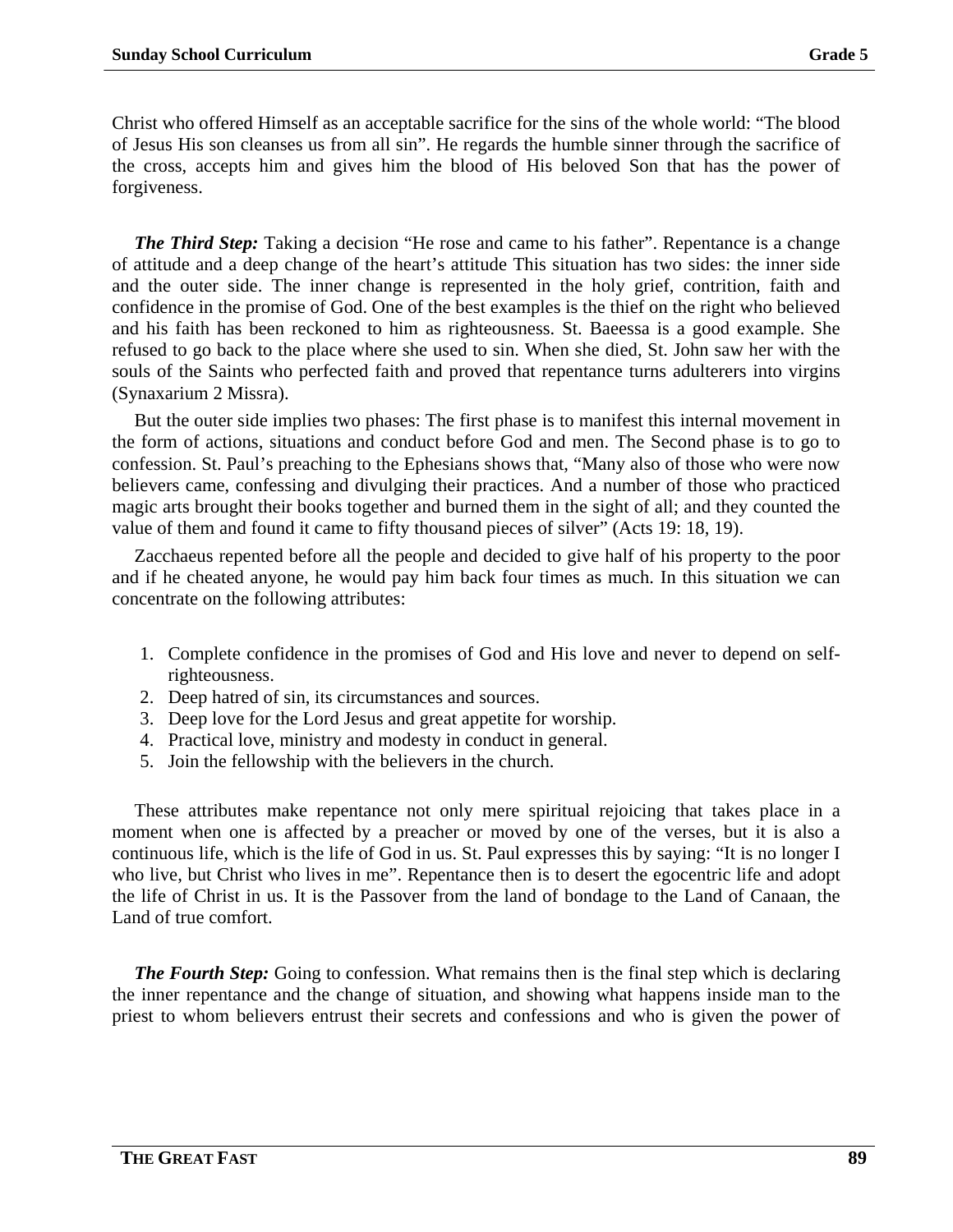Christ who offered Himself as an acceptable sacrifice for the sins of the whole world: "The blood of Jesus His son cleanses us from all sin". He regards the humble sinner through the sacrifice of the cross, accepts him and gives him the blood of His beloved Son that has the power of forgiveness.

***The Third Step:*** Taking a decision "He rose and came to his father". Repentance is a change of attitude and a deep change of the heart's attitude This situation has two sides: the inner side and the outer side. The inner change is represented in the holy grief, contrition, faith and confidence in the promise of God. One of the best examples is the thief on the right who believed and his faith has been reckoned to him as righteousness. St. Baeessa is a good example. She refused to go back to the place where she used to sin. When she died, St. John saw her with the souls of the Saints who perfected faith and proved that repentance turns adulterers into virgins (Synaxarium 2 Missra).

But the outer side implies two phases: The first phase is to manifest this internal movement in the form of actions, situations and conduct before God and men. The Second phase is to go to confession. St. Paul's preaching to the Ephesians shows that, "Many also of those who were now believers came, confessing and divulging their practices. And a number of those who practiced magic arts brought their books together and burned them in the sight of all; and they counted the value of them and found it came to fifty thousand pieces of silver" (Acts 19: 18, 19).

Zacchaeus repented before all the people and decided to give half of his property to the poor and if he cheated anyone, he would pay him back four times as much. In this situation we can concentrate on the following attributes:

1. Complete confidence in the promises of God and His love and never to depend on self-righteousness.
2. Deep hatred of sin, its circumstances and sources.
3. Deep love for the Lord Jesus and great appetite for worship.
4. Practical love, ministry and modesty in conduct in general.
5. Join the fellowship with the believers in the church.

These attributes make repentance not only mere spiritual rejoicing that takes place in a moment when one is affected by a preacher or moved by one of the verses, but it is also a continuous life, which is the life of God in us. St. Paul expresses this by saying: "It is no longer I who live, but Christ who lives in me". Repentance then is to desert the egocentric life and adopt the life of Christ in us. It is the Passover from the land of bondage to the Land of Canaan, the Land of true comfort.

***The Fourth Step:*** Going to confession. What remains then is the final step which is declaring the inner repentance and the change of situation, and showing what happens inside man to the priest to whom believers entrust their secrets and confessions and who is given the power of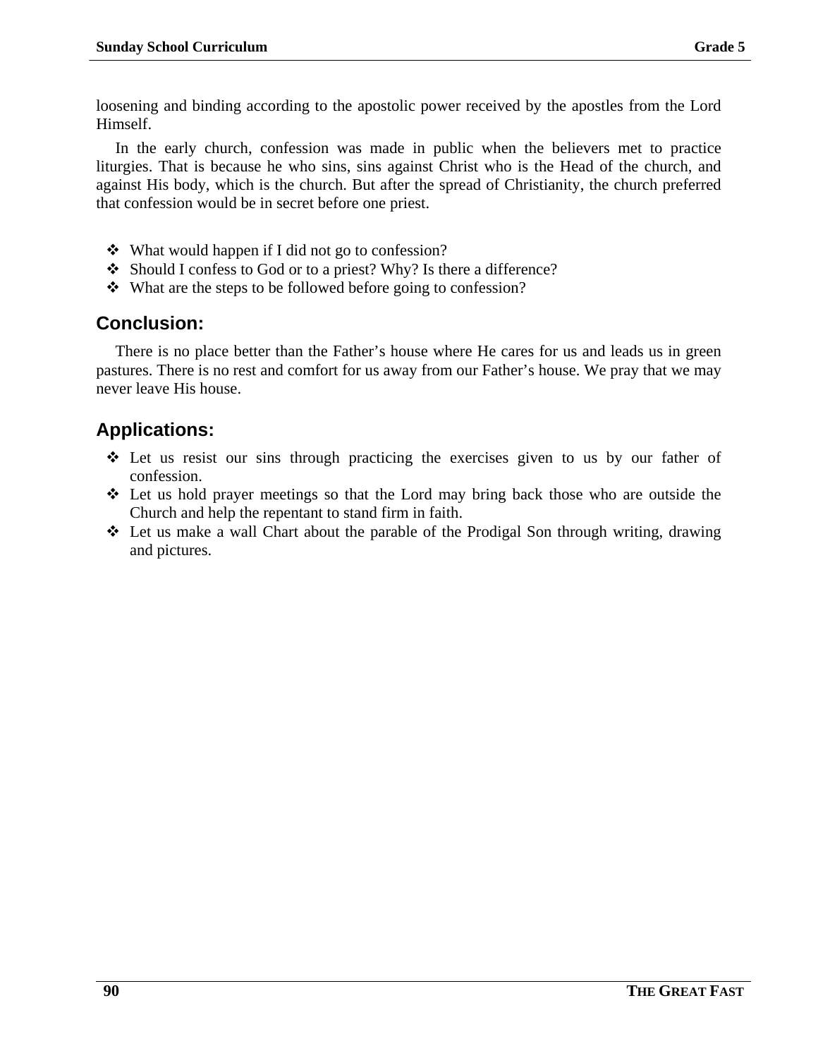loosening and binding according to the apostolic power received by the apostles from the Lord Himself.

In the early church, confession was made in public when the believers met to practice liturgies. That is because he who sins, sins against Christ who is the Head of the church, and against His body, which is the church. But after the spread of Christianity, the church preferred that confession would be in secret before one priest.

- What would happen if I did not go to confession?
- Should I confess to God or to a priest? Why? Is there a difference?
- What are the steps to be followed before going to confession?

## Conclusion:

There is no place better than the Father's house where He cares for us and leads us in green pastures. There is no rest and comfort for us away from our Father's house. We pray that we may never leave His house.

## Applications:

- Let us resist our sins through practicing the exercises given to us by our father of confession.
- Let us hold prayer meetings so that the Lord may bring back those who are outside the Church and help the repentant to stand firm in faith.
- Let us make a wall Chart about the parable of the Prodigal Son through writing, drawing and pictures.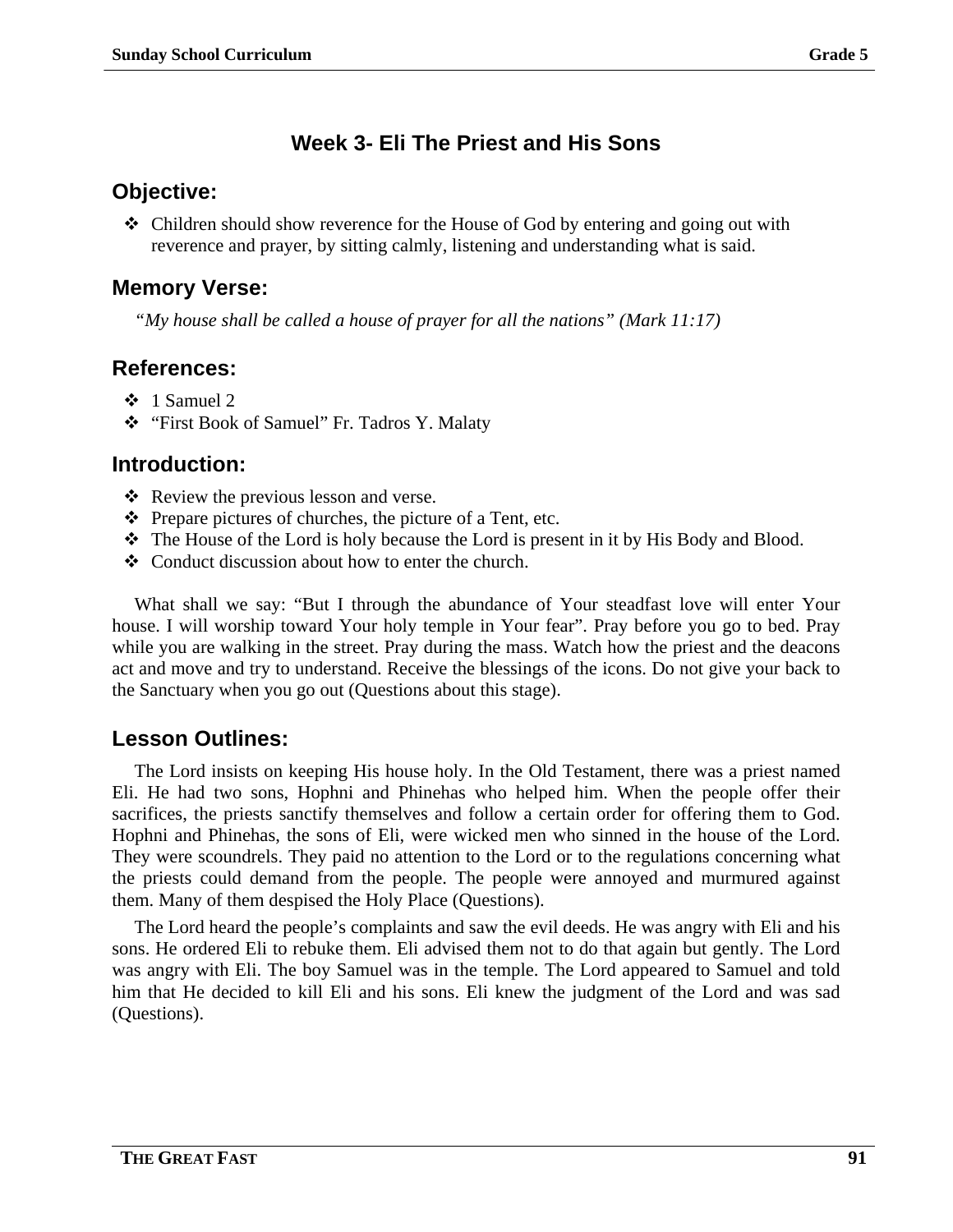## Week 3- Eli The Priest and His Sons

### Objective:

- Children should show reverence for the House of God by entering and going out with reverence and prayer, by sitting calmly, listening and understanding what is said.

### Memory Verse:

*"My house shall be called a house of prayer for all the nations" (Mark 11:17)*

### References:

- 1 Samuel 2
- "First Book of Samuel" Fr. Tadros Y. Malaty

### Introduction:

- Review the previous lesson and verse.
- Prepare pictures of churches, the picture of a Tent, etc.
- The House of the Lord is holy because the Lord is present in it by His Body and Blood.
- Conduct discussion about how to enter the church.

What shall we say: "But I through the abundance of Your steadfast love will enter Your house. I will worship toward Your holy temple in Your fear". Pray before you go to bed. Pray while you are walking in the street. Pray during the mass. Watch how the priest and the deacons act and move and try to understand. Receive the blessings of the icons. Do not give your back to the Sanctuary when you go out (Questions about this stage).

### Lesson Outlines:

The Lord insists on keeping His house holy. In the Old Testament, there was a priest named Eli. He had two sons, Hophni and Phinehas who helped him. When the people offer their sacrifices, the priests sanctify themselves and follow a certain order for offering them to God. Hophni and Phinehas, the sons of Eli, were wicked men who sinned in the house of the Lord. They were scoundrels. They paid no attention to the Lord or to the regulations concerning what the priests could demand from the people. The people were annoyed and murmured against them. Many of them despised the Holy Place (Questions).

The Lord heard the people's complaints and saw the evil deeds. He was angry with Eli and his sons. He ordered Eli to rebuke them. Eli advised them not to do that again but gently. The Lord was angry with Eli. The boy Samuel was in the temple. The Lord appeared to Samuel and told him that He decided to kill Eli and his sons. Eli knew the judgment of the Lord and was sad (Questions).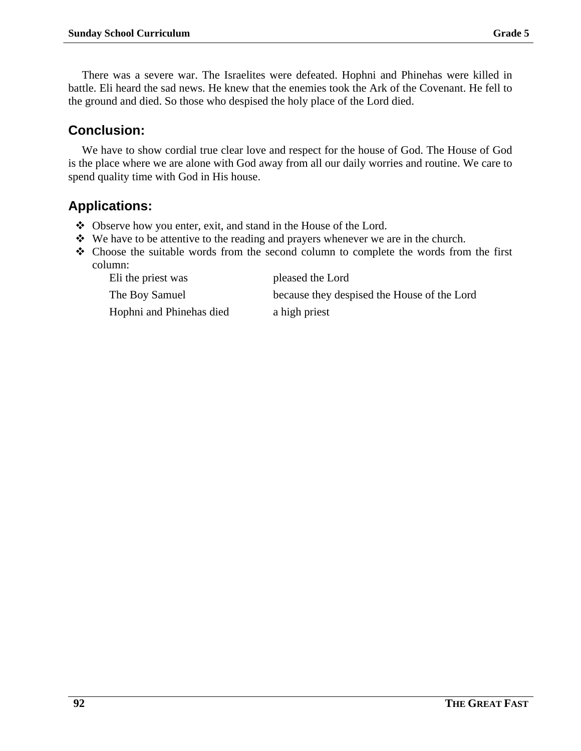There was a severe war. The Israelites were defeated. Hophni and Phinehas were killed in battle. Eli heard the sad news. He knew that the enemies took the Ark of the Covenant. He fell to the ground and died. So those who despised the holy place of the Lord died.

## Conclusion:

We have to show cordial true clear love and respect for the house of God. The House of God is the place where we are alone with God away from all our daily worries and routine. We care to spend quality time with God in His house.

## Applications:

- Observe how you enter, exit, and stand in the House of the Lord.
- We have to be attentive to the reading and prayers whenever we are in the church.
- Choose the suitable words from the second column to complete the words from the first column:

| | |
|---|---|
| Eli the priest was | pleased the Lord |
| The Boy Samuel | because they despised the House of the Lord |
| Hophni and Phinehas died | a high priest |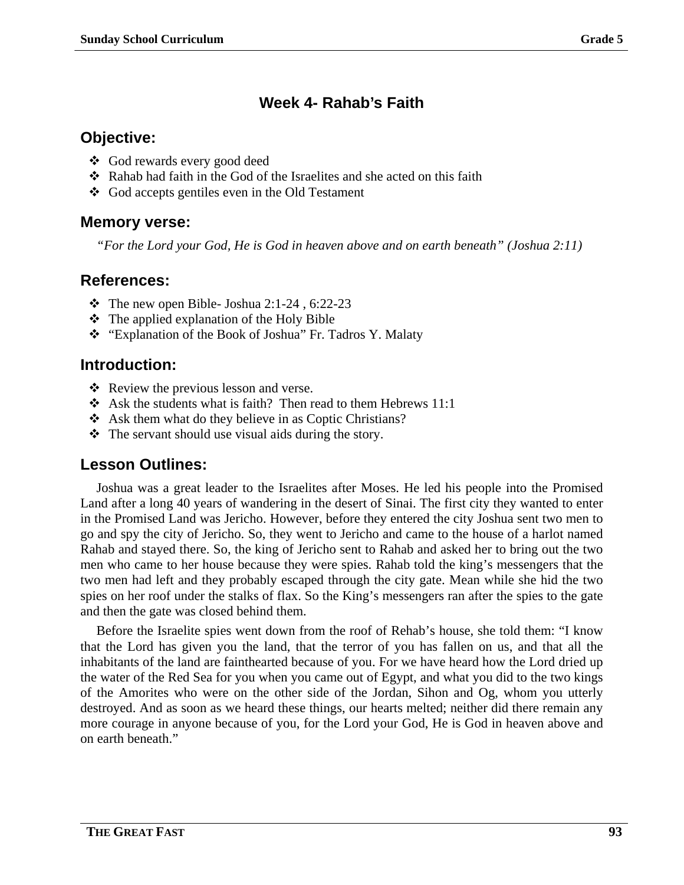# Week 4- Rahab's Faith

## Objective:

- God rewards every good deed
- Rahab had faith in the God of the Israelites and she acted on this faith
- God accepts gentiles even in the Old Testament

## Memory verse:

*"For the Lord your God, He is God in heaven above and on earth beneath" (Joshua 2:11)*

## References:

- The new open Bible- Joshua 2:1-24 , 6:22-23
- The applied explanation of the Holy Bible
- "Explanation of the Book of Joshua" Fr. Tadros Y. Malaty

## Introduction:

- Review the previous lesson and verse.
- Ask the students what is faith? Then read to them Hebrews 11:1
- Ask them what do they believe in as Coptic Christians?
- The servant should use visual aids during the story.

## Lesson Outlines:

Joshua was a great leader to the Israelites after Moses. He led his people into the Promised Land after a long 40 years of wandering in the desert of Sinai. The first city they wanted to enter in the Promised Land was Jericho. However, before they entered the city Joshua sent two men to go and spy the city of Jericho. So, they went to Jericho and came to the house of a harlot named Rahab and stayed there. So, the king of Jericho sent to Rahab and asked her to bring out the two men who came to her house because they were spies. Rahab told the king's messengers that the two men had left and they probably escaped through the city gate. Mean while she hid the two spies on her roof under the stalks of flax. So the King's messengers ran after the spies to the gate and then the gate was closed behind them.

Before the Israelite spies went down from the roof of Rehab's house, she told them: "I know that the Lord has given you the land, that the terror of you has fallen on us, and that all the inhabitants of the land are fainthearted because of you. For we have heard how the Lord dried up the water of the Red Sea for you when you came out of Egypt, and what you did to the two kings of the Amorites who were on the other side of the Jordan, Sihon and Og, whom you utterly destroyed. And as soon as we heard these things, our hearts melted; neither did there remain any more courage in anyone because of you, for the Lord your God, He is God in heaven above and on earth beneath."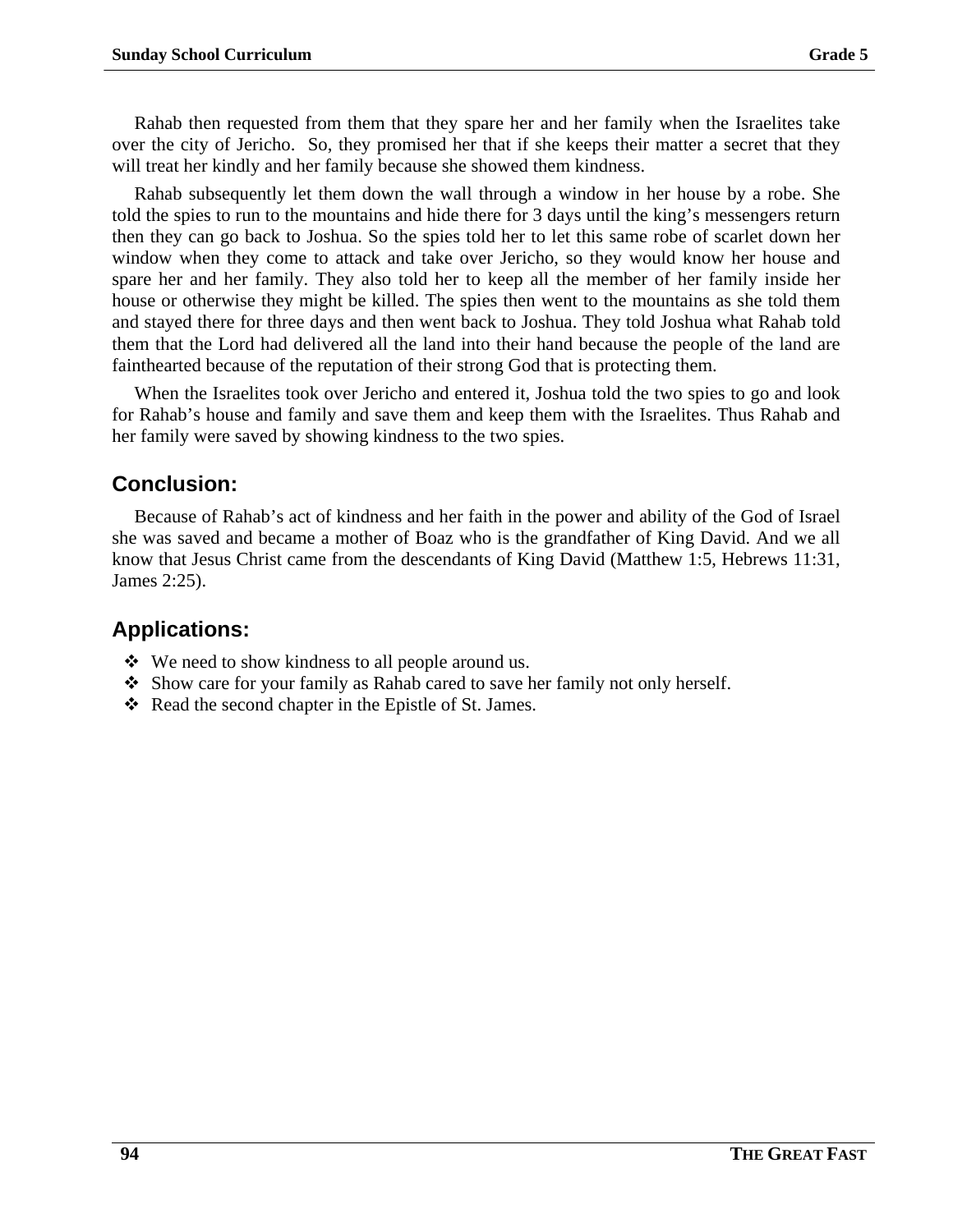Rahab then requested from them that they spare her and her family when the Israelites take over the city of Jericho.  So, they promised her that if she keeps their matter a secret that they will treat her kindly and her family because she showed them kindness.

Rahab subsequently let them down the wall through a window in her house by a robe. She told the spies to run to the mountains and hide there for 3 days until the king's messengers return then they can go back to Joshua. So the spies told her to let this same robe of scarlet down her window when they come to attack and take over Jericho, so they would know her house and spare her and her family. They also told her to keep all the member of her family inside her house or otherwise they might be killed. The spies then went to the mountains as she told them and stayed there for three days and then went back to Joshua. They told Joshua what Rahab told them that the Lord had delivered all the land into their hand because the people of the land are fainthearted because of the reputation of their strong God that is protecting them.

When the Israelites took over Jericho and entered it, Joshua told the two spies to go and look for Rahab's house and family and save them and keep them with the Israelites. Thus Rahab and her family were saved by showing kindness to the two spies.

## Conclusion:

Because of Rahab's act of kindness and her faith in the power and ability of the God of Israel she was saved and became a mother of Boaz who is the grandfather of King David. And we all know that Jesus Christ came from the descendants of King David (Matthew 1:5, Hebrews 11:31, James 2:25).

## Applications:

- We need to show kindness to all people around us.
- Show care for your family as Rahab cared to save her family not only herself.
- Read the second chapter in the Epistle of St. James.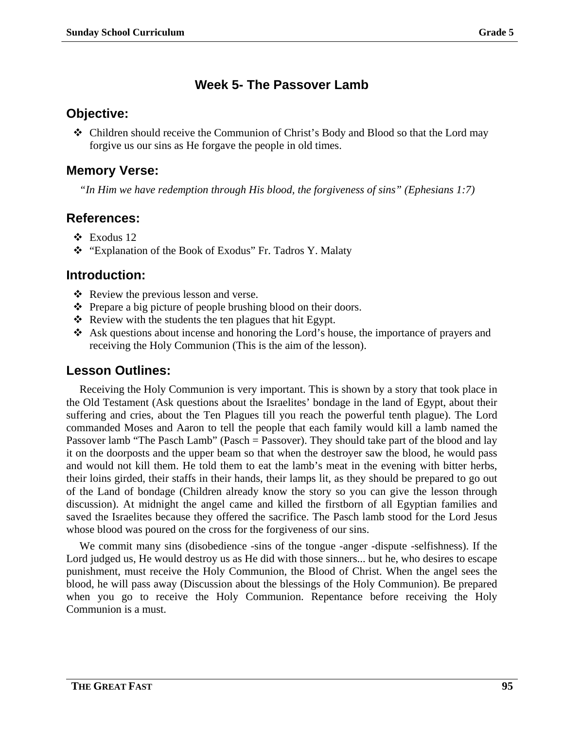# Week 5- The Passover Lamb

## Objective:

- Children should receive the Communion of Christ's Body and Blood so that the Lord may forgive us our sins as He forgave the people in old times.

## Memory Verse:

*"In Him we have redemption through His blood, the forgiveness of sins" (Ephesians 1:7)*

## References:

- Exodus 12
- "Explanation of the Book of Exodus" Fr. Tadros Y. Malaty

## Introduction:

- Review the previous lesson and verse.
- Prepare a big picture of people brushing blood on their doors.
- Review with the students the ten plagues that hit Egypt.
- Ask questions about incense and honoring the Lord's house, the importance of prayers and receiving the Holy Communion (This is the aim of the lesson).

## Lesson Outlines:

Receiving the Holy Communion is very important. This is shown by a story that took place in the Old Testament (Ask questions about the Israelites' bondage in the land of Egypt, about their suffering and cries, about the Ten Plagues till you reach the powerful tenth plague). The Lord commanded Moses and Aaron to tell the people that each family would kill a lamb named the Passover lamb "The Pasch Lamb" (Pasch = Passover). They should take part of the blood and lay it on the doorposts and the upper beam so that when the destroyer saw the blood, he would pass and would not kill them. He told them to eat the lamb's meat in the evening with bitter herbs, their loins girded, their staffs in their hands, their lamps lit, as they should be prepared to go out of the Land of bondage (Children already know the story so you can give the lesson through discussion). At midnight the angel came and killed the firstborn of all Egyptian families and saved the Israelites because they offered the sacrifice. The Pasch lamb stood for the Lord Jesus whose blood was poured on the cross for the forgiveness of our sins.

We commit many sins (disobedience -sins of the tongue -anger -dispute -selfishness). If the Lord judged us, He would destroy us as He did with those sinners... but he, who desires to escape punishment, must receive the Holy Communion, the Blood of Christ. When the angel sees the blood, he will pass away (Discussion about the blessings of the Holy Communion). Be prepared when you go to receive the Holy Communion. Repentance before receiving the Holy Communion is a must.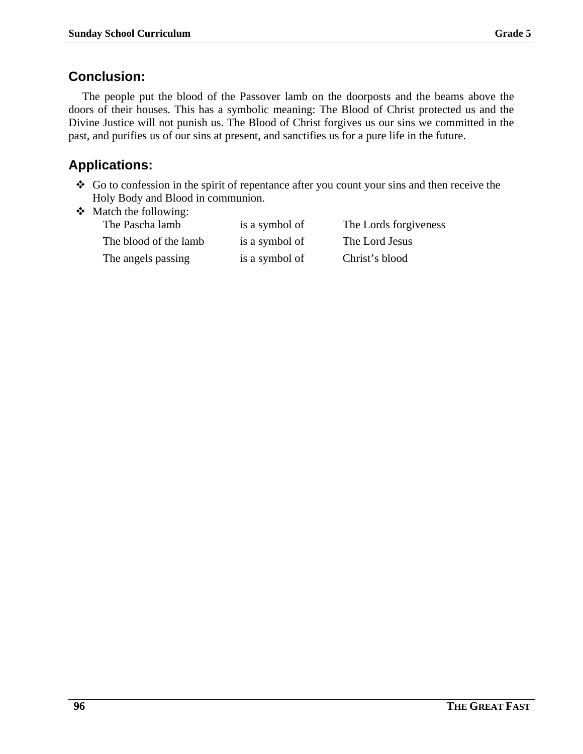## Conclusion:

The people put the blood of the Passover lamb on the doorposts and the beams above the doors of their houses. This has a symbolic meaning: The Blood of Christ protected us and the Divine Justice will not punish us. The Blood of Christ forgives us our sins we committed in the past, and purifies us of our sins at present, and sanctifies us for a pure life in the future.

## Applications:

- Go to confession in the spirit of repentance after you count your sins and then receive the Holy Body and Blood in communion.
- Match the following:

| | | |
|---|---|---|
| The Pascha lamb | is a symbol of | The Lords forgiveness |
| The blood of the lamb | is a symbol of | The Lord Jesus |
| The angels passing | is a symbol of | Christ's blood |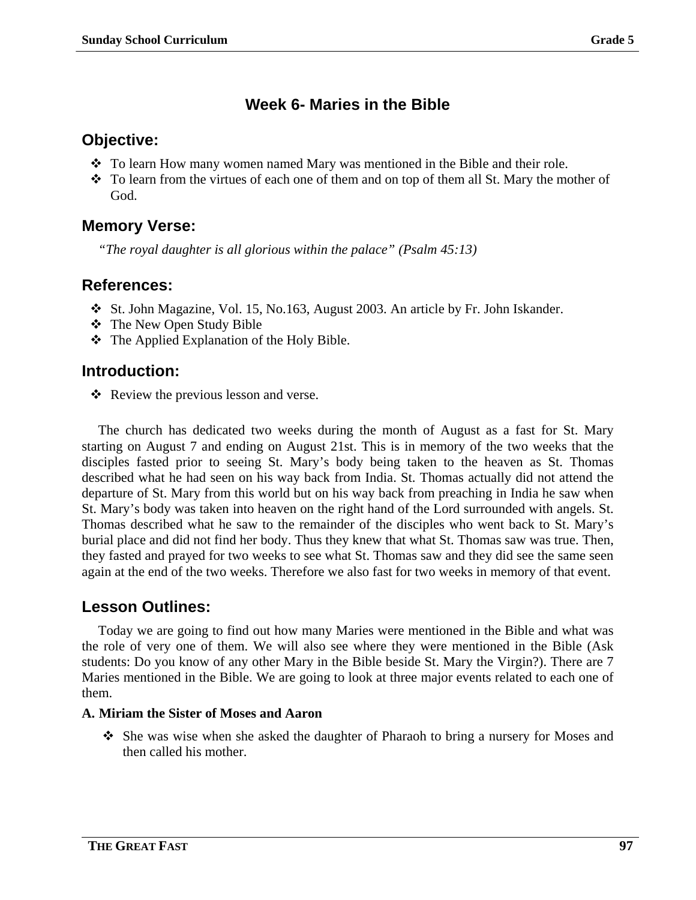## Week 6- Maries in the Bible

### Objective:

- To learn How many women named Mary was mentioned in the Bible and their role.
- To learn from the virtues of each one of them and on top of them all St. Mary the mother of God.

### Memory Verse:

*"The royal daughter is all glorious within the palace" (Psalm 45:13)*

### References:

- St. John Magazine, Vol. 15, No.163, August 2003. An article by Fr. John Iskander.
- The New Open Study Bible
- The Applied Explanation of the Holy Bible.

### Introduction:

- Review the previous lesson and verse.

The church has dedicated two weeks during the month of August as a fast for St. Mary starting on August 7 and ending on August 21st. This is in memory of the two weeks that the disciples fasted prior to seeing St. Mary's body being taken to the heaven as St. Thomas described what he had seen on his way back from India. St. Thomas actually did not attend the departure of St. Mary from this world but on his way back from preaching in India he saw when St. Mary's body was taken into heaven on the right hand of the Lord surrounded with angels. St. Thomas described what he saw to the remainder of the disciples who went back to St. Mary's burial place and did not find her body. Thus they knew that what St. Thomas saw was true. Then, they fasted and prayed for two weeks to see what St. Thomas saw and they did see the same seen again at the end of the two weeks. Therefore we also fast for two weeks in memory of that event.

### Lesson Outlines:

Today we are going to find out how many Maries were mentioned in the Bible and what was the role of very one of them. We will also see where they were mentioned in the Bible (Ask students: Do you know of any other Mary in the Bible beside St. Mary the Virgin?). There are 7 Maries mentioned in the Bible. We are going to look at three major events related to each one of them.

**A. Miriam the Sister of Moses and Aaron**

- She was wise when she asked the daughter of Pharaoh to bring a nursery for Moses and then called his mother.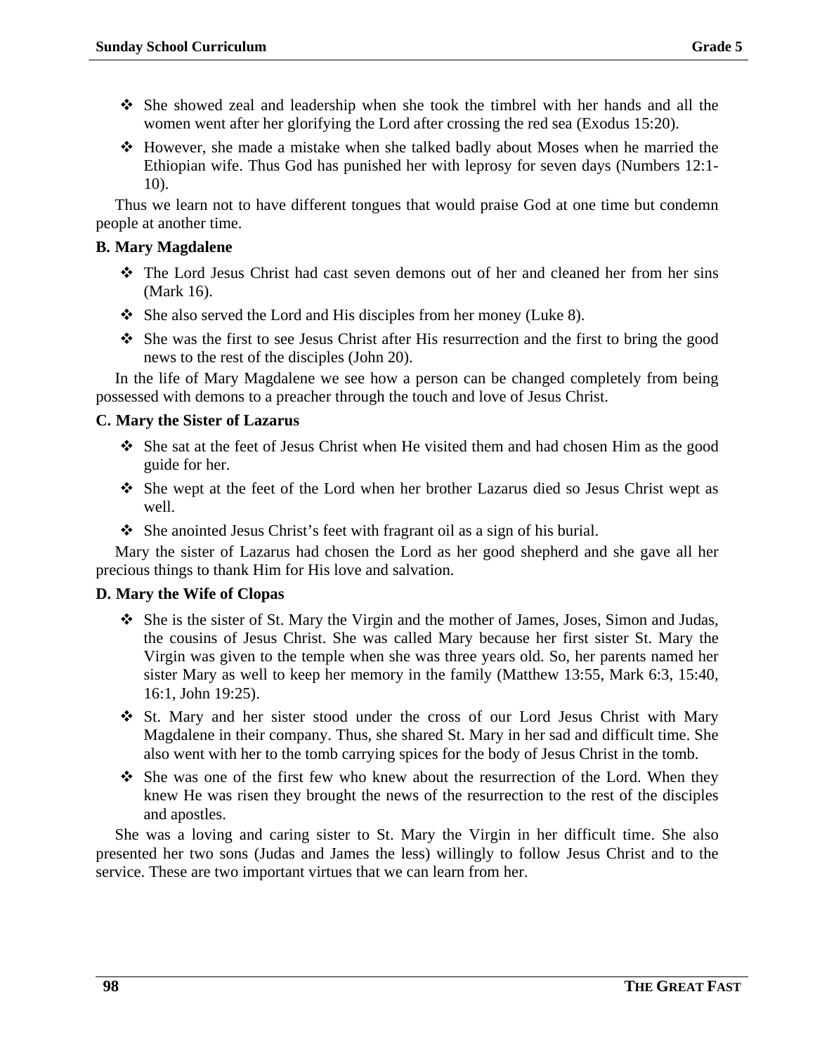- She showed zeal and leadership when she took the timbrel with her hands and all the women went after her glorifying the Lord after crossing the red sea (Exodus 15:20).
- However, she made a mistake when she talked badly about Moses when he married the Ethiopian wife. Thus God has punished her with leprosy for seven days (Numbers 12:1-10).

Thus we learn not to have different tongues that would praise God at one time but condemn people at another time.

**B. Mary Magdalene**

- The Lord Jesus Christ had cast seven demons out of her and cleaned her from her sins (Mark 16).
- She also served the Lord and His disciples from her money (Luke 8).
- She was the first to see Jesus Christ after His resurrection and the first to bring the good news to the rest of the disciples (John 20).

In the life of Mary Magdalene we see how a person can be changed completely from being possessed with demons to a preacher through the touch and love of Jesus Christ.

**C. Mary the Sister of Lazarus**

- She sat at the feet of Jesus Christ when He visited them and had chosen Him as the good guide for her.
- She wept at the feet of the Lord when her brother Lazarus died so Jesus Christ wept as well.
- She anointed Jesus Christ's feet with fragrant oil as a sign of his burial.

Mary the sister of Lazarus had chosen the Lord as her good shepherd and she gave all her precious things to thank Him for His love and salvation.

**D. Mary the Wife of Clopas**

- She is the sister of St. Mary the Virgin and the mother of James, Joses, Simon and Judas, the cousins of Jesus Christ. She was called Mary because her first sister St. Mary the Virgin was given to the temple when she was three years old. So, her parents named her sister Mary as well to keep her memory in the family (Matthew 13:55, Mark 6:3, 15:40, 16:1, John 19:25).
- St. Mary and her sister stood under the cross of our Lord Jesus Christ with Mary Magdalene in their company. Thus, she shared St. Mary in her sad and difficult time. She also went with her to the tomb carrying spices for the body of Jesus Christ in the tomb.
- She was one of the first few who knew about the resurrection of the Lord. When they knew He was risen they brought the news of the resurrection to the rest of the disciples and apostles.

She was a loving and caring sister to St. Mary the Virgin in her difficult time. She also presented her two sons (Judas and James the less) willingly to follow Jesus Christ and to the service. These are two important virtues that we can learn from her.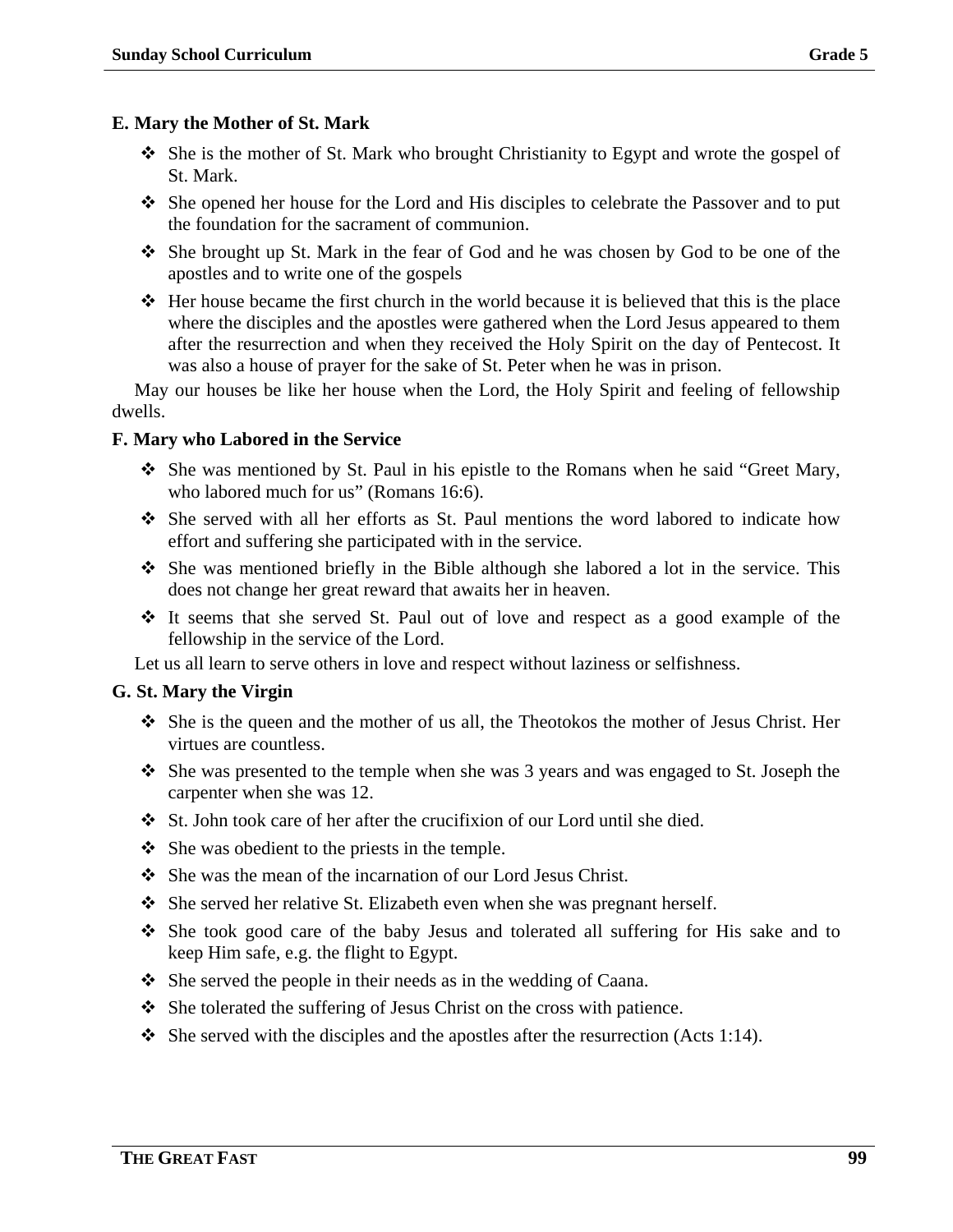**E. Mary the Mother of St. Mark**

- She is the mother of St. Mark who brought Christianity to Egypt and wrote the gospel of St. Mark.
- She opened her house for the Lord and His disciples to celebrate the Passover and to put the foundation for the sacrament of communion.
- She brought up St. Mark in the fear of God and he was chosen by God to be one of the apostles and to write one of the gospels
- Her house became the first church in the world because it is believed that this is the place where the disciples and the apostles were gathered when the Lord Jesus appeared to them after the resurrection and when they received the Holy Spirit on the day of Pentecost. It was also a house of prayer for the sake of St. Peter when he was in prison.

May our houses be like her house when the Lord, the Holy Spirit and feeling of fellowship dwells.

**F. Mary who Labored in the Service**

- She was mentioned by St. Paul in his epistle to the Romans when he said "Greet Mary, who labored much for us" (Romans 16:6).
- She served with all her efforts as St. Paul mentions the word labored to indicate how effort and suffering she participated with in the service.
- She was mentioned briefly in the Bible although she labored a lot in the service. This does not change her great reward that awaits her in heaven.
- It seems that she served St. Paul out of love and respect as a good example of the fellowship in the service of the Lord.

Let us all learn to serve others in love and respect without laziness or selfishness.

**G. St. Mary the Virgin**

- She is the queen and the mother of us all, the Theotokos the mother of Jesus Christ. Her virtues are countless.
- She was presented to the temple when she was 3 years and was engaged to St. Joseph the carpenter when she was 12.
- St. John took care of her after the crucifixion of our Lord until she died.
- She was obedient to the priests in the temple.
- She was the mean of the incarnation of our Lord Jesus Christ.
- She served her relative St. Elizabeth even when she was pregnant herself.
- She took good care of the baby Jesus and tolerated all suffering for His sake and to keep Him safe, e.g. the flight to Egypt.
- She served the people in their needs as in the wedding of Caana.
- She tolerated the suffering of Jesus Christ on the cross with patience.
- She served with the disciples and the apostles after the resurrection (Acts 1:14).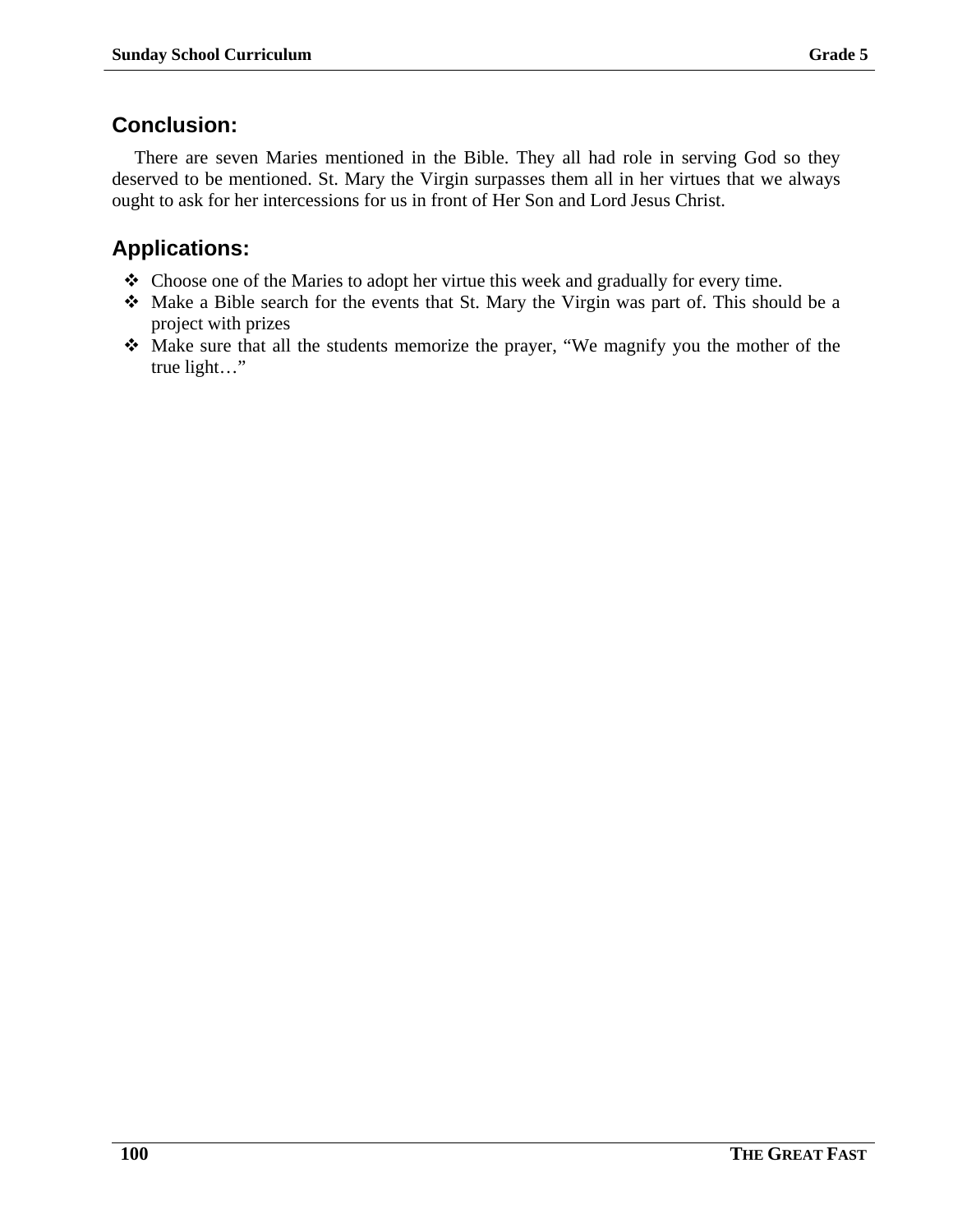## Conclusion:

There are seven Maries mentioned in the Bible. They all had role in serving God so they deserved to be mentioned. St. Mary the Virgin surpasses them all in her virtues that we always ought to ask for her intercessions for us in front of Her Son and Lord Jesus Christ.

## Applications:

- Choose one of the Maries to adopt her virtue this week and gradually for every time.
- Make a Bible search for the events that St. Mary the Virgin was part of. This should be a project with prizes
- Make sure that all the students memorize the prayer, “We magnify you the mother of the true light…”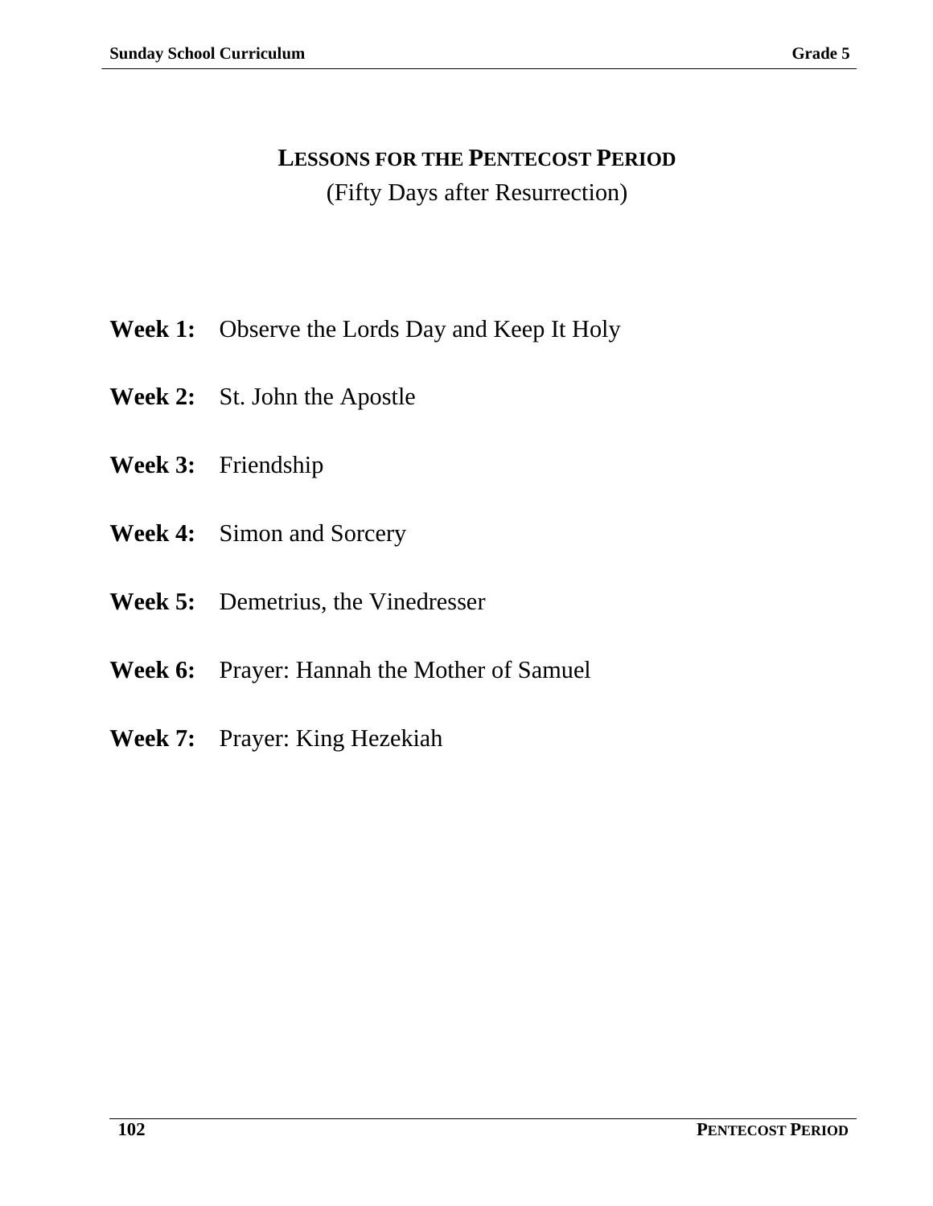# LESSONS FOR THE PENTECOST PERIOD

(Fifty Days after Resurrection)

**Week 1:** Observe the Lords Day and Keep It Holy

**Week 2:** St. John the Apostle

**Week 3:** Friendship

**Week 4:** Simon and Sorcery

**Week 5:** Demetrius, the Vinedresser

**Week 6:** Prayer: Hannah the Mother of Samuel

**Week 7:** Prayer: King Hezekiah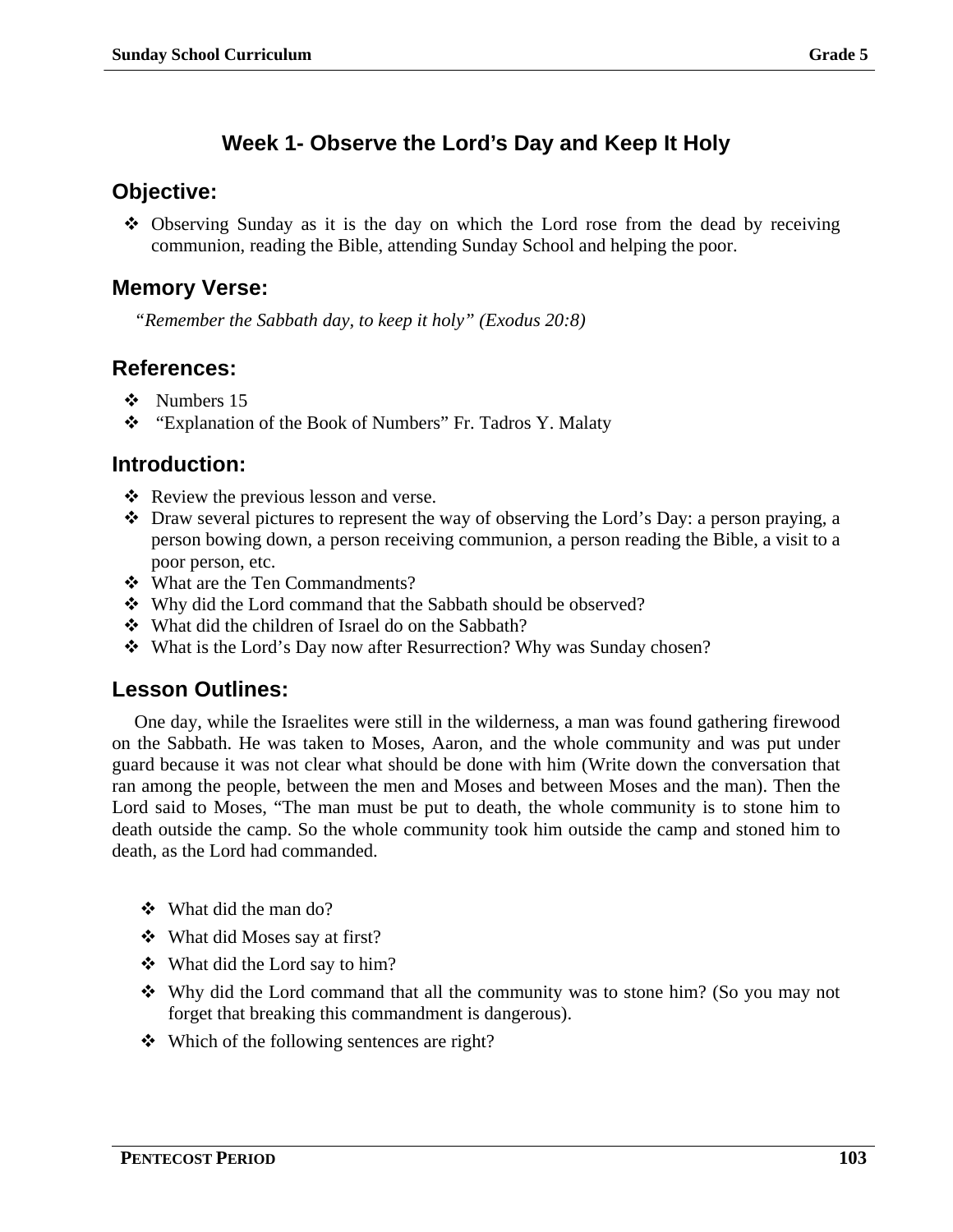# Week 1- Observe the Lord's Day and Keep It Holy

## Objective:

- Observing Sunday as it is the day on which the Lord rose from the dead by receiving communion, reading the Bible, attending Sunday School and helping the poor.

## Memory Verse:

*"Remember the Sabbath day, to keep it holy" (Exodus 20:8)*

## References:

- Numbers 15
- "Explanation of the Book of Numbers" Fr. Tadros Y. Malaty

## Introduction:

- Review the previous lesson and verse.
- Draw several pictures to represent the way of observing the Lord's Day: a person praying, a person bowing down, a person receiving communion, a person reading the Bible, a visit to a poor person, etc.
- What are the Ten Commandments?
- Why did the Lord command that the Sabbath should be observed?
- What did the children of Israel do on the Sabbath?
- What is the Lord's Day now after Resurrection? Why was Sunday chosen?

## Lesson Outlines:

One day, while the Israelites were still in the wilderness, a man was found gathering firewood on the Sabbath. He was taken to Moses, Aaron, and the whole community and was put under guard because it was not clear what should be done with him (Write down the conversation that ran among the people, between the men and Moses and between Moses and the man). Then the Lord said to Moses, "The man must be put to death, the whole community is to stone him to death outside the camp. So the whole community took him outside the camp and stoned him to death, as the Lord had commanded.

- What did the man do?
- What did Moses say at first?
- What did the Lord say to him?
- Why did the Lord command that all the community was to stone him? (So you may not forget that breaking this commandment is dangerous).
- Which of the following sentences are right?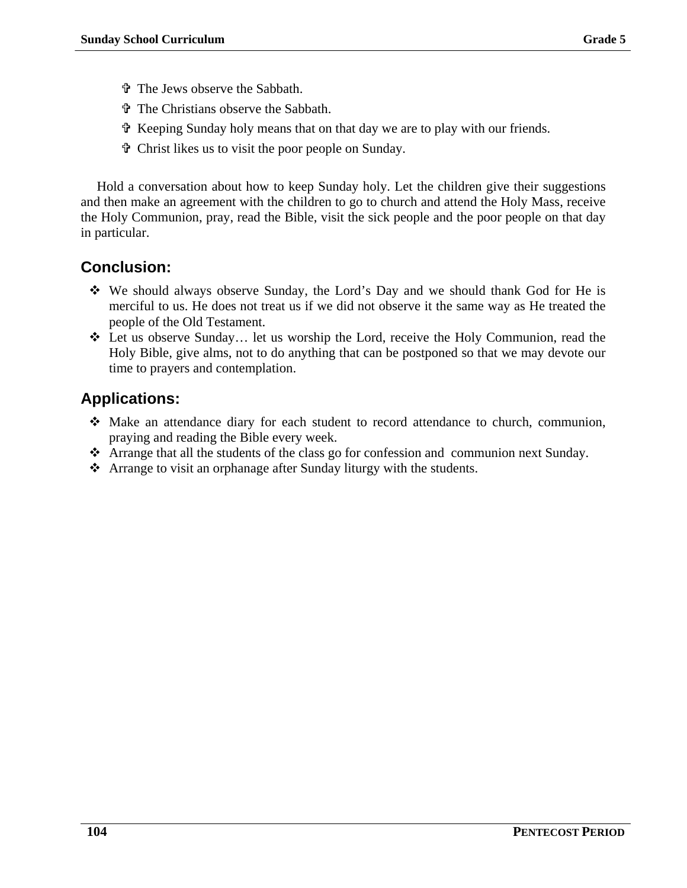- ✞ The Jews observe the Sabbath.
- ✞ The Christians observe the Sabbath.
- ✞ Keeping Sunday holy means that on that day we are to play with our friends.
- ✞ Christ likes us to visit the poor people on Sunday.

Hold a conversation about how to keep Sunday holy. Let the children give their suggestions and then make an agreement with the children to go to church and attend the Holy Mass, receive the Holy Communion, pray, read the Bible, visit the sick people and the poor people on that day in particular.

## Conclusion:

- ❖ We should always observe Sunday, the Lord's Day and we should thank God for He is merciful to us. He does not treat us if we did not observe it the same way as He treated the people of the Old Testament.
- ❖ Let us observe Sunday… let us worship the Lord, receive the Holy Communion, read the Holy Bible, give alms, not to do anything that can be postponed so that we may devote our time to prayers and contemplation.

## Applications:

- ❖ Make an attendance diary for each student to record attendance to church, communion, praying and reading the Bible every week.
- ❖ Arrange that all the students of the class go for confession and communion next Sunday.
- ❖ Arrange to visit an orphanage after Sunday liturgy with the students.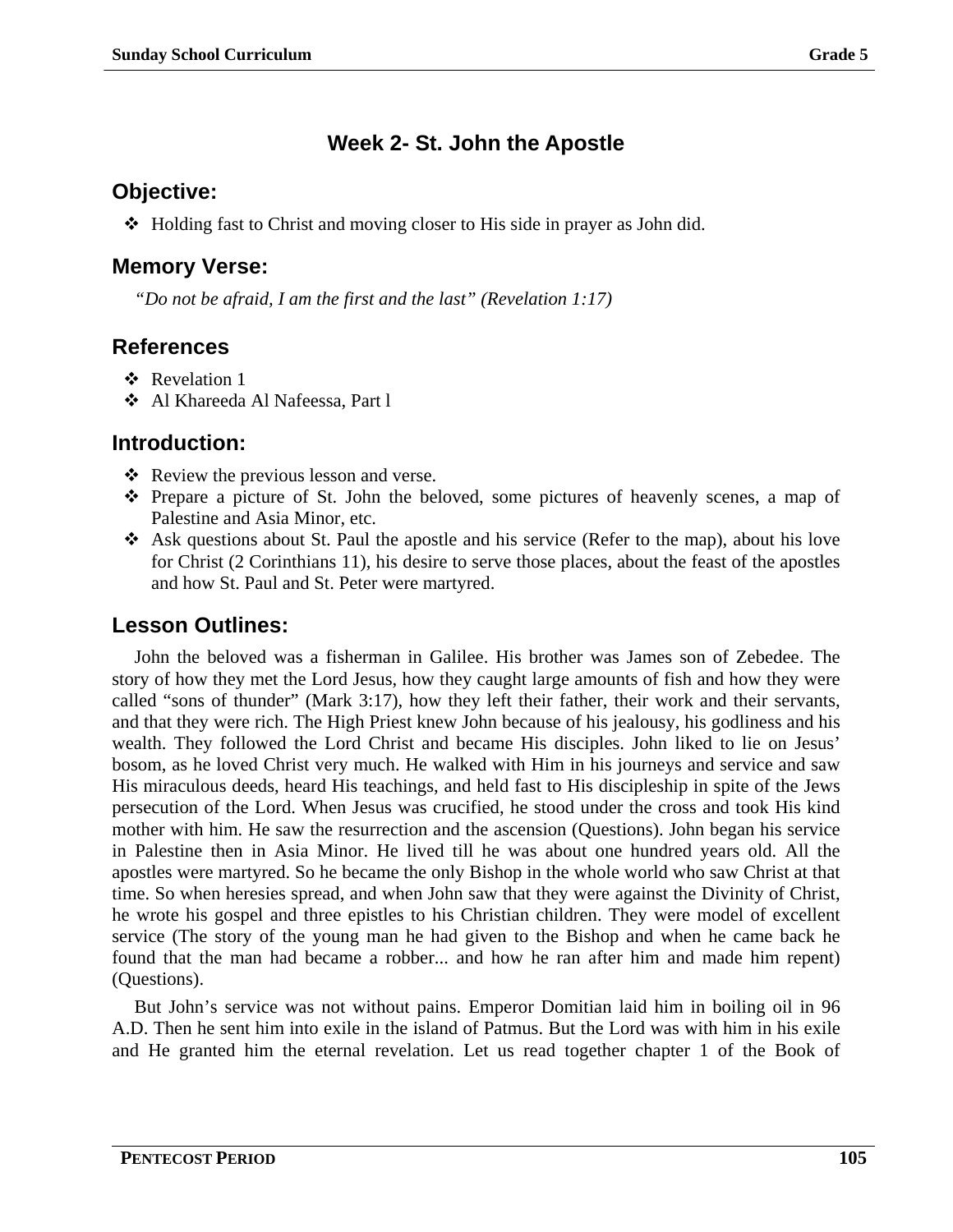## Week 2- St. John the Apostle

### Objective:

- Holding fast to Christ and moving closer to His side in prayer as John did.

### Memory Verse:

*"Do not be afraid, I am the first and the last" (Revelation 1:17)*

### References

- Revelation 1
- Al Khareeda Al Nafeessa, Part l

### Introduction:

- Review the previous lesson and verse.
- Prepare a picture of St. John the beloved, some pictures of heavenly scenes, a map of Palestine and Asia Minor, etc.
- Ask questions about St. Paul the apostle and his service (Refer to the map), about his love for Christ (2 Corinthians 11), his desire to serve those places, about the feast of the apostles and how St. Paul and St. Peter were martyred.

### Lesson Outlines:

John the beloved was a fisherman in Galilee. His brother was James son of Zebedee. The story of how they met the Lord Jesus, how they caught large amounts of fish and how they were called "sons of thunder" (Mark 3:17), how they left their father, their work and their servants, and that they were rich. The High Priest knew John because of his jealousy, his godliness and his wealth. They followed the Lord Christ and became His disciples. John liked to lie on Jesus' bosom, as he loved Christ very much. He walked with Him in his journeys and service and saw His miraculous deeds, heard His teachings, and held fast to His discipleship in spite of the Jews persecution of the Lord. When Jesus was crucified, he stood under the cross and took His kind mother with him. He saw the resurrection and the ascension (Questions). John began his service in Palestine then in Asia Minor. He lived till he was about one hundred years old. All the apostles were martyred. So he became the only Bishop in the whole world who saw Christ at that time. So when heresies spread, and when John saw that they were against the Divinity of Christ, he wrote his gospel and three epistles to his Christian children. They were model of excellent service (The story of the young man he had given to the Bishop and when he came back he found that the man had became a robber... and how he ran after him and made him repent) (Questions).

But John's service was not without pains. Emperor Domitian laid him in boiling oil in 96 A.D. Then he sent him into exile in the island of Patmus. But the Lord was with him in his exile and He granted him the eternal revelation. Let us read together chapter 1 of the Book of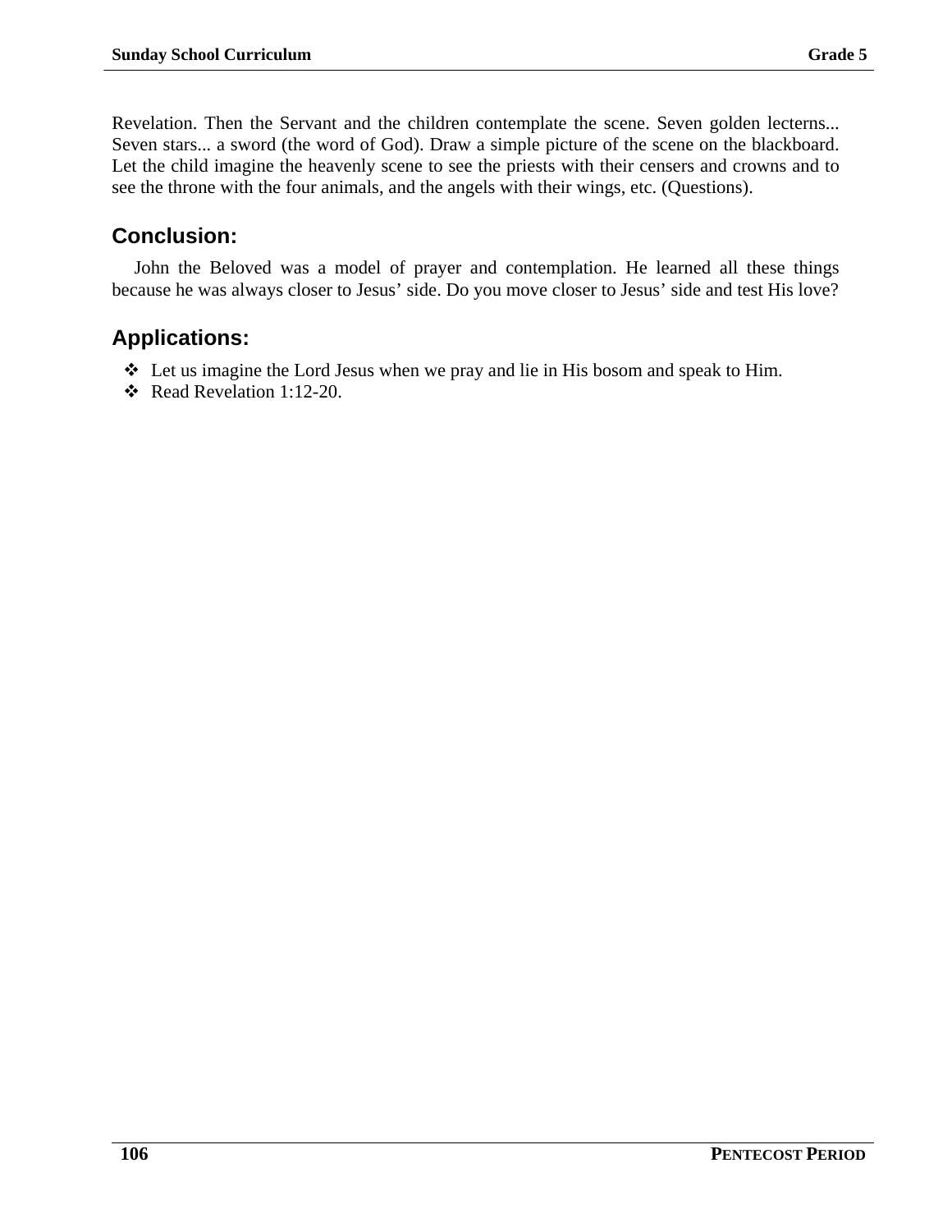Revelation. Then the Servant and the children contemplate the scene. Seven golden lecterns... Seven stars... a sword (the word of God). Draw a simple picture of the scene on the blackboard. Let the child imagine the heavenly scene to see the priests with their censers and crowns and to see the throne with the four animals, and the angels with their wings, etc. (Questions).

## Conclusion:

John the Beloved was a model of prayer and contemplation. He learned all these things because he was always closer to Jesus' side. Do you move closer to Jesus' side and test His love?

## Applications:

- Let us imagine the Lord Jesus when we pray and lie in His bosom and speak to Him.
- Read Revelation 1:12-20.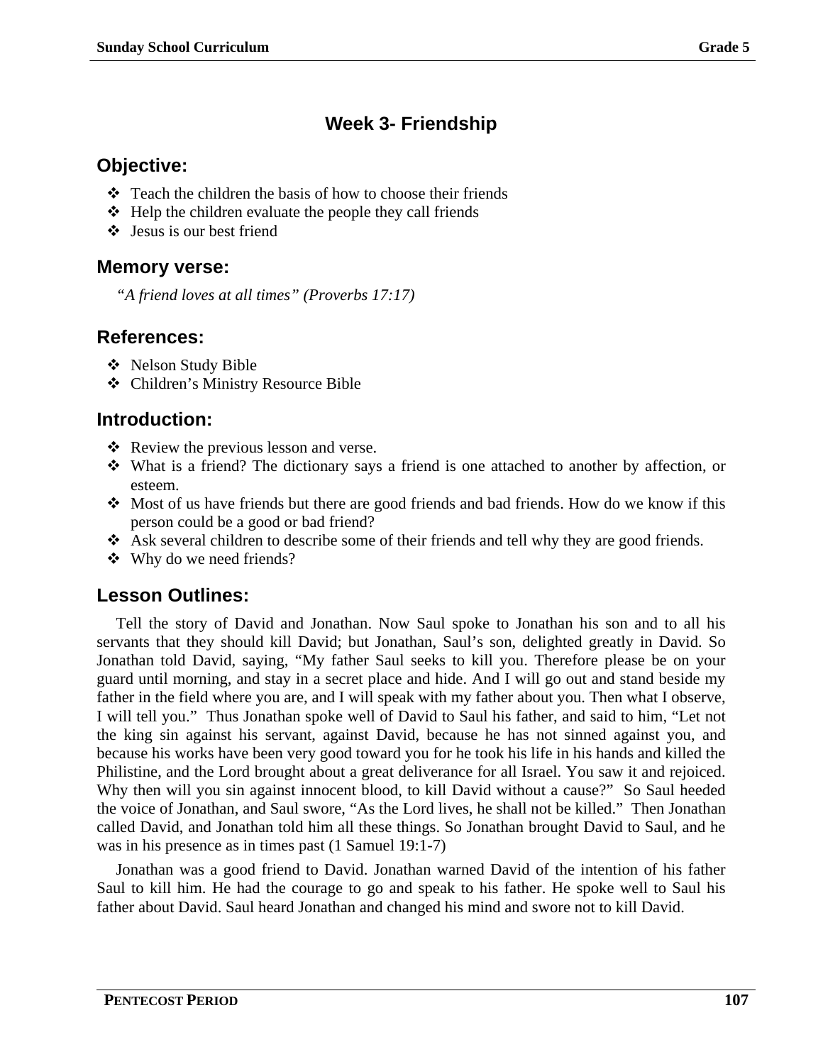# Week 3- Friendship

## Objective:

- Teach the children the basis of how to choose their friends
- Help the children evaluate the people they call friends
- Jesus is our best friend

## Memory verse:

*“A friend loves at all times” (Proverbs 17:17)*

## References:

- Nelson Study Bible
- Children’s Ministry Resource Bible

## Introduction:

- Review the previous lesson and verse.
- What is a friend? The dictionary says a friend is one attached to another by affection, or esteem.
- Most of us have friends but there are good friends and bad friends. How do we know if this person could be a good or bad friend?
- Ask several children to describe some of their friends and tell why they are good friends.
- Why do we need friends?

## Lesson Outlines:

Tell the story of David and Jonathan. Now Saul spoke to Jonathan his son and to all his servants that they should kill David; but Jonathan, Saul’s son, delighted greatly in David. So Jonathan told David, saying, “My father Saul seeks to kill you. Therefore please be on your guard until morning, and stay in a secret place and hide. And I will go out and stand beside my father in the field where you are, and I will speak with my father about you. Then what I observe, I will tell you.” Thus Jonathan spoke well of David to Saul his father, and said to him, “Let not the king sin against his servant, against David, because he has not sinned against you, and because his works have been very good toward you for he took his life in his hands and killed the Philistine, and the Lord brought about a great deliverance for all Israel. You saw it and rejoiced. Why then will you sin against innocent blood, to kill David without a cause?” So Saul heeded the voice of Jonathan, and Saul swore, “As the Lord lives, he shall not be killed.” Then Jonathan called David, and Jonathan told him all these things. So Jonathan brought David to Saul, and he was in his presence as in times past (1 Samuel 19:1-7)

Jonathan was a good friend to David. Jonathan warned David of the intention of his father Saul to kill him. He had the courage to go and speak to his father. He spoke well to Saul his father about David. Saul heard Jonathan and changed his mind and swore not to kill David.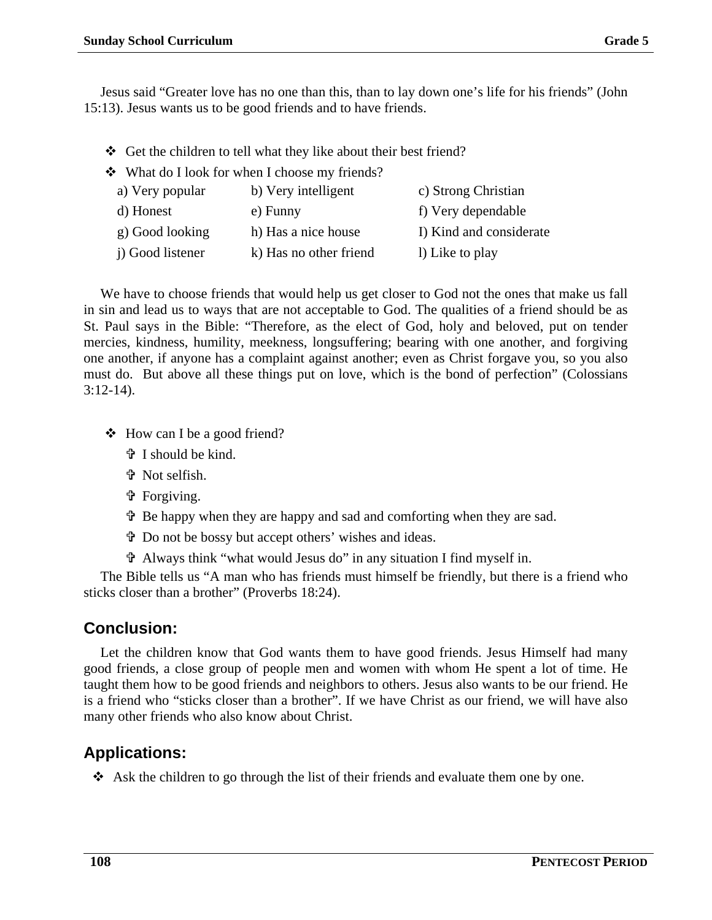Jesus said "Greater love has no one than this, than to lay down one's life for his friends" (John 15:13). Jesus wants us to be good friends and to have friends.

- Get the children to tell what they like about their best friend?
- What do I look for when I choose my friends?

| a) Very popular | b) Very intelligent | c) Strong Christian |
|---|---|---|
| d) Honest | e) Funny | f) Very dependable |
| g) Good looking | h) Has a nice house | I) Kind and considerate |
| j) Good listener | k) Has no other friend | l) Like to play |

We have to choose friends that would help us get closer to God not the ones that make us fall in sin and lead us to ways that are not acceptable to God. The qualities of a friend should be as St. Paul says in the Bible: "Therefore, as the elect of God, holy and beloved, put on tender mercies, kindness, humility, meekness, longsuffering; bearing with one another, and forgiving one another, if anyone has a complaint against another; even as Christ forgave you, so you also must do. But above all these things put on love, which is the bond of perfection" (Colossians 3:12-14).

- How can I be a good friend?
  - ✞ I should be kind.
  - ✞ Not selfish.
  - ✞ Forgiving.
  - ✞ Be happy when they are happy and sad and comforting when they are sad.
  - ✞ Do not be bossy but accept others' wishes and ideas.
  - ✞ Always think "what would Jesus do" in any situation I find myself in.

The Bible tells us "A man who has friends must himself be friendly, but there is a friend who sticks closer than a brother" (Proverbs 18:24).

## Conclusion:

Let the children know that God wants them to have good friends. Jesus Himself had many good friends, a close group of people men and women with whom He spent a lot of time. He taught them how to be good friends and neighbors to others. Jesus also wants to be our friend. He is a friend who "sticks closer than a brother". If we have Christ as our friend, we will have also many other friends who also know about Christ.

## Applications:

- Ask the children to go through the list of their friends and evaluate them one by one.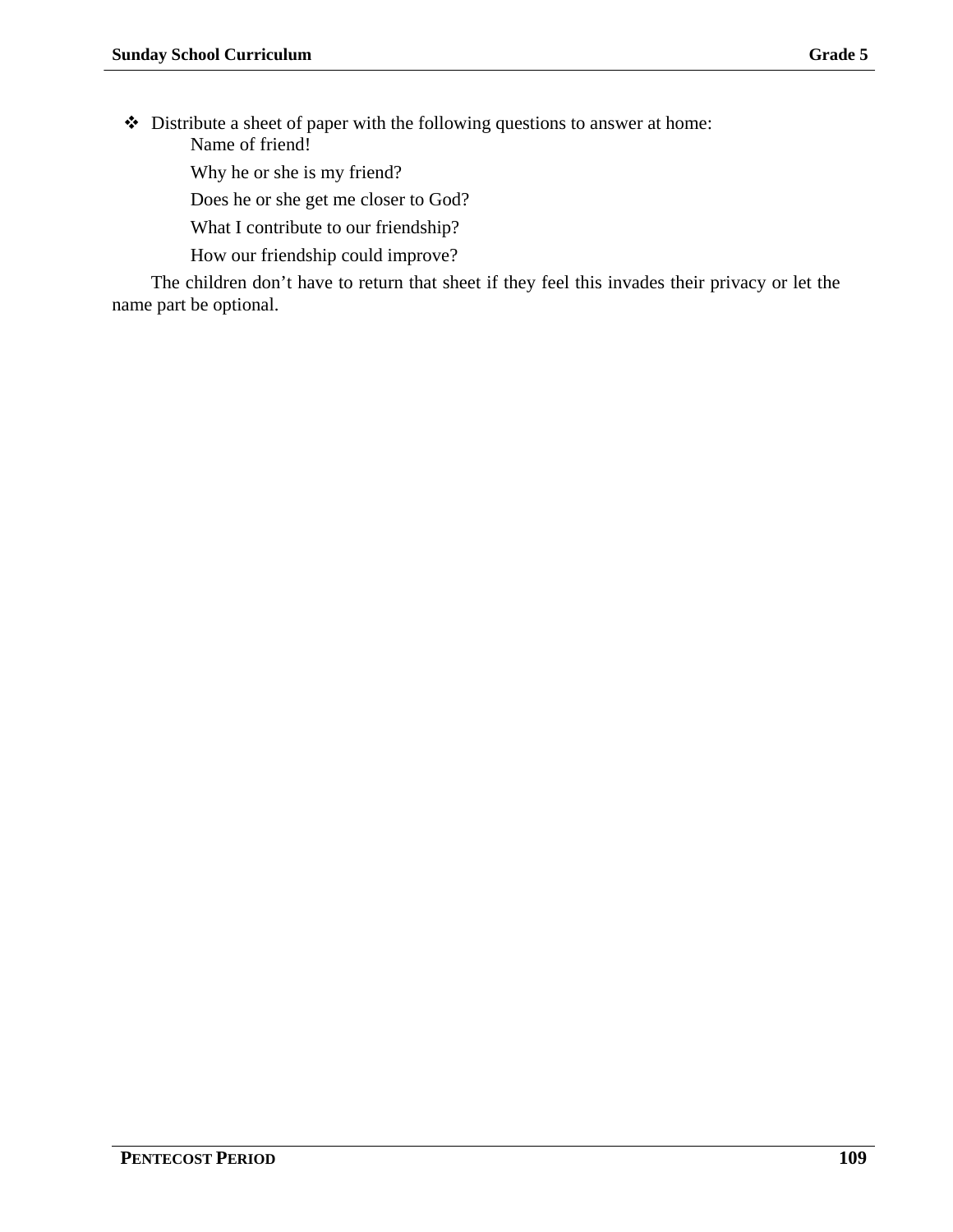- Distribute a sheet of paper with the following questions to answer at home:

    Name of friend!

    Why he or she is my friend?

    Does he or she get me closer to God?

    What I contribute to our friendship?

    How our friendship could improve?

The children don't have to return that sheet if they feel this invades their privacy or let the name part be optional.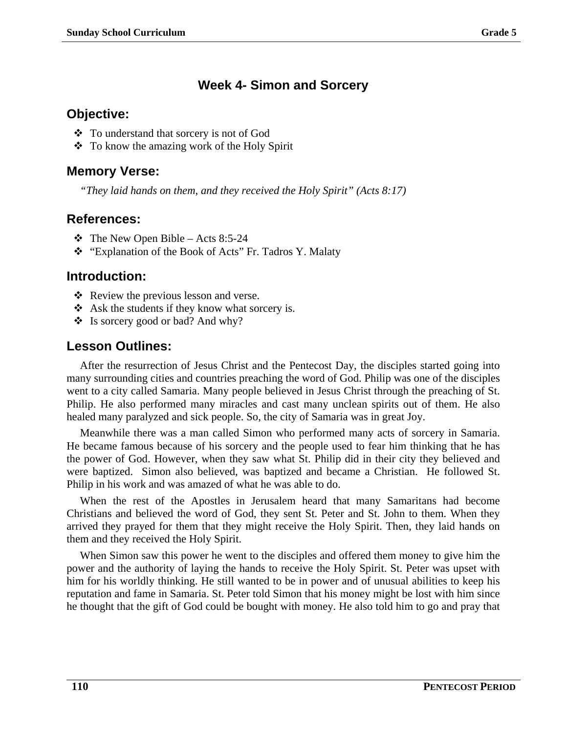## Week 4- Simon and Sorcery

### Objective:

- ❖ To understand that sorcery is not of God
- ❖ To know the amazing work of the Holy Spirit

### Memory Verse:

*"They laid hands on them, and they received the Holy Spirit" (Acts 8:17)*

### References:

- ❖ The New Open Bible – Acts 8:5-24
- ❖ "Explanation of the Book of Acts" Fr. Tadros Y. Malaty

### Introduction:

- ❖ Review the previous lesson and verse.
- ❖ Ask the students if they know what sorcery is.
- ❖ Is sorcery good or bad? And why?

### Lesson Outlines:

After the resurrection of Jesus Christ and the Pentecost Day, the disciples started going into many surrounding cities and countries preaching the word of God. Philip was one of the disciples went to a city called Samaria. Many people believed in Jesus Christ through the preaching of St. Philip. He also performed many miracles and cast many unclean spirits out of them. He also healed many paralyzed and sick people. So, the city of Samaria was in great Joy.

Meanwhile there was a man called Simon who performed many acts of sorcery in Samaria. He became famous because of his sorcery and the people used to fear him thinking that he has the power of God. However, when they saw what St. Philip did in their city they believed and were baptized. Simon also believed, was baptized and became a Christian. He followed St. Philip in his work and was amazed of what he was able to do.

When the rest of the Apostles in Jerusalem heard that many Samaritans had become Christians and believed the word of God, they sent St. Peter and St. John to them. When they arrived they prayed for them that they might receive the Holy Spirit. Then, they laid hands on them and they received the Holy Spirit.

When Simon saw this power he went to the disciples and offered them money to give him the power and the authority of laying the hands to receive the Holy Spirit. St. Peter was upset with him for his worldly thinking. He still wanted to be in power and of unusual abilities to keep his reputation and fame in Samaria. St. Peter told Simon that his money might be lost with him since he thought that the gift of God could be bought with money. He also told him to go and pray that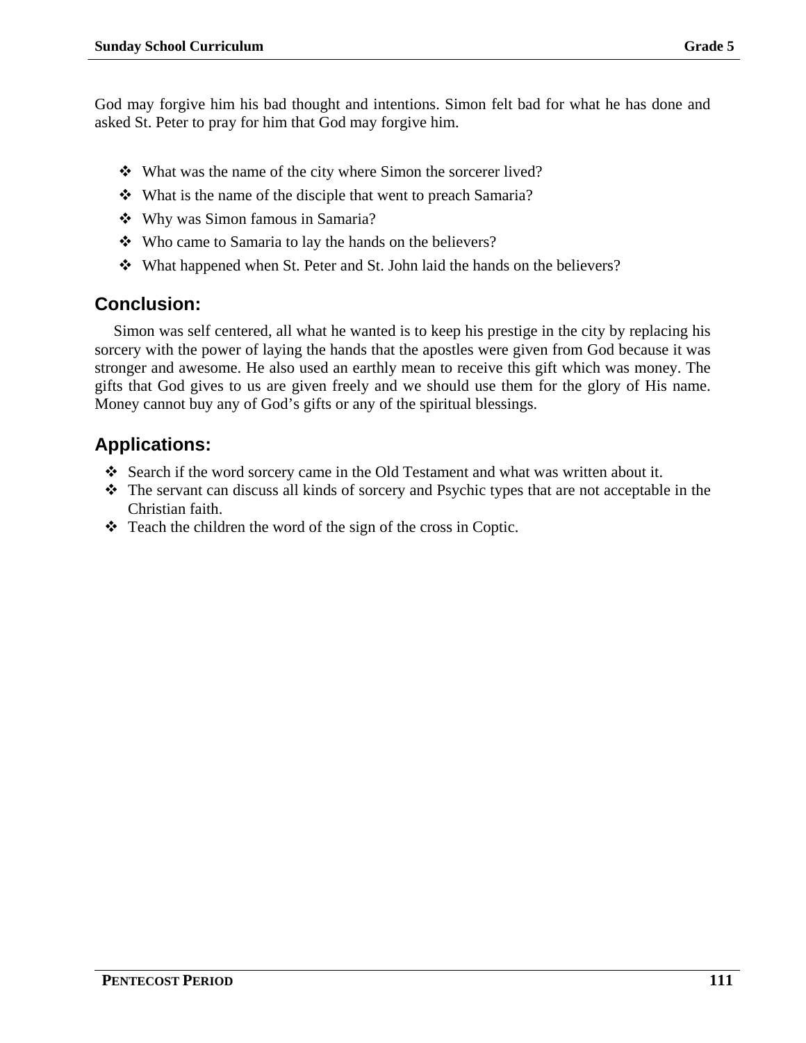God may forgive him his bad thought and intentions. Simon felt bad for what he has done and asked St. Peter to pray for him that God may forgive him.

- What was the name of the city where Simon the sorcerer lived?
- What is the name of the disciple that went to preach Samaria?
- Why was Simon famous in Samaria?
- Who came to Samaria to lay the hands on the believers?
- What happened when St. Peter and St. John laid the hands on the believers?

## Conclusion:

Simon was self centered, all what he wanted is to keep his prestige in the city by replacing his sorcery with the power of laying the hands that the apostles were given from God because it was stronger and awesome. He also used an earthly mean to receive this gift which was money. The gifts that God gives to us are given freely and we should use them for the glory of His name. Money cannot buy any of God's gifts or any of the spiritual blessings.

## Applications:

- Search if the word sorcery came in the Old Testament and what was written about it.
- The servant can discuss all kinds of sorcery and Psychic types that are not acceptable in the Christian faith.
- Teach the children the word of the sign of the cross in Coptic.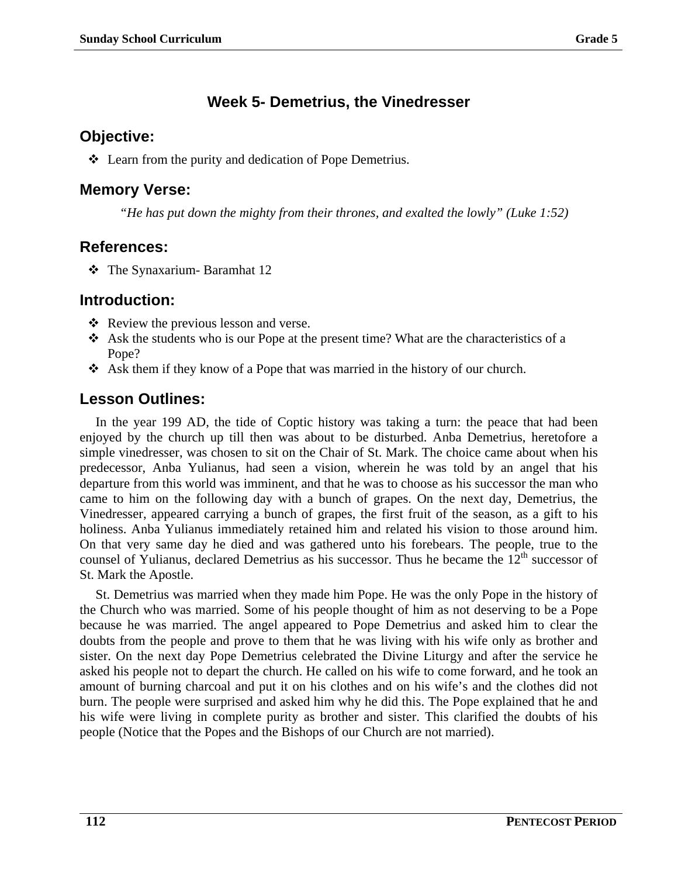## Week 5- Demetrius, the Vinedresser

### Objective:

- Learn from the purity and dedication of Pope Demetrius.

### Memory Verse:

*"He has put down the mighty from their thrones, and exalted the lowly" (Luke 1:52)*

### References:

- The Synaxarium- Baramhat 12

### Introduction:

- Review the previous lesson and verse.
- Ask the students who is our Pope at the present time? What are the characteristics of a Pope?
- Ask them if they know of a Pope that was married in the history of our church.

### Lesson Outlines:

In the year 199 AD, the tide of Coptic history was taking a turn: the peace that had been enjoyed by the church up till then was about to be disturbed. Anba Demetrius, heretofore a simple vinedresser, was chosen to sit on the Chair of St. Mark. The choice came about when his predecessor, Anba Yulianus, had seen a vision, wherein he was told by an angel that his departure from this world was imminent, and that he was to choose as his successor the man who came to him on the following day with a bunch of grapes. On the next day, Demetrius, the Vinedresser, appeared carrying a bunch of grapes, the first fruit of the season, as a gift to his holiness. Anba Yulianus immediately retained him and related his vision to those around him. On that very same day he died and was gathered unto his forebears. The people, true to the counsel of Yulianus, declared Demetrius as his successor. Thus he became the 12th successor of St. Mark the Apostle.

St. Demetrius was married when they made him Pope. He was the only Pope in the history of the Church who was married. Some of his people thought of him as not deserving to be a Pope because he was married. The angel appeared to Pope Demetrius and asked him to clear the doubts from the people and prove to them that he was living with his wife only as brother and sister. On the next day Pope Demetrius celebrated the Divine Liturgy and after the service he asked his people not to depart the church. He called on his wife to come forward, and he took an amount of burning charcoal and put it on his clothes and on his wife's and the clothes did not burn. The people were surprised and asked him why he did this. The Pope explained that he and his wife were living in complete purity as brother and sister. This clarified the doubts of his people (Notice that the Popes and the Bishops of our Church are not married).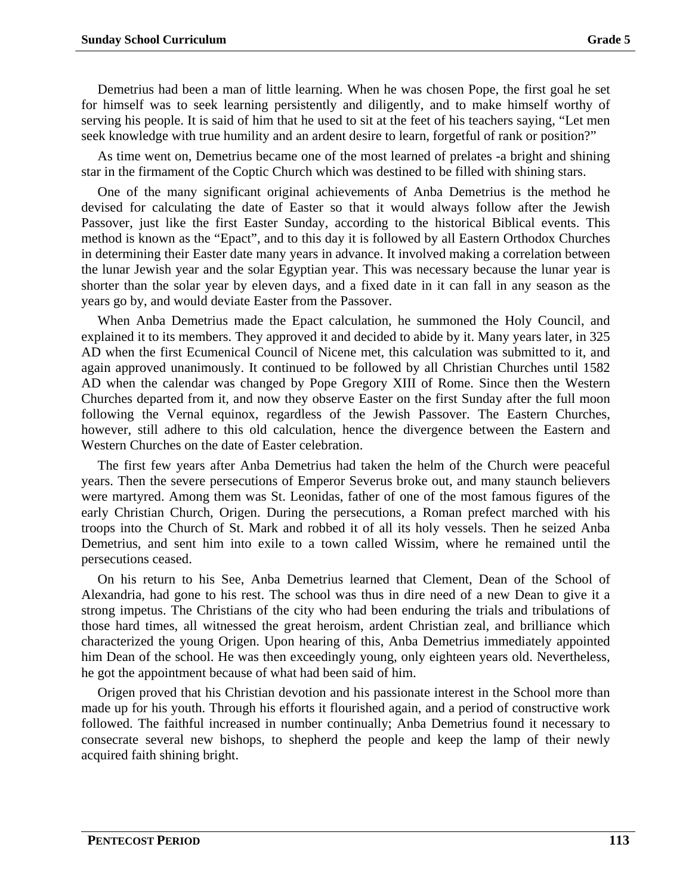Demetrius had been a man of little learning. When he was chosen Pope, the first goal he set for himself was to seek learning persistently and diligently, and to make himself worthy of serving his people. It is said of him that he used to sit at the feet of his teachers saying, "Let men seek knowledge with true humility and an ardent desire to learn, forgetful of rank or position?"

As time went on, Demetrius became one of the most learned of prelates -a bright and shining star in the firmament of the Coptic Church which was destined to be filled with shining stars.

One of the many significant original achievements of Anba Demetrius is the method he devised for calculating the date of Easter so that it would always follow after the Jewish Passover, just like the first Easter Sunday, according to the historical Biblical events. This method is known as the "Epact", and to this day it is followed by all Eastern Orthodox Churches in determining their Easter date many years in advance. It involved making a correlation between the lunar Jewish year and the solar Egyptian year. This was necessary because the lunar year is shorter than the solar year by eleven days, and a fixed date in it can fall in any season as the years go by, and would deviate Easter from the Passover.

When Anba Demetrius made the Epact calculation, he summoned the Holy Council, and explained it to its members. They approved it and decided to abide by it. Many years later, in 325 AD when the first Ecumenical Council of Nicene met, this calculation was submitted to it, and again approved unanimously. It continued to be followed by all Christian Churches until 1582 AD when the calendar was changed by Pope Gregory XIII of Rome. Since then the Western Churches departed from it, and now they observe Easter on the first Sunday after the full moon following the Vernal equinox, regardless of the Jewish Passover. The Eastern Churches, however, still adhere to this old calculation, hence the divergence between the Eastern and Western Churches on the date of Easter celebration.

The first few years after Anba Demetrius had taken the helm of the Church were peaceful years. Then the severe persecutions of Emperor Severus broke out, and many staunch believers were martyred. Among them was St. Leonidas, father of one of the most famous figures of the early Christian Church, Origen. During the persecutions, a Roman prefect marched with his troops into the Church of St. Mark and robbed it of all its holy vessels. Then he seized Anba Demetrius, and sent him into exile to a town called Wissim, where he remained until the persecutions ceased.

On his return to his See, Anba Demetrius learned that Clement, Dean of the School of Alexandria, had gone to his rest. The school was thus in dire need of a new Dean to give it a strong impetus. The Christians of the city who had been enduring the trials and tribulations of those hard times, all witnessed the great heroism, ardent Christian zeal, and brilliance which characterized the young Origen. Upon hearing of this, Anba Demetrius immediately appointed him Dean of the school. He was then exceedingly young, only eighteen years old. Nevertheless, he got the appointment because of what had been said of him.

Origen proved that his Christian devotion and his passionate interest in the School more than made up for his youth. Through his efforts it flourished again, and a period of constructive work followed. The faithful increased in number continually; Anba Demetrius found it necessary to consecrate several new bishops, to shepherd the people and keep the lamp of their newly acquired faith shining bright.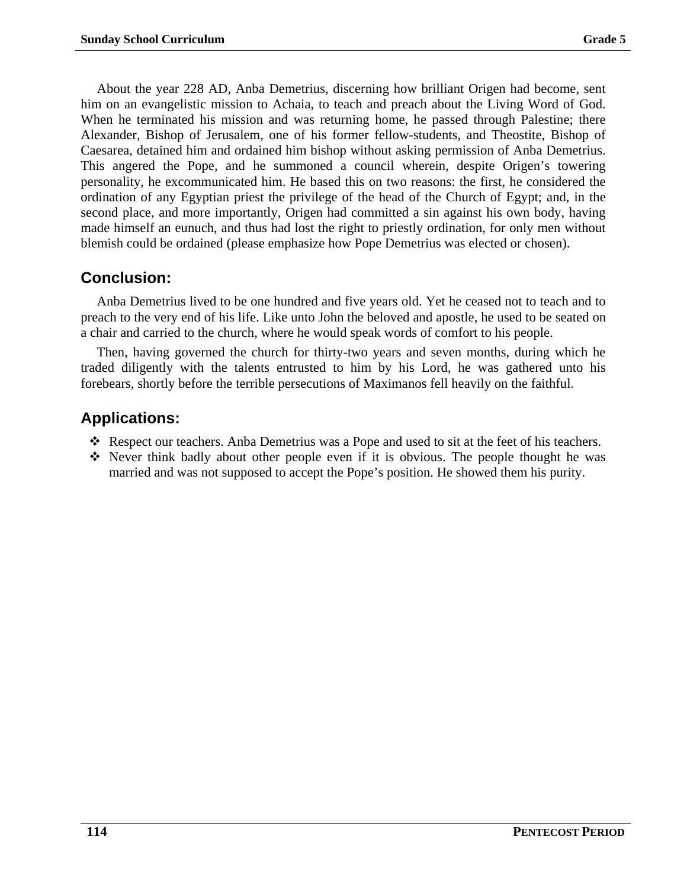About the year 228 AD, Anba Demetrius, discerning how brilliant Origen had become, sent him on an evangelistic mission to Achaia, to teach and preach about the Living Word of God. When he terminated his mission and was returning home, he passed through Palestine; there Alexander, Bishop of Jerusalem, one of his former fellow-students, and Theostite, Bishop of Caesarea, detained him and ordained him bishop without asking permission of Anba Demetrius. This angered the Pope, and he summoned a council wherein, despite Origen's towering personality, he excommunicated him. He based this on two reasons: the first, he considered the ordination of any Egyptian priest the privilege of the head of the Church of Egypt; and, in the second place, and more importantly, Origen had committed a sin against his own body, having made himself an eunuch, and thus had lost the right to priestly ordination, for only men without blemish could be ordained (please emphasize how Pope Demetrius was elected or chosen).

## Conclusion:

Anba Demetrius lived to be one hundred and five years old. Yet he ceased not to teach and to preach to the very end of his life. Like unto John the beloved and apostle, he used to be seated on a chair and carried to the church, where he would speak words of comfort to his people.

Then, having governed the church for thirty-two years and seven months, during which he traded diligently with the talents entrusted to him by his Lord, he was gathered unto his forebears, shortly before the terrible persecutions of Maximanos fell heavily on the faithful.

## Applications:

- Respect our teachers. Anba Demetrius was a Pope and used to sit at the feet of his teachers.
- Never think badly about other people even if it is obvious. The people thought he was married and was not supposed to accept the Pope's position. He showed them his purity.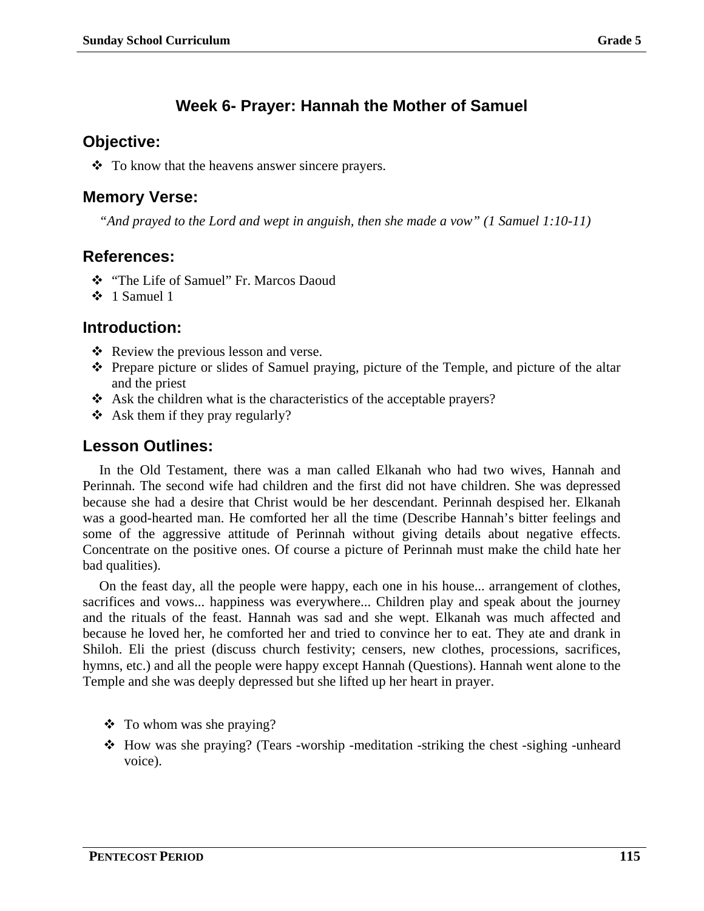## Week 6- Prayer: Hannah the Mother of Samuel

### Objective:

- To know that the heavens answer sincere prayers.

### Memory Verse:

*"And prayed to the Lord and wept in anguish, then she made a vow" (1 Samuel 1:10-11)*

### References:

- "The Life of Samuel" Fr. Marcos Daoud
- 1 Samuel 1

### Introduction:

- Review the previous lesson and verse.
- Prepare picture or slides of Samuel praying, picture of the Temple, and picture of the altar and the priest
- Ask the children what is the characteristics of the acceptable prayers?
- Ask them if they pray regularly?

### Lesson Outlines:

In the Old Testament, there was a man called Elkanah who had two wives, Hannah and Perinnah. The second wife had children and the first did not have children. She was depressed because she had a desire that Christ would be her descendant. Perinnah despised her. Elkanah was a good-hearted man. He comforted her all the time (Describe Hannah's bitter feelings and some of the aggressive attitude of Perinnah without giving details about negative effects. Concentrate on the positive ones. Of course a picture of Perinnah must make the child hate her bad qualities).

On the feast day, all the people were happy, each one in his house... arrangement of clothes, sacrifices and vows... happiness was everywhere... Children play and speak about the journey and the rituals of the feast. Hannah was sad and she wept. Elkanah was much affected and because he loved her, he comforted her and tried to convince her to eat. They ate and drank in Shiloh. Eli the priest (discuss church festivity; censers, new clothes, processions, sacrifices, hymns, etc.) and all the people were happy except Hannah (Questions). Hannah went alone to the Temple and she was deeply depressed but she lifted up her heart in prayer.

- To whom was she praying?
- How was she praying? (Tears -worship -meditation -striking the chest -sighing -unheard voice).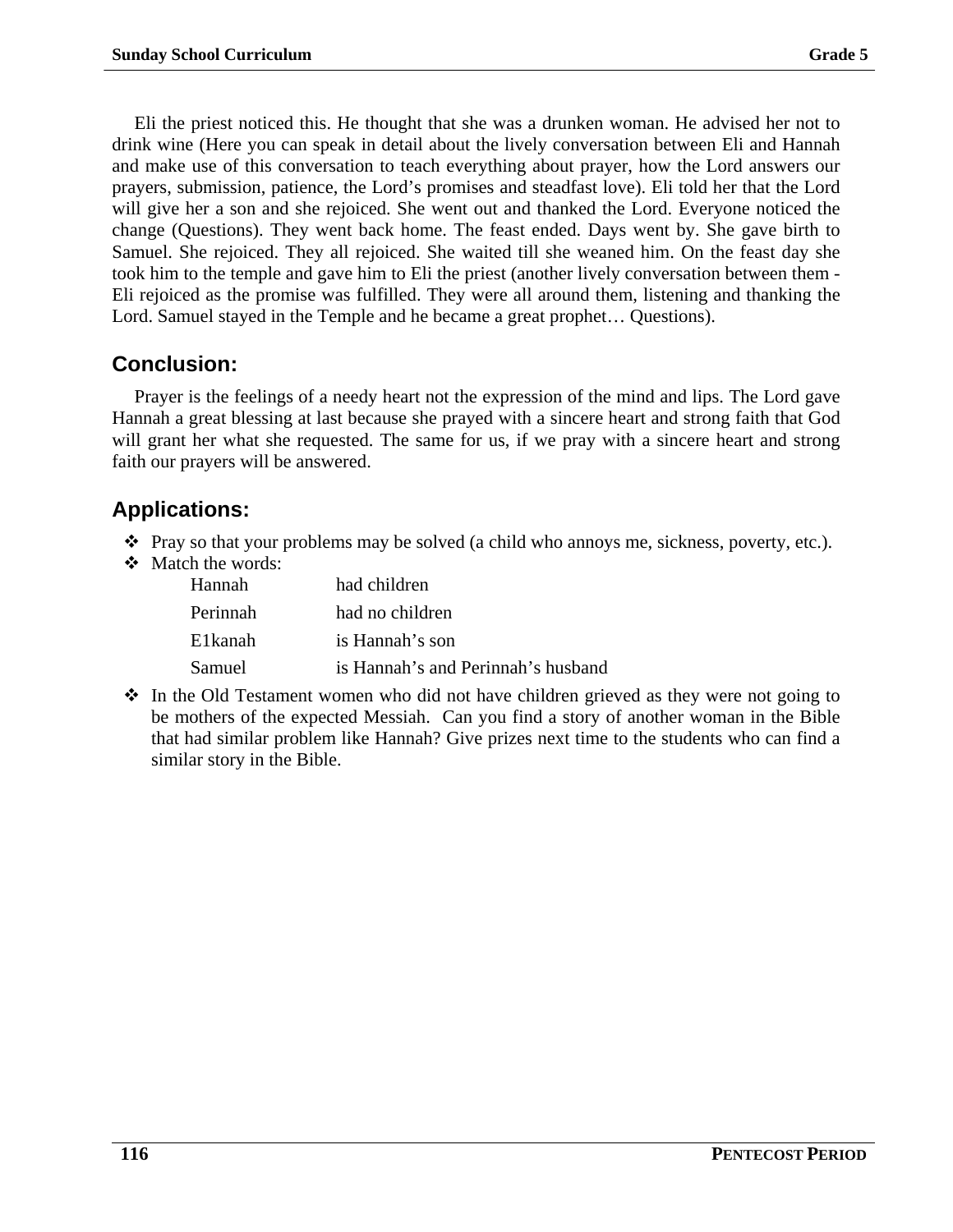Eli the priest noticed this. He thought that she was a drunken woman. He advised her not to drink wine (Here you can speak in detail about the lively conversation between Eli and Hannah and make use of this conversation to teach everything about prayer, how the Lord answers our prayers, submission, patience, the Lord's promises and steadfast love). Eli told her that the Lord will give her a son and she rejoiced. She went out and thanked the Lord. Everyone noticed the change (Questions). They went back home. The feast ended. Days went by. She gave birth to Samuel. She rejoiced. They all rejoiced. She waited till she weaned him. On the feast day she took him to the temple and gave him to Eli the priest (another lively conversation between them - Eli rejoiced as the promise was fulfilled. They were all around them, listening and thanking the Lord. Samuel stayed in the Temple and he became a great prophet… Questions).

## Conclusion:

Prayer is the feelings of a needy heart not the expression of the mind and lips. The Lord gave Hannah a great blessing at last because she prayed with a sincere heart and strong faith that God will grant her what she requested. The same for us, if we pray with a sincere heart and strong faith our prayers will be answered.

## Applications:

- Pray so that your problems may be solved (a child who annoys me, sickness, poverty, etc.).
- Match the words:

| | |
|---|---|
| Hannah | had children |
| Perinnah | had no children |
| E1kanah | is Hannah's son |
| Samuel | is Hannah's and Perinnah's husband |

- In the Old Testament women who did not have children grieved as they were not going to be mothers of the expected Messiah. Can you find a story of another woman in the Bible that had similar problem like Hannah? Give prizes next time to the students who can find a similar story in the Bible.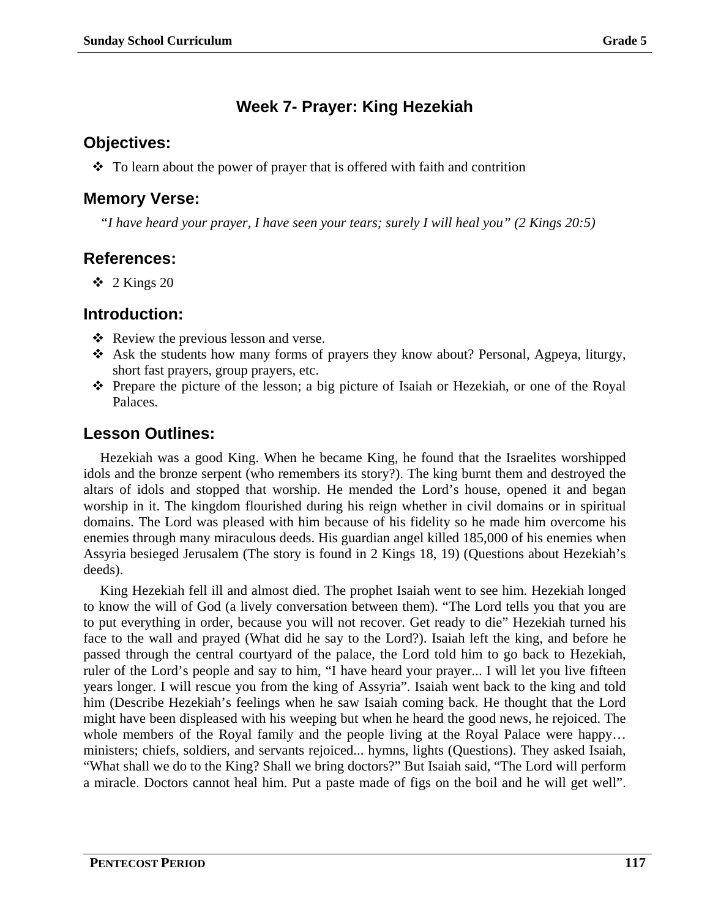## Week 7- Prayer: King Hezekiah

### Objectives:

- ❖ To learn about the power of prayer that is offered with faith and contrition

### Memory Verse:

*"I have heard your prayer, I have seen your tears; surely I will heal you" (2 Kings 20:5)*

### References:

- ❖ 2 Kings 20

### Introduction:

- ❖ Review the previous lesson and verse.
- ❖ Ask the students how many forms of prayers they know about? Personal, Agpeya, liturgy, short fast prayers, group prayers, etc.
- ❖ Prepare the picture of the lesson; a big picture of Isaiah or Hezekiah, or one of the Royal Palaces.

### Lesson Outlines:

Hezekiah was a good King. When he became King, he found that the Israelites worshipped idols and the bronze serpent (who remembers its story?). The king burnt them and destroyed the altars of idols and stopped that worship. He mended the Lord's house, opened it and began worship in it. The kingdom flourished during his reign whether in civil domains or in spiritual domains. The Lord was pleased with him because of his fidelity so he made him overcome his enemies through many miraculous deeds. His guardian angel killed 185,000 of his enemies when Assyria besieged Jerusalem (The story is found in 2 Kings 18, 19) (Questions about Hezekiah's deeds).

King Hezekiah fell ill and almost died. The prophet Isaiah went to see him. Hezekiah longed to know the will of God (a lively conversation between them). "The Lord tells you that you are to put everything in order, because you will not recover. Get ready to die" Hezekiah turned his face to the wall and prayed (What did he say to the Lord?). Isaiah left the king, and before he passed through the central courtyard of the palace, the Lord told him to go back to Hezekiah, ruler of the Lord's people and say to him, "I have heard your prayer... I will let you live fifteen years longer. I will rescue you from the king of Assyria". Isaiah went back to the king and told him (Describe Hezekiah's feelings when he saw Isaiah coming back. He thought that the Lord might have been displeased with his weeping but when he heard the good news, he rejoiced. The whole members of the Royal family and the people living at the Royal Palace were happy… ministers; chiefs, soldiers, and servants rejoiced... hymns, lights (Questions). They asked Isaiah, "What shall we do to the King? Shall we bring doctors?" But Isaiah said, "The Lord will perform a miracle. Doctors cannot heal him. Put a paste made of figs on the boil and he will get well".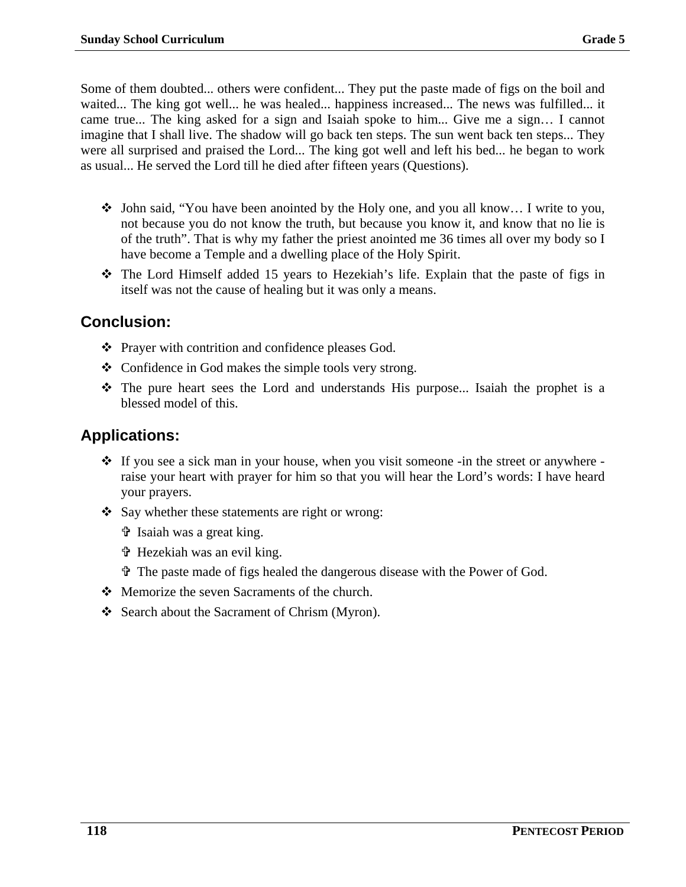Some of them doubted... others were confident... They put the paste made of figs on the boil and waited... The king got well... he was healed... happiness increased... The news was fulfilled... it came true... The king asked for a sign and Isaiah spoke to him... Give me a sign… I cannot imagine that I shall live. The shadow will go back ten steps. The sun went back ten steps... They were all surprised and praised the Lord... The king got well and left his bed... he began to work as usual... He served the Lord till he died after fifteen years (Questions).

- John said, “You have been anointed by the Holy one, and you all know… I write to you, not because you do not know the truth, but because you know it, and know that no lie is of the truth”. That is why my father the priest anointed me 36 times all over my body so I have become a Temple and a dwelling place of the Holy Spirit.
- The Lord Himself added 15 years to Hezekiah’s life. Explain that the paste of figs in itself was not the cause of healing but it was only a means.

## Conclusion:

- Prayer with contrition and confidence pleases God.
- Confidence in God makes the simple tools very strong.
- The pure heart sees the Lord and understands His purpose... Isaiah the prophet is a blessed model of this.

## Applications:

- If you see a sick man in your house, when you visit someone -in the street or anywhere - raise your heart with prayer for him so that you will hear the Lord’s words: I have heard your prayers.
- Say whether these statements are right or wrong:
  - Isaiah was a great king.
  - Hezekiah was an evil king.
  - The paste made of figs healed the dangerous disease with the Power of God.
- Memorize the seven Sacraments of the church.
- Search about the Sacrament of Chrism (Myron).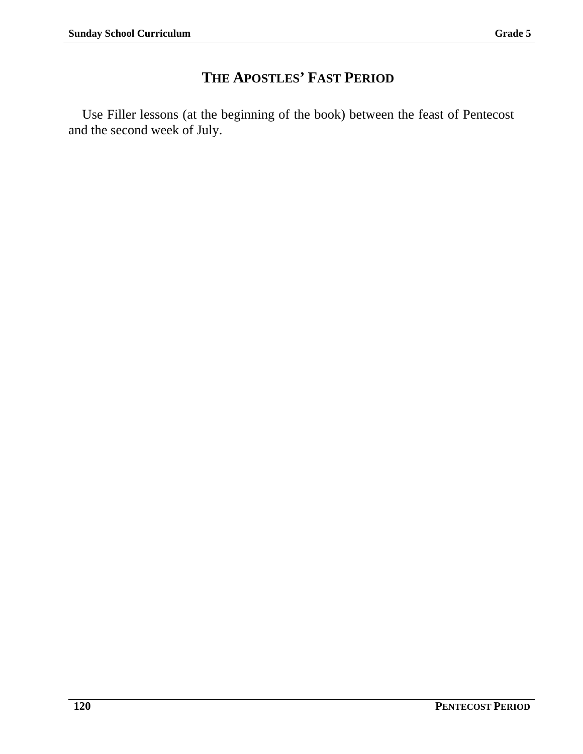# THE APOSTLES' FAST PERIOD

Use Filler lessons (at the beginning of the book) between the feast of Pentecost and the second week of July.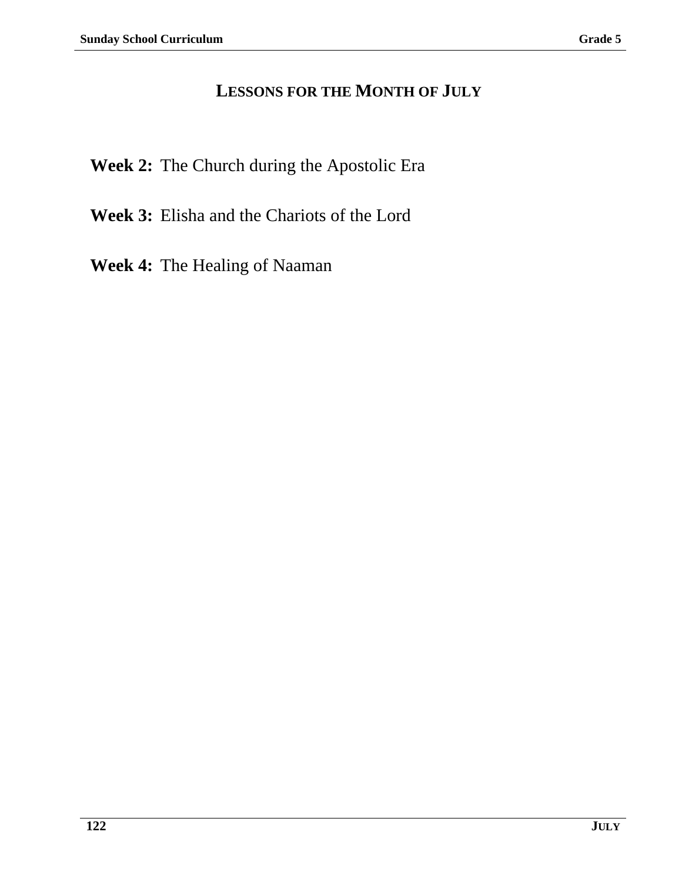# LESSONS FOR THE MONTH OF JULY

**Week 2:** The Church during the Apostolic Era

**Week 3:** Elisha and the Chariots of the Lord

**Week 4:** The Healing of Naaman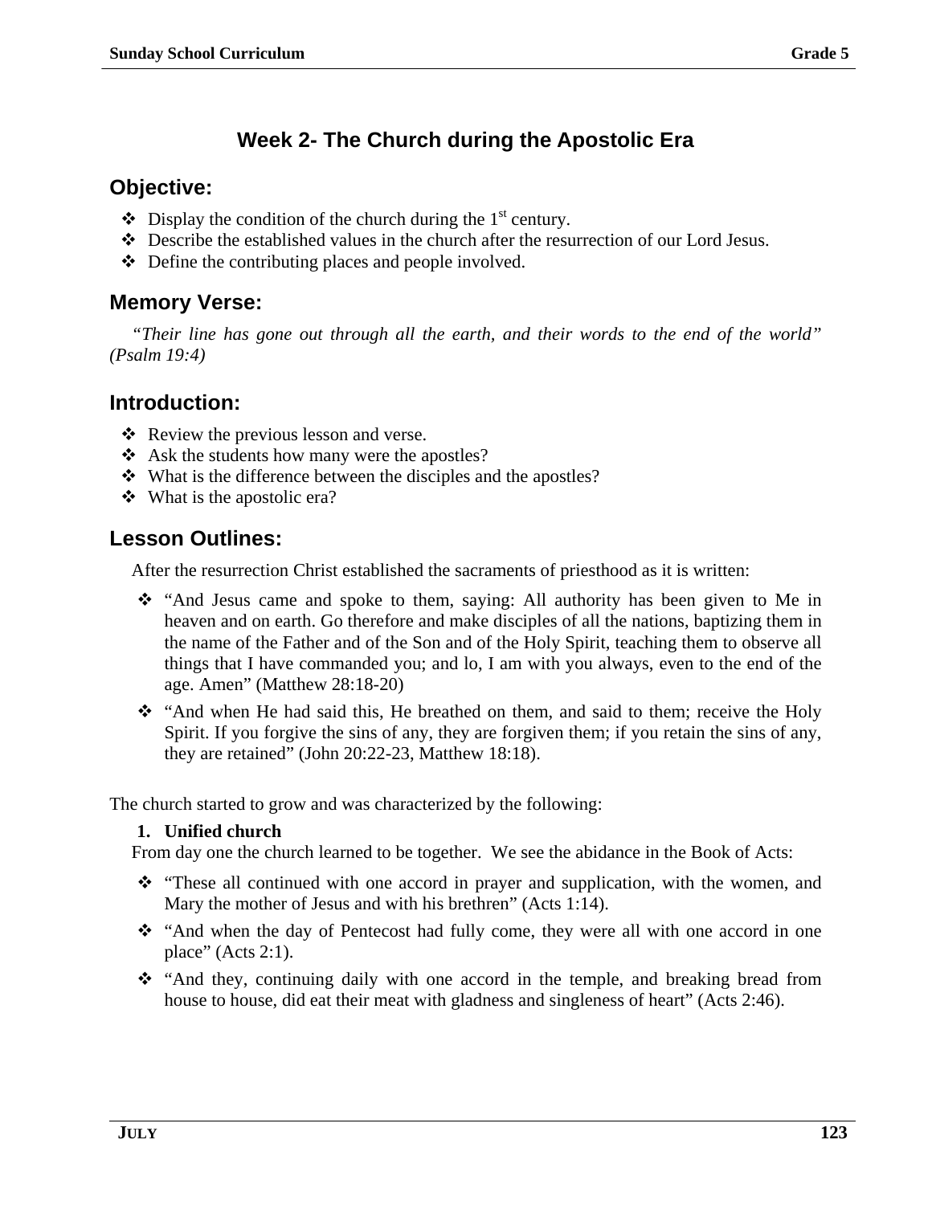## Week 2- The Church during the Apostolic Era

### Objective:

- Display the condition of the church during the 1st century.
- Describe the established values in the church after the resurrection of our Lord Jesus.
- Define the contributing places and people involved.

### Memory Verse:

*"Their line has gone out through all the earth, and their words to the end of the world" (Psalm 19:4)*

### Introduction:

- Review the previous lesson and verse.
- Ask the students how many were the apostles?
- What is the difference between the disciples and the apostles?
- What is the apostolic era?

### Lesson Outlines:

After the resurrection Christ established the sacraments of priesthood as it is written:

- "And Jesus came and spoke to them, saying: All authority has been given to Me in heaven and on earth. Go therefore and make disciples of all the nations, baptizing them in the name of the Father and of the Son and of the Holy Spirit, teaching them to observe all things that I have commanded you; and lo, I am with you always, even to the end of the age. Amen" (Matthew 28:18-20)
- "And when He had said this, He breathed on them, and said to them; receive the Holy Spirit. If you forgive the sins of any, they are forgiven them; if you retain the sins of any, they are retained" (John 20:22-23, Matthew 18:18).

The church started to grow and was characterized by the following:

1. **Unified church**

From day one the church learned to be together. We see the abidance in the Book of Acts:

- "These all continued with one accord in prayer and supplication, with the women, and Mary the mother of Jesus and with his brethren" (Acts 1:14).
- "And when the day of Pentecost had fully come, they were all with one accord in one place" (Acts 2:1).
- "And they, continuing daily with one accord in the temple, and breaking bread from house to house, did eat their meat with gladness and singleness of heart" (Acts 2:46).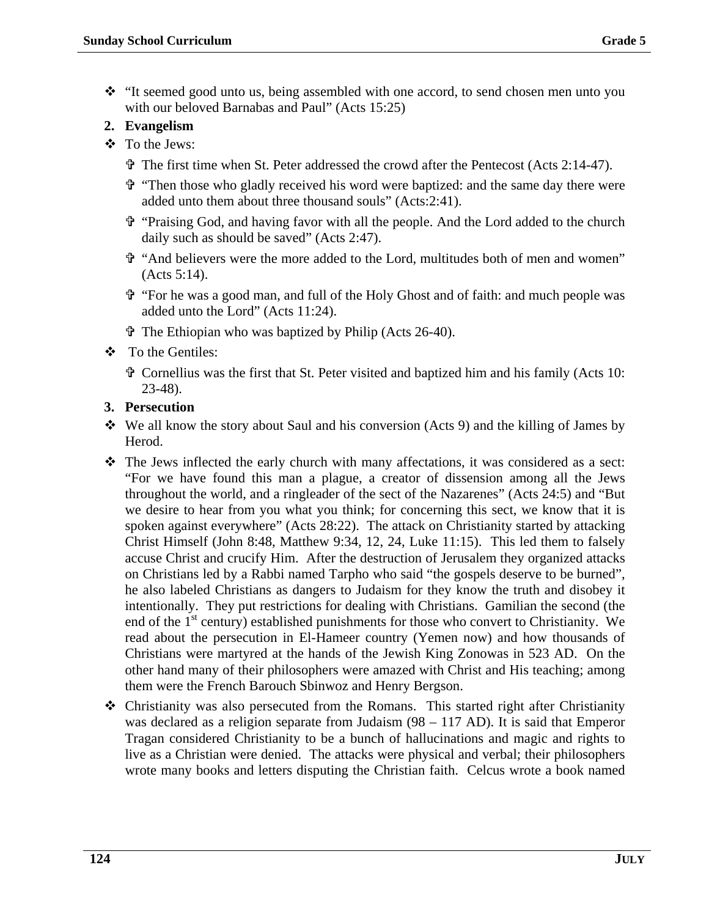- "It seemed good unto us, being assembled with one accord, to send chosen men unto you with our beloved Barnabas and Paul" (Acts 15:25)

**2. Evangelism**

- To the Jews:
  - The first time when St. Peter addressed the crowd after the Pentecost (Acts 2:14-47).
  - "Then those who gladly received his word were baptized: and the same day there were added unto them about three thousand souls" (Acts:2:41).
  - "Praising God, and having favor with all the people. And the Lord added to the church daily such as should be saved" (Acts 2:47).
  - "And believers were the more added to the Lord, multitudes both of men and women" (Acts 5:14).
  - "For he was a good man, and full of the Holy Ghost and of faith: and much people was added unto the Lord" (Acts 11:24).
  - The Ethiopian who was baptized by Philip (Acts 26-40).
- To the Gentiles:
  - Cornellius was the first that St. Peter visited and baptized him and his family (Acts 10: 23-48).

**3. Persecution**

- We all know the story about Saul and his conversion (Acts 9) and the killing of James by Herod.
- The Jews inflected the early church with many affectations, it was considered as a sect: "For we have found this man a plague, a creator of dissension among all the Jews throughout the world, and a ringleader of the sect of the Nazarenes" (Acts 24:5) and "But we desire to hear from you what you think; for concerning this sect, we know that it is spoken against everywhere" (Acts 28:22). The attack on Christianity started by attacking Christ Himself (John 8:48, Matthew 9:34, 12, 24, Luke 11:15). This led them to falsely accuse Christ and crucify Him. After the destruction of Jerusalem they organized attacks on Christians led by a Rabbi named Tarpho who said "the gospels deserve to be burned", he also labeled Christians as dangers to Judaism for they know the truth and disobey it intentionally. They put restrictions for dealing with Christians. Gamilian the second (the end of the 1st century) established punishments for those who convert to Christianity. We read about the persecution in El-Hameer country (Yemen now) and how thousands of Christians were martyred at the hands of the Jewish King Zonowas in 523 AD. On the other hand many of their philosophers were amazed with Christ and His teaching; among them were the French Barouch Sbinwoz and Henry Bergson.
- Christianity was also persecuted from the Romans. This started right after Christianity was declared as a religion separate from Judaism (98 – 117 AD). It is said that Emperor Tragan considered Christianity to be a bunch of hallucinations and magic and rights to live as a Christian were denied. The attacks were physical and verbal; their philosophers wrote many books and letters disputing the Christian faith. Celcus wrote a book named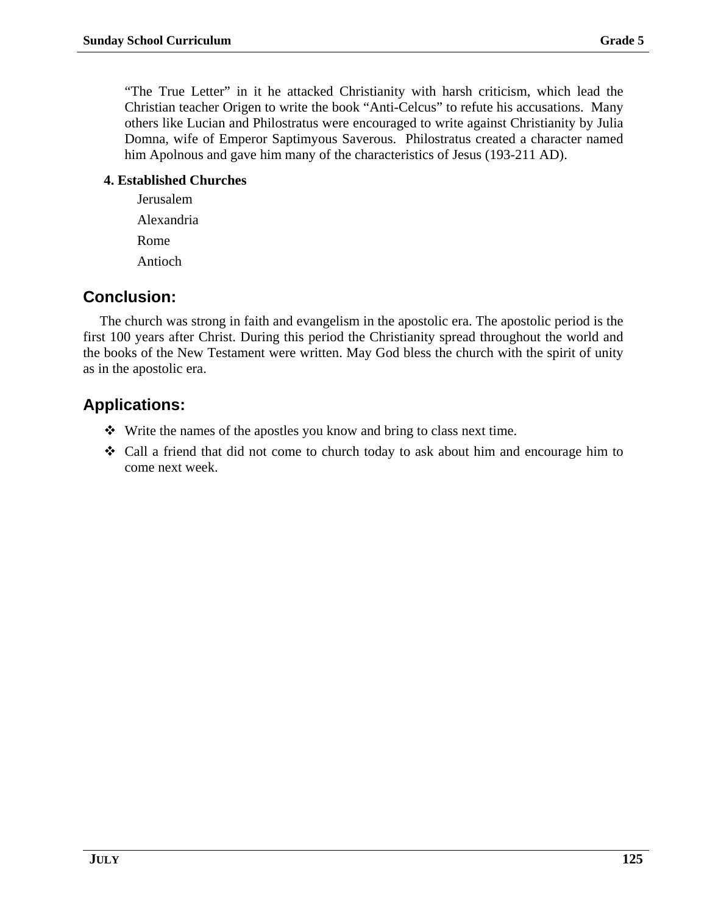"The True Letter" in it he attacked Christianity with harsh criticism, which lead the Christian teacher Origen to write the book "Anti-Celcus" to refute his accusations. Many others like Lucian and Philostratus were encouraged to write against Christianity by Julia Domna, wife of Emperor Saptimyous Saverous. Philostratus created a character named him Apolnous and gave him many of the characteristics of Jesus (193-211 AD).

**4. Established Churches**

Jerusalem

Alexandria

Rome

Antioch

## Conclusion:

The church was strong in faith and evangelism in the apostolic era. The apostolic period is the first 100 years after Christ. During this period the Christianity spread throughout the world and the books of the New Testament were written. May God bless the church with the spirit of unity as in the apostolic era.

## Applications:

- Write the names of the apostles you know and bring to class next time.
- Call a friend that did not come to church today to ask about him and encourage him to come next week.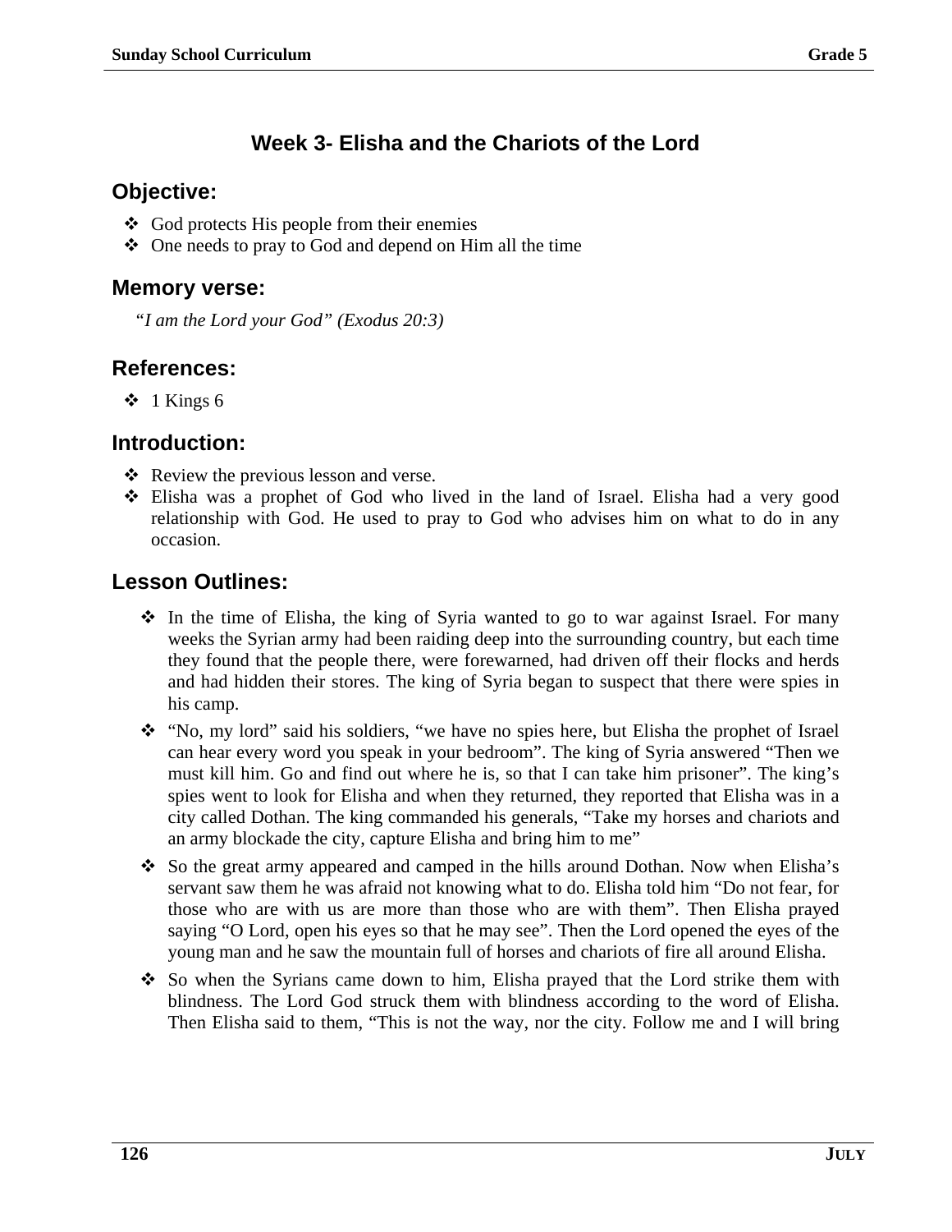## Week 3- Elisha and the Chariots of the Lord

### Objective:

- God protects His people from their enemies
- One needs to pray to God and depend on Him all the time

### Memory verse:

*“I am the Lord your God” (Exodus 20:3)*

### References:

- 1 Kings 6

### Introduction:

- Review the previous lesson and verse.
- Elisha was a prophet of God who lived in the land of Israel. Elisha had a very good relationship with God. He used to pray to God who advises him on what to do in any occasion.

### Lesson Outlines:

- In the time of Elisha, the king of Syria wanted to go to war against Israel. For many weeks the Syrian army had been raiding deep into the surrounding country, but each time they found that the people there, were forewarned, had driven off their flocks and herds and had hidden their stores. The king of Syria began to suspect that there were spies in his camp.
- “No, my lord” said his soldiers, “we have no spies here, but Elisha the prophet of Israel can hear every word you speak in your bedroom”. The king of Syria answered “Then we must kill him. Go and find out where he is, so that I can take him prisoner”. The king’s spies went to look for Elisha and when they returned, they reported that Elisha was in a city called Dothan. The king commanded his generals, “Take my horses and chariots and an army blockade the city, capture Elisha and bring him to me”
- So the great army appeared and camped in the hills around Dothan. Now when Elisha’s servant saw them he was afraid not knowing what to do. Elisha told him “Do not fear, for those who are with us are more than those who are with them”. Then Elisha prayed saying “O Lord, open his eyes so that he may see”. Then the Lord opened the eyes of the young man and he saw the mountain full of horses and chariots of fire all around Elisha.
- So when the Syrians came down to him, Elisha prayed that the Lord strike them with blindness. The Lord God struck them with blindness according to the word of Elisha. Then Elisha said to them, “This is not the way, nor the city. Follow me and I will bring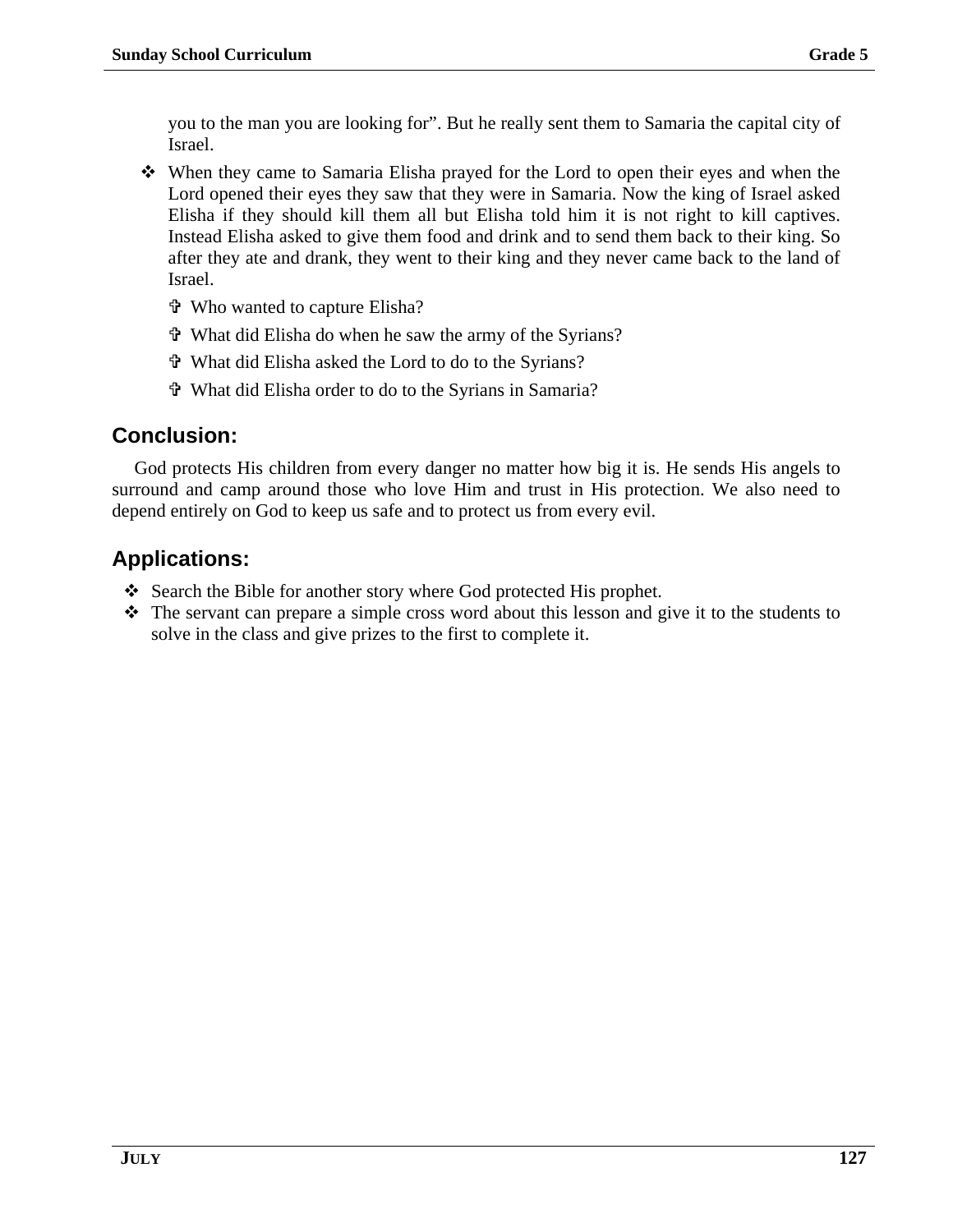you to the man you are looking for". But he really sent them to Samaria the capital city of Israel.

- When they came to Samaria Elisha prayed for the Lord to open their eyes and when the Lord opened their eyes they saw that they were in Samaria. Now the king of Israel asked Elisha if they should kill them all but Elisha told him it is not right to kill captives. Instead Elisha asked to give them food and drink and to send them back to their king. So after they ate and drank, they went to their king and they never came back to the land of Israel.
  - ✞ Who wanted to capture Elisha?
  - ✞ What did Elisha do when he saw the army of the Syrians?
  - ✞ What did Elisha asked the Lord to do to the Syrians?
  - ✞ What did Elisha order to do to the Syrians in Samaria?

## Conclusion:

God protects His children from every danger no matter how big it is. He sends His angels to surround and camp around those who love Him and trust in His protection. We also need to depend entirely on God to keep us safe and to protect us from every evil.

## Applications:

- Search the Bible for another story where God protected His prophet.
- The servant can prepare a simple cross word about this lesson and give it to the students to solve in the class and give prizes to the first to complete it.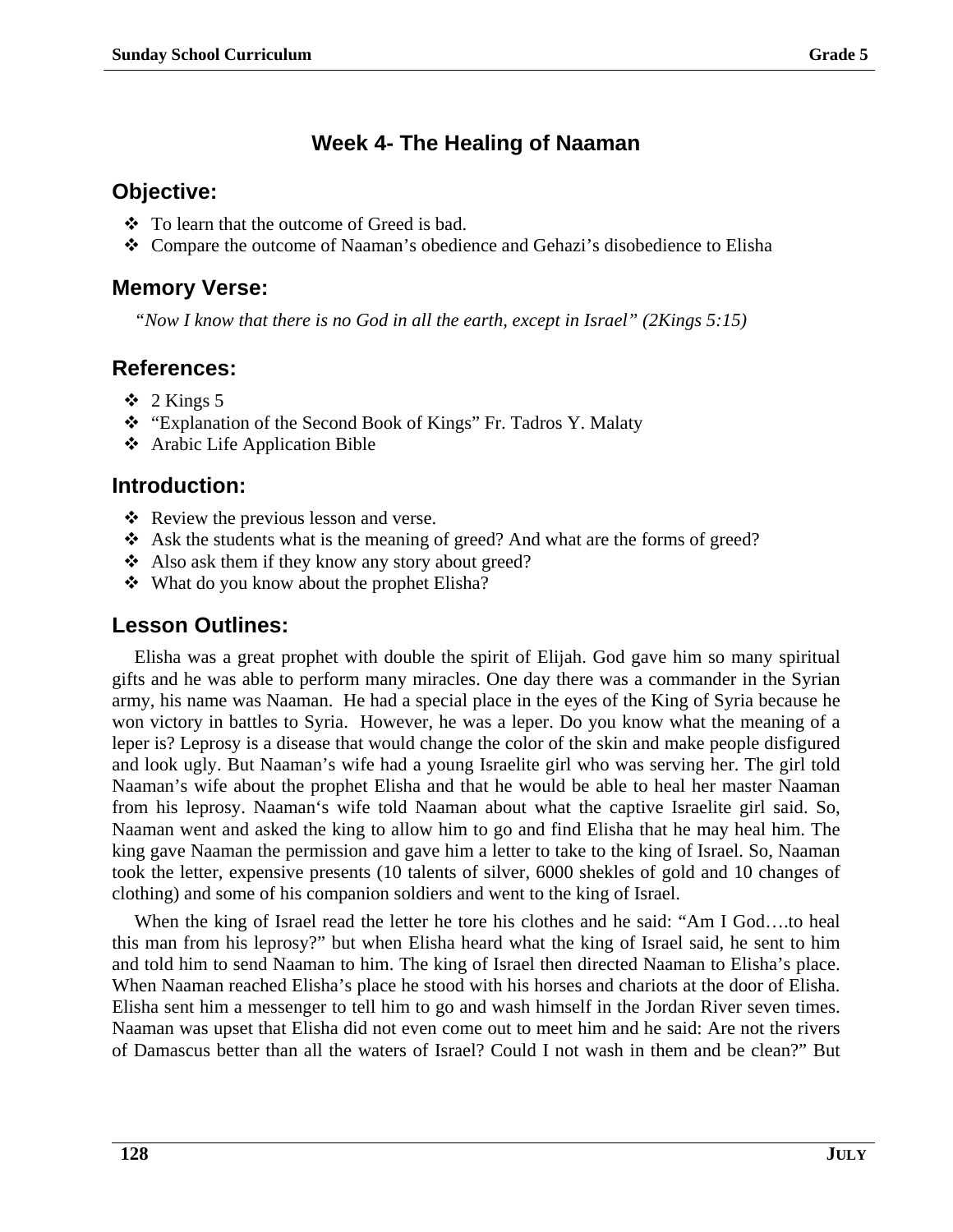# Week 4- The Healing of Naaman

## Objective:

- To learn that the outcome of Greed is bad.
- Compare the outcome of Naaman's obedience and Gehazi's disobedience to Elisha

## Memory Verse:

*"Now I know that there is no God in all the earth, except in Israel" (2Kings 5:15)*

## References:

- 2 Kings 5
- "Explanation of the Second Book of Kings" Fr. Tadros Y. Malaty
- Arabic Life Application Bible

## Introduction:

- Review the previous lesson and verse.
- Ask the students what is the meaning of greed? And what are the forms of greed?
- Also ask them if they know any story about greed?
- What do you know about the prophet Elisha?

## Lesson Outlines:

Elisha was a great prophet with double the spirit of Elijah. God gave him so many spiritual gifts and he was able to perform many miracles. One day there was a commander in the Syrian army, his name was Naaman. He had a special place in the eyes of the King of Syria because he won victory in battles to Syria. However, he was a leper. Do you know what the meaning of a leper is? Leprosy is a disease that would change the color of the skin and make people disfigured and look ugly. But Naaman's wife had a young Israelite girl who was serving her. The girl told Naaman's wife about the prophet Elisha and that he would be able to heal her master Naaman from his leprosy. Naaman's wife told Naaman about what the captive Israelite girl said. So, Naaman went and asked the king to allow him to go and find Elisha that he may heal him. The king gave Naaman the permission and gave him a letter to take to the king of Israel. So, Naaman took the letter, expensive presents (10 talents of silver, 6000 shekles of gold and 10 changes of clothing) and some of his companion soldiers and went to the king of Israel.

When the king of Israel read the letter he tore his clothes and he said: "Am I God….to heal this man from his leprosy?" but when Elisha heard what the king of Israel said, he sent to him and told him to send Naaman to him. The king of Israel then directed Naaman to Elisha's place. When Naaman reached Elisha's place he stood with his horses and chariots at the door of Elisha. Elisha sent him a messenger to tell him to go and wash himself in the Jordan River seven times. Naaman was upset that Elisha did not even come out to meet him and he said: Are not the rivers of Damascus better than all the waters of Israel? Could I not wash in them and be clean?" But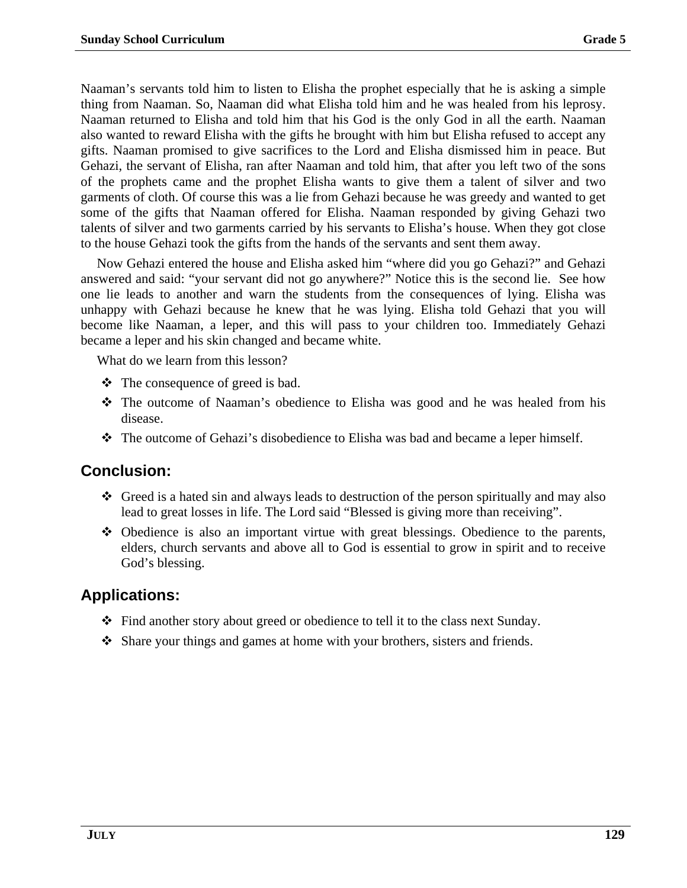Naaman's servants told him to listen to Elisha the prophet especially that he is asking a simple thing from Naaman. So, Naaman did what Elisha told him and he was healed from his leprosy. Naaman returned to Elisha and told him that his God is the only God in all the earth. Naaman also wanted to reward Elisha with the gifts he brought with him but Elisha refused to accept any gifts. Naaman promised to give sacrifices to the Lord and Elisha dismissed him in peace. But Gehazi, the servant of Elisha, ran after Naaman and told him, that after you left two of the sons of the prophets came and the prophet Elisha wants to give them a talent of silver and two garments of cloth. Of course this was a lie from Gehazi because he was greedy and wanted to get some of the gifts that Naaman offered for Elisha. Naaman responded by giving Gehazi two talents of silver and two garments carried by his servants to Elisha's house. When they got close to the house Gehazi took the gifts from the hands of the servants and sent them away.

Now Gehazi entered the house and Elisha asked him "where did you go Gehazi?" and Gehazi answered and said: "your servant did not go anywhere?" Notice this is the second lie. See how one lie leads to another and warn the students from the consequences of lying. Elisha was unhappy with Gehazi because he knew that he was lying. Elisha told Gehazi that you will become like Naaman, a leper, and this will pass to your children too. Immediately Gehazi became a leper and his skin changed and became white.

What do we learn from this lesson?

- The consequence of greed is bad.
- The outcome of Naaman's obedience to Elisha was good and he was healed from his disease.
- The outcome of Gehazi's disobedience to Elisha was bad and became a leper himself.

## Conclusion:

- Greed is a hated sin and always leads to destruction of the person spiritually and may also lead to great losses in life. The Lord said "Blessed is giving more than receiving".
- Obedience is also an important virtue with great blessings. Obedience to the parents, elders, church servants and above all to God is essential to grow in spirit and to receive God's blessing.

## Applications:

- Find another story about greed or obedience to tell it to the class next Sunday.
- Share your things and games at home with your brothers, sisters and friends.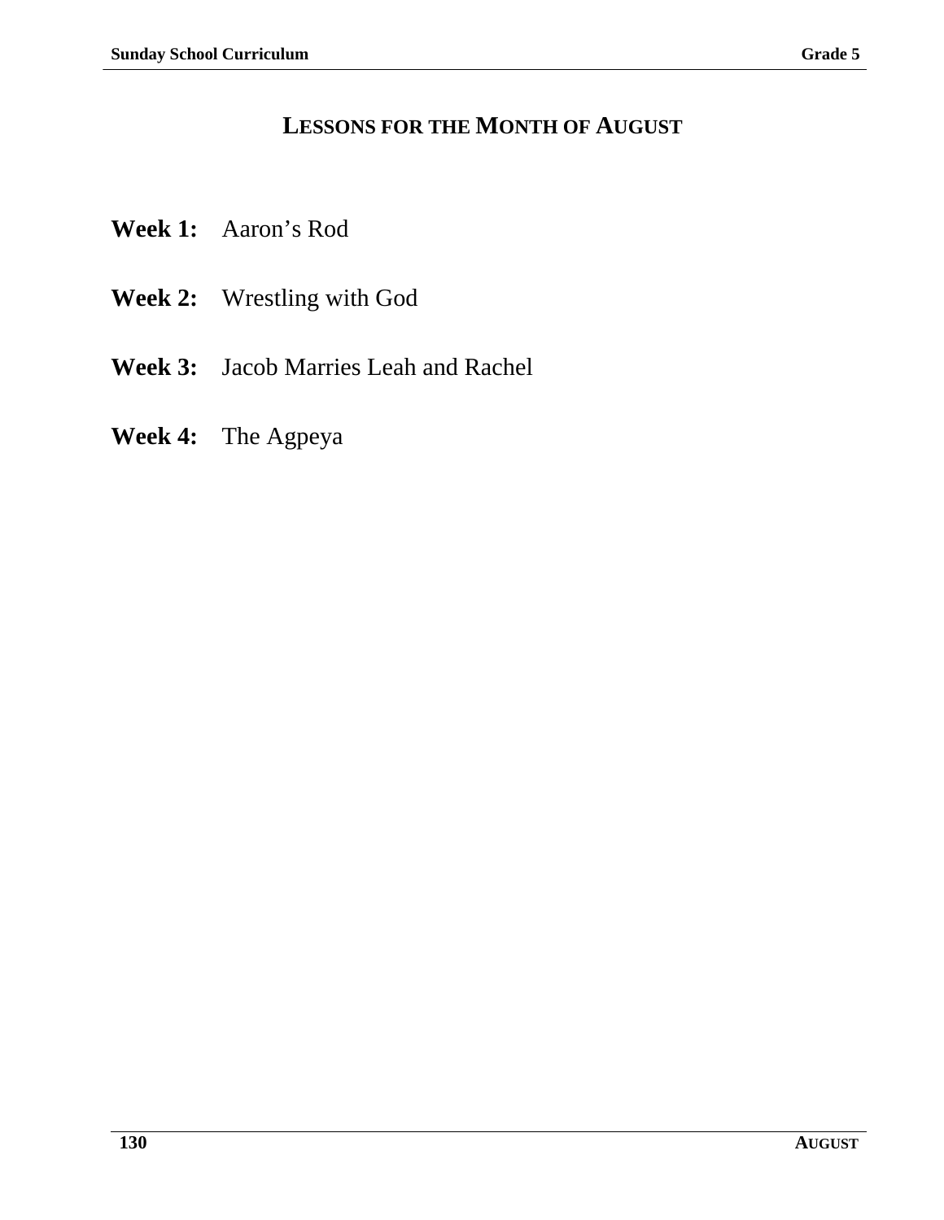# LESSONS FOR THE MONTH OF AUGUST

**Week 1:** Aaron's Rod

**Week 2:** Wrestling with God

**Week 3:** Jacob Marries Leah and Rachel

**Week 4:** The Agpeya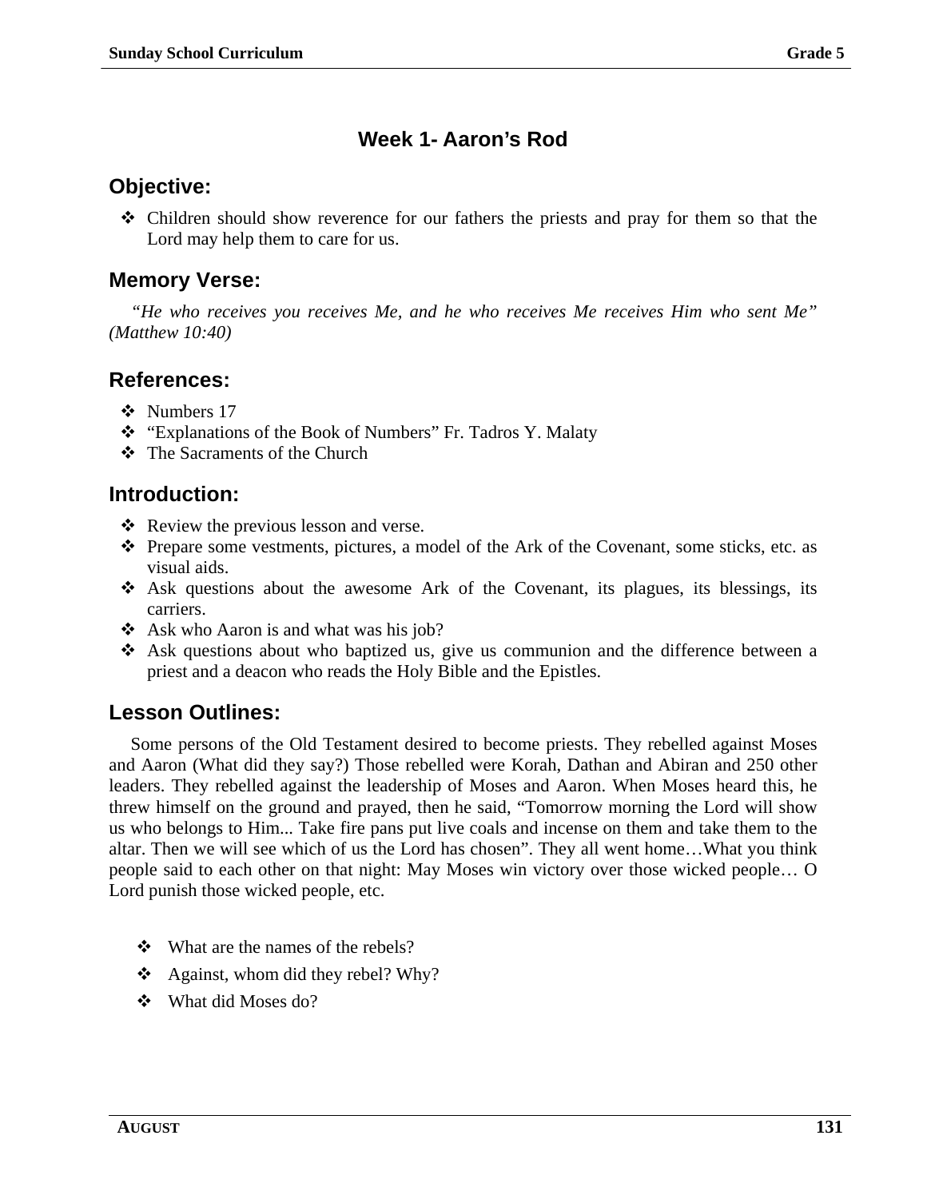## Week 1- Aaron's Rod

### Objective:

- Children should show reverence for our fathers the priests and pray for them so that the Lord may help them to care for us.

### Memory Verse:

*"He who receives you receives Me, and he who receives Me receives Him who sent Me" (Matthew 10:40)*

### References:

- Numbers 17
- "Explanations of the Book of Numbers" Fr. Tadros Y. Malaty
- The Sacraments of the Church

### Introduction:

- Review the previous lesson and verse.
- Prepare some vestments, pictures, a model of the Ark of the Covenant, some sticks, etc. as visual aids.
- Ask questions about the awesome Ark of the Covenant, its plagues, its blessings, its carriers.
- Ask who Aaron is and what was his job?
- Ask questions about who baptized us, give us communion and the difference between a priest and a deacon who reads the Holy Bible and the Epistles.

### Lesson Outlines:

Some persons of the Old Testament desired to become priests. They rebelled against Moses and Aaron (What did they say?) Those rebelled were Korah, Dathan and Abiran and 250 other leaders. They rebelled against the leadership of Moses and Aaron. When Moses heard this, he threw himself on the ground and prayed, then he said, "Tomorrow morning the Lord will show us who belongs to Him... Take fire pans put live coals and incense on them and take them to the altar. Then we will see which of us the Lord has chosen". They all went home…What you think people said to each other on that night: May Moses win victory over those wicked people… O Lord punish those wicked people, etc.

- What are the names of the rebels?
- Against, whom did they rebel? Why?
- What did Moses do?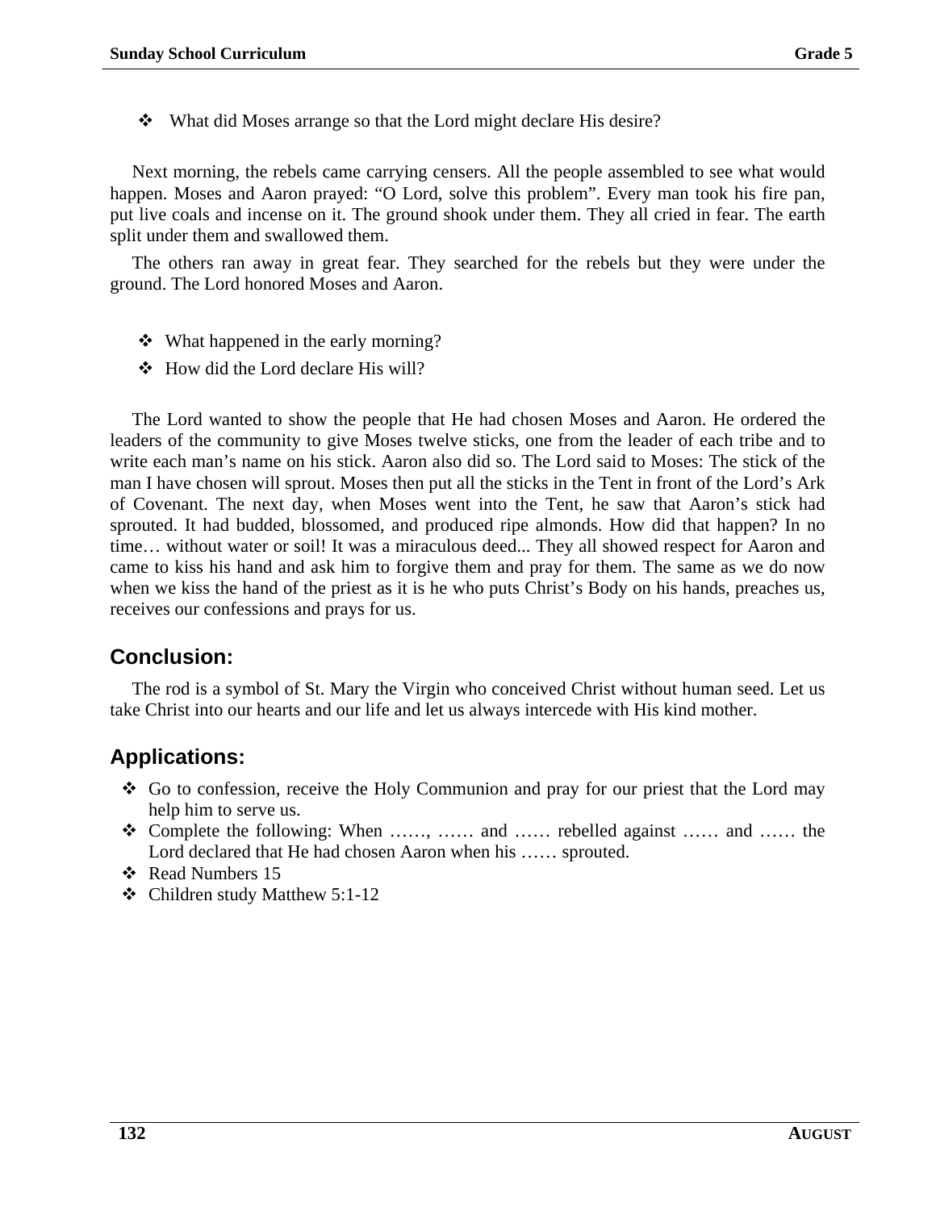- ❖ What did Moses arrange so that the Lord might declare His desire?

Next morning, the rebels came carrying censers. All the people assembled to see what would happen. Moses and Aaron prayed: "O Lord, solve this problem". Every man took his fire pan, put live coals and incense on it. The ground shook under them. They all cried in fear. The earth split under them and swallowed them.

The others ran away in great fear. They searched for the rebels but they were under the ground. The Lord honored Moses and Aaron.

- ❖ What happened in the early morning?
- ❖ How did the Lord declare His will?

The Lord wanted to show the people that He had chosen Moses and Aaron. He ordered the leaders of the community to give Moses twelve sticks, one from the leader of each tribe and to write each man's name on his stick. Aaron also did so. The Lord said to Moses: The stick of the man I have chosen will sprout. Moses then put all the sticks in the Tent in front of the Lord's Ark of Covenant. The next day, when Moses went into the Tent, he saw that Aaron's stick had sprouted. It had budded, blossomed, and produced ripe almonds. How did that happen? In no time… without water or soil! It was a miraculous deed... They all showed respect for Aaron and came to kiss his hand and ask him to forgive them and pray for them. The same as we do now when we kiss the hand of the priest as it is he who puts Christ's Body on his hands, preaches us, receives our confessions and prays for us.

## Conclusion:

The rod is a symbol of St. Mary the Virgin who conceived Christ without human seed. Let us take Christ into our hearts and our life and let us always intercede with His kind mother.

## Applications:

- ❖ Go to confession, receive the Holy Communion and pray for our priest that the Lord may help him to serve us.
- ❖ Complete the following: When ……, …… and …… rebelled against …… and …… the Lord declared that He had chosen Aaron when his …… sprouted.
- ❖ Read Numbers 15
- ❖ Children study Matthew 5:1-12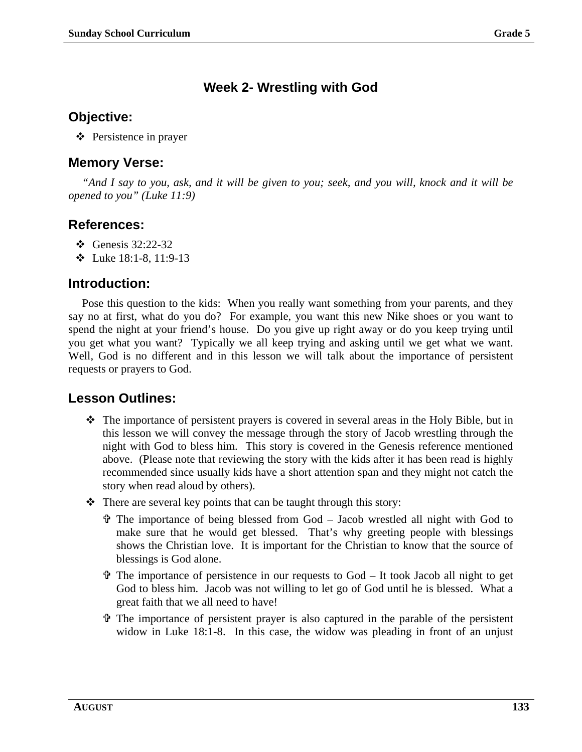## Week 2- Wrestling with God

### Objective:

- ❖ Persistence in prayer

### Memory Verse:

*"And I say to you, ask, and it will be given to you; seek, and you will, knock and it will be opened to you" (Luke 11:9)*

### References:

- ❖ Genesis 32:22-32
- ❖ Luke 18:1-8, 11:9-13

### Introduction:

Pose this question to the kids: When you really want something from your parents, and they say no at first, what do you do? For example, you want this new Nike shoes or you want to spend the night at your friend's house. Do you give up right away or do you keep trying until you get what you want? Typically we all keep trying and asking until we get what we want. Well, God is no different and in this lesson we will talk about the importance of persistent requests or prayers to God.

### Lesson Outlines:

- ❖ The importance of persistent prayers is covered in several areas in the Holy Bible, but in this lesson we will convey the message through the story of Jacob wrestling through the night with God to bless him. This story is covered in the Genesis reference mentioned above. (Please note that reviewing the story with the kids after it has been read is highly recommended since usually kids have a short attention span and they might not catch the story when read aloud by others).
- ❖ There are several key points that can be taught through this story:
  - ✞ The importance of being blessed from God – Jacob wrestled all night with God to make sure that he would get blessed. That's why greeting people with blessings shows the Christian love. It is important for the Christian to know that the source of blessings is God alone.
  - ✞ The importance of persistence in our requests to God – It took Jacob all night to get God to bless him. Jacob was not willing to let go of God until he is blessed. What a great faith that we all need to have!
  - ✞ The importance of persistent prayer is also captured in the parable of the persistent widow in Luke 18:1-8. In this case, the widow was pleading in front of an unjust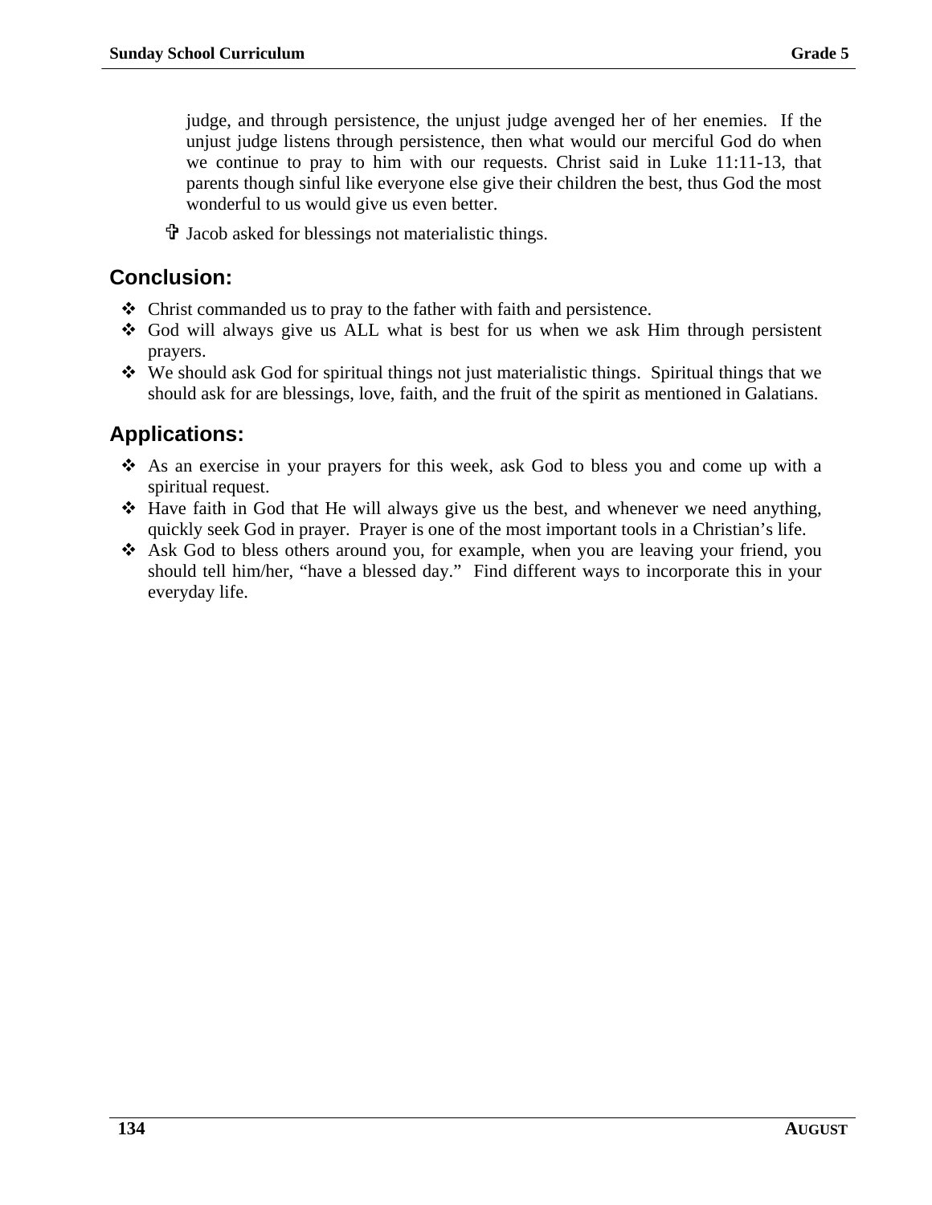judge, and through persistence, the unjust judge avenged her of her enemies. If the unjust judge listens through persistence, then what would our merciful God do when we continue to pray to him with our requests. Christ said in Luke 11:11-13, that parents though sinful like everyone else give their children the best, thus God the most wonderful to us would give us even better.

- ✞ Jacob asked for blessings not materialistic things.

## Conclusion:

- Christ commanded us to pray to the father with faith and persistence.
- God will always give us ALL what is best for us when we ask Him through persistent prayers.
- We should ask God for spiritual things not just materialistic things. Spiritual things that we should ask for are blessings, love, faith, and the fruit of the spirit as mentioned in Galatians.

## Applications:

- As an exercise in your prayers for this week, ask God to bless you and come up with a spiritual request.
- Have faith in God that He will always give us the best, and whenever we need anything, quickly seek God in prayer. Prayer is one of the most important tools in a Christian's life.
- Ask God to bless others around you, for example, when you are leaving your friend, you should tell him/her, "have a blessed day." Find different ways to incorporate this in your everyday life.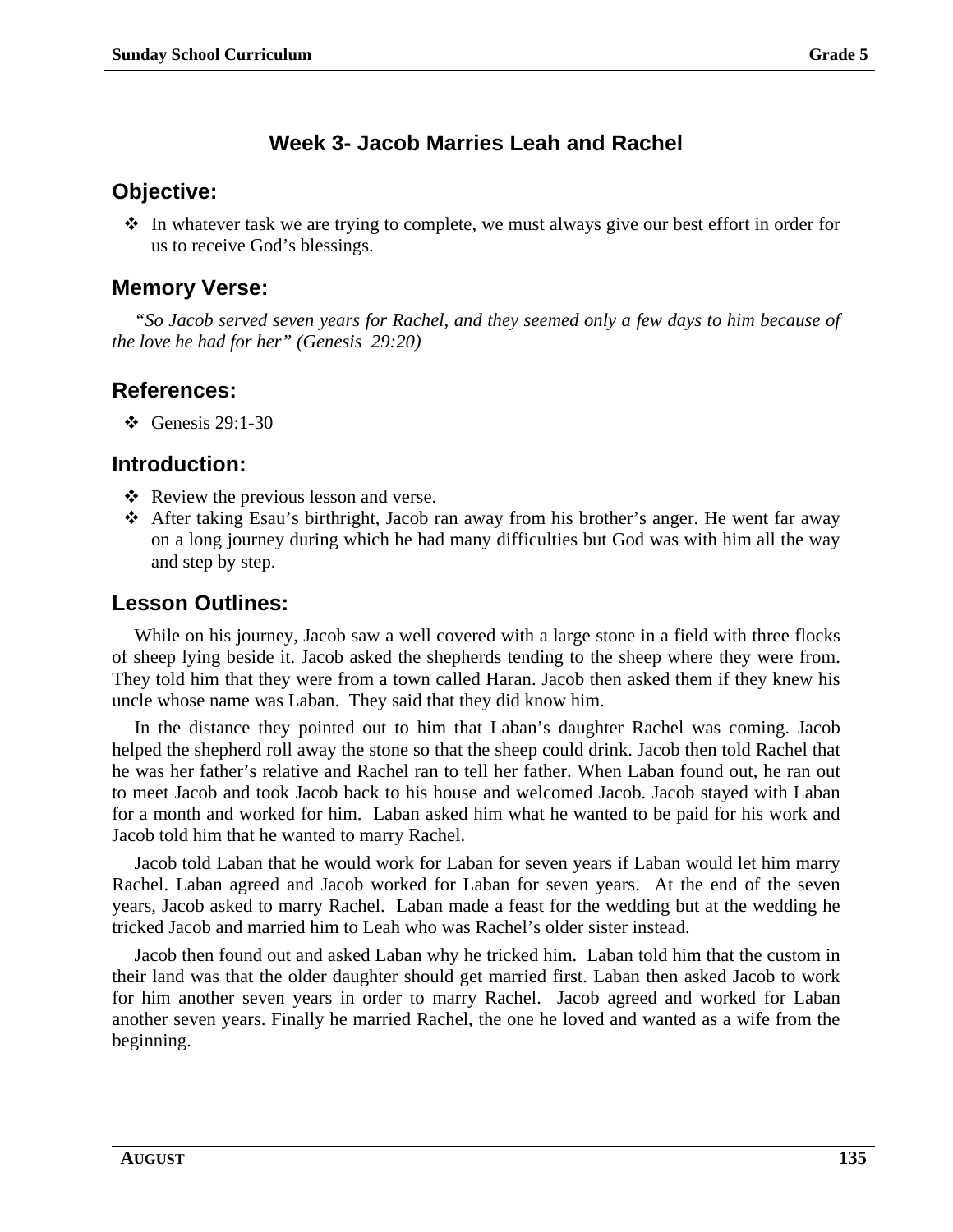# Week 3- Jacob Marries Leah and Rachel

## Objective:

- In whatever task we are trying to complete, we must always give our best effort in order for us to receive God's blessings.

## Memory Verse:

*"So Jacob served seven years for Rachel, and they seemed only a few days to him because of the love he had for her" (Genesis 29:20)*

## References:

- Genesis 29:1-30

## Introduction:

- Review the previous lesson and verse.
- After taking Esau's birthright, Jacob ran away from his brother's anger. He went far away on a long journey during which he had many difficulties but God was with him all the way and step by step.

## Lesson Outlines:

While on his journey, Jacob saw a well covered with a large stone in a field with three flocks of sheep lying beside it. Jacob asked the shepherds tending to the sheep where they were from. They told him that they were from a town called Haran. Jacob then asked them if they knew his uncle whose name was Laban. They said that they did know him.

In the distance they pointed out to him that Laban's daughter Rachel was coming. Jacob helped the shepherd roll away the stone so that the sheep could drink. Jacob then told Rachel that he was her father's relative and Rachel ran to tell her father. When Laban found out, he ran out to meet Jacob and took Jacob back to his house and welcomed Jacob. Jacob stayed with Laban for a month and worked for him. Laban asked him what he wanted to be paid for his work and Jacob told him that he wanted to marry Rachel.

Jacob told Laban that he would work for Laban for seven years if Laban would let him marry Rachel. Laban agreed and Jacob worked for Laban for seven years. At the end of the seven years, Jacob asked to marry Rachel. Laban made a feast for the wedding but at the wedding he tricked Jacob and married him to Leah who was Rachel's older sister instead.

Jacob then found out and asked Laban why he tricked him. Laban told him that the custom in their land was that the older daughter should get married first. Laban then asked Jacob to work for him another seven years in order to marry Rachel. Jacob agreed and worked for Laban another seven years. Finally he married Rachel, the one he loved and wanted as a wife from the beginning.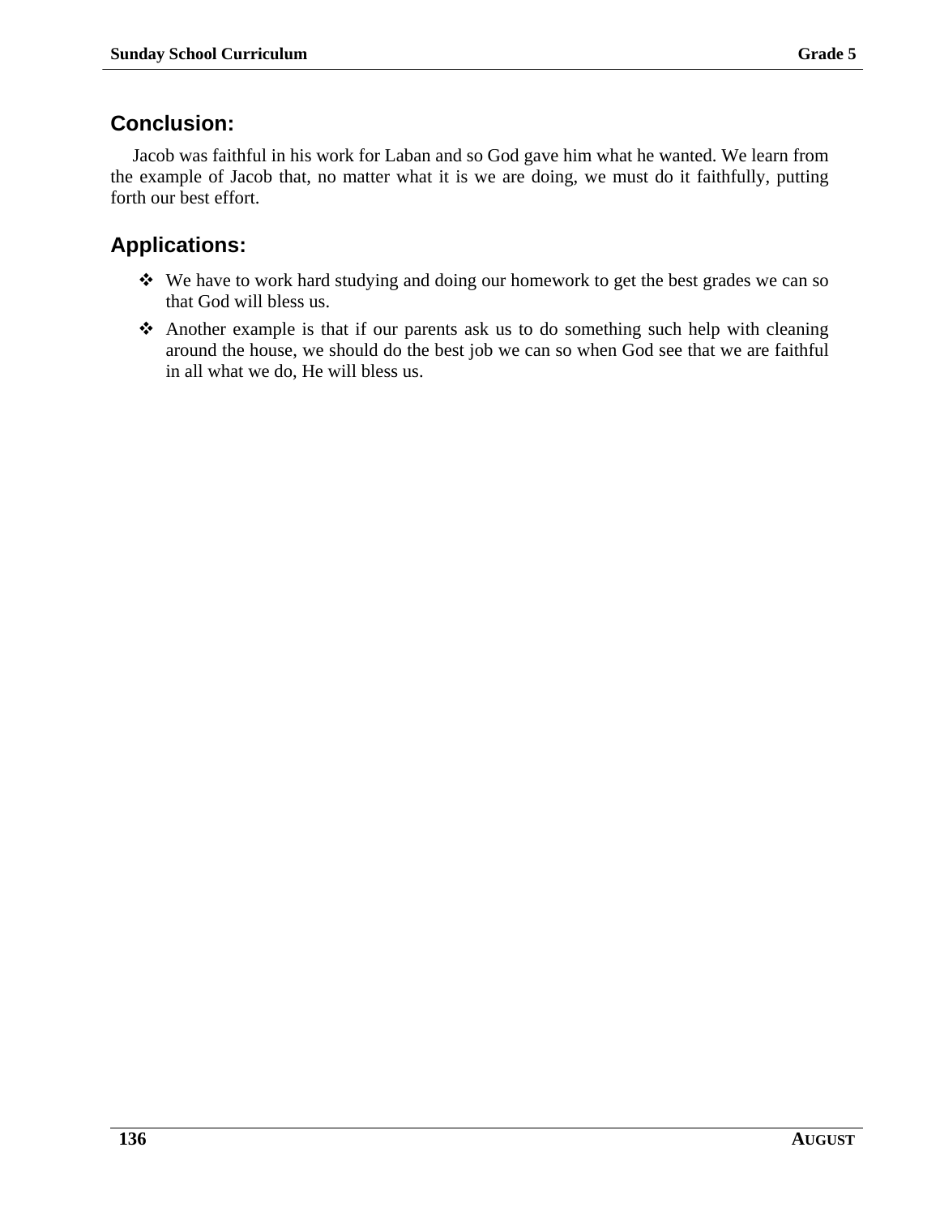## Conclusion:

Jacob was faithful in his work for Laban and so God gave him what he wanted. We learn from the example of Jacob that, no matter what it is we are doing, we must do it faithfully, putting forth our best effort.

## Applications:

- We have to work hard studying and doing our homework to get the best grades we can so that God will bless us.
- Another example is that if our parents ask us to do something such help with cleaning around the house, we should do the best job we can so when God see that we are faithful in all what we do, He will bless us.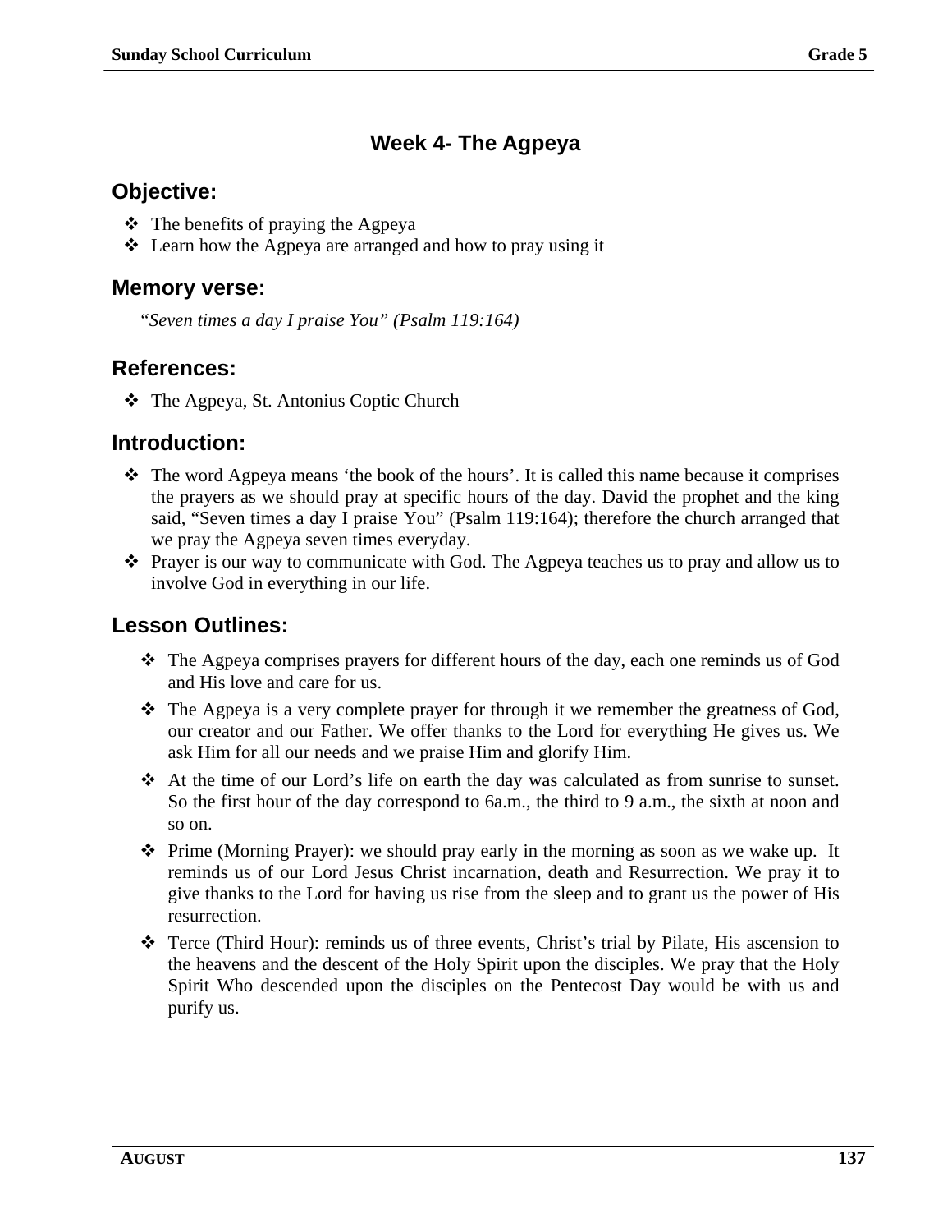# Week 4- The Agpeya

## Objective:

- ❖ The benefits of praying the Agpeya
- ❖ Learn how the Agpeya are arranged and how to pray using it

## Memory verse:

*“Seven times a day I praise You” (Psalm 119:164)*

## References:

- ❖ The Agpeya, St. Antonius Coptic Church

## Introduction:

- ❖ The word Agpeya means ‘the book of the hours’. It is called this name because it comprises the prayers as we should pray at specific hours of the day. David the prophet and the king said, “Seven times a day I praise You” (Psalm 119:164); therefore the church arranged that we pray the Agpeya seven times everyday.
- ❖ Prayer is our way to communicate with God. The Agpeya teaches us to pray and allow us to involve God in everything in our life.

## Lesson Outlines:

- ❖ The Agpeya comprises prayers for different hours of the day, each one reminds us of God and His love and care for us.
- ❖ The Agpeya is a very complete prayer for through it we remember the greatness of God, our creator and our Father. We offer thanks to the Lord for everything He gives us. We ask Him for all our needs and we praise Him and glorify Him.
- ❖ At the time of our Lord’s life on earth the day was calculated as from sunrise to sunset. So the first hour of the day correspond to 6a.m., the third to 9 a.m., the sixth at noon and so on.
- ❖ Prime (Morning Prayer): we should pray early in the morning as soon as we wake up. It reminds us of our Lord Jesus Christ incarnation, death and Resurrection. We pray it to give thanks to the Lord for having us rise from the sleep and to grant us the power of His resurrection.
- ❖ Terce (Third Hour): reminds us of three events, Christ’s trial by Pilate, His ascension to the heavens and the descent of the Holy Spirit upon the disciples. We pray that the Holy Spirit Who descended upon the disciples on the Pentecost Day would be with us and purify us.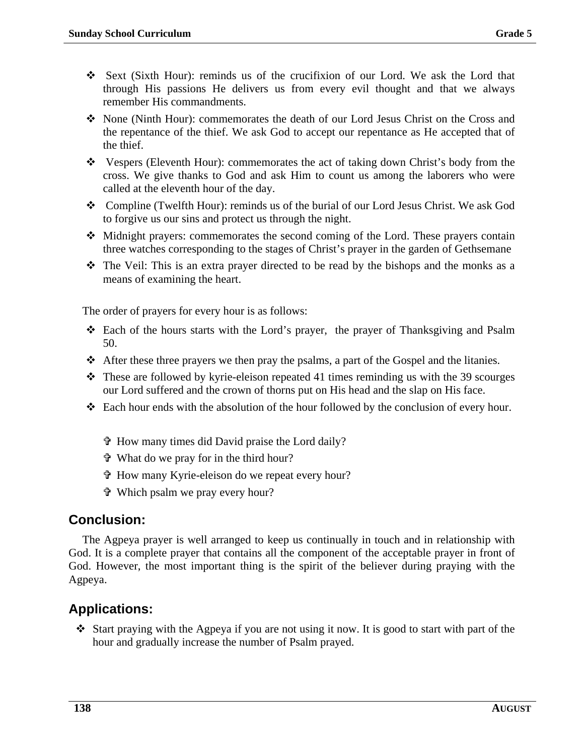- Sext (Sixth Hour): reminds us of the crucifixion of our Lord. We ask the Lord that through His passions He delivers us from every evil thought and that we always remember His commandments.
- None (Ninth Hour): commemorates the death of our Lord Jesus Christ on the Cross and the repentance of the thief. We ask God to accept our repentance as He accepted that of the thief.
- Vespers (Eleventh Hour): commemorates the act of taking down Christ's body from the cross. We give thanks to God and ask Him to count us among the laborers who were called at the eleventh hour of the day.
- Compline (Twelfth Hour): reminds us of the burial of our Lord Jesus Christ. We ask God to forgive us our sins and protect us through the night.
- Midnight prayers: commemorates the second coming of the Lord. These prayers contain three watches corresponding to the stages of Christ's prayer in the garden of Gethsemane
- The Veil: This is an extra prayer directed to be read by the bishops and the monks as a means of examining the heart.

The order of prayers for every hour is as follows:

- Each of the hours starts with the Lord's prayer, the prayer of Thanksgiving and Psalm 50.
- After these three prayers we then pray the psalms, a part of the Gospel and the litanies.
- These are followed by kyrie-eleison repeated 41 times reminding us with the 39 scourges our Lord suffered and the crown of thorns put on His head and the slap on His face.
- Each hour ends with the absolution of the hour followed by the conclusion of every hour.

  - ✞ How many times did David praise the Lord daily?
  - ✞ What do we pray for in the third hour?
  - ✞ How many Kyrie-eleison do we repeat every hour?
  - ✞ Which psalm we pray every hour?

## Conclusion:

The Agpeya prayer is well arranged to keep us continually in touch and in relationship with God. It is a complete prayer that contains all the component of the acceptable prayer in front of God. However, the most important thing is the spirit of the believer during praying with the Agpeya.

## Applications:

- Start praying with the Agpeya if you are not using it now. It is good to start with part of the hour and gradually increase the number of Psalm prayed.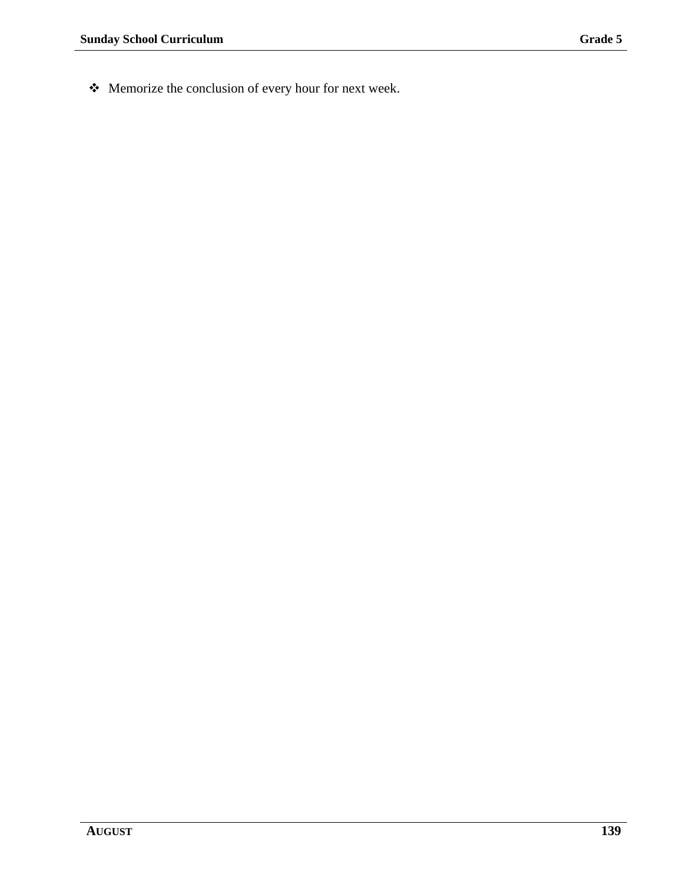- Memorize the conclusion of every hour for next week.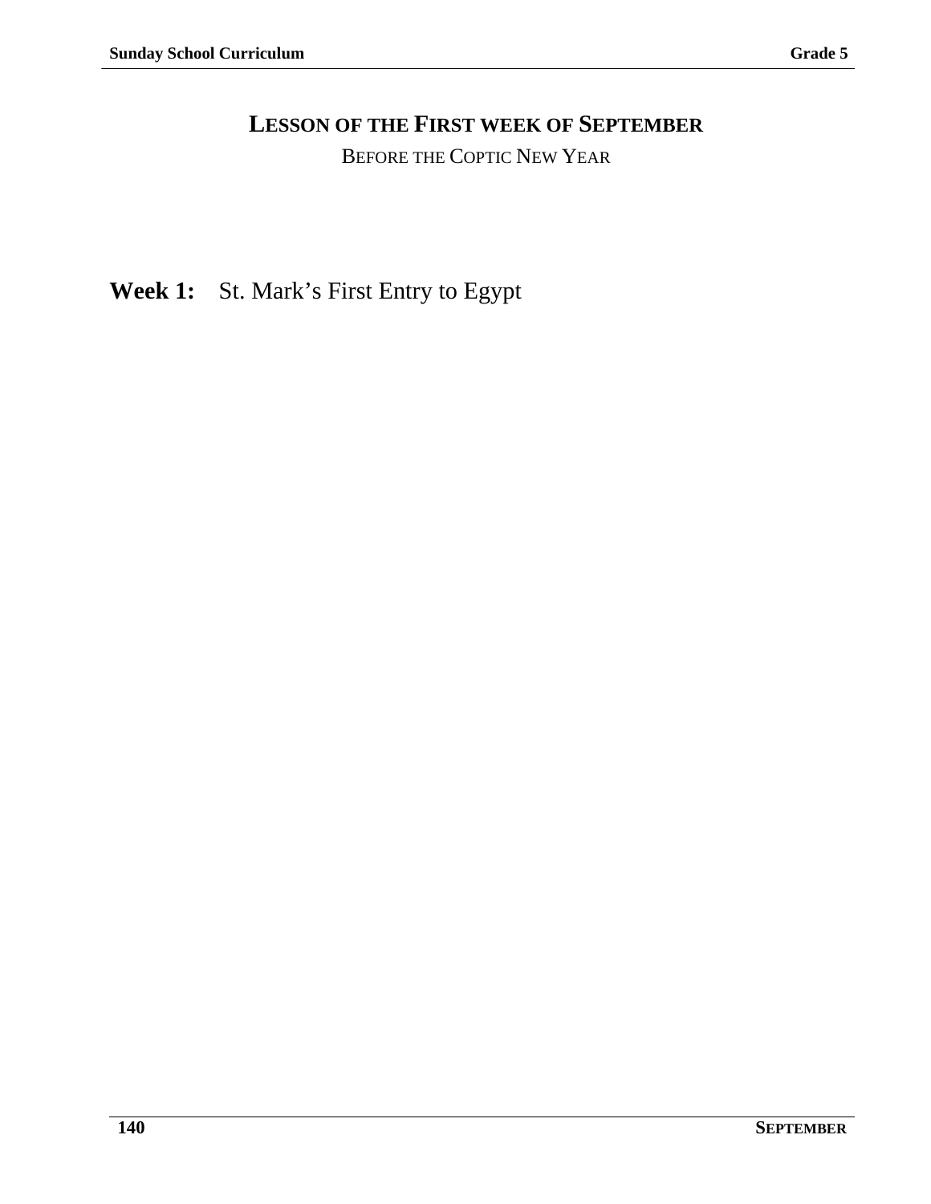# Lesson of the First week of September

Before the Coptic New Year

**Week 1:** St. Mark's First Entry to Egypt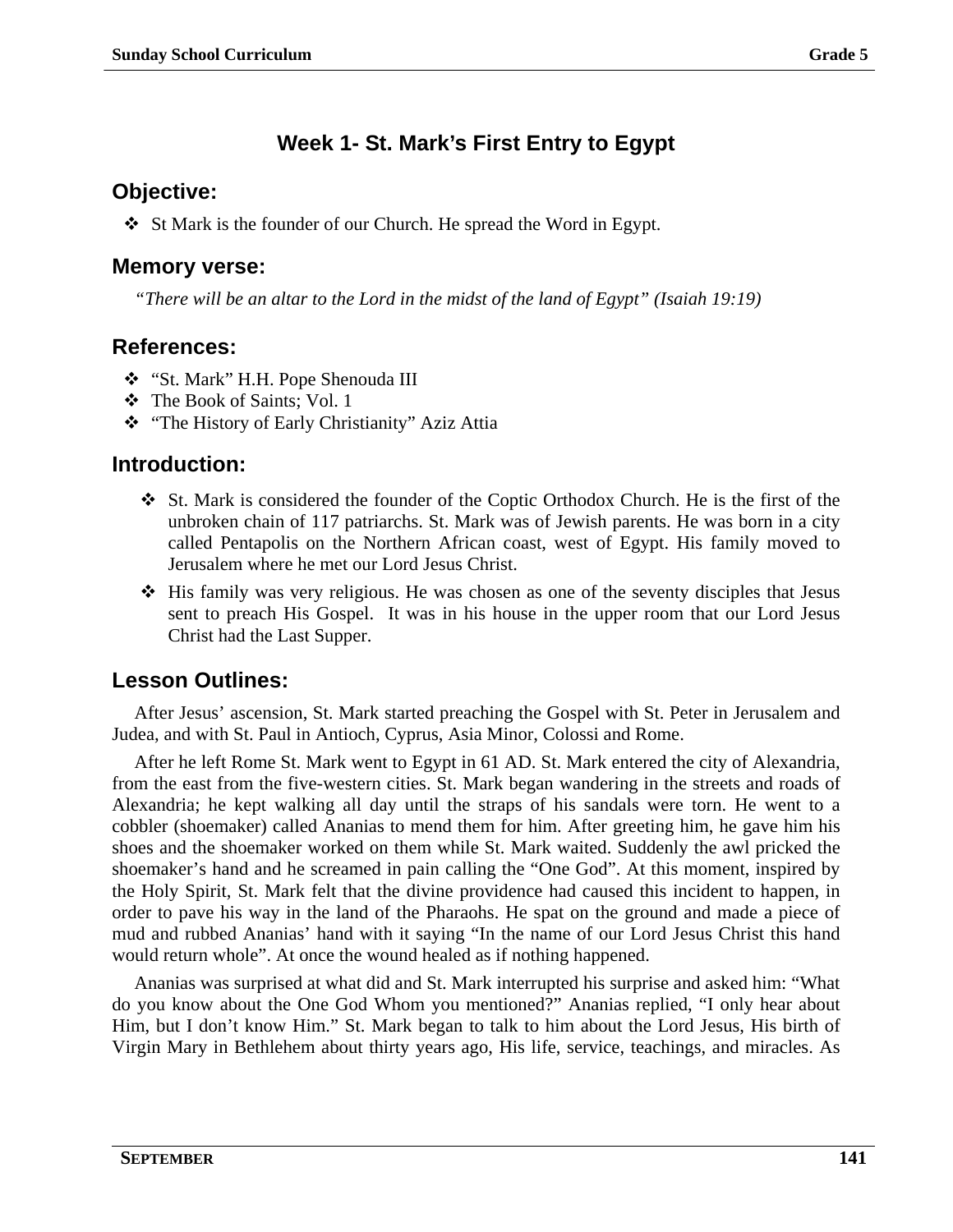## Week 1- St. Mark's First Entry to Egypt

### Objective:

- St Mark is the founder of our Church. He spread the Word in Egypt.

### Memory verse:

*"There will be an altar to the Lord in the midst of the land of Egypt" (Isaiah 19:19)*

### References:

- "St. Mark" H.H. Pope Shenouda III
- The Book of Saints; Vol. 1
- "The History of Early Christianity" Aziz Attia

### Introduction:

- St. Mark is considered the founder of the Coptic Orthodox Church. He is the first of the unbroken chain of 117 patriarchs. St. Mark was of Jewish parents. He was born in a city called Pentapolis on the Northern African coast, west of Egypt. His family moved to Jerusalem where he met our Lord Jesus Christ.
- His family was very religious. He was chosen as one of the seventy disciples that Jesus sent to preach His Gospel. It was in his house in the upper room that our Lord Jesus Christ had the Last Supper.

### Lesson Outlines:

After Jesus' ascension, St. Mark started preaching the Gospel with St. Peter in Jerusalem and Judea, and with St. Paul in Antioch, Cyprus, Asia Minor, Colossi and Rome.

After he left Rome St. Mark went to Egypt in 61 AD. St. Mark entered the city of Alexandria, from the east from the five-western cities. St. Mark began wandering in the streets and roads of Alexandria; he kept walking all day until the straps of his sandals were torn. He went to a cobbler (shoemaker) called Ananias to mend them for him. After greeting him, he gave him his shoes and the shoemaker worked on them while St. Mark waited. Suddenly the awl pricked the shoemaker's hand and he screamed in pain calling the "One God". At this moment, inspired by the Holy Spirit, St. Mark felt that the divine providence had caused this incident to happen, in order to pave his way in the land of the Pharaohs. He spat on the ground and made a piece of mud and rubbed Ananias' hand with it saying "In the name of our Lord Jesus Christ this hand would return whole". At once the wound healed as if nothing happened.

Ananias was surprised at what did and St. Mark interrupted his surprise and asked him: "What do you know about the One God Whom you mentioned?" Ananias replied, "I only hear about Him, but I don't know Him." St. Mark began to talk to him about the Lord Jesus, His birth of Virgin Mary in Bethlehem about thirty years ago, His life, service, teachings, and miracles. As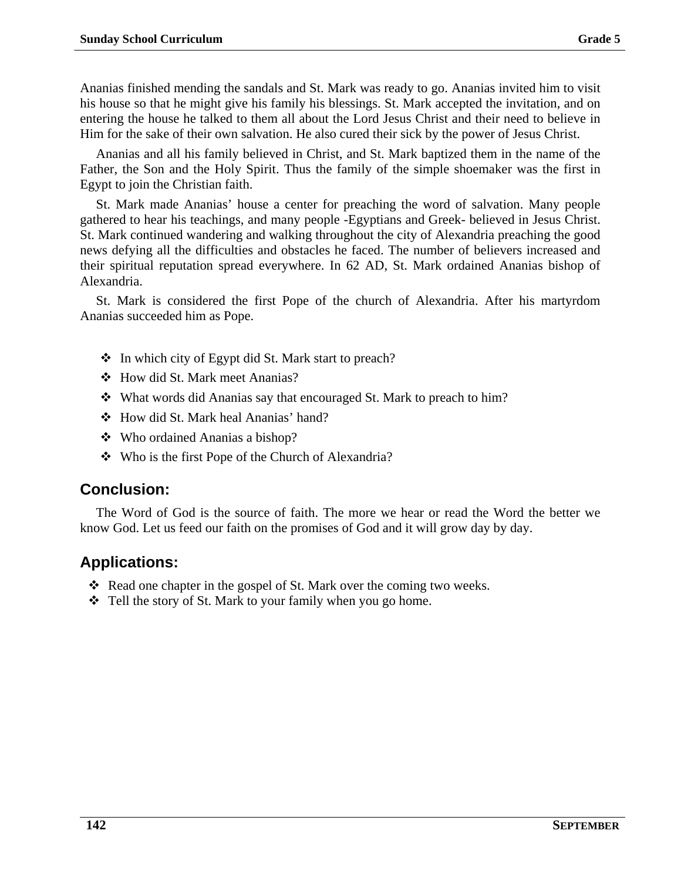Ananias finished mending the sandals and St. Mark was ready to go. Ananias invited him to visit his house so that he might give his family his blessings. St. Mark accepted the invitation, and on entering the house he talked to them all about the Lord Jesus Christ and their need to believe in Him for the sake of their own salvation. He also cured their sick by the power of Jesus Christ.

Ananias and all his family believed in Christ, and St. Mark baptized them in the name of the Father, the Son and the Holy Spirit. Thus the family of the simple shoemaker was the first in Egypt to join the Christian faith.

St. Mark made Ananias' house a center for preaching the word of salvation. Many people gathered to hear his teachings, and many people -Egyptians and Greek- believed in Jesus Christ. St. Mark continued wandering and walking throughout the city of Alexandria preaching the good news defying all the difficulties and obstacles he faced. The number of believers increased and their spiritual reputation spread everywhere. In 62 AD, St. Mark ordained Ananias bishop of Alexandria.

St. Mark is considered the first Pope of the church of Alexandria. After his martyrdom Ananias succeeded him as Pope.

- In which city of Egypt did St. Mark start to preach?
- How did St. Mark meet Ananias?
- What words did Ananias say that encouraged St. Mark to preach to him?
- How did St. Mark heal Ananias' hand?
- Who ordained Ananias a bishop?
- Who is the first Pope of the Church of Alexandria?

## Conclusion:

The Word of God is the source of faith. The more we hear or read the Word the better we know God. Let us feed our faith on the promises of God and it will grow day by day.

## Applications:

- Read one chapter in the gospel of St. Mark over the coming two weeks.
- Tell the story of St. Mark to your family when you go home.